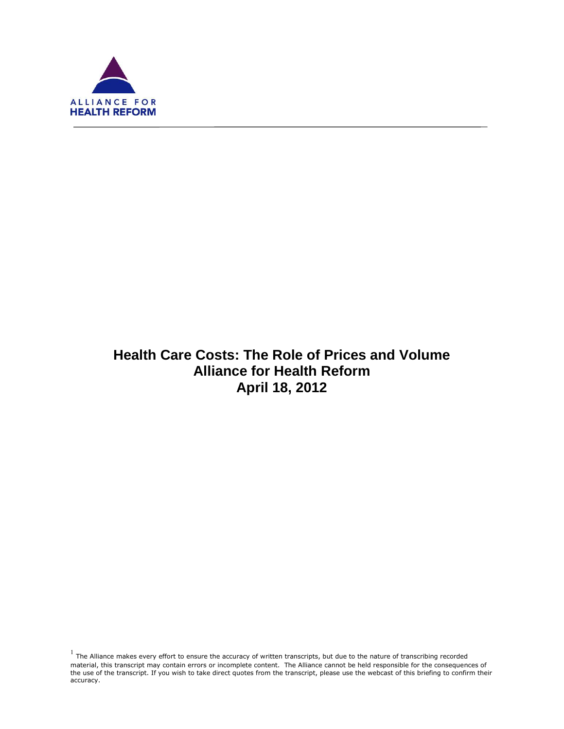ALLIANCE FOR
HEALTH REFORM

# Health Care Costs: The Role of Prices and Volume
# Alliance for Health Reform
# April 18, 2012

[1] The Alliance makes every effort to ensure the accuracy of written transcripts, but due to the nature of transcribing recorded material, this transcript may contain errors or incomplete content. The Alliance cannot be held responsible for the consequences of the use of the transcript. If you wish to take direct quotes from the transcript, please use the webcast of this briefing to confirm their accuracy.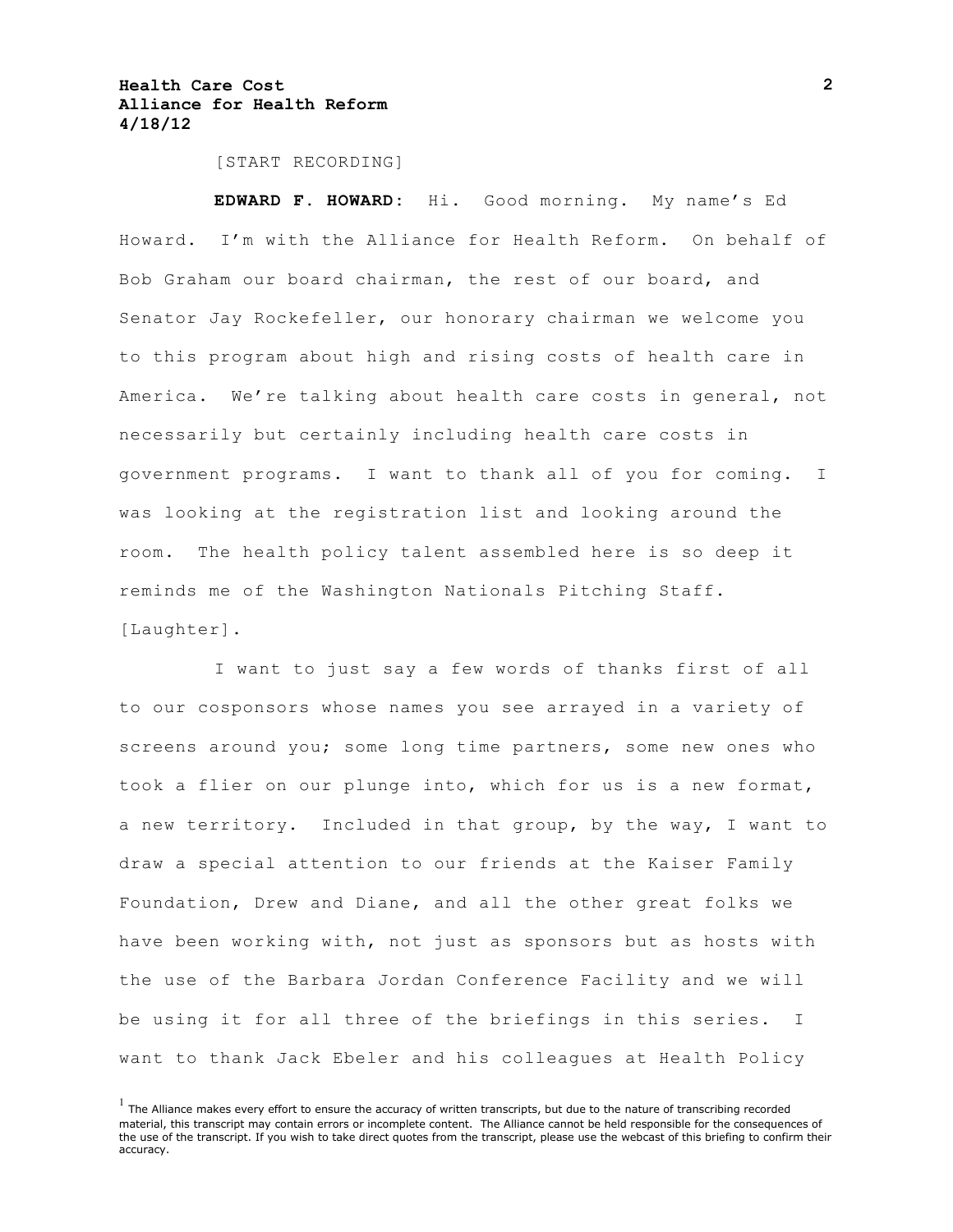[START RECORDING]

**EDWARD F. HOWARD:** Hi. Good morning. My name's Ed Howard. I'm with the Alliance for Health Reform. On behalf of Bob Graham our board chairman, the rest of our board, and Senator Jay Rockefeller, our honorary chairman we welcome you to this program about high and rising costs of health care in America. We're talking about health care costs in general, not necessarily but certainly including health care costs in government programs. I want to thank all of you for coming. I was looking at the registration list and looking around the room. The health policy talent assembled here is so deep it reminds me of the Washington Nationals Pitching Staff. [Laughter].

I want to just say a few words of thanks first of all to our cosponsors whose names you see arrayed in a variety of screens around you; some long time partners, some new ones who took a flier on our plunge into, which for us is a new format, a new territory. Included in that group, by the way, I want to draw a special attention to our friends at the Kaiser Family Foundation, Drew and Diane, and all the other great folks we have been working with, not just as sponsors but as hosts with the use of the Barbara Jordan Conference Facility and we will be using it for all three of the briefings in this series. I want to thank Jack Ebeler and his colleagues at Health Policy

[1] The Alliance makes every effort to ensure the accuracy of written transcripts, but due to the nature of transcribing recorded material, this transcript may contain errors or incomplete content. The Alliance cannot be held responsible for the consequences of the use of the transcript. If you wish to take direct quotes from the transcript, please use the webcast of this briefing to confirm their accuracy.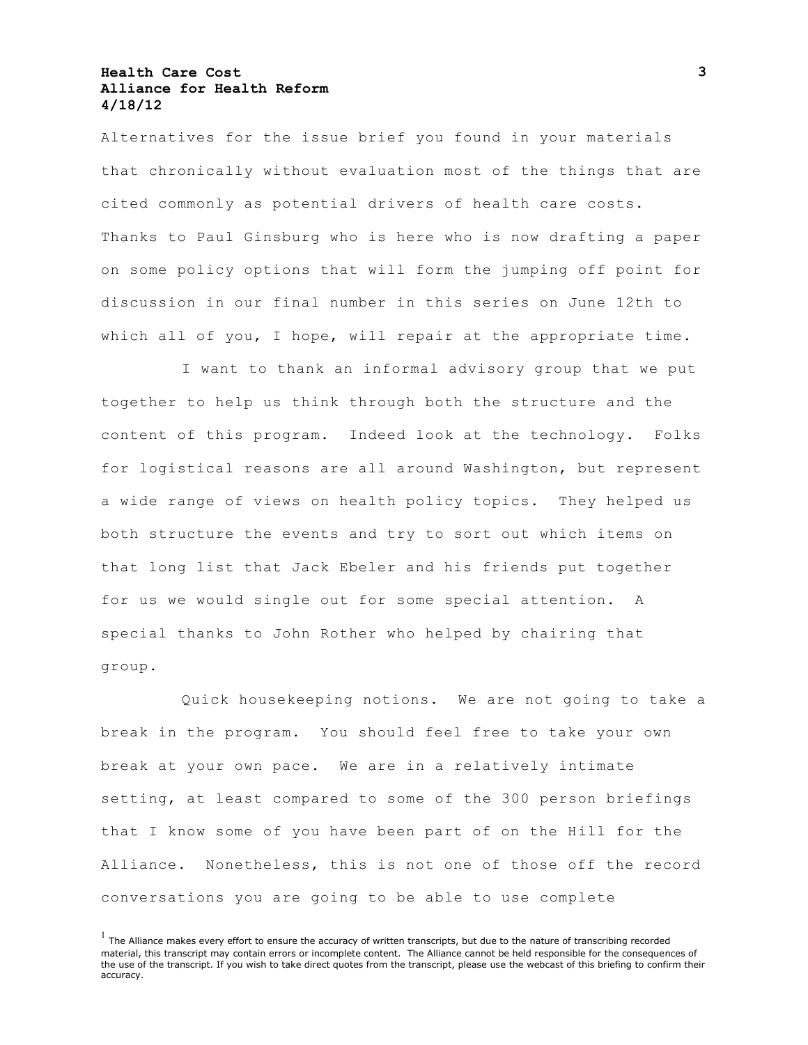Alternatives for the issue brief you found in your materials that chronically without evaluation most of the things that are cited commonly as potential drivers of health care costs. Thanks to Paul Ginsburg who is here who is now drafting a paper on some policy options that will form the jumping off point for discussion in our final number in this series on June 12th to which all of you, I hope, will repair at the appropriate time.

I want to thank an informal advisory group that we put together to help us think through both the structure and the content of this program. Indeed look at the technology. Folks for logistical reasons are all around Washington, but represent a wide range of views on health policy topics. They helped us both structure the events and try to sort out which items on that long list that Jack Ebeler and his friends put together for us we would single out for some special attention. A special thanks to John Rother who helped by chairing that group.

Quick housekeeping notions. We are not going to take a break in the program. You should feel free to take your own break at your own pace. We are in a relatively intimate setting, at least compared to some of the 300 person briefings that I know some of you have been part of on the Hill for the Alliance. Nonetheless, this is not one of those off the record conversations you are going to be able to use complete

[1] The Alliance makes every effort to ensure the accuracy of written transcripts, but due to the nature of transcribing recorded material, this transcript may contain errors or incomplete content. The Alliance cannot be held responsible for the consequences of the use of the transcript. If you wish to take direct quotes from the transcript, please use the webcast of this briefing to confirm their accuracy.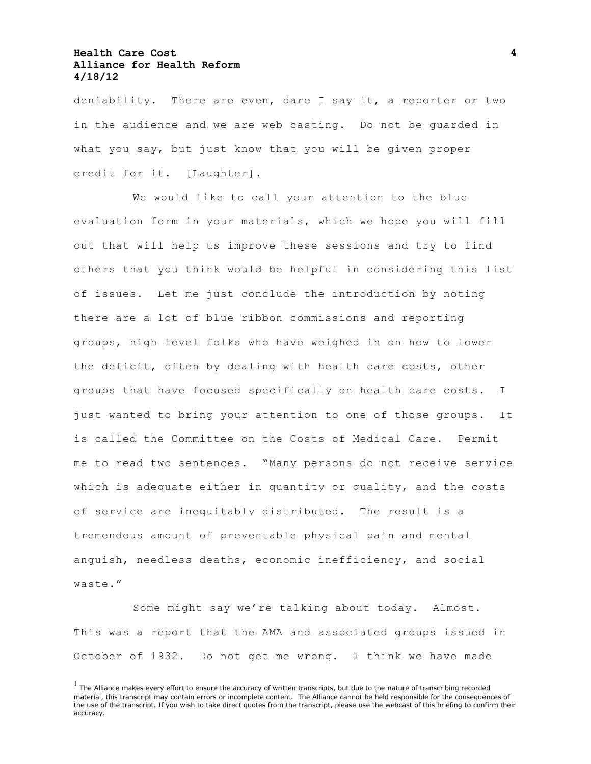deniability. There are even, dare I say it, a reporter or two in the audience and we are web casting. Do not be guarded in what you say, but just know that you will be given proper credit for it. [Laughter].

We would like to call your attention to the blue evaluation form in your materials, which we hope you will fill out that will help us improve these sessions and try to find others that you think would be helpful in considering this list of issues. Let me just conclude the introduction by noting there are a lot of blue ribbon commissions and reporting groups, high level folks who have weighed in on how to lower the deficit, often by dealing with health care costs, other groups that have focused specifically on health care costs. I just wanted to bring your attention to one of those groups. It is called the Committee on the Costs of Medical Care. Permit me to read two sentences. "Many persons do not receive service which is adequate either in quantity or quality, and the costs of service are inequitably distributed. The result is a tremendous amount of preventable physical pain and mental anguish, needless deaths, economic inefficiency, and social waste."

Some might say we're talking about today. Almost. This was a report that the AMA and associated groups issued in October of 1932. Do not get me wrong. I think we have made

[1] The Alliance makes every effort to ensure the accuracy of written transcripts, but due to the nature of transcribing recorded material, this transcript may contain errors or incomplete content. The Alliance cannot be held responsible for the consequences of the use of the transcript. If you wish to take direct quotes from the transcript, please use the webcast of this briefing to confirm their accuracy.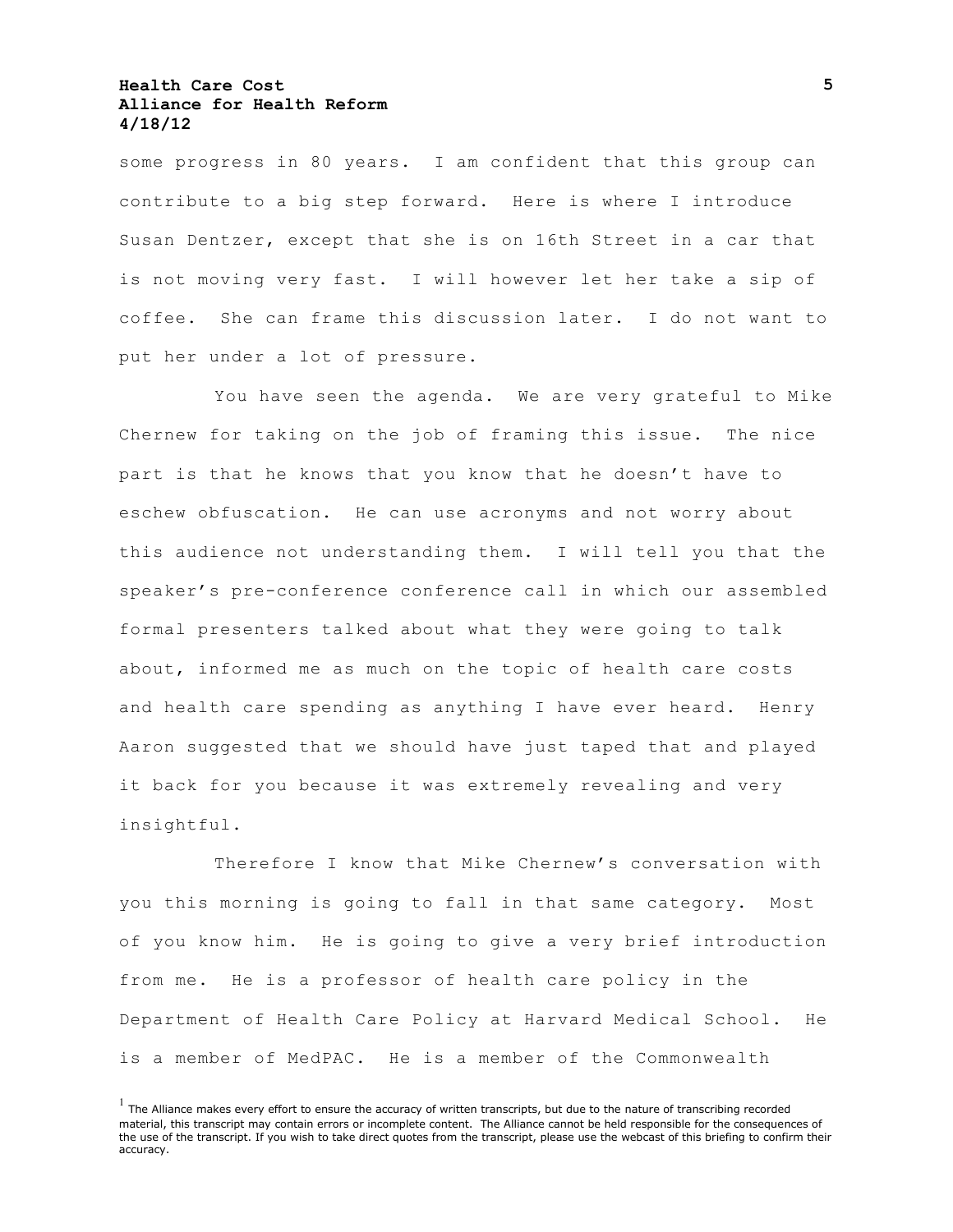some progress in 80 years. I am confident that this group can contribute to a big step forward. Here is where I introduce Susan Dentzer, except that she is on 16th Street in a car that is not moving very fast. I will however let her take a sip of coffee. She can frame this discussion later. I do not want to put her under a lot of pressure.

You have seen the agenda. We are very grateful to Mike Chernew for taking on the job of framing this issue. The nice part is that he knows that you know that he doesn't have to eschew obfuscation. He can use acronyms and not worry about this audience not understanding them. I will tell you that the speaker's pre-conference conference call in which our assembled formal presenters talked about what they were going to talk about, informed me as much on the topic of health care costs and health care spending as anything I have ever heard. Henry Aaron suggested that we should have just taped that and played it back for you because it was extremely revealing and very insightful.

Therefore I know that Mike Chernew's conversation with you this morning is going to fall in that same category. Most of you know him. He is going to give a very brief introduction from me. He is a professor of health care policy in the Department of Health Care Policy at Harvard Medical School. He is a member of MedPAC. He is a member of the Commonwealth

[1] The Alliance makes every effort to ensure the accuracy of written transcripts, but due to the nature of transcribing recorded material, this transcript may contain errors or incomplete content. The Alliance cannot be held responsible for the consequences of the use of the transcript. If you wish to take direct quotes from the transcript, please use the webcast of this briefing to confirm their accuracy.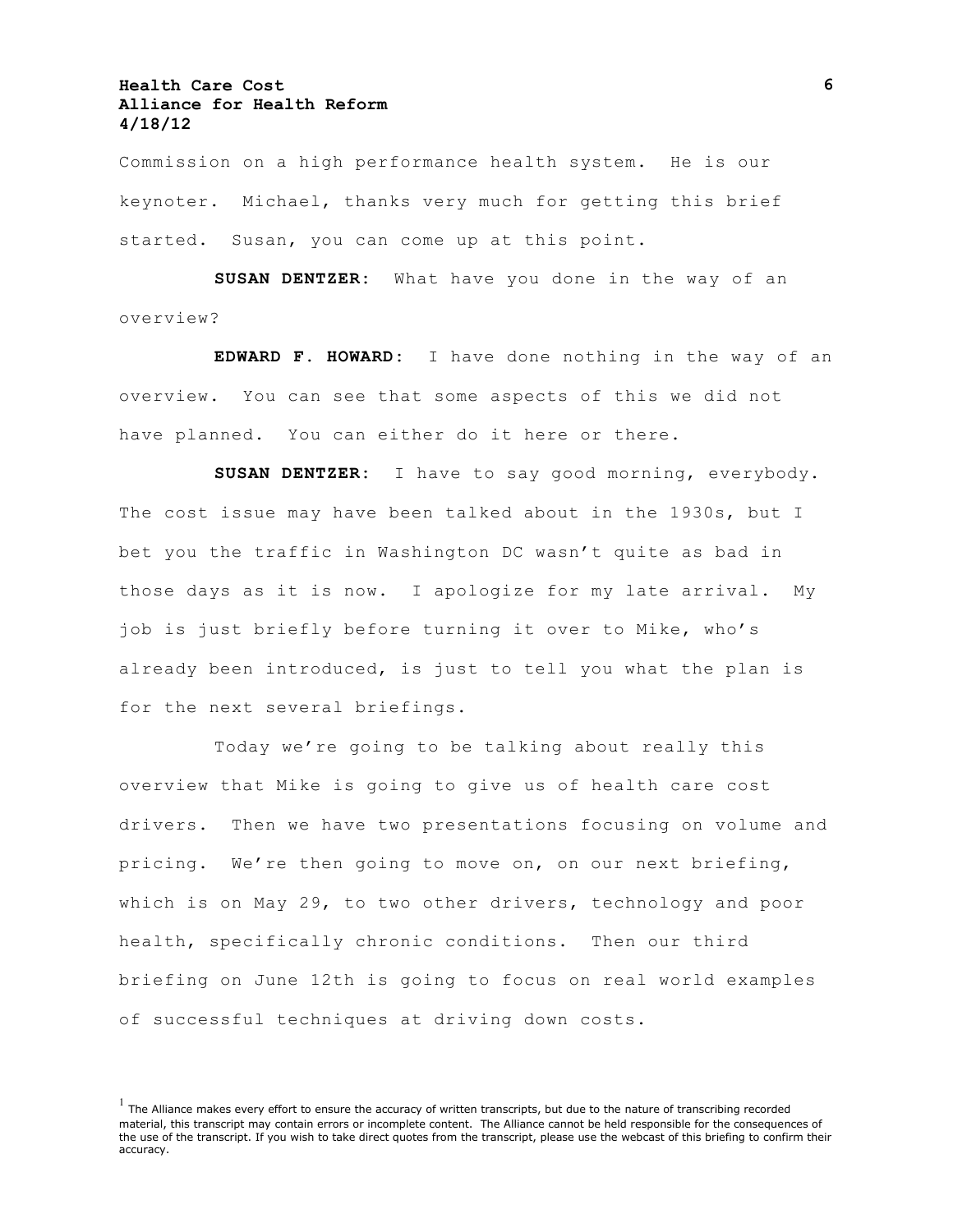Commission on a high performance health system. He is our keynoter. Michael, thanks very much for getting this brief started. Susan, you can come up at this point.

**SUSAN DENTZER:** What have you done in the way of an overview?

**EDWARD F. HOWARD:** I have done nothing in the way of an overview. You can see that some aspects of this we did not have planned. You can either do it here or there.

**SUSAN DENTZER:** I have to say good morning, everybody. The cost issue may have been talked about in the 1930s, but I bet you the traffic in Washington DC wasn't quite as bad in those days as it is now. I apologize for my late arrival. My job is just briefly before turning it over to Mike, who's already been introduced, is just to tell you what the plan is for the next several briefings.

Today we're going to be talking about really this overview that Mike is going to give us of health care cost drivers. Then we have two presentations focusing on volume and pricing. We're then going to move on, on our next briefing, which is on May 29, to two other drivers, technology and poor health, specifically chronic conditions. Then our third briefing on June 12th is going to focus on real world examples of successful techniques at driving down costs.

[1] The Alliance makes every effort to ensure the accuracy of written transcripts, but due to the nature of transcribing recorded material, this transcript may contain errors or incomplete content. The Alliance cannot be held responsible for the consequences of the use of the transcript. If you wish to take direct quotes from the transcript, please use the webcast of this briefing to confirm their accuracy.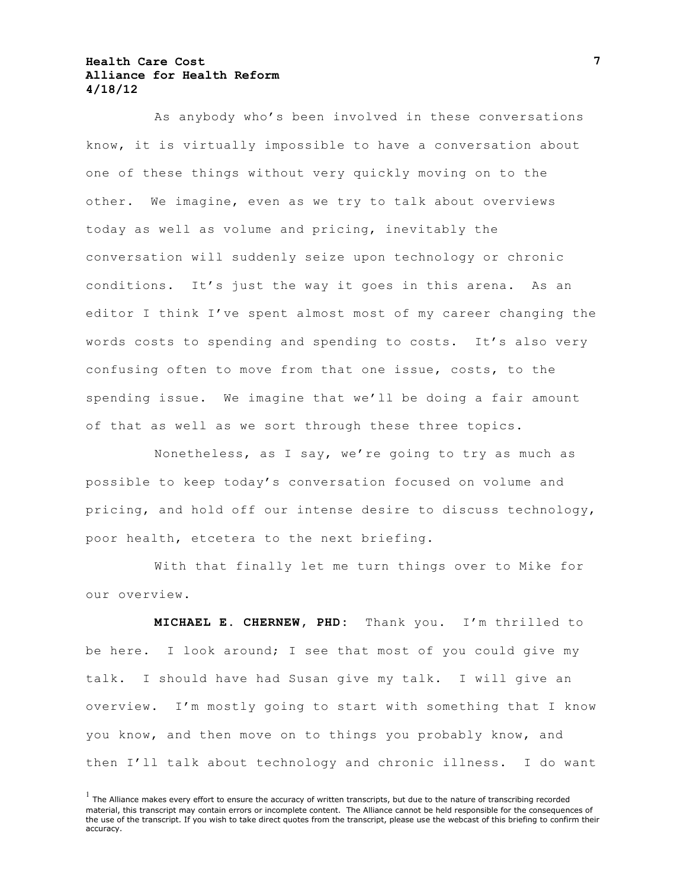As anybody who's been involved in these conversations know, it is virtually impossible to have a conversation about one of these things without very quickly moving on to the other. We imagine, even as we try to talk about overviews today as well as volume and pricing, inevitably the conversation will suddenly seize upon technology or chronic conditions. It's just the way it goes in this arena. As an editor I think I've spent almost most of my career changing the words costs to spending and spending to costs. It's also very confusing often to move from that one issue, costs, to the spending issue. We imagine that we'll be doing a fair amount of that as well as we sort through these three topics.

Nonetheless, as I say, we're going to try as much as possible to keep today's conversation focused on volume and pricing, and hold off our intense desire to discuss technology, poor health, etcetera to the next briefing.

With that finally let me turn things over to Mike for our overview.

**MICHAEL E. CHERNEW, PHD:** Thank you. I'm thrilled to be here. I look around; I see that most of you could give my talk. I should have had Susan give my talk. I will give an overview. I'm mostly going to start with something that I know you know, and then move on to things you probably know, and then I'll talk about technology and chronic illness. I do want

[1] The Alliance makes every effort to ensure the accuracy of written transcripts, but due to the nature of transcribing recorded material, this transcript may contain errors or incomplete content. The Alliance cannot be held responsible for the consequences of the use of the transcript. If you wish to take direct quotes from the transcript, please use the webcast of this briefing to confirm their accuracy.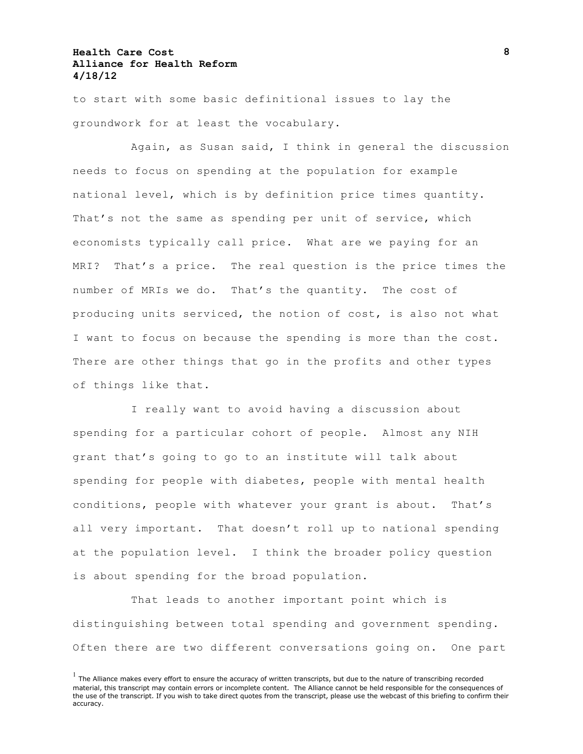to start with some basic definitional issues to lay the groundwork for at least the vocabulary.

Again, as Susan said, I think in general the discussion needs to focus on spending at the population for example national level, which is by definition price times quantity. That's not the same as spending per unit of service, which economists typically call price. What are we paying for an MRI? That's a price. The real question is the price times the number of MRIs we do. That's the quantity. The cost of producing units serviced, the notion of cost, is also not what I want to focus on because the spending is more than the cost. There are other things that go in the profits and other types of things like that.

I really want to avoid having a discussion about spending for a particular cohort of people. Almost any NIH grant that's going to go to an institute will talk about spending for people with diabetes, people with mental health conditions, people with whatever your grant is about. That's all very important. That doesn't roll up to national spending at the population level. I think the broader policy question is about spending for the broad population.

That leads to another important point which is distinguishing between total spending and government spending. Often there are two different conversations going on. One part

[1] The Alliance makes every effort to ensure the accuracy of written transcripts, but due to the nature of transcribing recorded material, this transcript may contain errors or incomplete content. The Alliance cannot be held responsible for the consequences of the use of the transcript. If you wish to take direct quotes from the transcript, please use the webcast of this briefing to confirm their accuracy.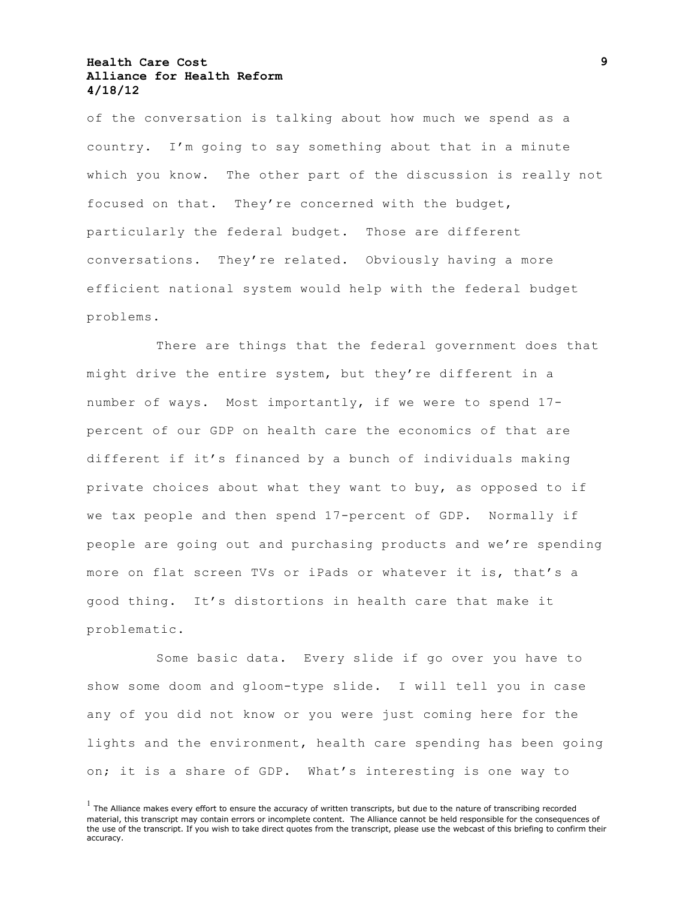of the conversation is talking about how much we spend as a country. I'm going to say something about that in a minute which you know. The other part of the discussion is really not focused on that. They're concerned with the budget, particularly the federal budget. Those are different conversations. They're related. Obviously having a more efficient national system would help with the federal budget problems.

There are things that the federal government does that might drive the entire system, but they're different in a number of ways. Most importantly, if we were to spend 17-percent of our GDP on health care the economics of that are different if it's financed by a bunch of individuals making private choices about what they want to buy, as opposed to if we tax people and then spend 17-percent of GDP. Normally if people are going out and purchasing products and we're spending more on flat screen TVs or iPads or whatever it is, that's a good thing. It's distortions in health care that make it problematic.

Some basic data. Every slide if go over you have to show some doom and gloom-type slide. I will tell you in case any of you did not know or you were just coming here for the lights and the environment, health care spending has been going on; it is a share of GDP. What's interesting is one way to

[1] The Alliance makes every effort to ensure the accuracy of written transcripts, but due to the nature of transcribing recorded material, this transcript may contain errors or incomplete content. The Alliance cannot be held responsible for the consequences of the use of the transcript. If you wish to take direct quotes from the transcript, please use the webcast of this briefing to confirm their accuracy.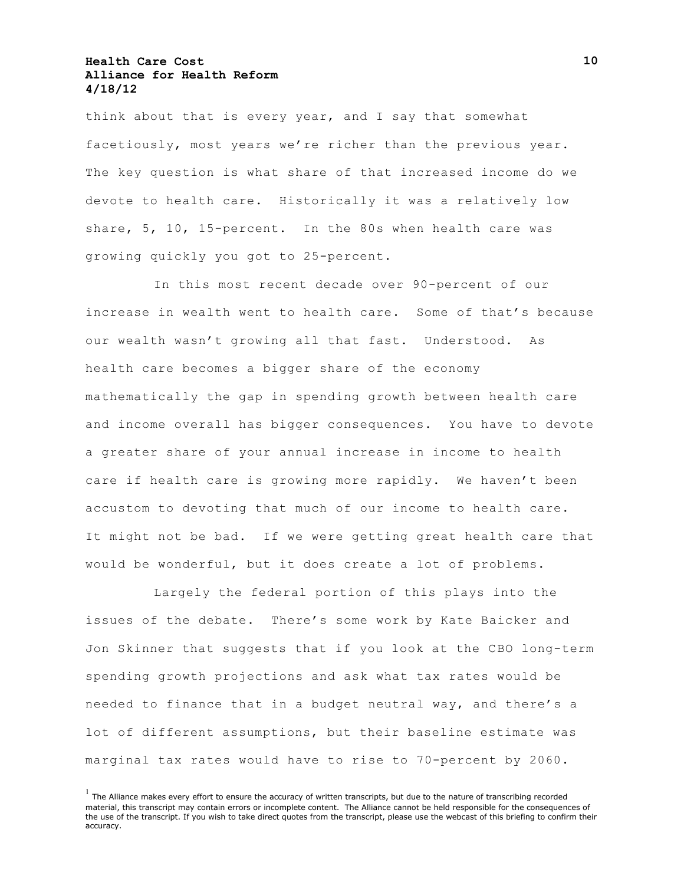think about that is every year, and I say that somewhat facetiously, most years we're richer than the previous year. The key question is what share of that increased income do we devote to health care. Historically it was a relatively low share, 5, 10, 15-percent. In the 80s when health care was growing quickly you got to 25-percent.

In this most recent decade over 90-percent of our increase in wealth went to health care. Some of that's because our wealth wasn't growing all that fast. Understood. As health care becomes a bigger share of the economy mathematically the gap in spending growth between health care and income overall has bigger consequences. You have to devote a greater share of your annual increase in income to health care if health care is growing more rapidly. We haven't been accustom to devoting that much of our income to health care. It might not be bad. If we were getting great health care that would be wonderful, but it does create a lot of problems.

Largely the federal portion of this plays into the issues of the debate. There's some work by Kate Baicker and Jon Skinner that suggests that if you look at the CBO long-term spending growth projections and ask what tax rates would be needed to finance that in a budget neutral way, and there's a lot of different assumptions, but their baseline estimate was marginal tax rates would have to rise to 70-percent by 2060.

[1] The Alliance makes every effort to ensure the accuracy of written transcripts, but due to the nature of transcribing recorded material, this transcript may contain errors or incomplete content. The Alliance cannot be held responsible for the consequences of the use of the transcript. If you wish to take direct quotes from the transcript, please use the webcast of this briefing to confirm their accuracy.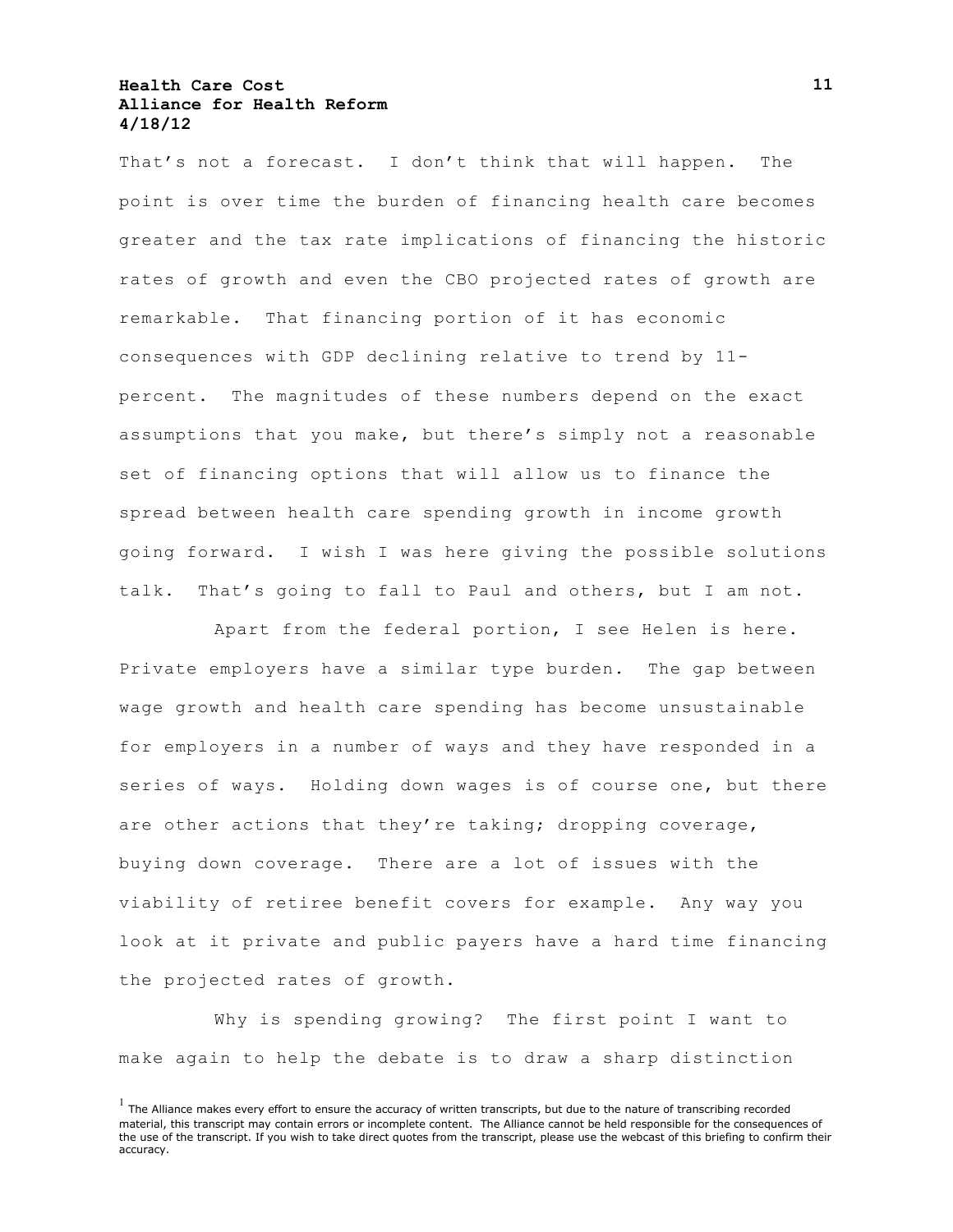That's not a forecast. I don't think that will happen. The point is over time the burden of financing health care becomes greater and the tax rate implications of financing the historic rates of growth and even the CBO projected rates of growth are remarkable. That financing portion of it has economic consequences with GDP declining relative to trend by 11-percent. The magnitudes of these numbers depend on the exact assumptions that you make, but there's simply not a reasonable set of financing options that will allow us to finance the spread between health care spending growth in income growth going forward. I wish I was here giving the possible solutions talk. That's going to fall to Paul and others, but I am not.

Apart from the federal portion, I see Helen is here. Private employers have a similar type burden. The gap between wage growth and health care spending has become unsustainable for employers in a number of ways and they have responded in a series of ways. Holding down wages is of course one, but there are other actions that they're taking; dropping coverage, buying down coverage. There are a lot of issues with the viability of retiree benefit covers for example. Any way you look at it private and public payers have a hard time financing the projected rates of growth.

Why is spending growing? The first point I want to make again to help the debate is to draw a sharp distinction

[1] The Alliance makes every effort to ensure the accuracy of written transcripts, but due to the nature of transcribing recorded material, this transcript may contain errors or incomplete content. The Alliance cannot be held responsible for the consequences of the use of the transcript. If you wish to take direct quotes from the transcript, please use the webcast of this briefing to confirm their accuracy.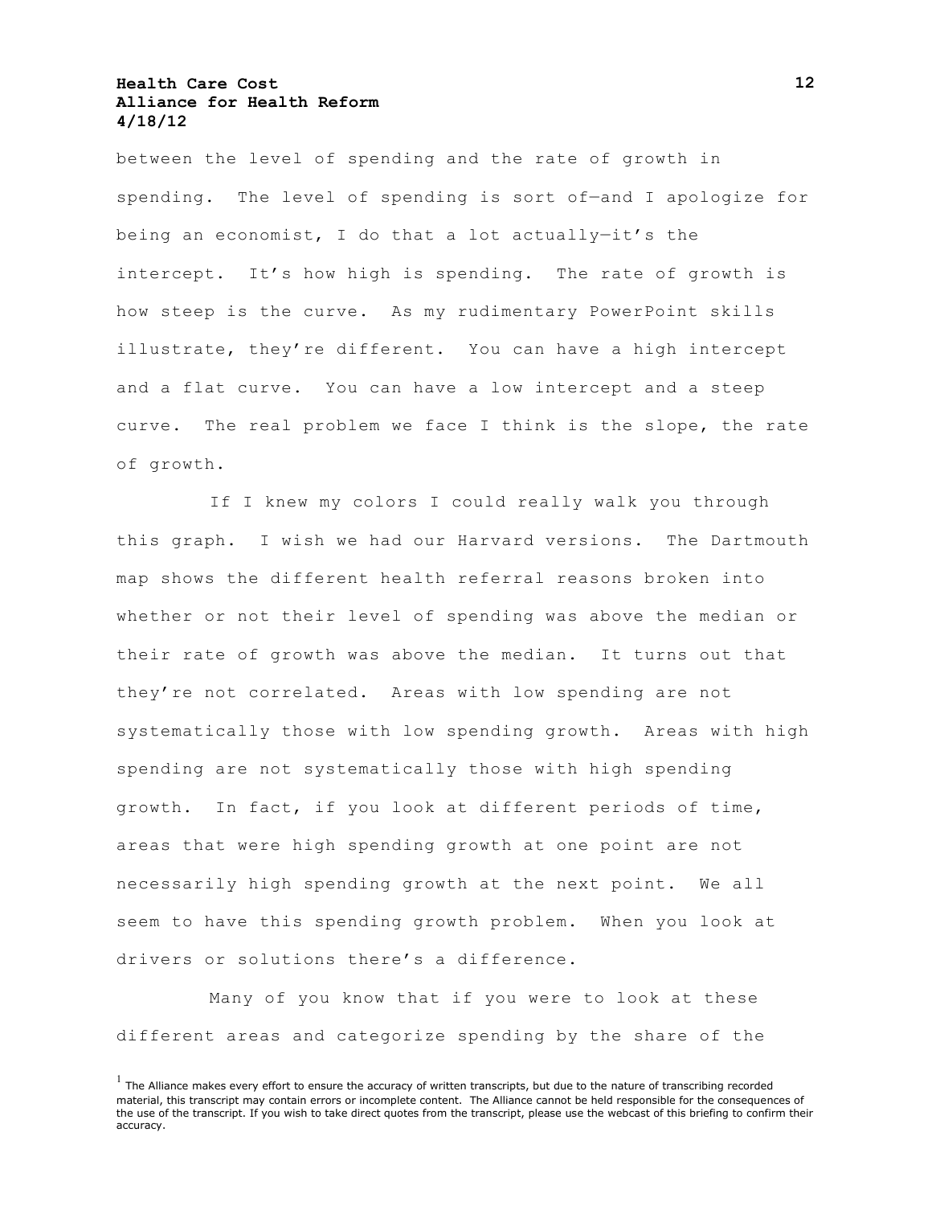between the level of spending and the rate of growth in spending. The level of spending is sort of—and I apologize for being an economist, I do that a lot actually—it's the intercept. It's how high is spending. The rate of growth is how steep is the curve. As my rudimentary PowerPoint skills illustrate, they're different. You can have a high intercept and a flat curve. You can have a low intercept and a steep curve. The real problem we face I think is the slope, the rate of growth.

If I knew my colors I could really walk you through this graph. I wish we had our Harvard versions. The Dartmouth map shows the different health referral reasons broken into whether or not their level of spending was above the median or their rate of growth was above the median. It turns out that they're not correlated. Areas with low spending are not systematically those with low spending growth. Areas with high spending are not systematically those with high spending growth. In fact, if you look at different periods of time, areas that were high spending growth at one point are not necessarily high spending growth at the next point. We all seem to have this spending growth problem. When you look at drivers or solutions there's a difference.

Many of you know that if you were to look at these different areas and categorize spending by the share of the

[1] The Alliance makes every effort to ensure the accuracy of written transcripts, but due to the nature of transcribing recorded material, this transcript may contain errors or incomplete content. The Alliance cannot be held responsible for the consequences of the use of the transcript. If you wish to take direct quotes from the transcript, please use the webcast of this briefing to confirm their accuracy.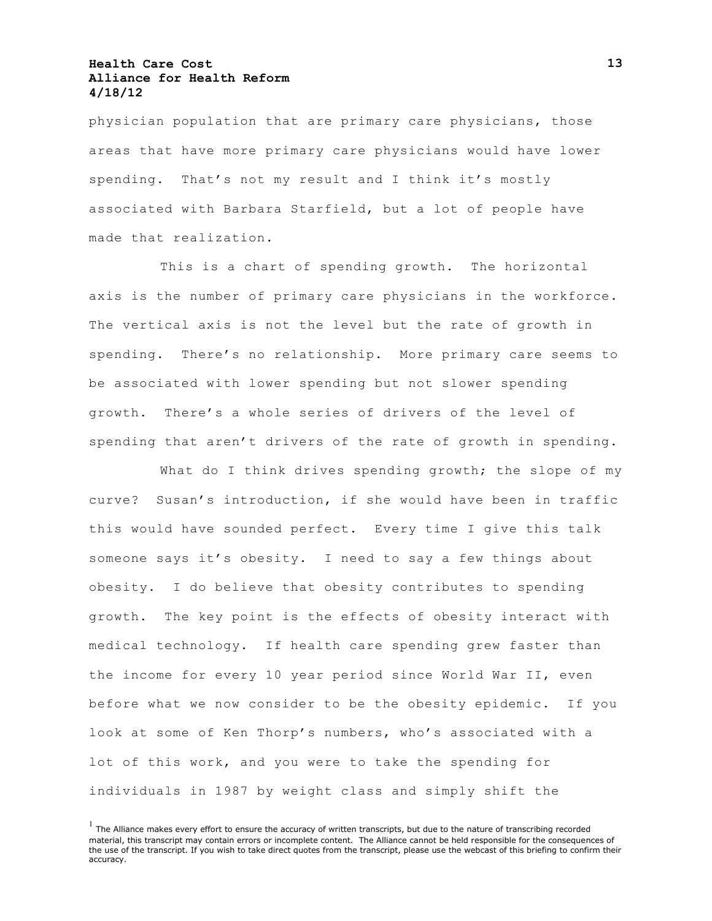physician population that are primary care physicians, those areas that have more primary care physicians would have lower spending. That's not my result and I think it's mostly associated with Barbara Starfield, but a lot of people have made that realization.

This is a chart of spending growth. The horizontal axis is the number of primary care physicians in the workforce. The vertical axis is not the level but the rate of growth in spending. There's no relationship. More primary care seems to be associated with lower spending but not slower spending growth. There's a whole series of drivers of the level of spending that aren't drivers of the rate of growth in spending.

What do I think drives spending growth; the slope of my curve? Susan's introduction, if she would have been in traffic this would have sounded perfect. Every time I give this talk someone says it's obesity. I need to say a few things about obesity. I do believe that obesity contributes to spending growth. The key point is the effects of obesity interact with medical technology. If health care spending grew faster than the income for every 10 year period since World War II, even before what we now consider to be the obesity epidemic. If you look at some of Ken Thorp's numbers, who's associated with a lot of this work, and you were to take the spending for individuals in 1987 by weight class and simply shift the

[1] The Alliance makes every effort to ensure the accuracy of written transcripts, but due to the nature of transcribing recorded material, this transcript may contain errors or incomplete content. The Alliance cannot be held responsible for the consequences of the use of the transcript. If you wish to take direct quotes from the transcript, please use the webcast of this briefing to confirm their accuracy.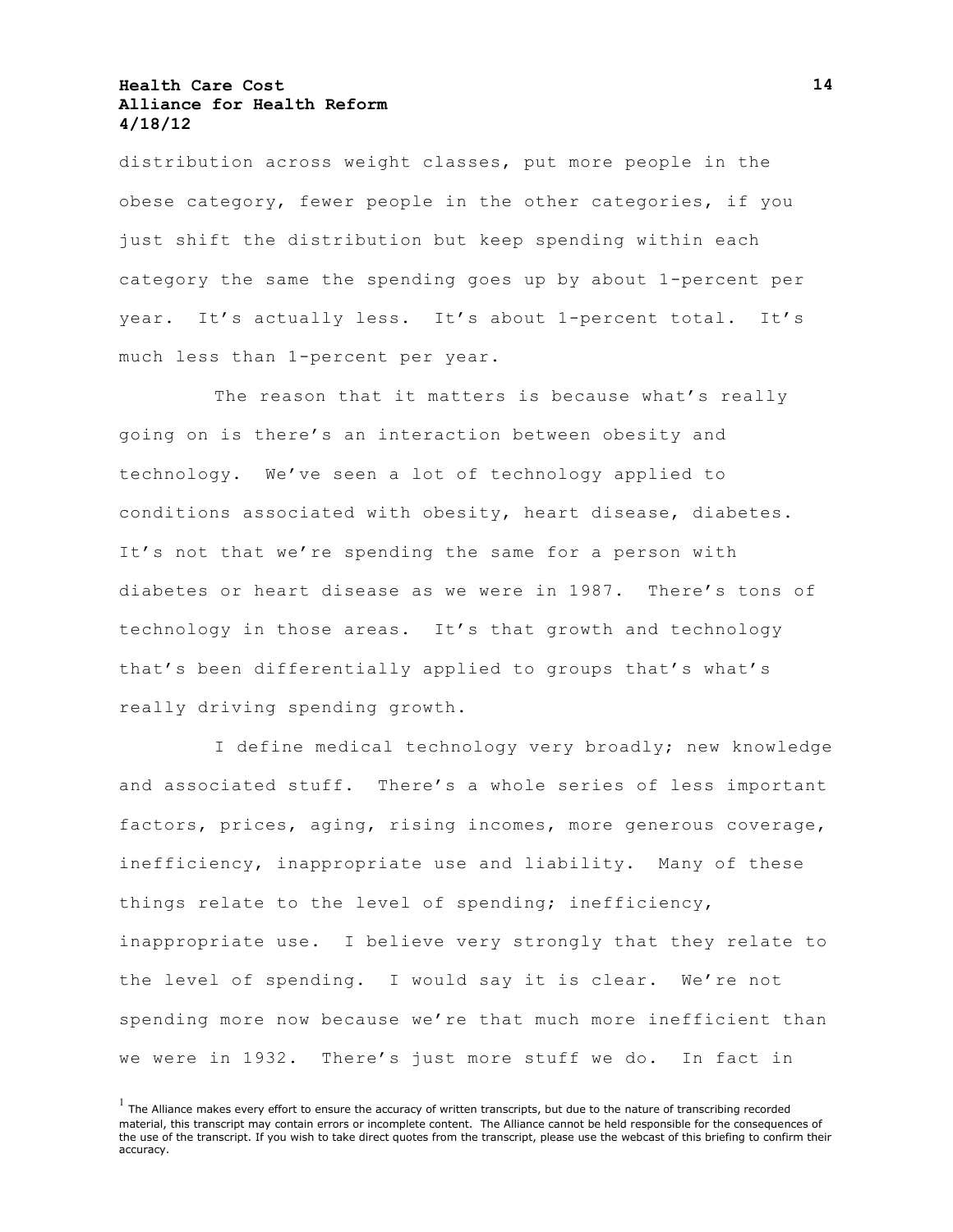distribution across weight classes, put more people in the obese category, fewer people in the other categories, if you just shift the distribution but keep spending within each category the same the spending goes up by about 1-percent per year. It's actually less. It's about 1-percent total. It's much less than 1-percent per year.

The reason that it matters is because what's really going on is there's an interaction between obesity and technology. We've seen a lot of technology applied to conditions associated with obesity, heart disease, diabetes. It's not that we're spending the same for a person with diabetes or heart disease as we were in 1987. There's tons of technology in those areas. It's that growth and technology that's been differentially applied to groups that's what's really driving spending growth.

I define medical technology very broadly; new knowledge and associated stuff. There's a whole series of less important factors, prices, aging, rising incomes, more generous coverage, inefficiency, inappropriate use and liability. Many of these things relate to the level of spending; inefficiency, inappropriate use. I believe very strongly that they relate to the level of spending. I would say it is clear. We're not spending more now because we're that much more inefficient than we were in 1932. There's just more stuff we do. In fact in

[1] The Alliance makes every effort to ensure the accuracy of written transcripts, but due to the nature of transcribing recorded material, this transcript may contain errors or incomplete content. The Alliance cannot be held responsible for the consequences of the use of the transcript. If you wish to take direct quotes from the transcript, please use the webcast of this briefing to confirm their accuracy.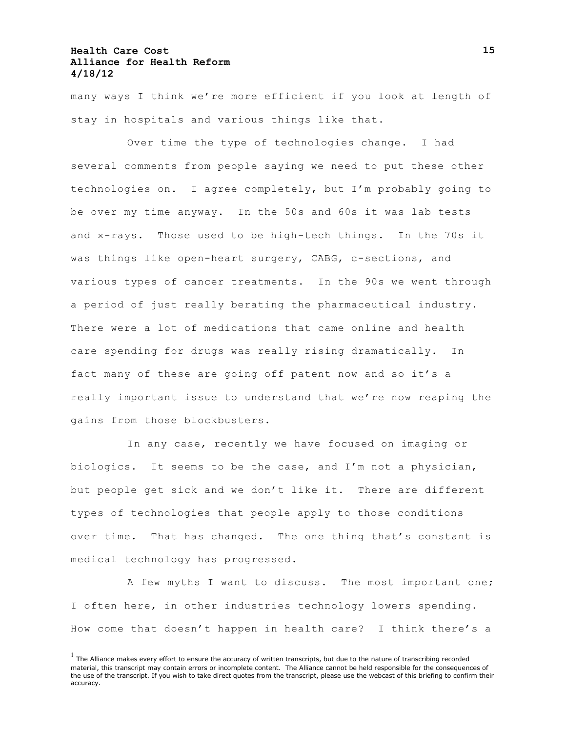many ways I think we're more efficient if you look at length of stay in hospitals and various things like that.

Over time the type of technologies change. I had several comments from people saying we need to put these other technologies on. I agree completely, but I'm probably going to be over my time anyway. In the 50s and 60s it was lab tests and x-rays. Those used to be high-tech things. In the 70s it was things like open-heart surgery, CABG, c-sections, and various types of cancer treatments. In the 90s we went through a period of just really berating the pharmaceutical industry. There were a lot of medications that came online and health care spending for drugs was really rising dramatically. In fact many of these are going off patent now and so it's a really important issue to understand that we're now reaping the gains from those blockbusters.

In any case, recently we have focused on imaging or biologics. It seems to be the case, and I'm not a physician, but people get sick and we don't like it. There are different types of technologies that people apply to those conditions over time. That has changed. The one thing that's constant is medical technology has progressed.

A few myths I want to discuss. The most important one; I often here, in other industries technology lowers spending. How come that doesn't happen in health care? I think there's a

[1] The Alliance makes every effort to ensure the accuracy of written transcripts, but due to the nature of transcribing recorded material, this transcript may contain errors or incomplete content. The Alliance cannot be held responsible for the consequences of the use of the transcript. If you wish to take direct quotes from the transcript, please use the webcast of this briefing to confirm their accuracy.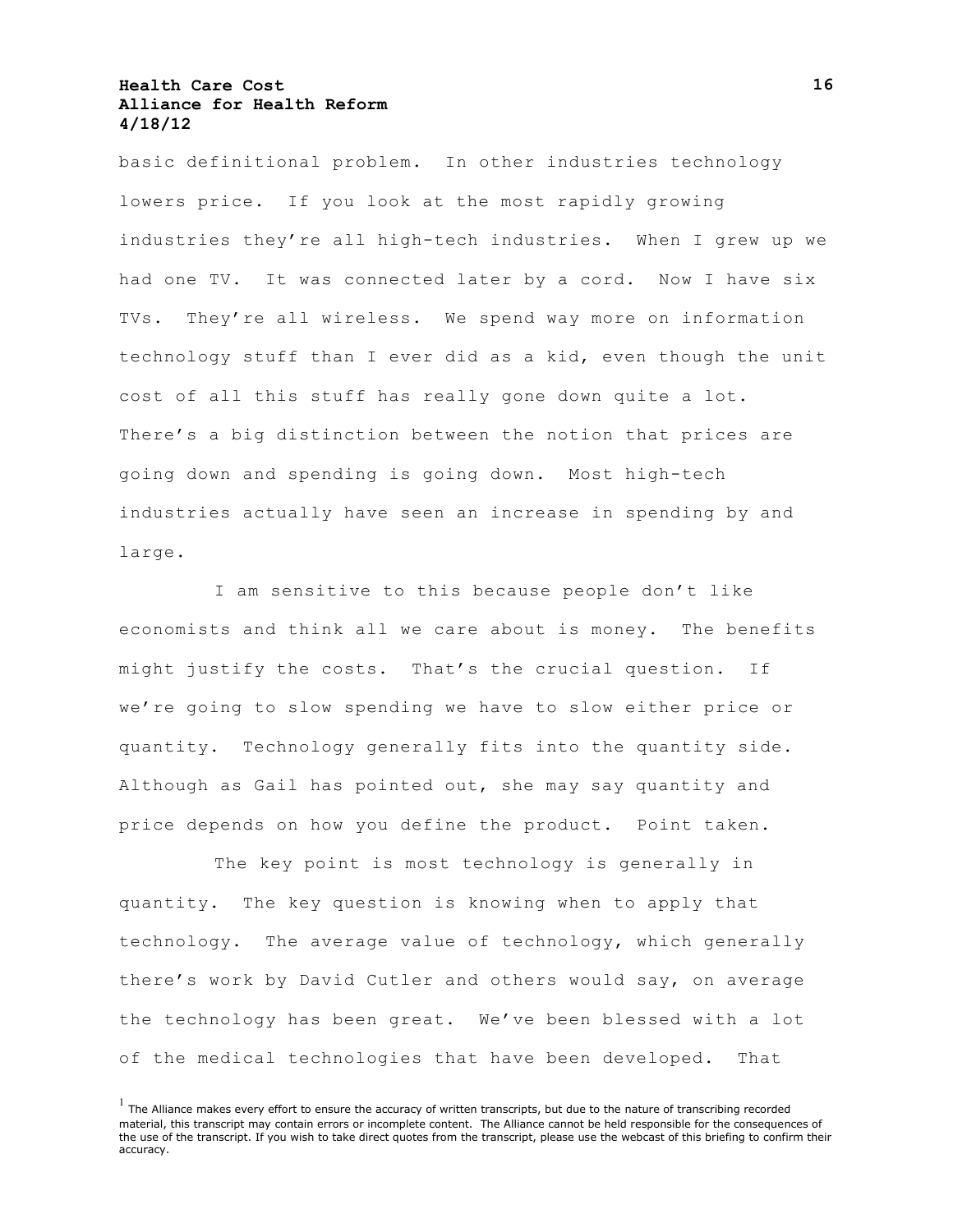basic definitional problem. In other industries technology lowers price. If you look at the most rapidly growing industries they're all high-tech industries. When I grew up we had one TV. It was connected later by a cord. Now I have six TVs. They're all wireless. We spend way more on information technology stuff than I ever did as a kid, even though the unit cost of all this stuff has really gone down quite a lot. There's a big distinction between the notion that prices are going down and spending is going down. Most high-tech industries actually have seen an increase in spending by and large.

I am sensitive to this because people don't like economists and think all we care about is money. The benefits might justify the costs. That's the crucial question. If we're going to slow spending we have to slow either price or quantity. Technology generally fits into the quantity side. Although as Gail has pointed out, she may say quantity and price depends on how you define the product. Point taken.

The key point is most technology is generally in quantity. The key question is knowing when to apply that technology. The average value of technology, which generally there's work by David Cutler and others would say, on average the technology has been great. We've been blessed with a lot of the medical technologies that have been developed. That

[1] The Alliance makes every effort to ensure the accuracy of written transcripts, but due to the nature of transcribing recorded material, this transcript may contain errors or incomplete content. The Alliance cannot be held responsible for the consequences of the use of the transcript. If you wish to take direct quotes from the transcript, please use the webcast of this briefing to confirm their accuracy.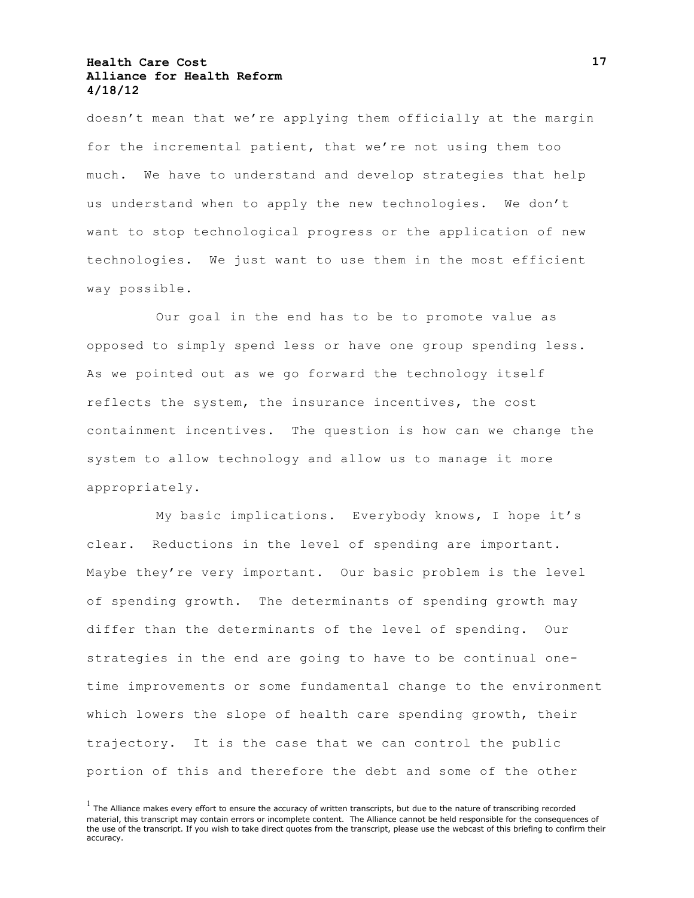doesn't mean that we're applying them officially at the margin for the incremental patient, that we're not using them too much. We have to understand and develop strategies that help us understand when to apply the new technologies. We don't want to stop technological progress or the application of new technologies. We just want to use them in the most efficient way possible.

Our goal in the end has to be to promote value as opposed to simply spend less or have one group spending less. As we pointed out as we go forward the technology itself reflects the system, the insurance incentives, the cost containment incentives. The question is how can we change the system to allow technology and allow us to manage it more appropriately.

My basic implications. Everybody knows, I hope it's clear. Reductions in the level of spending are important. Maybe they're very important. Our basic problem is the level of spending growth. The determinants of spending growth may differ than the determinants of the level of spending. Our strategies in the end are going to have to be continual one-time improvements or some fundamental change to the environment which lowers the slope of health care spending growth, their trajectory. It is the case that we can control the public portion of this and therefore the debt and some of the other

[1] The Alliance makes every effort to ensure the accuracy of written transcripts, but due to the nature of transcribing recorded material, this transcript may contain errors or incomplete content. The Alliance cannot be held responsible for the consequences of the use of the transcript. If you wish to take direct quotes from the transcript, please use the webcast of this briefing to confirm their accuracy.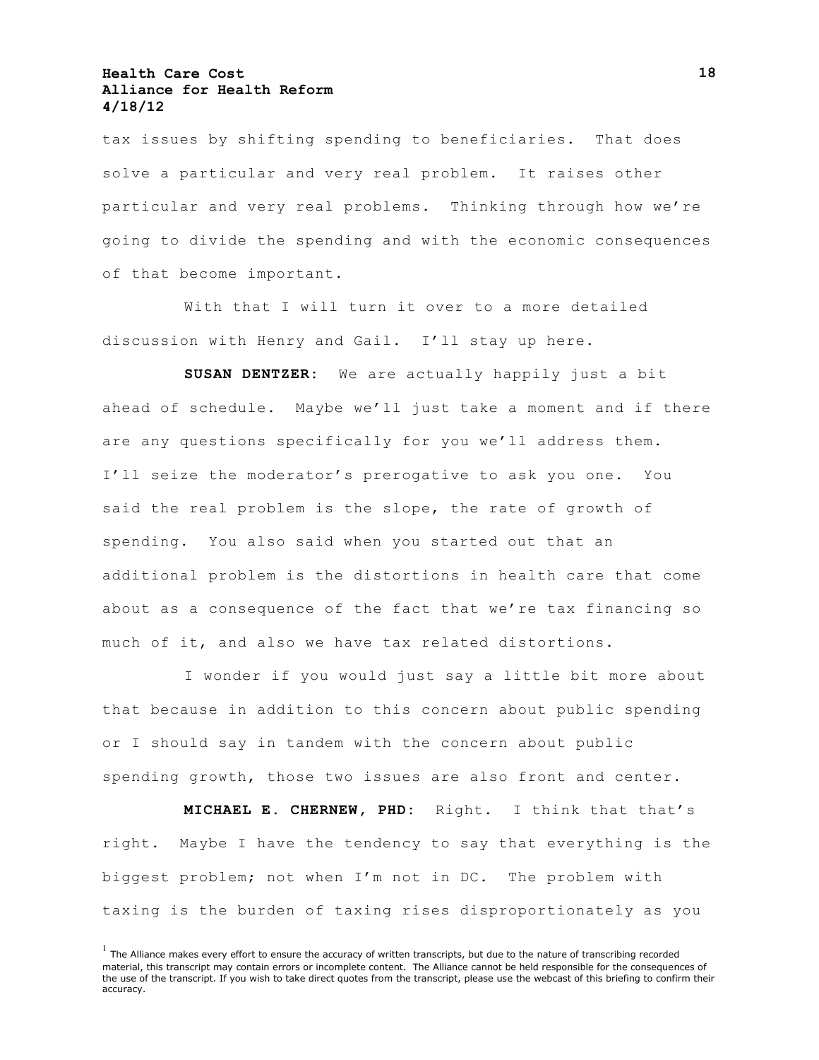tax issues by shifting spending to beneficiaries. That does solve a particular and very real problem. It raises other particular and very real problems. Thinking through how we're going to divide the spending and with the economic consequences of that become important.

With that I will turn it over to a more detailed discussion with Henry and Gail. I'll stay up here.

**SUSAN DENTZER:** We are actually happily just a bit ahead of schedule. Maybe we'll just take a moment and if there are any questions specifically for you we'll address them. I'll seize the moderator's prerogative to ask you one. You said the real problem is the slope, the rate of growth of spending. You also said when you started out that an additional problem is the distortions in health care that come about as a consequence of the fact that we're tax financing so much of it, and also we have tax related distortions.

I wonder if you would just say a little bit more about that because in addition to this concern about public spending or I should say in tandem with the concern about public spending growth, those two issues are also front and center.

**MICHAEL E. CHERNEW, PHD:** Right. I think that that's right. Maybe I have the tendency to say that everything is the biggest problem; not when I'm not in DC. The problem with taxing is the burden of taxing rises disproportionately as you

[1] The Alliance makes every effort to ensure the accuracy of written transcripts, but due to the nature of transcribing recorded material, this transcript may contain errors or incomplete content. The Alliance cannot be held responsible for the consequences of the use of the transcript. If you wish to take direct quotes from the transcript, please use the webcast of this briefing to confirm their accuracy.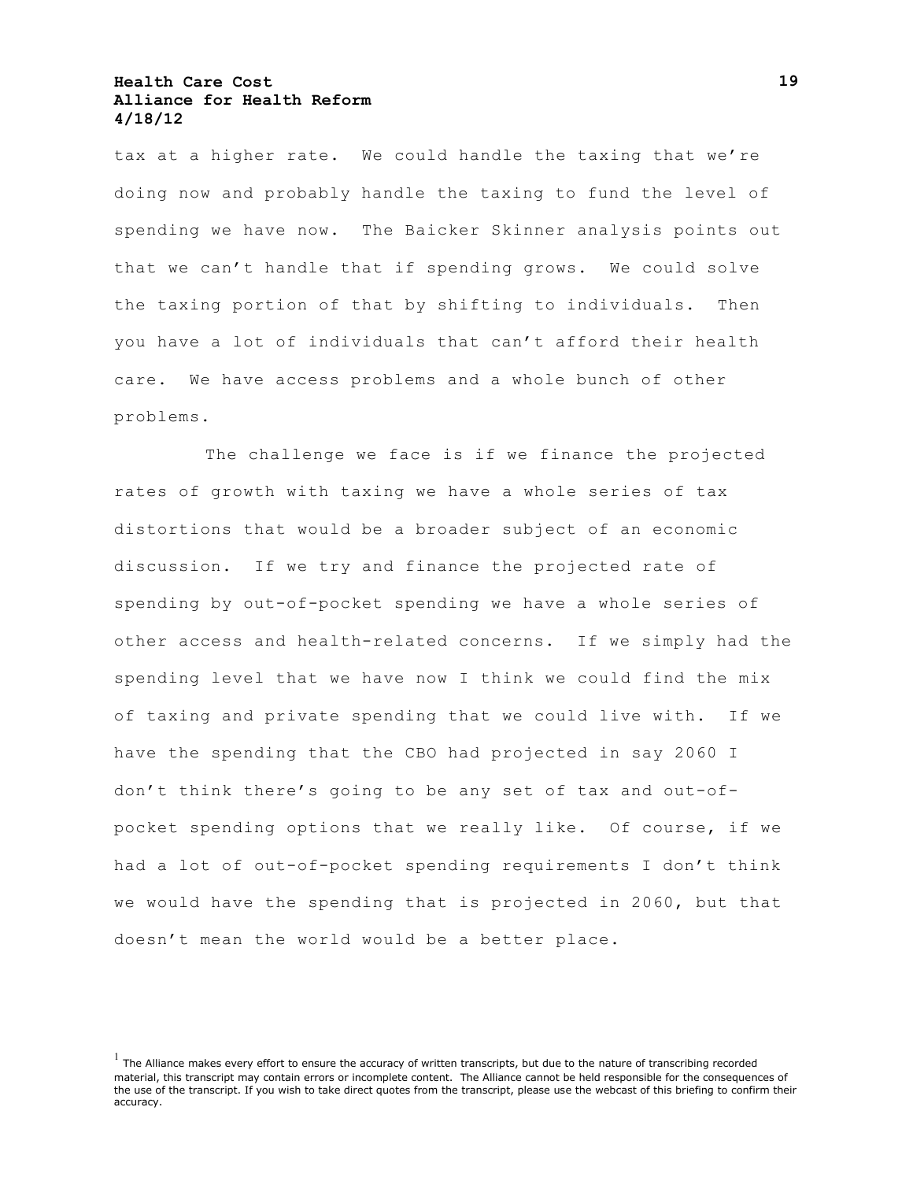tax at a higher rate. We could handle the taxing that we're doing now and probably handle the taxing to fund the level of spending we have now. The Baicker Skinner analysis points out that we can't handle that if spending grows. We could solve the taxing portion of that by shifting to individuals. Then you have a lot of individuals that can't afford their health care. We have access problems and a whole bunch of other problems.

The challenge we face is if we finance the projected rates of growth with taxing we have a whole series of tax distortions that would be a broader subject of an economic discussion. If we try and finance the projected rate of spending by out-of-pocket spending we have a whole series of other access and health-related concerns. If we simply had the spending level that we have now I think we could find the mix of taxing and private spending that we could live with. If we have the spending that the CBO had projected in say 2060 I don't think there's going to be any set of tax and out-of-pocket spending options that we really like. Of course, if we had a lot of out-of-pocket spending requirements I don't think we would have the spending that is projected in 2060, but that doesn't mean the world would be a better place.

[1] The Alliance makes every effort to ensure the accuracy of written transcripts, but due to the nature of transcribing recorded material, this transcript may contain errors or incomplete content. The Alliance cannot be held responsible for the consequences of the use of the transcript. If you wish to take direct quotes from the transcript, please use the webcast of this briefing to confirm their accuracy.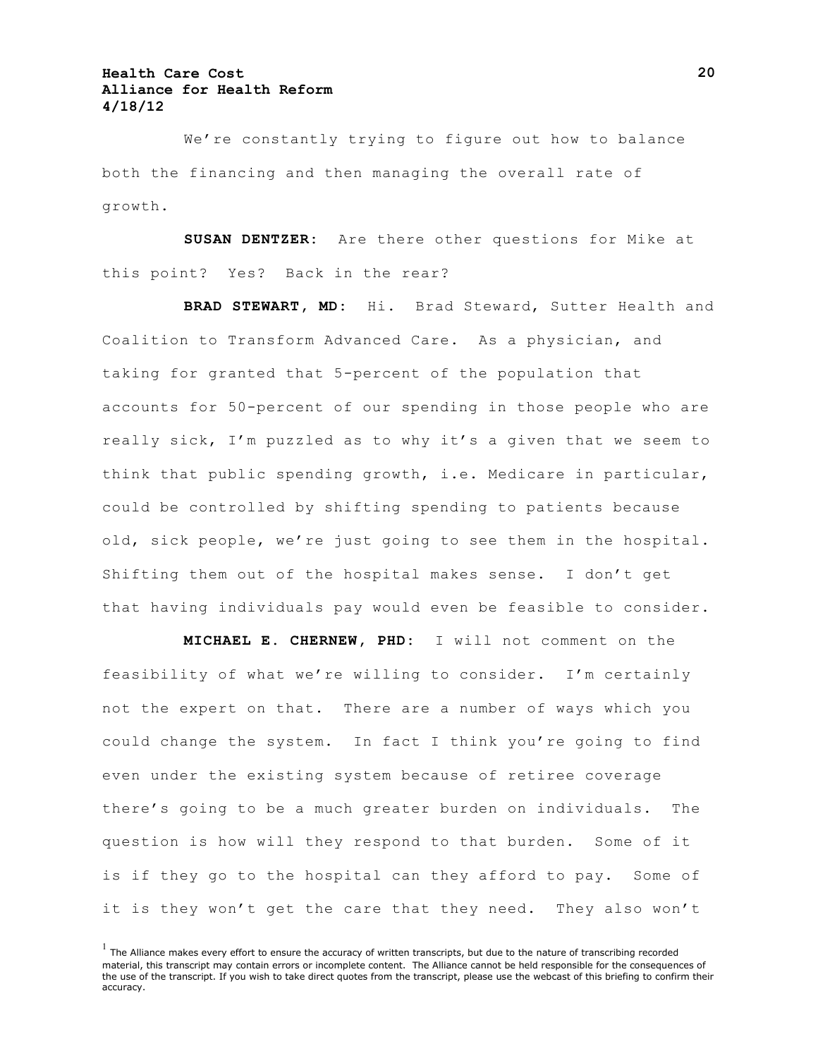We're constantly trying to figure out how to balance both the financing and then managing the overall rate of growth.

**SUSAN DENTZER:** Are there other questions for Mike at this point? Yes? Back in the rear?

**BRAD STEWART, MD:** Hi. Brad Steward, Sutter Health and Coalition to Transform Advanced Care. As a physician, and taking for granted that 5-percent of the population that accounts for 50-percent of our spending in those people who are really sick, I'm puzzled as to why it's a given that we seem to think that public spending growth, i.e. Medicare in particular, could be controlled by shifting spending to patients because old, sick people, we're just going to see them in the hospital. Shifting them out of the hospital makes sense. I don't get that having individuals pay would even be feasible to consider.

**MICHAEL E. CHERNEW, PHD:** I will not comment on the feasibility of what we're willing to consider. I'm certainly not the expert on that. There are a number of ways which you could change the system. In fact I think you're going to find even under the existing system because of retiree coverage there's going to be a much greater burden on individuals. The question is how will they respond to that burden. Some of it is if they go to the hospital can they afford to pay. Some of it is they won't get the care that they need. They also won't

[1] The Alliance makes every effort to ensure the accuracy of written transcripts, but due to the nature of transcribing recorded material, this transcript may contain errors or incomplete content. The Alliance cannot be held responsible for the consequences of the use of the transcript. If you wish to take direct quotes from the transcript, please use the webcast of this briefing to confirm their accuracy.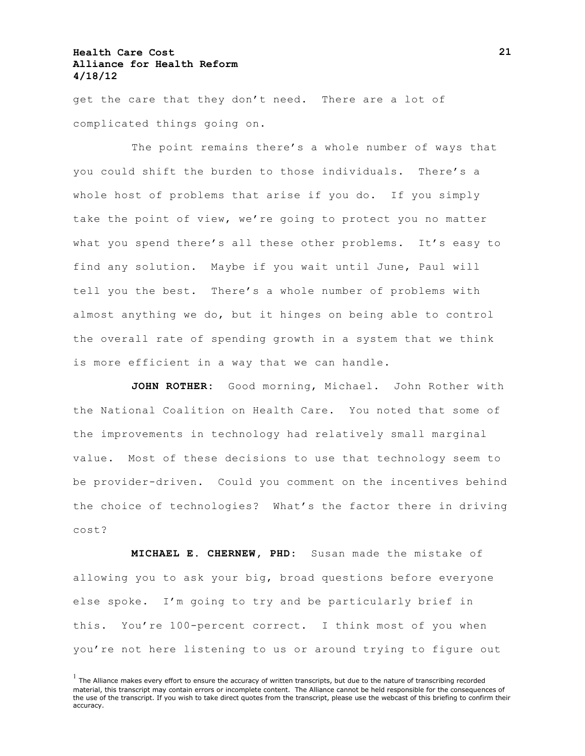get the care that they don't need. There are a lot of complicated things going on.

The point remains there's a whole number of ways that you could shift the burden to those individuals. There's a whole host of problems that arise if you do. If you simply take the point of view, we're going to protect you no matter what you spend there's all these other problems. It's easy to find any solution. Maybe if you wait until June, Paul will tell you the best. There's a whole number of problems with almost anything we do, but it hinges on being able to control the overall rate of spending growth in a system that we think is more efficient in a way that we can handle.

**JOHN ROTHER:** Good morning, Michael. John Rother with the National Coalition on Health Care. You noted that some of the improvements in technology had relatively small marginal value. Most of these decisions to use that technology seem to be provider-driven. Could you comment on the incentives behind the choice of technologies? What's the factor there in driving cost?

**MICHAEL E. CHERNEW, PHD:** Susan made the mistake of allowing you to ask your big, broad questions before everyone else spoke. I'm going to try and be particularly brief in this. You're 100-percent correct. I think most of you when you're not here listening to us or around trying to figure out

[1] The Alliance makes every effort to ensure the accuracy of written transcripts, but due to the nature of transcribing recorded material, this transcript may contain errors or incomplete content. The Alliance cannot be held responsible for the consequences of the use of the transcript. If you wish to take direct quotes from the transcript, please use the webcast of this briefing to confirm their accuracy.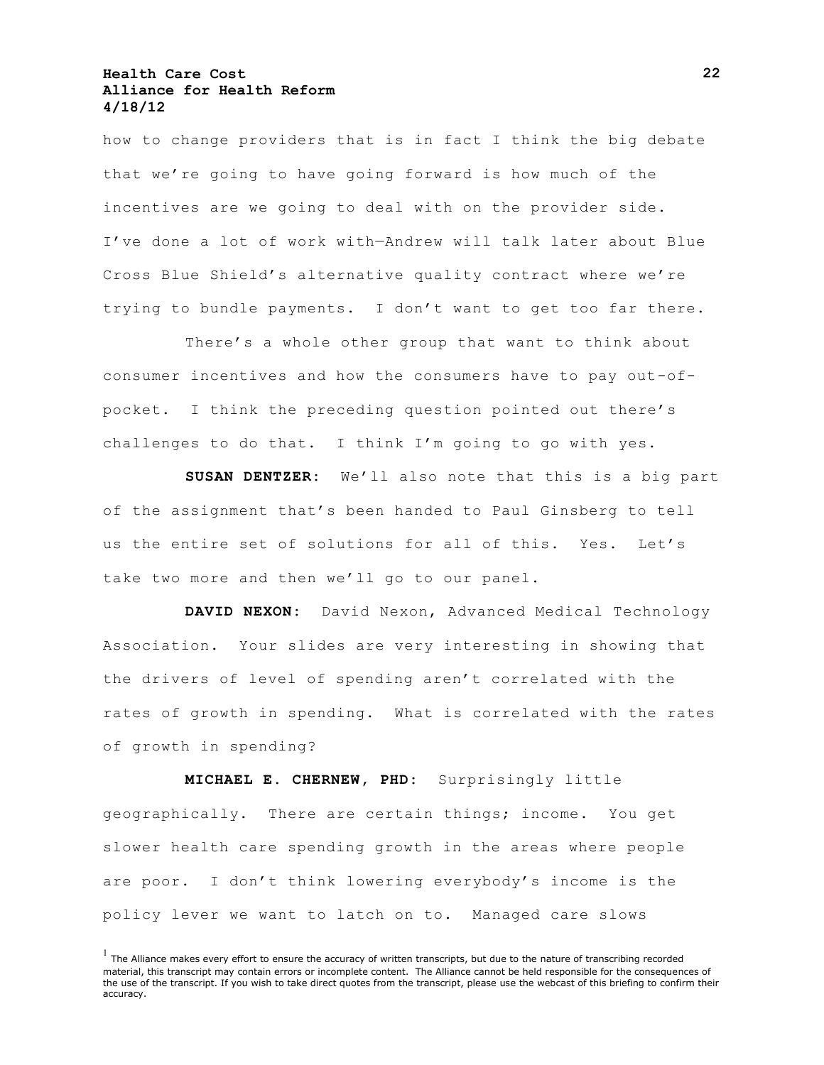how to change providers that is in fact I think the big debate that we're going to have going forward is how much of the incentives are we going to deal with on the provider side. I've done a lot of work with—Andrew will talk later about Blue Cross Blue Shield's alternative quality contract where we're trying to bundle payments. I don't want to get too far there.

There's a whole other group that want to think about consumer incentives and how the consumers have to pay out-of-pocket. I think the preceding question pointed out there's challenges to do that. I think I'm going to go with yes.

**SUSAN DENTZER**: We'll also note that this is a big part of the assignment that's been handed to Paul Ginsberg to tell us the entire set of solutions for all of this. Yes. Let's take two more and then we'll go to our panel.

**DAVID NEXON**: David Nexon, Advanced Medical Technology Association. Your slides are very interesting in showing that the drivers of level of spending aren't correlated with the rates of growth in spending. What is correlated with the rates of growth in spending?

**MICHAEL E. CHERNEW, PHD**: Surprisingly little geographically. There are certain things; income. You get slower health care spending growth in the areas where people are poor. I don't think lowering everybody's income is the policy lever we want to latch on to. Managed care slows

[1] The Alliance makes every effort to ensure the accuracy of written transcripts, but due to the nature of transcribing recorded material, this transcript may contain errors or incomplete content. The Alliance cannot be held responsible for the consequences of the use of the transcript. If you wish to take direct quotes from the transcript, please use the webcast of this briefing to confirm their accuracy.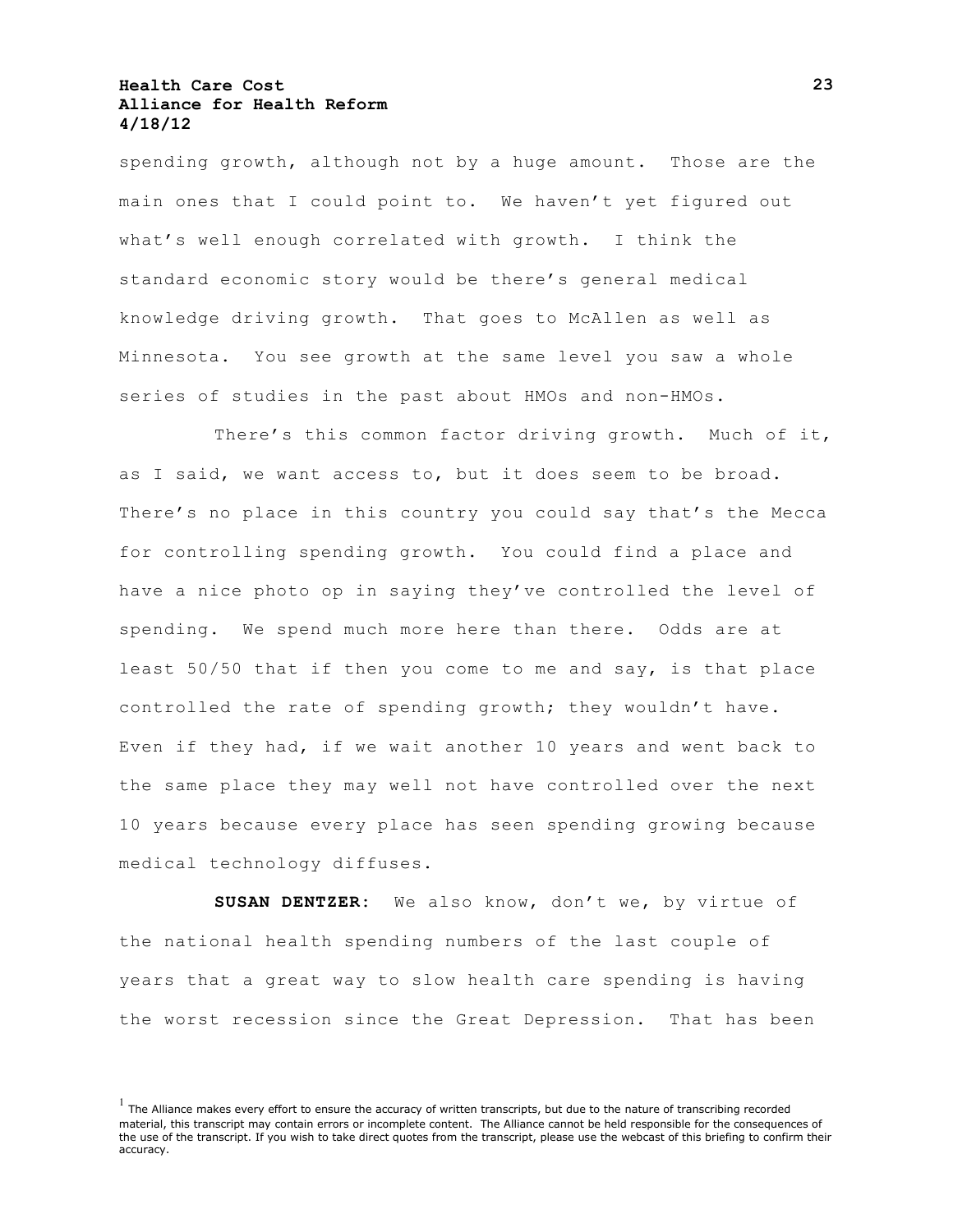spending growth, although not by a huge amount. Those are the main ones that I could point to. We haven't yet figured out what's well enough correlated with growth. I think the standard economic story would be there's general medical knowledge driving growth. That goes to McAllen as well as Minnesota. You see growth at the same level you saw a whole series of studies in the past about HMOs and non-HMOs.

There's this common factor driving growth. Much of it, as I said, we want access to, but it does seem to be broad. There's no place in this country you could say that's the Mecca for controlling spending growth. You could find a place and have a nice photo op in saying they've controlled the level of spending. We spend much more here than there. Odds are at least 50/50 that if then you come to me and say, is that place controlled the rate of spending growth; they wouldn't have. Even if they had, if we wait another 10 years and went back to the same place they may well not have controlled over the next 10 years because every place has seen spending growing because medical technology diffuses.

**SUSAN DENTZER:** We also know, don't we, by virtue of the national health spending numbers of the last couple of years that a great way to slow health care spending is having the worst recession since the Great Depression. That has been

[1] The Alliance makes every effort to ensure the accuracy of written transcripts, but due to the nature of transcribing recorded material, this transcript may contain errors or incomplete content. The Alliance cannot be held responsible for the consequences of the use of the transcript. If you wish to take direct quotes from the transcript, please use the webcast of this briefing to confirm their accuracy.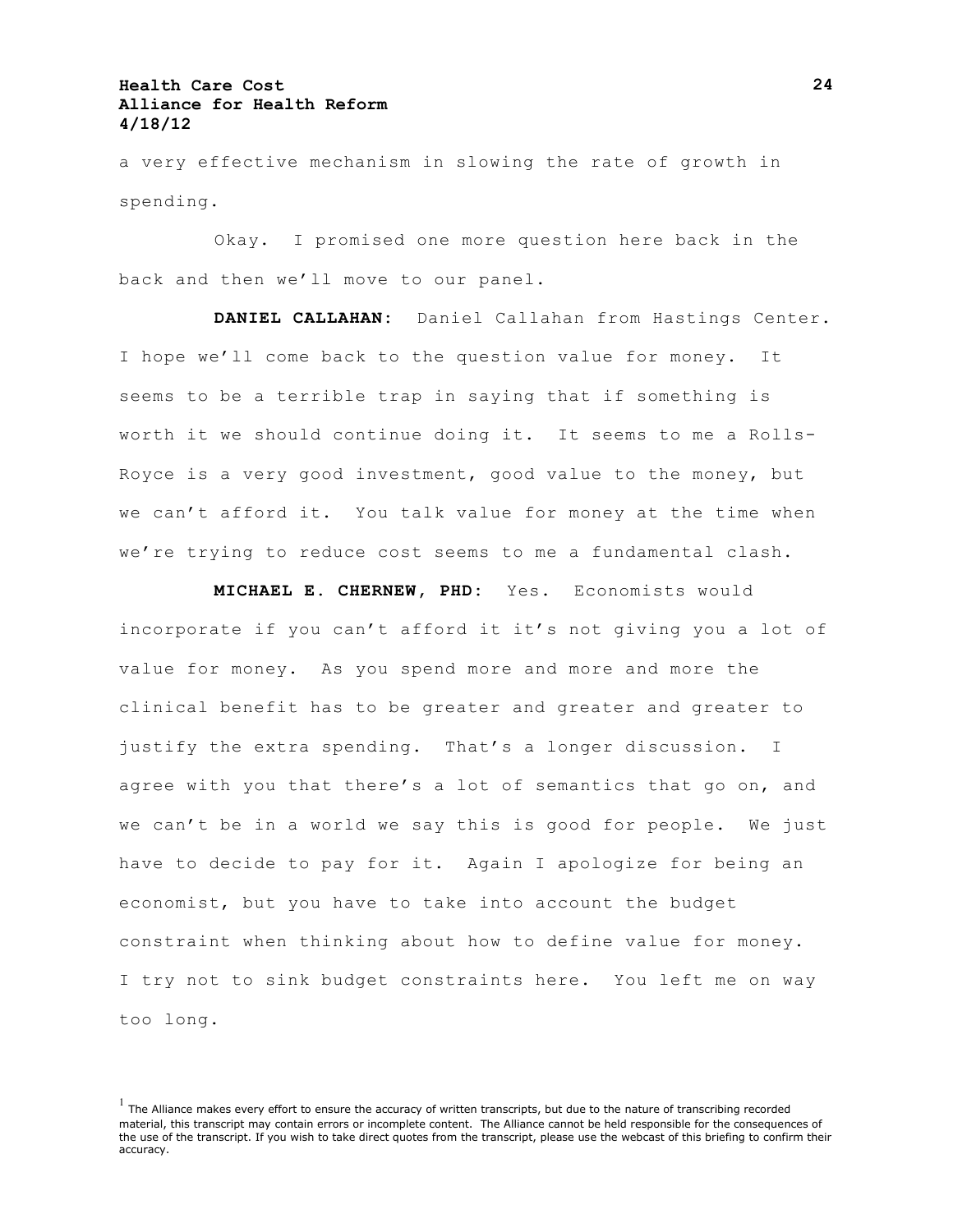a very effective mechanism in slowing the rate of growth in spending.

Okay. I promised one more question here back in the back and then we'll move to our panel.

**DANIEL CALLAHAN:** Daniel Callahan from Hastings Center. I hope we'll come back to the question value for money. It seems to be a terrible trap in saying that if something is worth it we should continue doing it. It seems to me a Rolls-Royce is a very good investment, good value to the money, but we can't afford it. You talk value for money at the time when we're trying to reduce cost seems to me a fundamental clash.

**MICHAEL E. CHERNEW, PHD:** Yes. Economists would incorporate if you can't afford it it's not giving you a lot of value for money. As you spend more and more and more the clinical benefit has to be greater and greater and greater to justify the extra spending. That's a longer discussion. I agree with you that there's a lot of semantics that go on, and we can't be in a world we say this is good for people. We just have to decide to pay for it. Again I apologize for being an economist, but you have to take into account the budget constraint when thinking about how to define value for money. I try not to sink budget constraints here. You left me on way too long.

[1] The Alliance makes every effort to ensure the accuracy of written transcripts, but due to the nature of transcribing recorded material, this transcript may contain errors or incomplete content. The Alliance cannot be held responsible for the consequences of the use of the transcript. If you wish to take direct quotes from the transcript, please use the webcast of this briefing to confirm their accuracy.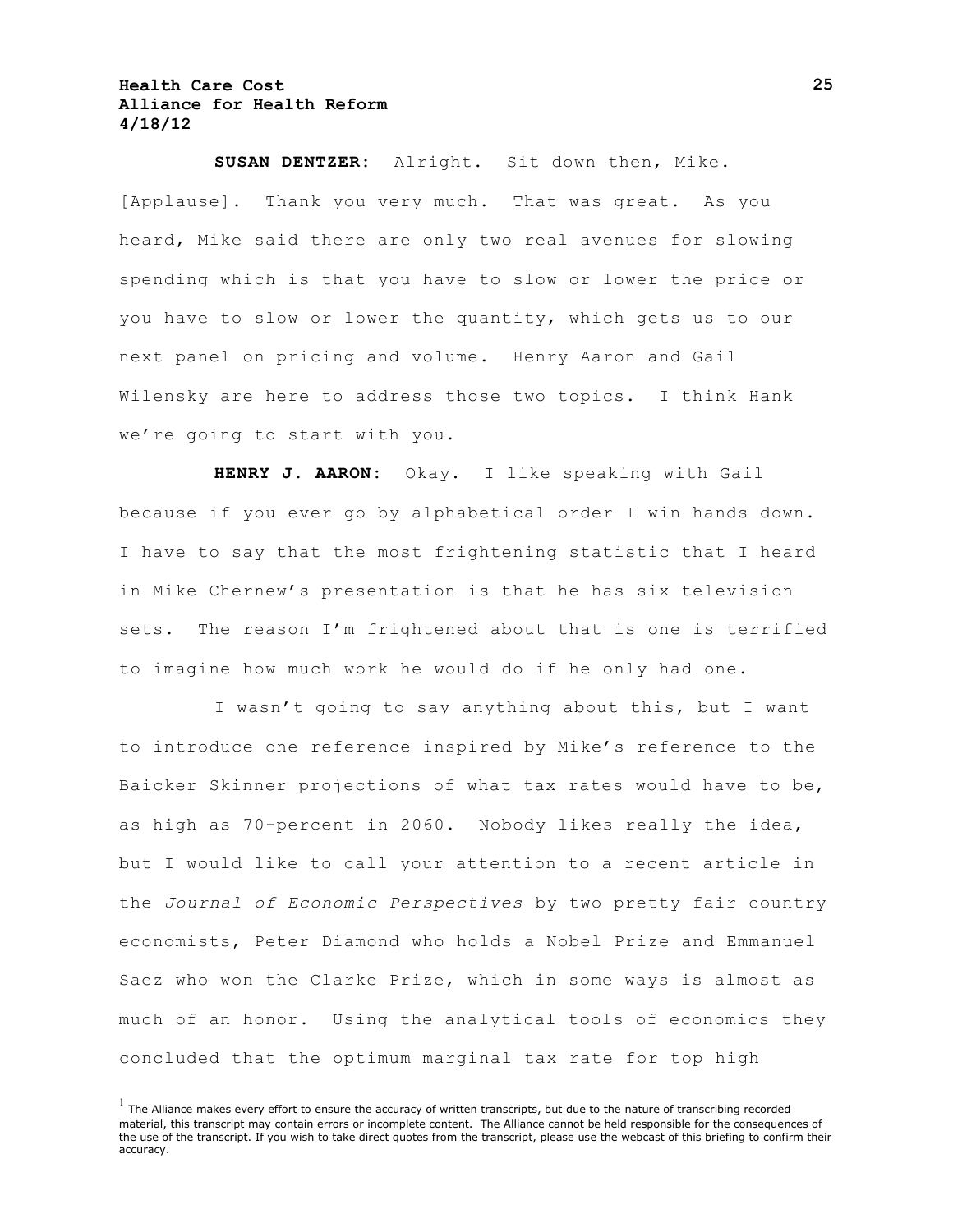**SUSAN DENTZER**: Alright. Sit down then, Mike. [Applause]. Thank you very much. That was great. As you heard, Mike said there are only two real avenues for slowing spending which is that you have to slow or lower the price or you have to slow or lower the quantity, which gets us to our next panel on pricing and volume. Henry Aaron and Gail Wilensky are here to address those two topics. I think Hank we're going to start with you.

**HENRY J. AARON**: Okay. I like speaking with Gail because if you ever go by alphabetical order I win hands down. I have to say that the most frightening statistic that I heard in Mike Chernew's presentation is that he has six television sets. The reason I'm frightened about that is one is terrified to imagine how much work he would do if he only had one.

I wasn't going to say anything about this, but I want to introduce one reference inspired by Mike's reference to the Baicker Skinner projections of what tax rates would have to be, as high as 70-percent in 2060. Nobody likes really the idea, but I would like to call your attention to a recent article in the *Journal of Economic Perspectives* by two pretty fair country economists, Peter Diamond who holds a Nobel Prize and Emmanuel Saez who won the Clarke Prize, which in some ways is almost as much of an honor. Using the analytical tools of economics they concluded that the optimum marginal tax rate for top high

[1] The Alliance makes every effort to ensure the accuracy of written transcripts, but due to the nature of transcribing recorded material, this transcript may contain errors or incomplete content. The Alliance cannot be held responsible for the consequences of the use of the transcript. If you wish to take direct quotes from the transcript, please use the webcast of this briefing to confirm their accuracy.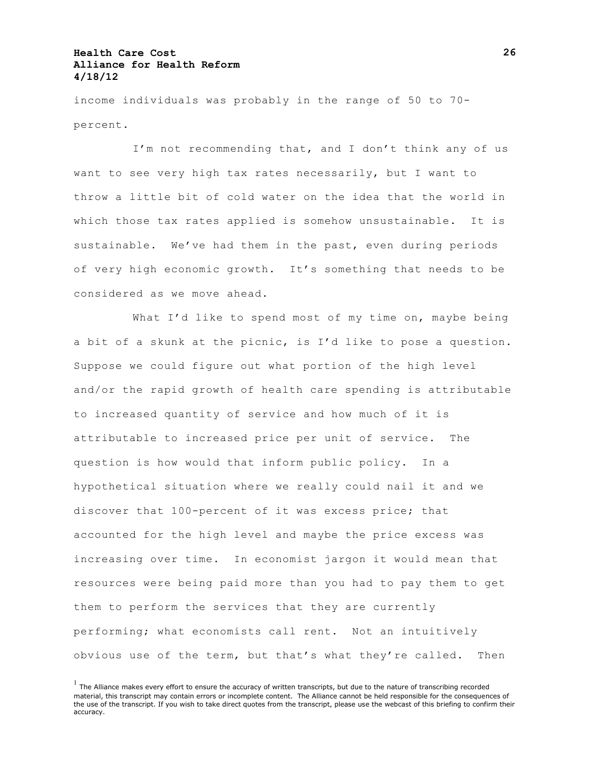income individuals was probably in the range of 50 to 70-percent.

I'm not recommending that, and I don't think any of us want to see very high tax rates necessarily, but I want to throw a little bit of cold water on the idea that the world in which those tax rates applied is somehow unsustainable. It is sustainable. We've had them in the past, even during periods of very high economic growth. It's something that needs to be considered as we move ahead.

What I'd like to spend most of my time on, maybe being a bit of a skunk at the picnic, is I'd like to pose a question. Suppose we could figure out what portion of the high level and/or the rapid growth of health care spending is attributable to increased quantity of service and how much of it is attributable to increased price per unit of service. The question is how would that inform public policy. In a hypothetical situation where we really could nail it and we discover that 100-percent of it was excess price; that accounted for the high level and maybe the price excess was increasing over time. In economist jargon it would mean that resources were being paid more than you had to pay them to get them to perform the services that they are currently performing; what economists call rent. Not an intuitively obvious use of the term, but that's what they're called. Then

[1] The Alliance makes every effort to ensure the accuracy of written transcripts, but due to the nature of transcribing recorded material, this transcript may contain errors or incomplete content. The Alliance cannot be held responsible for the consequences of the use of the transcript. If you wish to take direct quotes from the transcript, please use the webcast of this briefing to confirm their accuracy.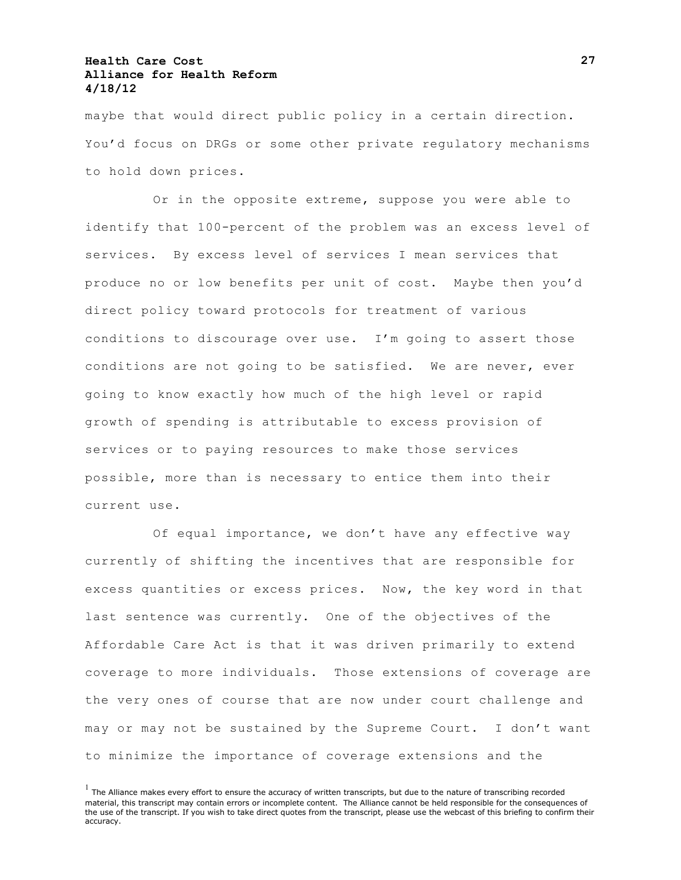maybe that would direct public policy in a certain direction. You'd focus on DRGs or some other private regulatory mechanisms to hold down prices.

Or in the opposite extreme, suppose you were able to identify that 100-percent of the problem was an excess level of services. By excess level of services I mean services that produce no or low benefits per unit of cost. Maybe then you'd direct policy toward protocols for treatment of various conditions to discourage over use. I'm going to assert those conditions are not going to be satisfied. We are never, ever going to know exactly how much of the high level or rapid growth of spending is attributable to excess provision of services or to paying resources to make those services possible, more than is necessary to entice them into their current use.

Of equal importance, we don't have any effective way currently of shifting the incentives that are responsible for excess quantities or excess prices. Now, the key word in that last sentence was currently. One of the objectives of the Affordable Care Act is that it was driven primarily to extend coverage to more individuals. Those extensions of coverage are the very ones of course that are now under court challenge and may or may not be sustained by the Supreme Court. I don't want to minimize the importance of coverage extensions and the

[1] The Alliance makes every effort to ensure the accuracy of written transcripts, but due to the nature of transcribing recorded material, this transcript may contain errors or incomplete content. The Alliance cannot be held responsible for the consequences of the use of the transcript. If you wish to take direct quotes from the transcript, please use the webcast of this briefing to confirm their accuracy.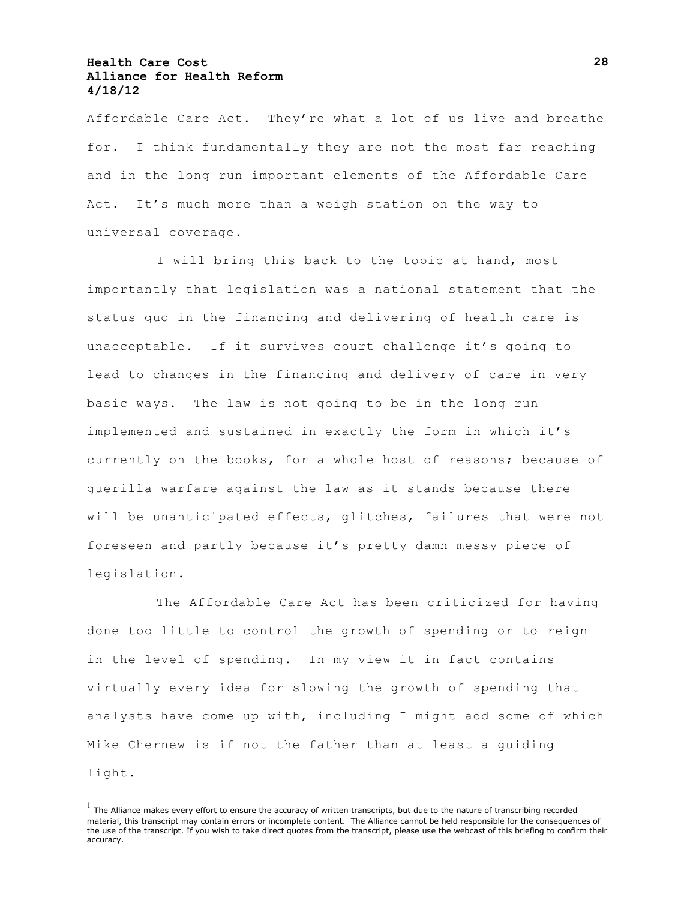Affordable Care Act. They're what a lot of us live and breathe for. I think fundamentally they are not the most far reaching and in the long run important elements of the Affordable Care Act. It's much more than a weigh station on the way to universal coverage.

I will bring this back to the topic at hand, most importantly that legislation was a national statement that the status quo in the financing and delivering of health care is unacceptable. If it survives court challenge it's going to lead to changes in the financing and delivery of care in very basic ways. The law is not going to be in the long run implemented and sustained in exactly the form in which it's currently on the books, for a whole host of reasons; because of guerilla warfare against the law as it stands because there will be unanticipated effects, glitches, failures that were not foreseen and partly because it's pretty damn messy piece of legislation.

The Affordable Care Act has been criticized for having done too little to control the growth of spending or to reign in the level of spending. In my view it in fact contains virtually every idea for slowing the growth of spending that analysts have come up with, including I might add some of which Mike Chernew is if not the father than at least a guiding light.

[1] The Alliance makes every effort to ensure the accuracy of written transcripts, but due to the nature of transcribing recorded material, this transcript may contain errors or incomplete content. The Alliance cannot be held responsible for the consequences of the use of the transcript. If you wish to take direct quotes from the transcript, please use the webcast of this briefing to confirm their accuracy.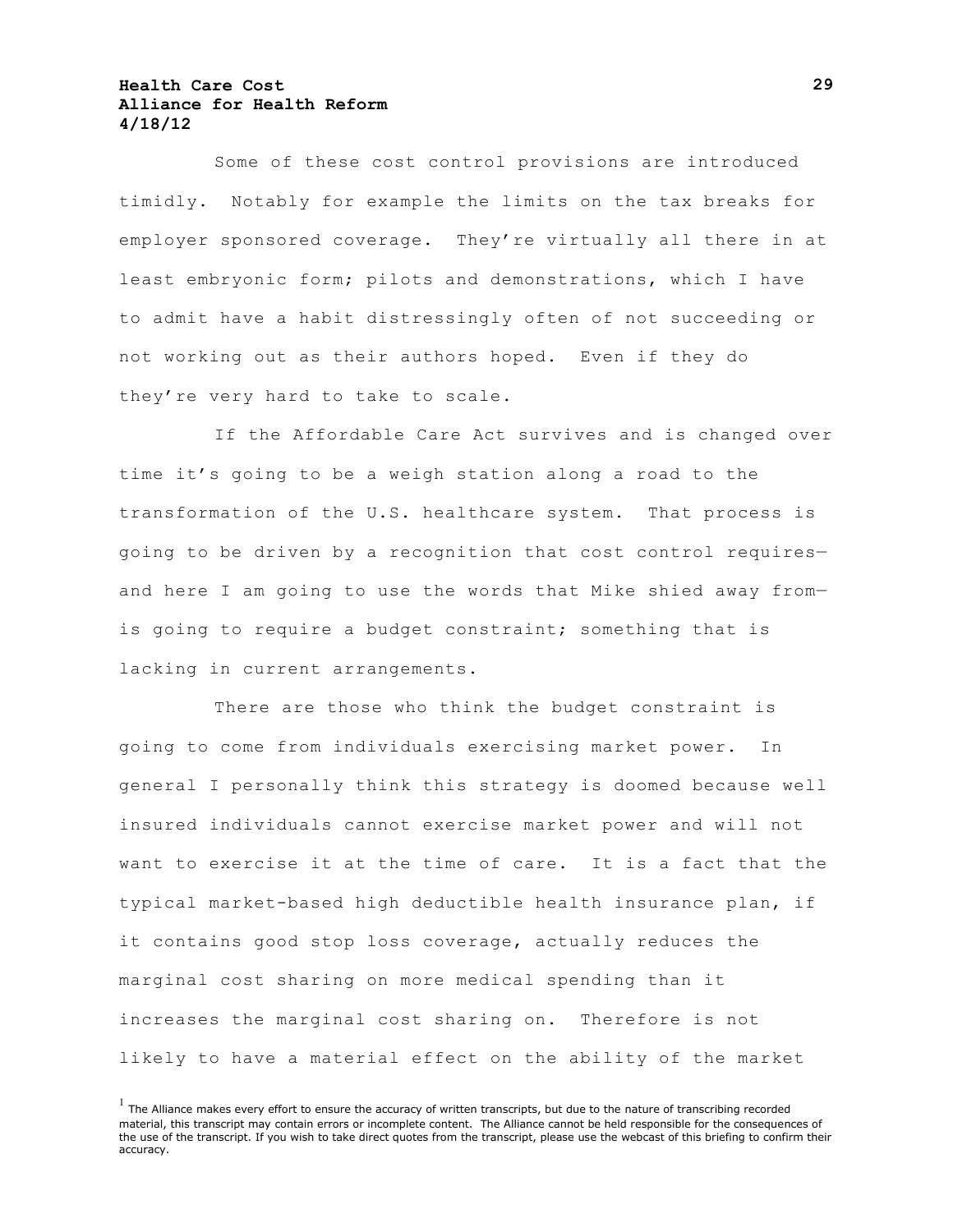Some of these cost control provisions are introduced timidly. Notably for example the limits on the tax breaks for employer sponsored coverage. They're virtually all there in at least embryonic form; pilots and demonstrations, which I have to admit have a habit distressingly often of not succeeding or not working out as their authors hoped. Even if they do they're very hard to take to scale.

If the Affordable Care Act survives and is changed over time it's going to be a weigh station along a road to the transformation of the U.S. healthcare system. That process is going to be driven by a recognition that cost control requires—and here I am going to use the words that Mike shied away from—is going to require a budget constraint; something that is lacking in current arrangements.

There are those who think the budget constraint is going to come from individuals exercising market power. In general I personally think this strategy is doomed because well insured individuals cannot exercise market power and will not want to exercise it at the time of care. It is a fact that the typical market-based high deductible health insurance plan, if it contains good stop loss coverage, actually reduces the marginal cost sharing on more medical spending than it increases the marginal cost sharing on. Therefore is not likely to have a material effect on the ability of the market

[1] The Alliance makes every effort to ensure the accuracy of written transcripts, but due to the nature of transcribing recorded material, this transcript may contain errors or incomplete content. The Alliance cannot be held responsible for the consequences of the use of the transcript. If you wish to take direct quotes from the transcript, please use the webcast of this briefing to confirm their accuracy.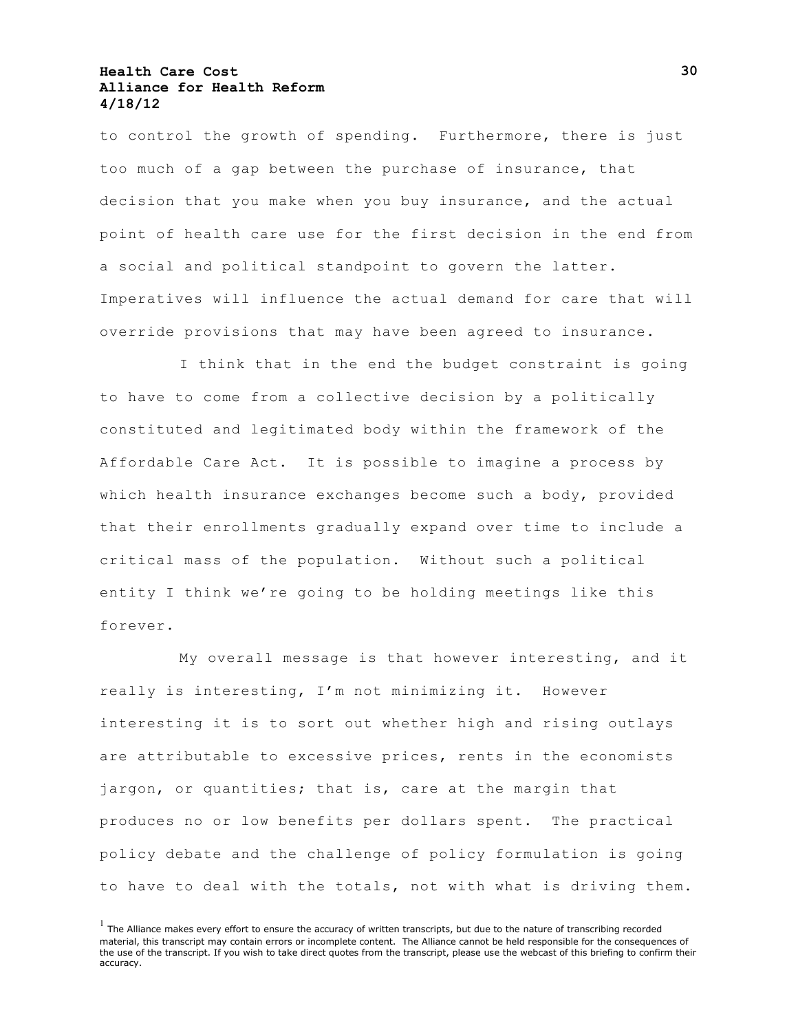to control the growth of spending. Furthermore, there is just too much of a gap between the purchase of insurance, that decision that you make when you buy insurance, and the actual point of health care use for the first decision in the end from a social and political standpoint to govern the latter. Imperatives will influence the actual demand for care that will override provisions that may have been agreed to insurance.

I think that in the end the budget constraint is going to have to come from a collective decision by a politically constituted and legitimated body within the framework of the Affordable Care Act. It is possible to imagine a process by which health insurance exchanges become such a body, provided that their enrollments gradually expand over time to include a critical mass of the population. Without such a political entity I think we're going to be holding meetings like this forever.

My overall message is that however interesting, and it really is interesting, I'm not minimizing it. However interesting it is to sort out whether high and rising outlays are attributable to excessive prices, rents in the economists jargon, or quantities; that is, care at the margin that produces no or low benefits per dollars spent. The practical policy debate and the challenge of policy formulation is going to have to deal with the totals, not with what is driving them.

[1] The Alliance makes every effort to ensure the accuracy of written transcripts, but due to the nature of transcribing recorded material, this transcript may contain errors or incomplete content. The Alliance cannot be held responsible for the consequences of the use of the transcript. If you wish to take direct quotes from the transcript, please use the webcast of this briefing to confirm their accuracy.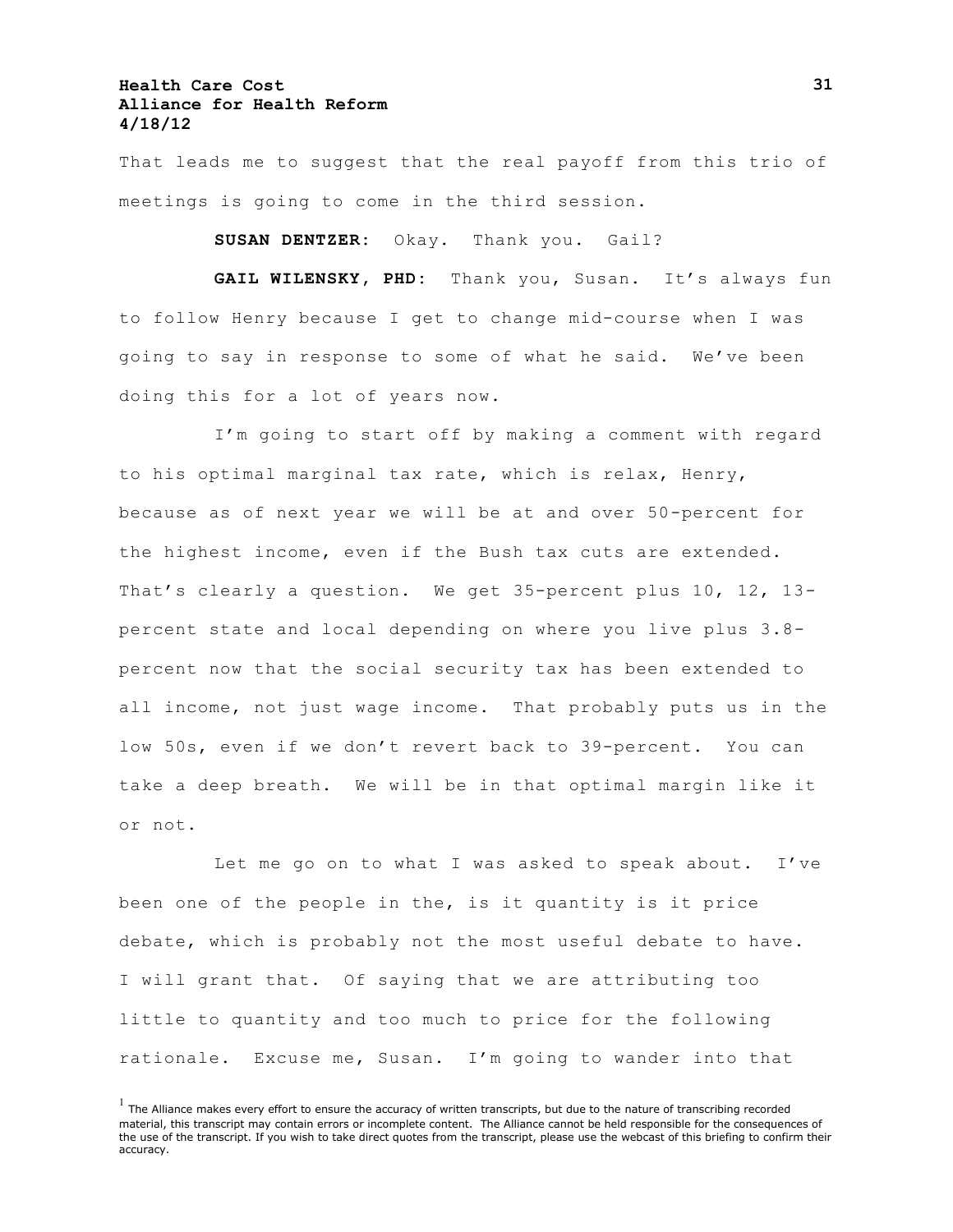That leads me to suggest that the real payoff from this trio of meetings is going to come in the third session.

**SUSAN DENTZER**: Okay. Thank you. Gail?

**GAIL WILENSKY, PHD**: Thank you, Susan. It's always fun to follow Henry because I get to change mid-course when I was going to say in response to some of what he said. We've been doing this for a lot of years now.

I'm going to start off by making a comment with regard to his optimal marginal tax rate, which is relax, Henry, because as of next year we will be at and over 50-percent for the highest income, even if the Bush tax cuts are extended. That's clearly a question. We get 35-percent plus 10, 12, 13-percent state and local depending on where you live plus 3.8-percent now that the social security tax has been extended to all income, not just wage income. That probably puts us in the low 50s, even if we don't revert back to 39-percent. You can take a deep breath. We will be in that optimal margin like it or not.

Let me go on to what I was asked to speak about. I've been one of the people in the, is it quantity is it price debate, which is probably not the most useful debate to have. I will grant that. Of saying that we are attributing too little to quantity and too much to price for the following rationale. Excuse me, Susan. I'm going to wander into that

[1] The Alliance makes every effort to ensure the accuracy of written transcripts, but due to the nature of transcribing recorded material, this transcript may contain errors or incomplete content. The Alliance cannot be held responsible for the consequences of the use of the transcript. If you wish to take direct quotes from the transcript, please use the webcast of this briefing to confirm their accuracy.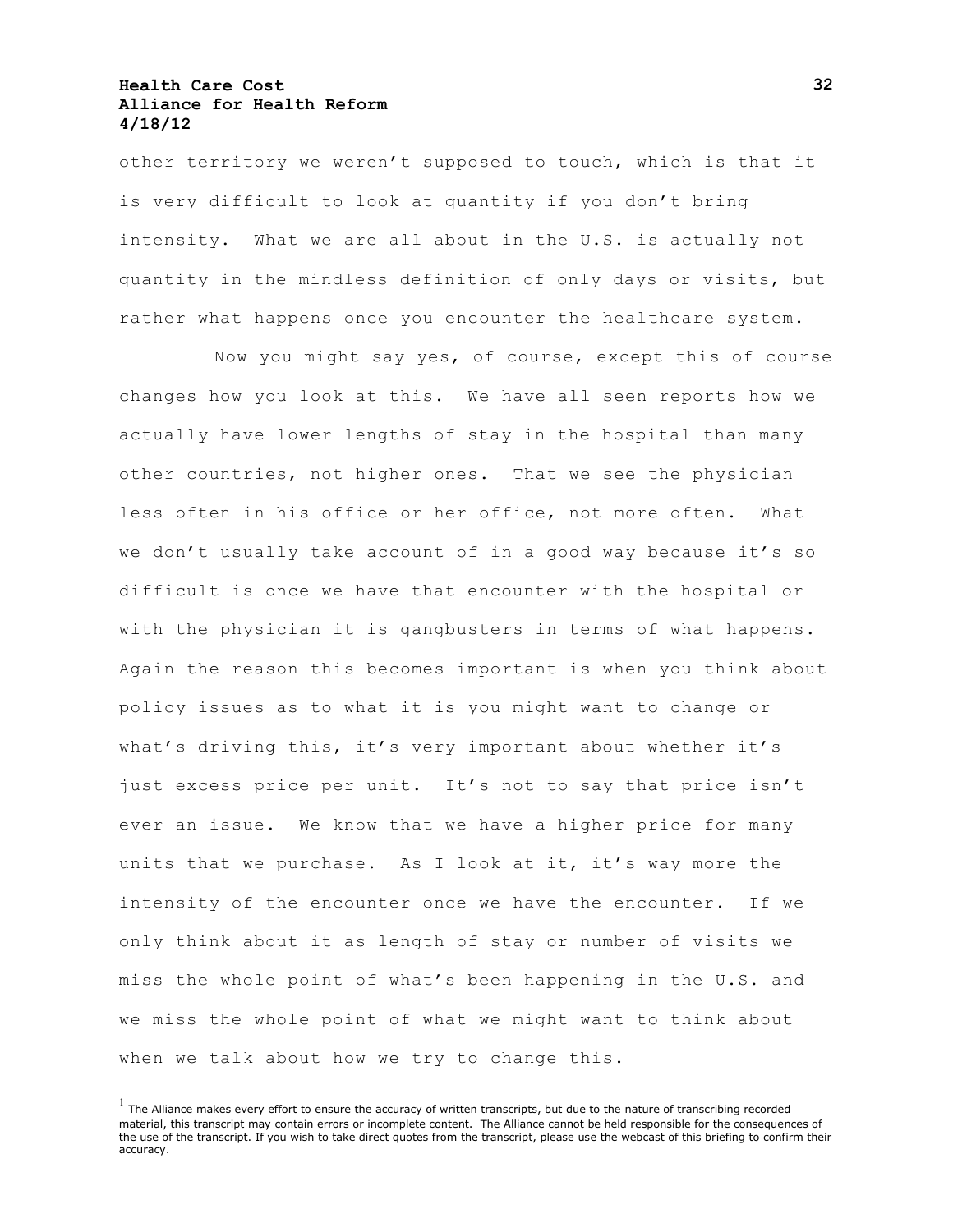other territory we weren't supposed to touch, which is that it is very difficult to look at quantity if you don't bring intensity. What we are all about in the U.S. is actually not quantity in the mindless definition of only days or visits, but rather what happens once you encounter the healthcare system.

Now you might say yes, of course, except this of course changes how you look at this. We have all seen reports how we actually have lower lengths of stay in the hospital than many other countries, not higher ones. That we see the physician less often in his office or her office, not more often. What we don't usually take account of in a good way because it's so difficult is once we have that encounter with the hospital or with the physician it is gangbusters in terms of what happens. Again the reason this becomes important is when you think about policy issues as to what it is you might want to change or what's driving this, it's very important about whether it's just excess price per unit. It's not to say that price isn't ever an issue. We know that we have a higher price for many units that we purchase. As I look at it, it's way more the intensity of the encounter once we have the encounter. If we only think about it as length of stay or number of visits we miss the whole point of what's been happening in the U.S. and we miss the whole point of what we might want to think about when we talk about how we try to change this.

[1] The Alliance makes every effort to ensure the accuracy of written transcripts, but due to the nature of transcribing recorded material, this transcript may contain errors or incomplete content. The Alliance cannot be held responsible for the consequences of the use of the transcript. If you wish to take direct quotes from the transcript, please use the webcast of this briefing to confirm their accuracy.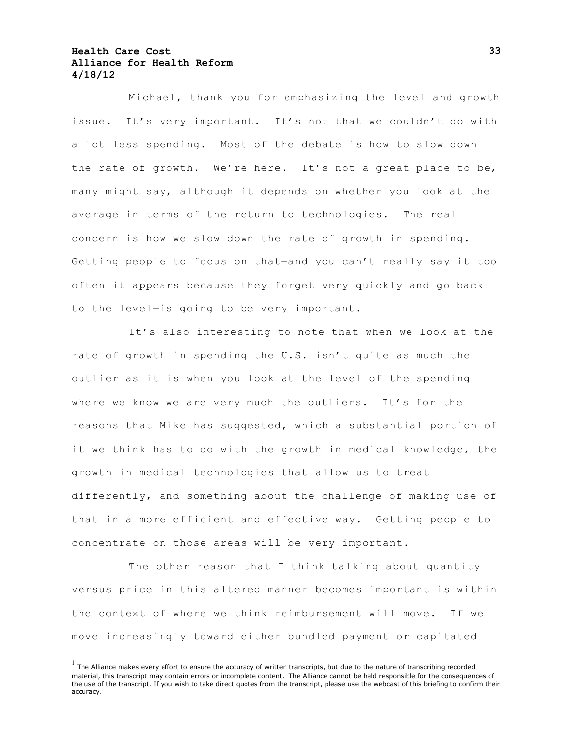Michael, thank you for emphasizing the level and growth issue. It's very important. It's not that we couldn't do with a lot less spending. Most of the debate is how to slow down the rate of growth. We're here. It's not a great place to be, many might say, although it depends on whether you look at the average in terms of the return to technologies. The real concern is how we slow down the rate of growth in spending. Getting people to focus on that—and you can't really say it too often it appears because they forget very quickly and go back to the level—is going to be very important.

It's also interesting to note that when we look at the rate of growth in spending the U.S. isn't quite as much the outlier as it is when you look at the level of the spending where we know we are very much the outliers. It's for the reasons that Mike has suggested, which a substantial portion of it we think has to do with the growth in medical knowledge, the growth in medical technologies that allow us to treat differently, and something about the challenge of making use of that in a more efficient and effective way. Getting people to concentrate on those areas will be very important.

The other reason that I think talking about quantity versus price in this altered manner becomes important is within the context of where we think reimbursement will move. If we move increasingly toward either bundled payment or capitated

[1] The Alliance makes every effort to ensure the accuracy of written transcripts, but due to the nature of transcribing recorded material, this transcript may contain errors or incomplete content. The Alliance cannot be held responsible for the consequences of the use of the transcript. If you wish to take direct quotes from the transcript, please use the webcast of this briefing to confirm their accuracy.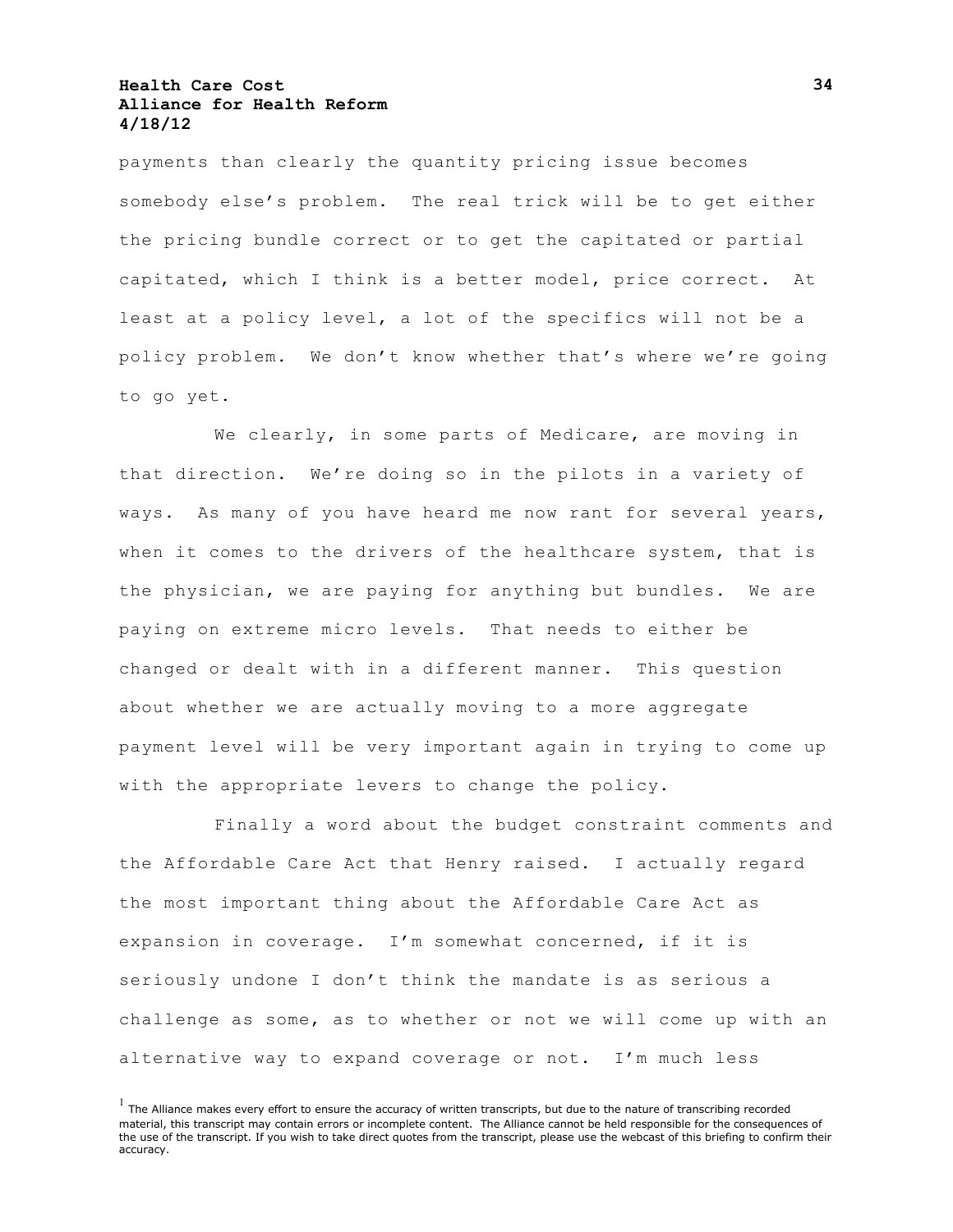payments than clearly the quantity pricing issue becomes somebody else's problem. The real trick will be to get either the pricing bundle correct or to get the capitated or partial capitated, which I think is a better model, price correct. At least at a policy level, a lot of the specifics will not be a policy problem. We don't know whether that's where we're going to go yet.

We clearly, in some parts of Medicare, are moving in that direction. We're doing so in the pilots in a variety of ways. As many of you have heard me now rant for several years, when it comes to the drivers of the healthcare system, that is the physician, we are paying for anything but bundles. We are paying on extreme micro levels. That needs to either be changed or dealt with in a different manner. This question about whether we are actually moving to a more aggregate payment level will be very important again in trying to come up with the appropriate levers to change the policy.

Finally a word about the budget constraint comments and the Affordable Care Act that Henry raised. I actually regard the most important thing about the Affordable Care Act as expansion in coverage. I'm somewhat concerned, if it is seriously undone I don't think the mandate is as serious a challenge as some, as to whether or not we will come up with an alternative way to expand coverage or not. I'm much less

[1] The Alliance makes every effort to ensure the accuracy of written transcripts, but due to the nature of transcribing recorded material, this transcript may contain errors or incomplete content. The Alliance cannot be held responsible for the consequences of the use of the transcript. If you wish to take direct quotes from the transcript, please use the webcast of this briefing to confirm their accuracy.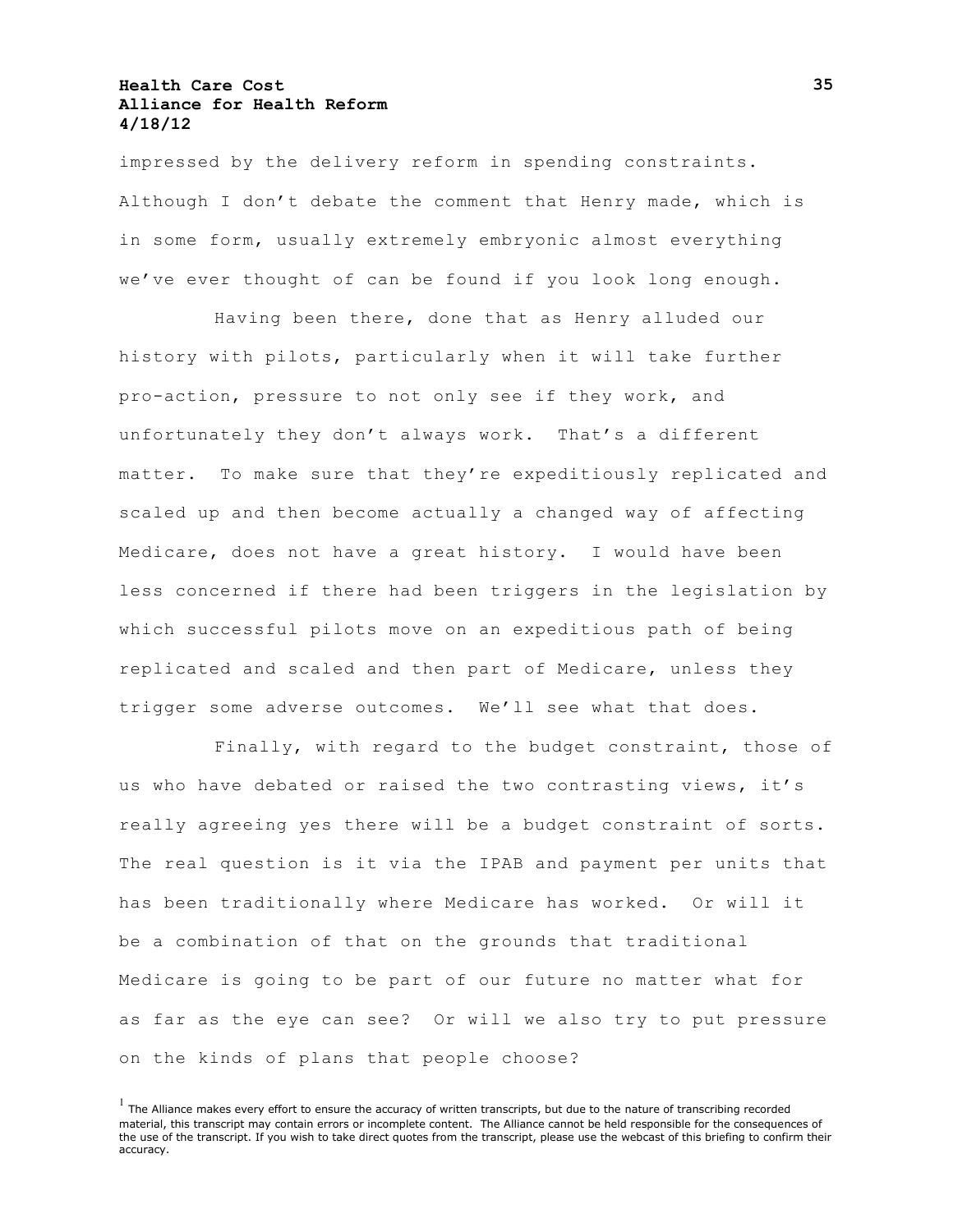impressed by the delivery reform in spending constraints. Although I don't debate the comment that Henry made, which is in some form, usually extremely embryonic almost everything we've ever thought of can be found if you look long enough.

Having been there, done that as Henry alluded our history with pilots, particularly when it will take further pro-action, pressure to not only see if they work, and unfortunately they don't always work. That's a different matter. To make sure that they're expeditiously replicated and scaled up and then become actually a changed way of affecting Medicare, does not have a great history. I would have been less concerned if there had been triggers in the legislation by which successful pilots move on an expeditious path of being replicated and scaled and then part of Medicare, unless they trigger some adverse outcomes. We'll see what that does.

Finally, with regard to the budget constraint, those of us who have debated or raised the two contrasting views, it's really agreeing yes there will be a budget constraint of sorts. The real question is it via the IPAB and payment per units that has been traditionally where Medicare has worked. Or will it be a combination of that on the grounds that traditional Medicare is going to be part of our future no matter what for as far as the eye can see? Or will we also try to put pressure on the kinds of plans that people choose?

[1] The Alliance makes every effort to ensure the accuracy of written transcripts, but due to the nature of transcribing recorded material, this transcript may contain errors or incomplete content. The Alliance cannot be held responsible for the consequences of the use of the transcript. If you wish to take direct quotes from the transcript, please use the webcast of this briefing to confirm their accuracy.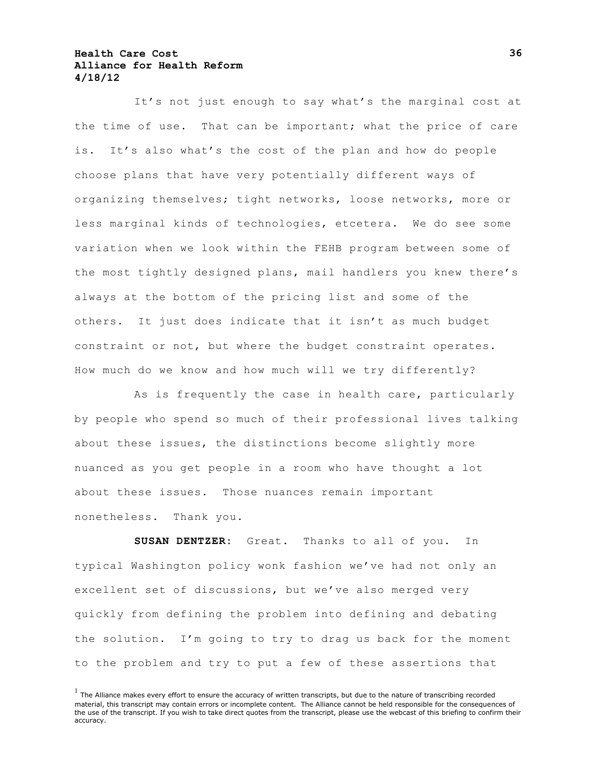It's not just enough to say what's the marginal cost at the time of use. That can be important; what the price of care is. It's also what's the cost of the plan and how do people choose plans that have very potentially different ways of organizing themselves; tight networks, loose networks, more or less marginal kinds of technologies, etcetera. We do see some variation when we look within the FEHB program between some of the most tightly designed plans, mail handlers you knew there's always at the bottom of the pricing list and some of the others. It just does indicate that it isn't as much budget constraint or not, but where the budget constraint operates. How much do we know and how much will we try differently?

As is frequently the case in health care, particularly by people who spend so much of their professional lives talking about these issues, the distinctions become slightly more nuanced as you get people in a room who have thought a lot about these issues. Those nuances remain important nonetheless. Thank you.

**SUSAN DENTZER:** Great. Thanks to all of you. In typical Washington policy wonk fashion we've had not only an excellent set of discussions, but we've also merged very quickly from defining the problem into defining and debating the solution. I'm going to try to drag us back for the moment to the problem and try to put a few of these assertions that

[1] The Alliance makes every effort to ensure the accuracy of written transcripts, but due to the nature of transcribing recorded material, this transcript may contain errors or incomplete content. The Alliance cannot be held responsible for the consequences of the use of the transcript. If you wish to take direct quotes from the transcript, please use the webcast of this briefing to confirm their accuracy.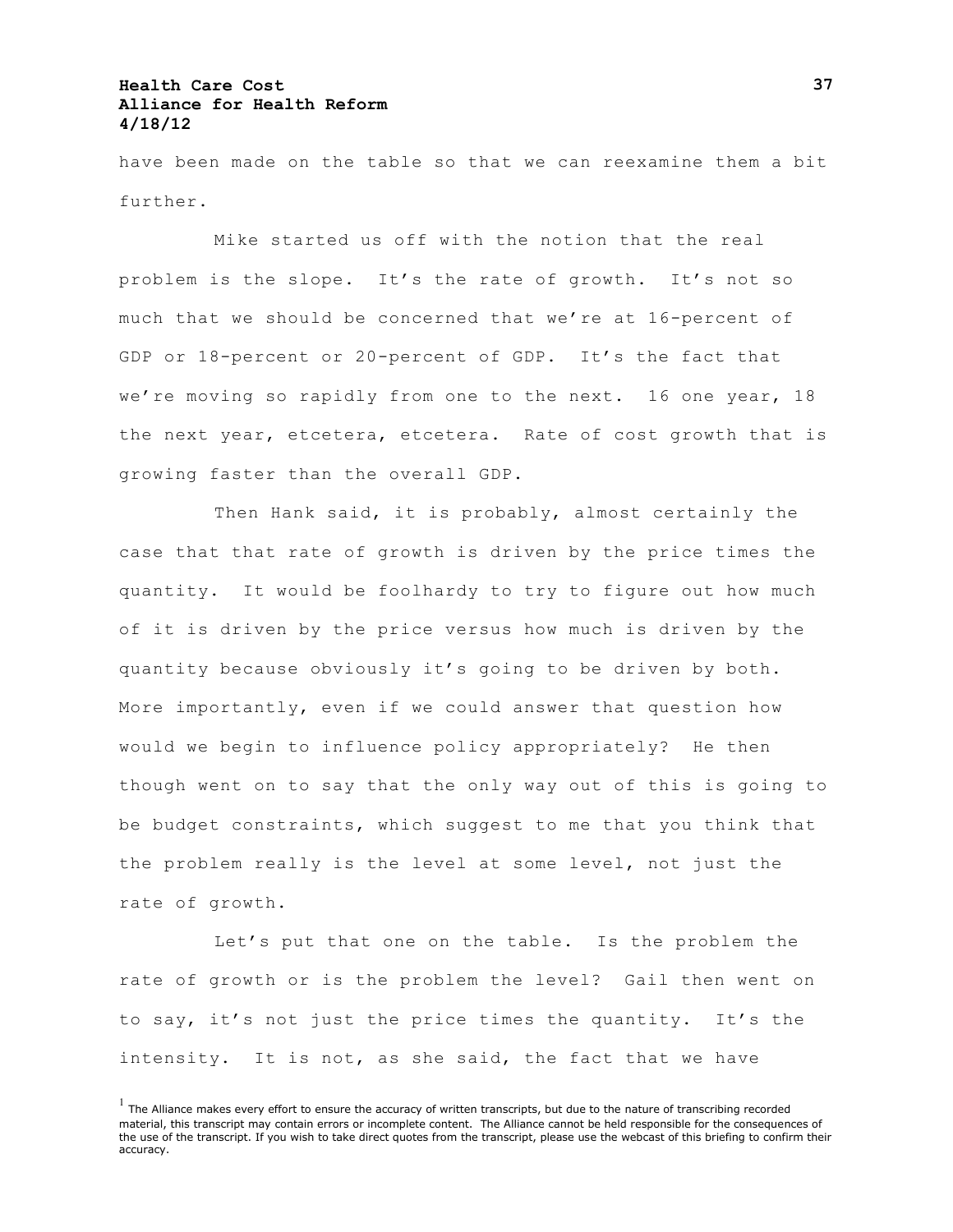have been made on the table so that we can reexamine them a bit further.

Mike started us off with the notion that the real problem is the slope. It's the rate of growth. It's not so much that we should be concerned that we're at 16-percent of GDP or 18-percent or 20-percent of GDP. It's the fact that we're moving so rapidly from one to the next. 16 one year, 18 the next year, etcetera, etcetera. Rate of cost growth that is growing faster than the overall GDP.

Then Hank said, it is probably, almost certainly the case that that rate of growth is driven by the price times the quantity. It would be foolhardy to try to figure out how much of it is driven by the price versus how much is driven by the quantity because obviously it's going to be driven by both. More importantly, even if we could answer that question how would we begin to influence policy appropriately? He then though went on to say that the only way out of this is going to be budget constraints, which suggest to me that you think that the problem really is the level at some level, not just the rate of growth.

Let's put that one on the table. Is the problem the rate of growth or is the problem the level? Gail then went on to say, it's not just the price times the quantity. It's the intensity. It is not, as she said, the fact that we have

[1] The Alliance makes every effort to ensure the accuracy of written transcripts, but due to the nature of transcribing recorded material, this transcript may contain errors or incomplete content. The Alliance cannot be held responsible for the consequences of the use of the transcript. If you wish to take direct quotes from the transcript, please use the webcast of this briefing to confirm their accuracy.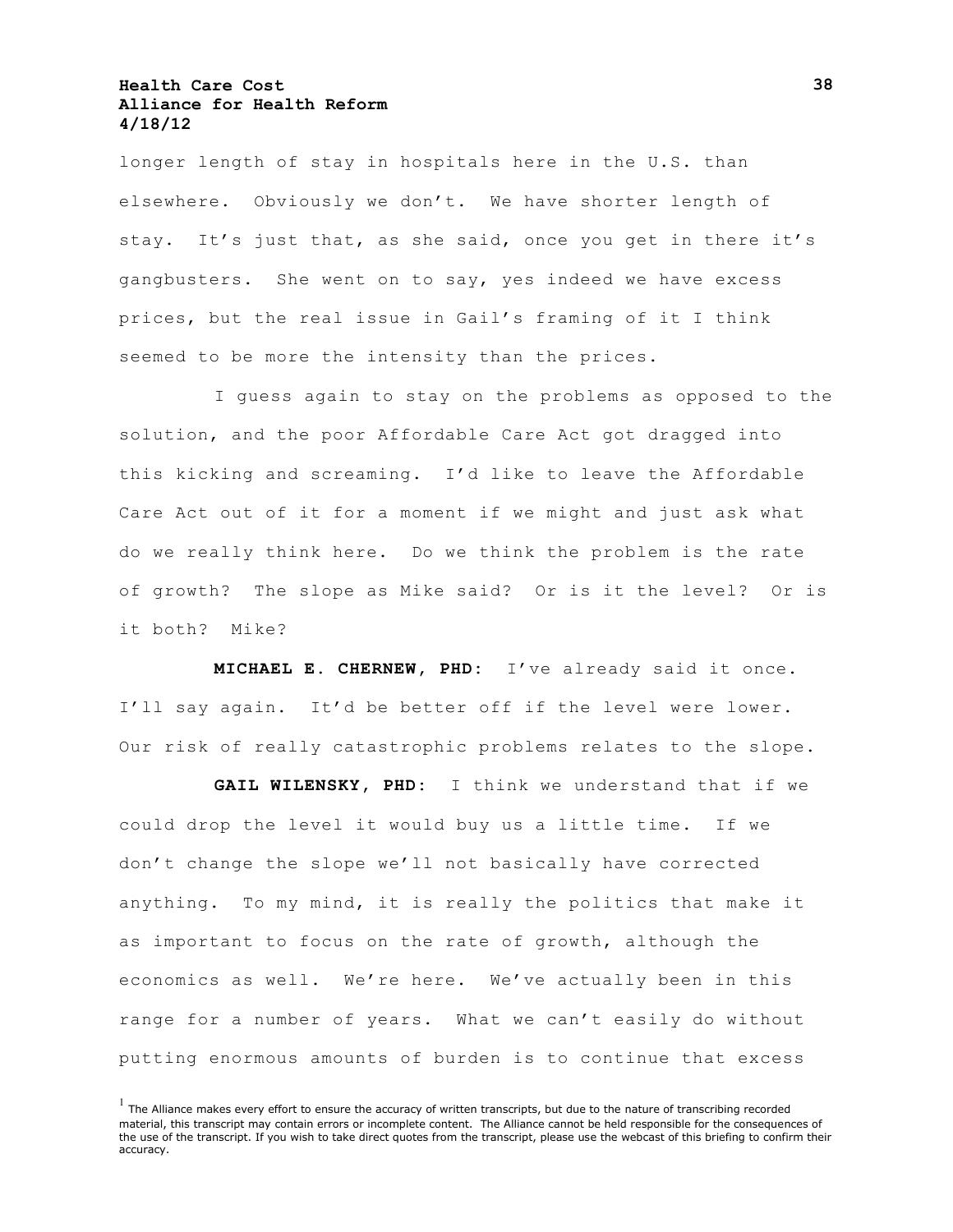longer length of stay in hospitals here in the U.S. than elsewhere. Obviously we don't. We have shorter length of stay. It's just that, as she said, once you get in there it's gangbusters. She went on to say, yes indeed we have excess prices, but the real issue in Gail's framing of it I think seemed to be more the intensity than the prices.

I guess again to stay on the problems as opposed to the solution, and the poor Affordable Care Act got dragged into this kicking and screaming. I'd like to leave the Affordable Care Act out of it for a moment if we might and just ask what do we really think here. Do we think the problem is the rate of growth? The slope as Mike said? Or is it the level? Or is it both? Mike?

**MICHAEL E. CHERNEW, PHD:** I've already said it once. I'll say again. It'd be better off if the level were lower. Our risk of really catastrophic problems relates to the slope.

**GAIL WILENSKY, PHD:** I think we understand that if we could drop the level it would buy us a little time. If we don't change the slope we'll not basically have corrected anything. To my mind, it is really the politics that make it as important to focus on the rate of growth, although the economics as well. We're here. We've actually been in this range for a number of years. What we can't easily do without putting enormous amounts of burden is to continue that excess

[1] The Alliance makes every effort to ensure the accuracy of written transcripts, but due to the nature of transcribing recorded material, this transcript may contain errors or incomplete content. The Alliance cannot be held responsible for the consequences of the use of the transcript. If you wish to take direct quotes from the transcript, please use the webcast of this briefing to confirm their accuracy.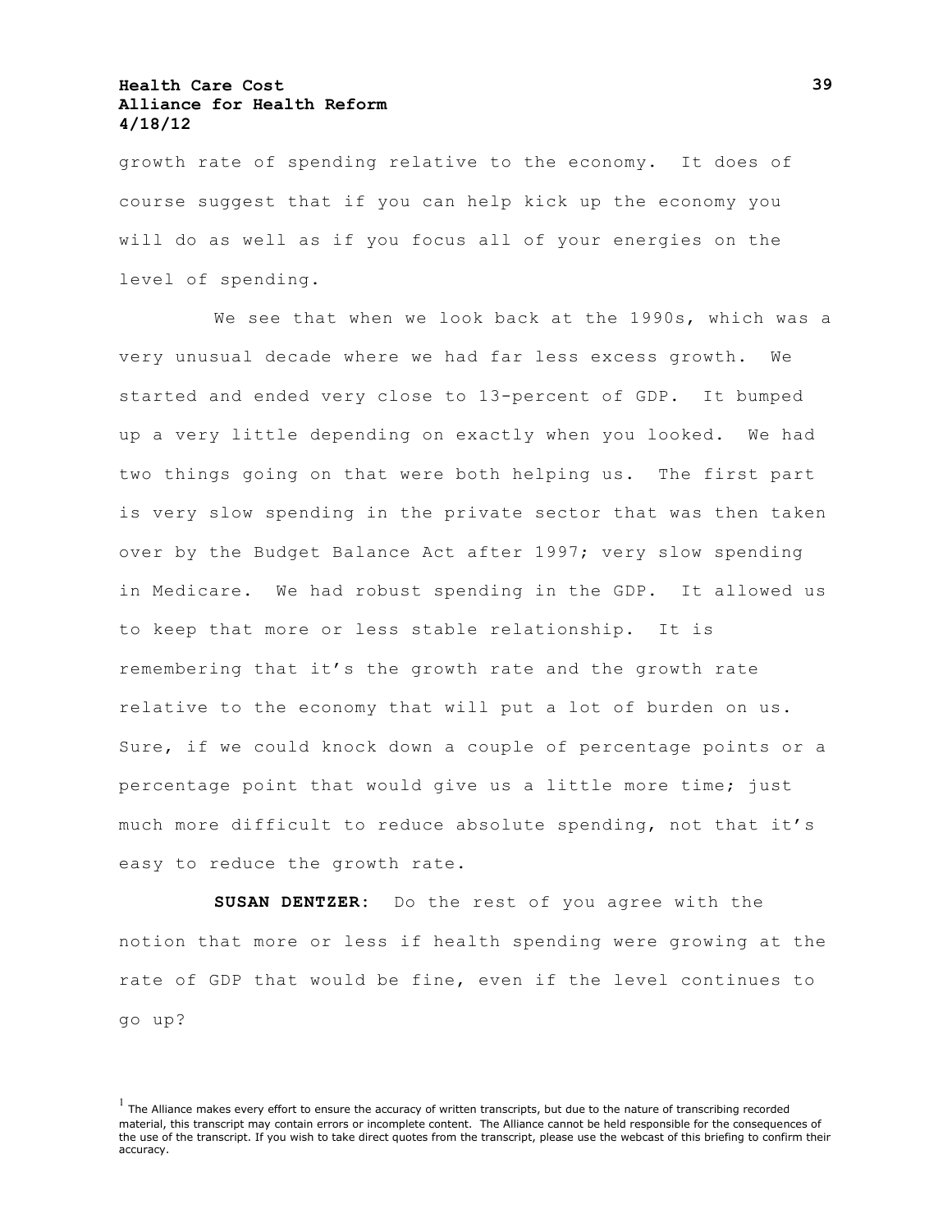growth rate of spending relative to the economy. It does of course suggest that if you can help kick up the economy you will do as well as if you focus all of your energies on the level of spending.

We see that when we look back at the 1990s, which was a very unusual decade where we had far less excess growth. We started and ended very close to 13-percent of GDP. It bumped up a very little depending on exactly when you looked. We had two things going on that were both helping us. The first part is very slow spending in the private sector that was then taken over by the Budget Balance Act after 1997; very slow spending in Medicare. We had robust spending in the GDP. It allowed us to keep that more or less stable relationship. It is remembering that it's the growth rate and the growth rate relative to the economy that will put a lot of burden on us. Sure, if we could knock down a couple of percentage points or a percentage point that would give us a little more time; just much more difficult to reduce absolute spending, not that it's easy to reduce the growth rate.

**SUSAN DENTZER:** Do the rest of you agree with the notion that more or less if health spending were growing at the rate of GDP that would be fine, even if the level continues to go up?

[1] The Alliance makes every effort to ensure the accuracy of written transcripts, but due to the nature of transcribing recorded material, this transcript may contain errors or incomplete content. The Alliance cannot be held responsible for the consequences of the use of the transcript. If you wish to take direct quotes from the transcript, please use the webcast of this briefing to confirm their accuracy.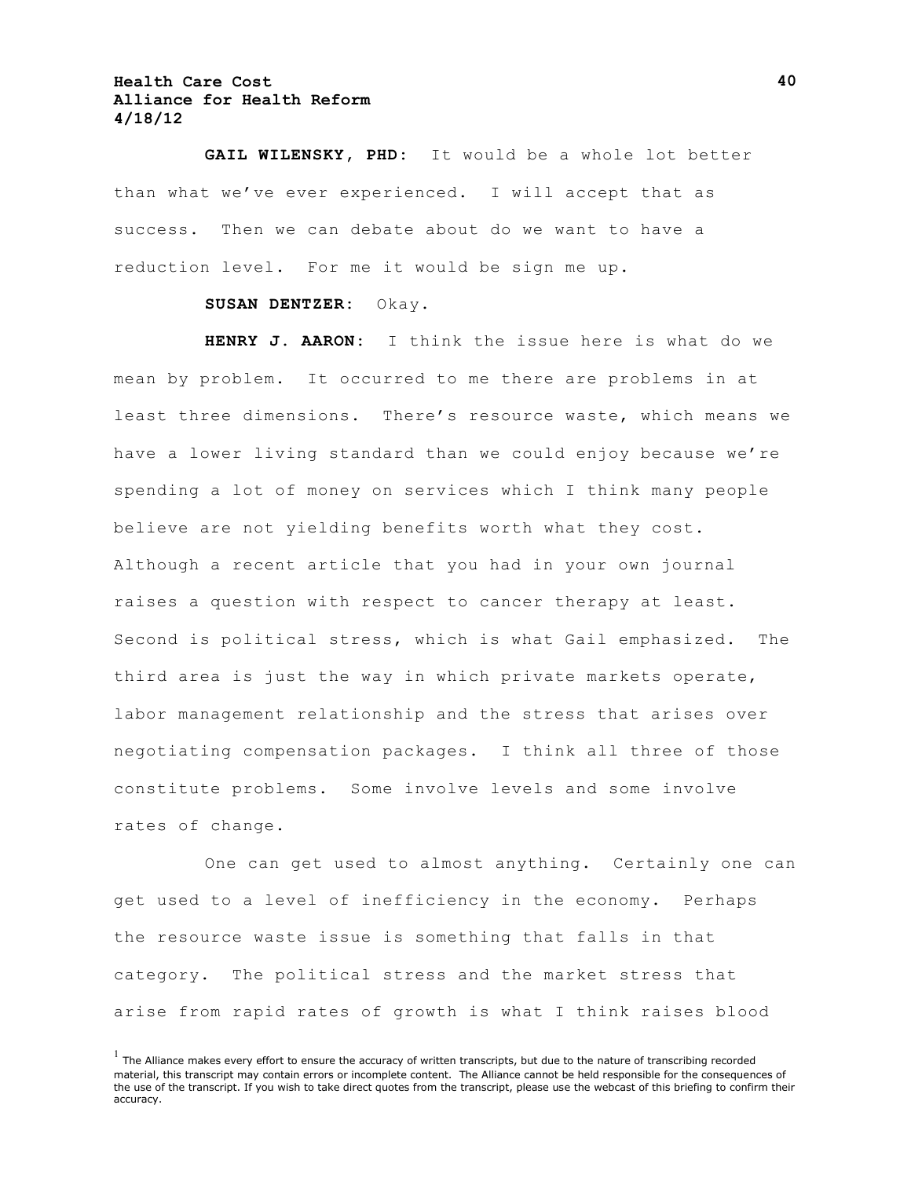**GAIL WILENSKY, PHD:** It would be a whole lot better than what we've ever experienced. I will accept that as success. Then we can debate about do we want to have a reduction level. For me it would be sign me up.

**SUSAN DENTZER:** Okay.

**HENRY J. AARON:** I think the issue here is what do we mean by problem. It occurred to me there are problems in at least three dimensions. There's resource waste, which means we have a lower living standard than we could enjoy because we're spending a lot of money on services which I think many people believe are not yielding benefits worth what they cost. Although a recent article that you had in your own journal raises a question with respect to cancer therapy at least. Second is political stress, which is what Gail emphasized. The third area is just the way in which private markets operate, labor management relationship and the stress that arises over negotiating compensation packages. I think all three of those constitute problems. Some involve levels and some involve rates of change.

One can get used to almost anything. Certainly one can get used to a level of inefficiency in the economy. Perhaps the resource waste issue is something that falls in that category. The political stress and the market stress that arise from rapid rates of growth is what I think raises blood

[1] The Alliance makes every effort to ensure the accuracy of written transcripts, but due to the nature of transcribing recorded material, this transcript may contain errors or incomplete content. The Alliance cannot be held responsible for the consequences of the use of the transcript. If you wish to take direct quotes from the transcript, please use the webcast of this briefing to confirm their accuracy.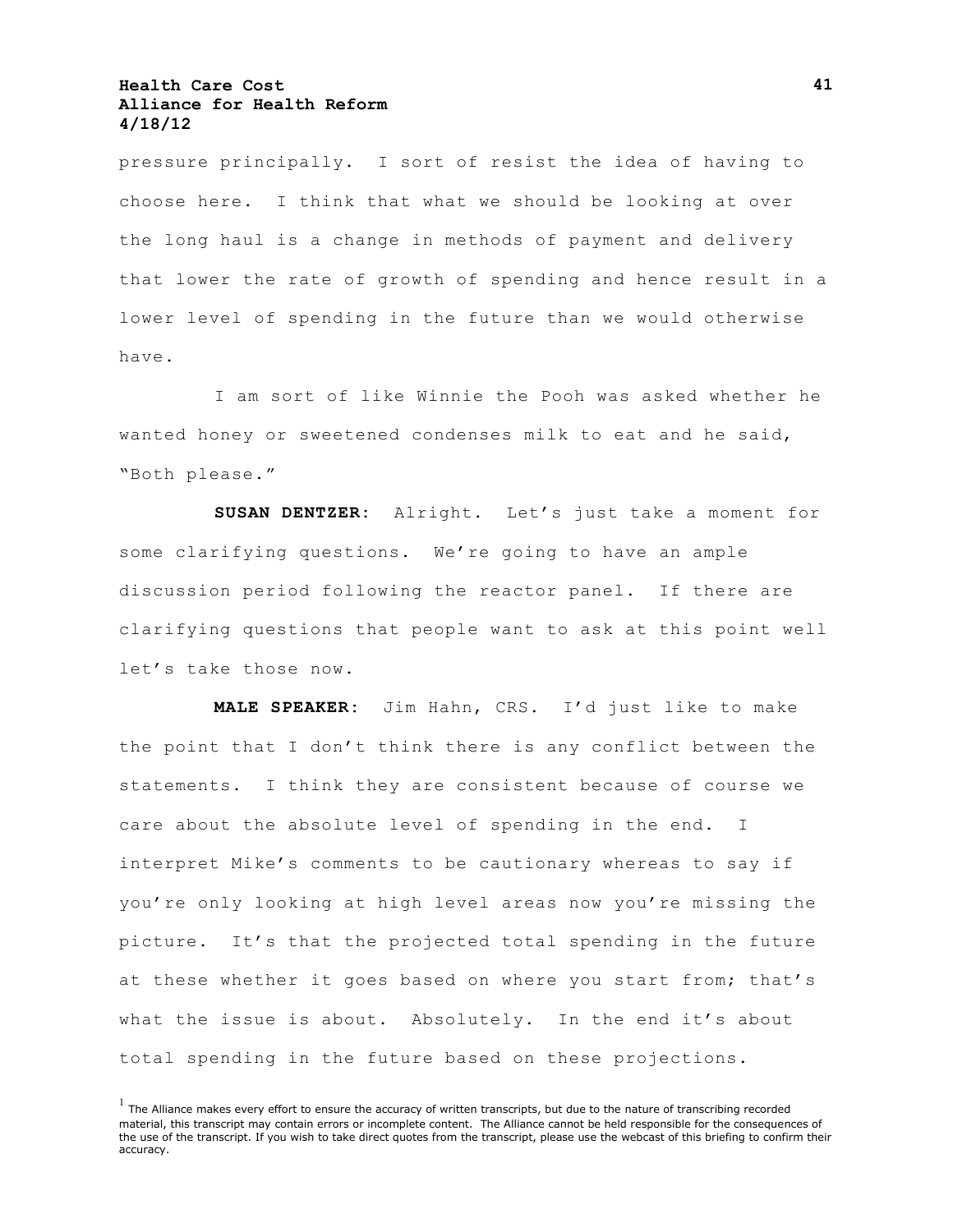pressure principally. I sort of resist the idea of having to choose here. I think that what we should be looking at over the long haul is a change in methods of payment and delivery that lower the rate of growth of spending and hence result in a lower level of spending in the future than we would otherwise have.

I am sort of like Winnie the Pooh was asked whether he wanted honey or sweetened condenses milk to eat and he said, "Both please."

**SUSAN DENTZER**: Alright. Let's just take a moment for some clarifying questions. We're going to have an ample discussion period following the reactor panel. If there are clarifying questions that people want to ask at this point well let's take those now.

**MALE SPEAKER**: Jim Hahn, CRS. I'd just like to make the point that I don't think there is any conflict between the statements. I think they are consistent because of course we care about the absolute level of spending in the end. I interpret Mike's comments to be cautionary whereas to say if you're only looking at high level areas now you're missing the picture. It's that the projected total spending in the future at these whether it goes based on where you start from; that's what the issue is about. Absolutely. In the end it's about total spending in the future based on these projections.

[1] The Alliance makes every effort to ensure the accuracy of written transcripts, but due to the nature of transcribing recorded material, this transcript may contain errors or incomplete content. The Alliance cannot be held responsible for the consequences of the use of the transcript. If you wish to take direct quotes from the transcript, please use the webcast of this briefing to confirm their accuracy.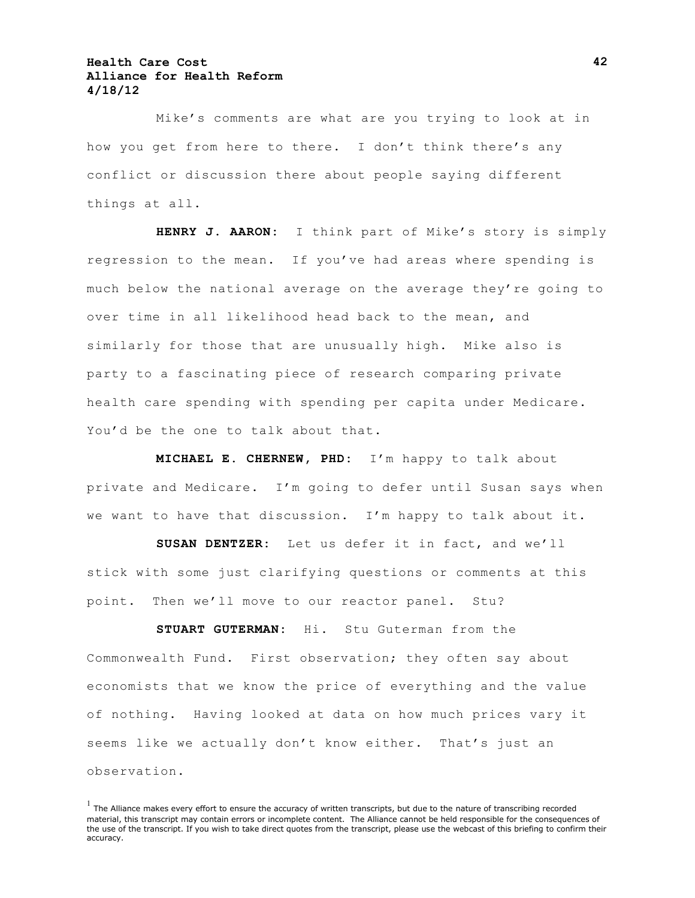Mike’s comments are what are you trying to look at in how you get from here to there. I don’t think there’s any conflict or discussion there about people saying different things at all.

**HENRY J. AARON:** I think part of Mike’s story is simply regression to the mean. If you’ve had areas where spending is much below the national average on the average they’re going to over time in all likelihood head back to the mean, and similarly for those that are unusually high. Mike also is party to a fascinating piece of research comparing private health care spending with spending per capita under Medicare. You’d be the one to talk about that.

**MICHAEL E. CHERNEW, PHD:** I’m happy to talk about private and Medicare. I’m going to defer until Susan says when we want to have that discussion. I’m happy to talk about it.

**SUSAN DENTZER:** Let us defer it in fact, and we’ll stick with some just clarifying questions or comments at this point. Then we’ll move to our reactor panel. Stu?

**STUART GUTERMAN:** Hi. Stu Guterman from the Commonwealth Fund. First observation; they often say about economists that we know the price of everything and the value of nothing. Having looked at data on how much prices vary it seems like we actually don’t know either. That’s just an observation.

[1] The Alliance makes every effort to ensure the accuracy of written transcripts, but due to the nature of transcribing recorded material, this transcript may contain errors or incomplete content. The Alliance cannot be held responsible for the consequences of the use of the transcript. If you wish to take direct quotes from the transcript, please use the webcast of this briefing to confirm their accuracy.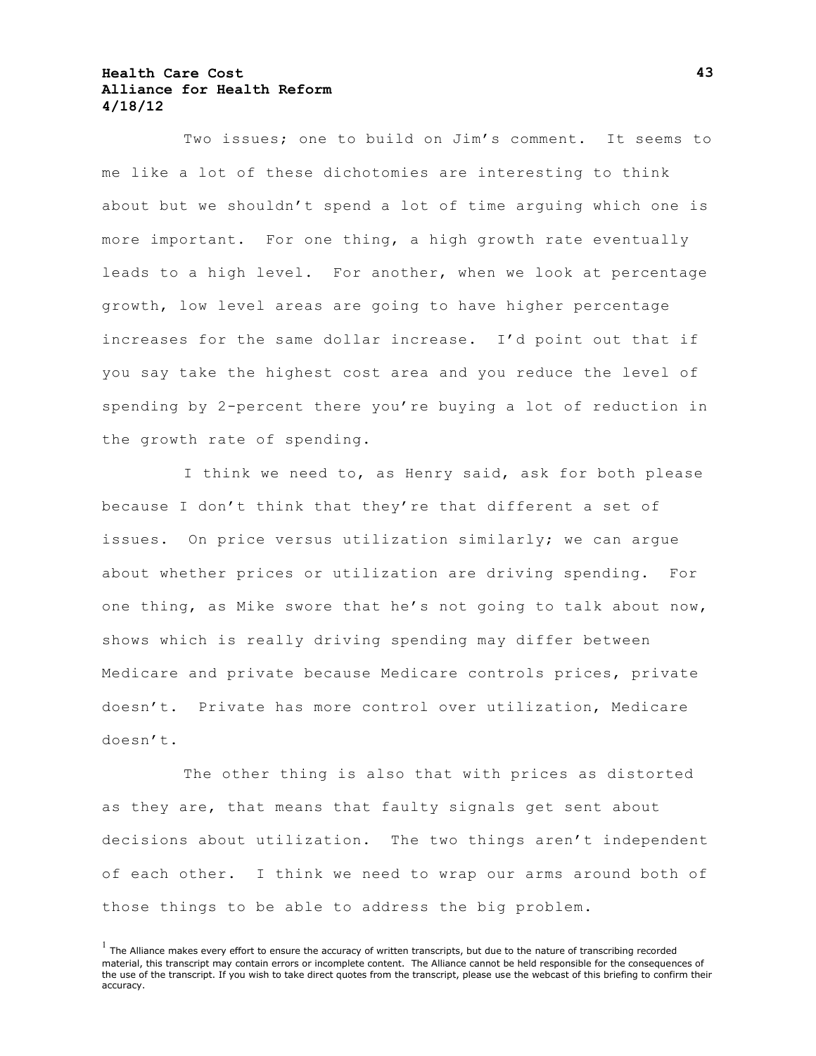Two issues; one to build on Jim's comment. It seems to me like a lot of these dichotomies are interesting to think about but we shouldn't spend a lot of time arguing which one is more important. For one thing, a high growth rate eventually leads to a high level. For another, when we look at percentage growth, low level areas are going to have higher percentage increases for the same dollar increase. I'd point out that if you say take the highest cost area and you reduce the level of spending by 2-percent there you're buying a lot of reduction in the growth rate of spending.

I think we need to, as Henry said, ask for both please because I don't think that they're that different a set of issues. On price versus utilization similarly; we can argue about whether prices or utilization are driving spending. For one thing, as Mike swore that he's not going to talk about now, shows which is really driving spending may differ between Medicare and private because Medicare controls prices, private doesn't. Private has more control over utilization, Medicare doesn't.

The other thing is also that with prices as distorted as they are, that means that faulty signals get sent about decisions about utilization. The two things aren't independent of each other. I think we need to wrap our arms around both of those things to be able to address the big problem.

[1] The Alliance makes every effort to ensure the accuracy of written transcripts, but due to the nature of transcribing recorded material, this transcript may contain errors or incomplete content. The Alliance cannot be held responsible for the consequences of the use of the transcript. If you wish to take direct quotes from the transcript, please use the webcast of this briefing to confirm their accuracy.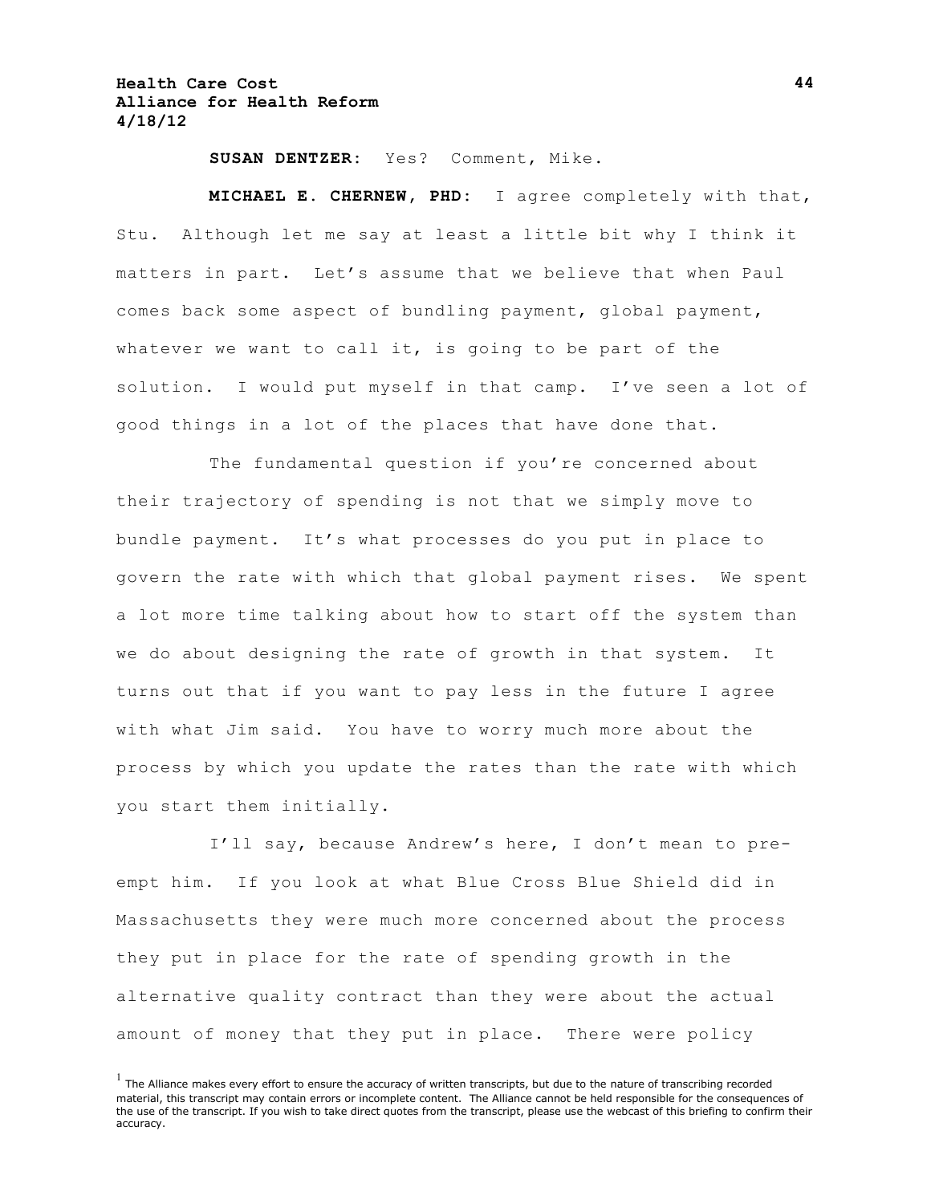**SUSAN DENTZER:** Yes? Comment, Mike.

**MICHAEL E. CHERNEW, PHD:** I agree completely with that, Stu. Although let me say at least a little bit why I think it matters in part. Let's assume that we believe that when Paul comes back some aspect of bundling payment, global payment, whatever we want to call it, is going to be part of the solution. I would put myself in that camp. I've seen a lot of good things in a lot of the places that have done that.

The fundamental question if you're concerned about their trajectory of spending is not that we simply move to bundle payment. It's what processes do you put in place to govern the rate with which that global payment rises. We spent a lot more time talking about how to start off the system than we do about designing the rate of growth in that system. It turns out that if you want to pay less in the future I agree with what Jim said. You have to worry much more about the process by which you update the rates than the rate with which you start them initially.

I'll say, because Andrew's here, I don't mean to pre-empt him. If you look at what Blue Cross Blue Shield did in Massachusetts they were much more concerned about the process they put in place for the rate of spending growth in the alternative quality contract than they were about the actual amount of money that they put in place. There were policy

[1] The Alliance makes every effort to ensure the accuracy of written transcripts, but due to the nature of transcribing recorded material, this transcript may contain errors or incomplete content. The Alliance cannot be held responsible for the consequences of the use of the transcript. If you wish to take direct quotes from the transcript, please use the webcast of this briefing to confirm their accuracy.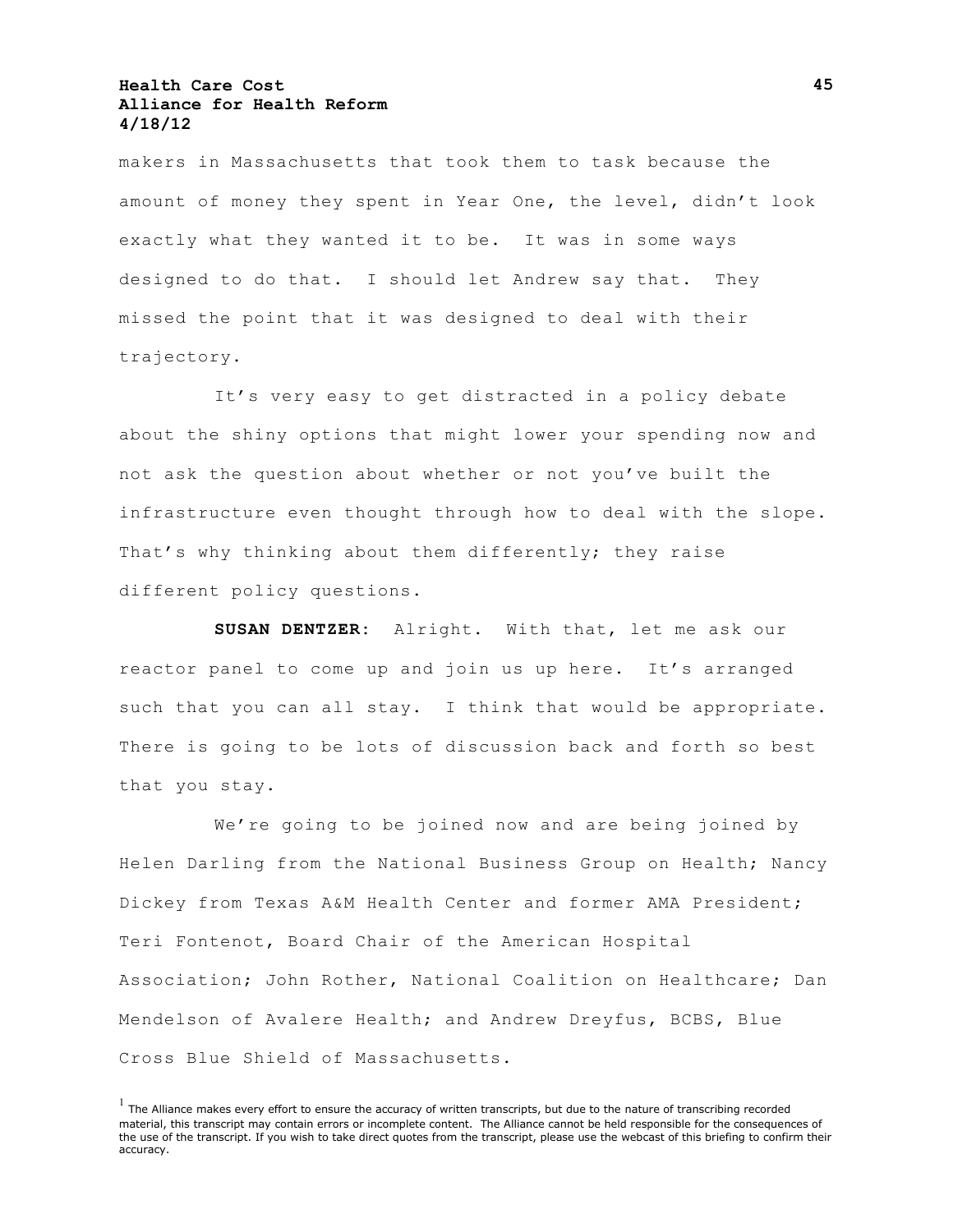makers in Massachusetts that took them to task because the amount of money they spent in Year One, the level, didn't look exactly what they wanted it to be. It was in some ways designed to do that. I should let Andrew say that. They missed the point that it was designed to deal with their trajectory.

It's very easy to get distracted in a policy debate about the shiny options that might lower your spending now and not ask the question about whether or not you've built the infrastructure even thought through how to deal with the slope. That's why thinking about them differently; they raise different policy questions.

**SUSAN DENTZER**: Alright. With that, let me ask our reactor panel to come up and join us up here. It's arranged such that you can all stay. I think that would be appropriate. There is going to be lots of discussion back and forth so best that you stay.

We're going to be joined now and are being joined by Helen Darling from the National Business Group on Health; Nancy Dickey from Texas A&M Health Center and former AMA President; Teri Fontenot, Board Chair of the American Hospital Association; John Rother, National Coalition on Healthcare; Dan Mendelson of Avalere Health; and Andrew Dreyfus, BCBS, Blue Cross Blue Shield of Massachusetts.

[1] The Alliance makes every effort to ensure the accuracy of written transcripts, but due to the nature of transcribing recorded material, this transcript may contain errors or incomplete content. The Alliance cannot be held responsible for the consequences of the use of the transcript. If you wish to take direct quotes from the transcript, please use the webcast of this briefing to confirm their accuracy.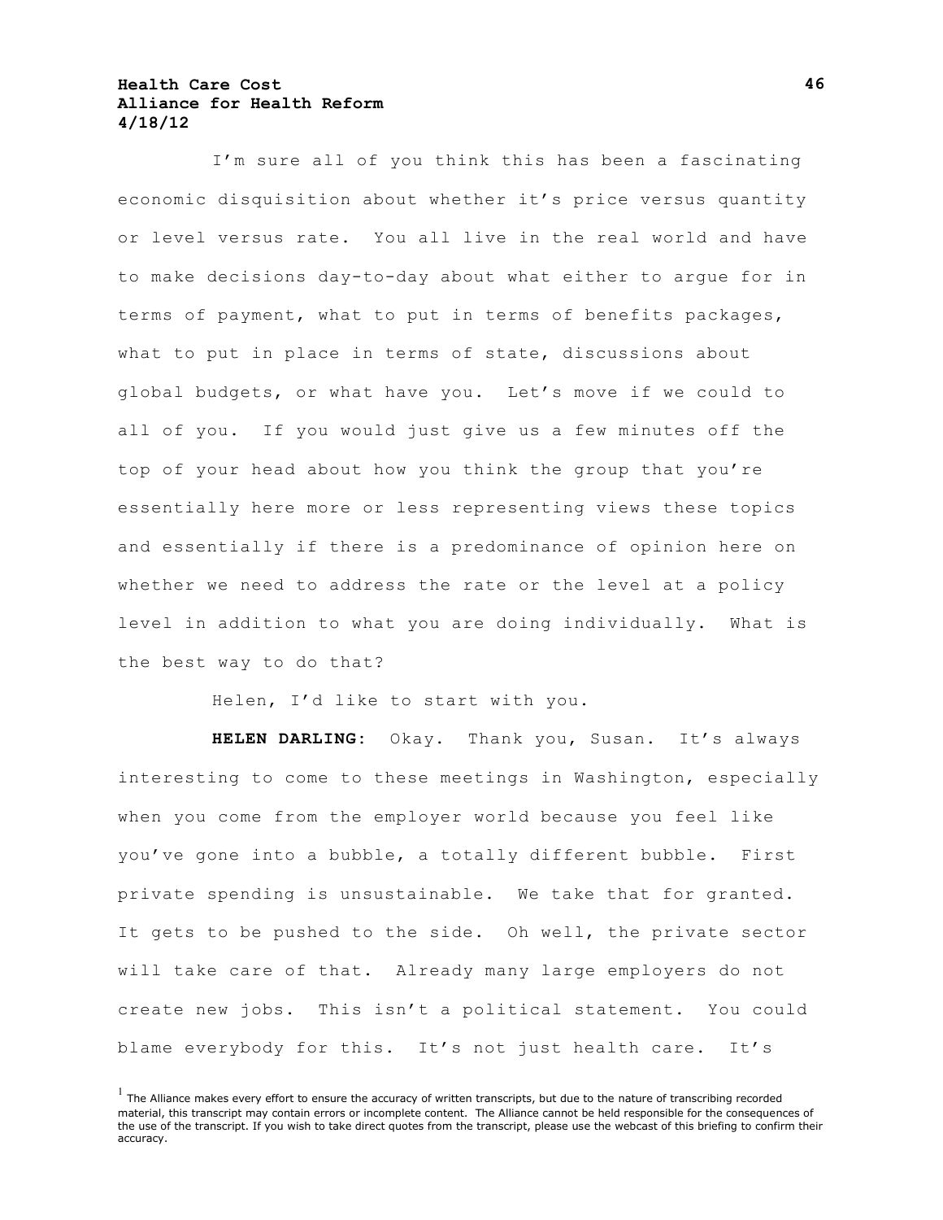I'm sure all of you think this has been a fascinating economic disquisition about whether it's price versus quantity or level versus rate. You all live in the real world and have to make decisions day-to-day about what either to argue for in terms of payment, what to put in terms of benefits packages, what to put in place in terms of state, discussions about global budgets, or what have you. Let's move if we could to all of you. If you would just give us a few minutes off the top of your head about how you think the group that you're essentially here more or less representing views these topics and essentially if there is a predominance of opinion here on whether we need to address the rate or the level at a policy level in addition to what you are doing individually. What is the best way to do that?

Helen, I'd like to start with you.

**HELEN DARLING**: Okay. Thank you, Susan. It's always interesting to come to these meetings in Washington, especially when you come from the employer world because you feel like you've gone into a bubble, a totally different bubble. First private spending is unsustainable. We take that for granted. It gets to be pushed to the side. Oh well, the private sector will take care of that. Already many large employers do not create new jobs. This isn't a political statement. You could blame everybody for this. It's not just health care. It's

[1] The Alliance makes every effort to ensure the accuracy of written transcripts, but due to the nature of transcribing recorded material, this transcript may contain errors or incomplete content. The Alliance cannot be held responsible for the consequences of the use of the transcript. If you wish to take direct quotes from the transcript, please use the webcast of this briefing to confirm their accuracy.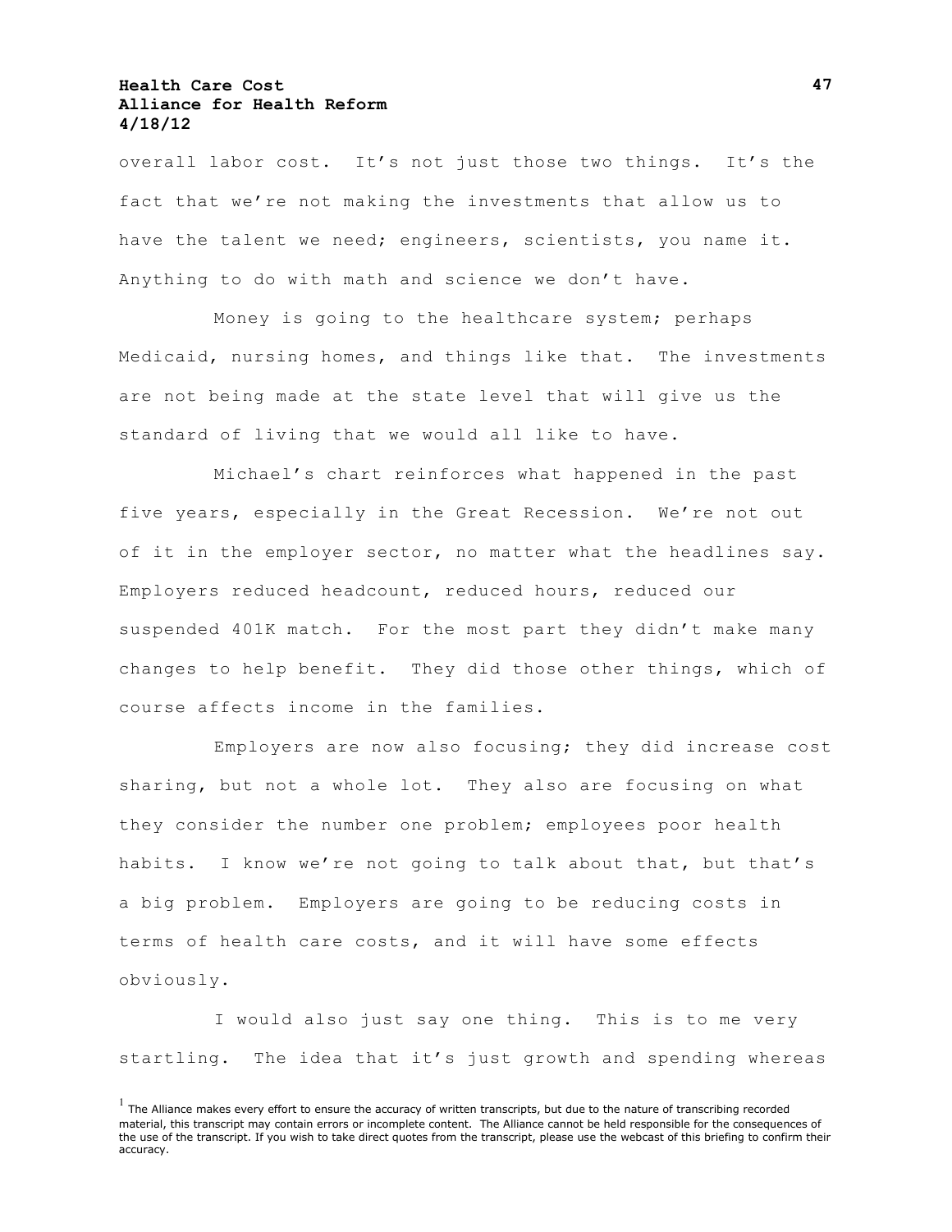overall labor cost. It's not just those two things. It's the fact that we're not making the investments that allow us to have the talent we need; engineers, scientists, you name it. Anything to do with math and science we don't have.

Money is going to the healthcare system; perhaps Medicaid, nursing homes, and things like that. The investments are not being made at the state level that will give us the standard of living that we would all like to have.

Michael's chart reinforces what happened in the past five years, especially in the Great Recession. We're not out of it in the employer sector, no matter what the headlines say. Employers reduced headcount, reduced hours, reduced our suspended 401K match. For the most part they didn't make many changes to help benefit. They did those other things, which of course affects income in the families.

Employers are now also focusing; they did increase cost sharing, but not a whole lot. They also are focusing on what they consider the number one problem; employees poor health habits. I know we're not going to talk about that, but that's a big problem. Employers are going to be reducing costs in terms of health care costs, and it will have some effects obviously.

I would also just say one thing. This is to me very startling. The idea that it's just growth and spending whereas

[1] The Alliance makes every effort to ensure the accuracy of written transcripts, but due to the nature of transcribing recorded material, this transcript may contain errors or incomplete content. The Alliance cannot be held responsible for the consequences of the use of the transcript. If you wish to take direct quotes from the transcript, please use the webcast of this briefing to confirm their accuracy.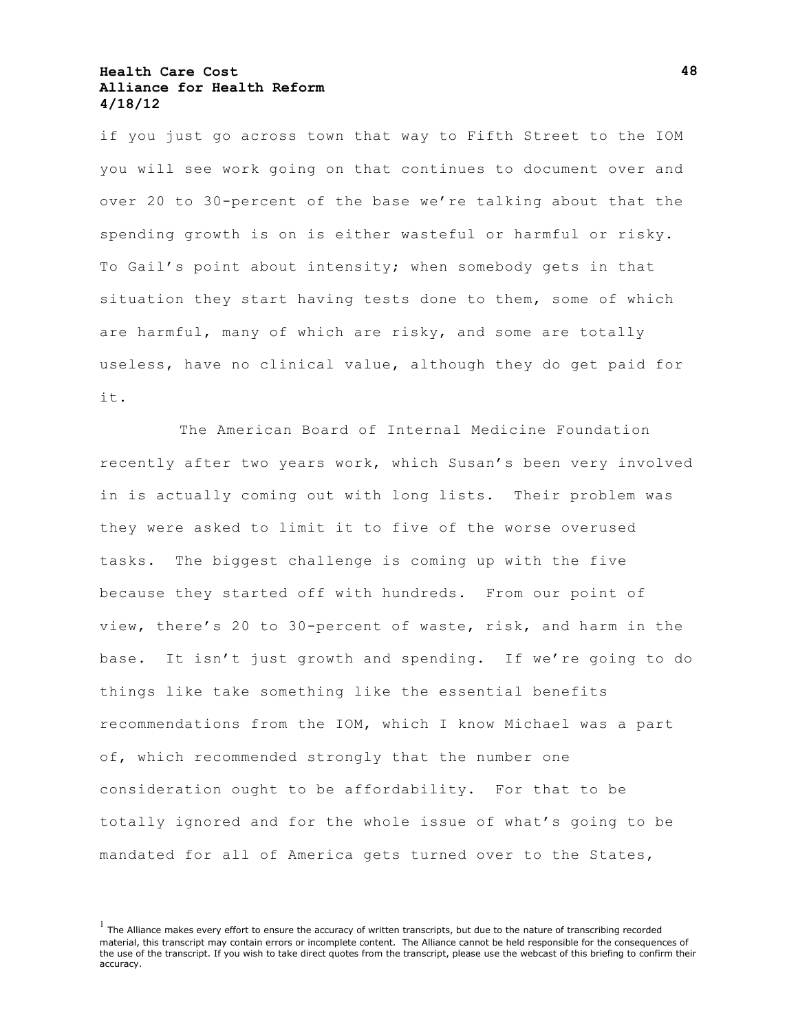if you just go across town that way to Fifth Street to the IOM you will see work going on that continues to document over and over 20 to 30-percent of the base we're talking about that the spending growth is on is either wasteful or harmful or risky. To Gail's point about intensity; when somebody gets in that situation they start having tests done to them, some of which are harmful, many of which are risky, and some are totally useless, have no clinical value, although they do get paid for it.

The American Board of Internal Medicine Foundation recently after two years work, which Susan's been very involved in is actually coming out with long lists. Their problem was they were asked to limit it to five of the worse overused tasks. The biggest challenge is coming up with the five because they started off with hundreds. From our point of view, there's 20 to 30-percent of waste, risk, and harm in the base. It isn't just growth and spending. If we're going to do things like take something like the essential benefits recommendations from the IOM, which I know Michael was a part of, which recommended strongly that the number one consideration ought to be affordability. For that to be totally ignored and for the whole issue of what's going to be mandated for all of America gets turned over to the States,

[1] The Alliance makes every effort to ensure the accuracy of written transcripts, but due to the nature of transcribing recorded material, this transcript may contain errors or incomplete content. The Alliance cannot be held responsible for the consequences of the use of the transcript. If you wish to take direct quotes from the transcript, please use the webcast of this briefing to confirm their accuracy.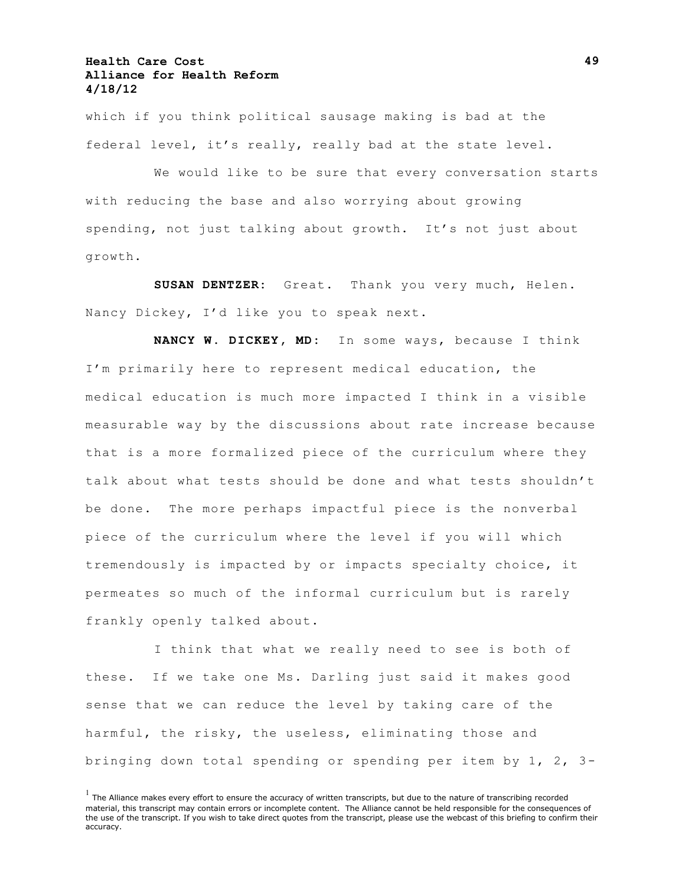which if you think political sausage making is bad at the federal level, it's really, really bad at the state level.

We would like to be sure that every conversation starts with reducing the base and also worrying about growing spending, not just talking about growth. It's not just about growth.

**SUSAN DENTZER:** Great. Thank you very much, Helen. Nancy Dickey, I'd like you to speak next.

**NANCY W. DICKEY, MD:** In some ways, because I think I'm primarily here to represent medical education, the medical education is much more impacted I think in a visible measurable way by the discussions about rate increase because that is a more formalized piece of the curriculum where they talk about what tests should be done and what tests shouldn't be done. The more perhaps impactful piece is the nonverbal piece of the curriculum where the level if you will which tremendously is impacted by or impacts specialty choice, it permeates so much of the informal curriculum but is rarely frankly openly talked about.

I think that what we really need to see is both of these. If we take one Ms. Darling just said it makes good sense that we can reduce the level by taking care of the harmful, the risky, the useless, eliminating those and bringing down total spending or spending per item by 1, 2, 3-

[1] The Alliance makes every effort to ensure the accuracy of written transcripts, but due to the nature of transcribing recorded material, this transcript may contain errors or incomplete content. The Alliance cannot be held responsible for the consequences of the use of the transcript. If you wish to take direct quotes from the transcript, please use the webcast of this briefing to confirm their accuracy.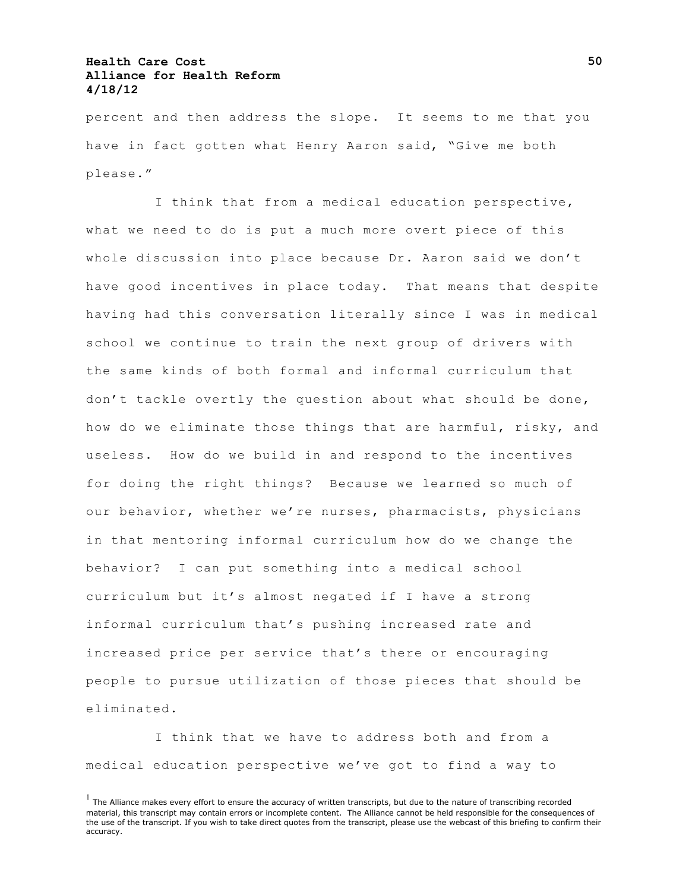percent and then address the slope. It seems to me that you have in fact gotten what Henry Aaron said, "Give me both please."

I think that from a medical education perspective, what we need to do is put a much more overt piece of this whole discussion into place because Dr. Aaron said we don't have good incentives in place today. That means that despite having had this conversation literally since I was in medical school we continue to train the next group of drivers with the same kinds of both formal and informal curriculum that don't tackle overtly the question about what should be done, how do we eliminate those things that are harmful, risky, and useless. How do we build in and respond to the incentives for doing the right things? Because we learned so much of our behavior, whether we're nurses, pharmacists, physicians in that mentoring informal curriculum how do we change the behavior? I can put something into a medical school curriculum but it's almost negated if I have a strong informal curriculum that's pushing increased rate and increased price per service that's there or encouraging people to pursue utilization of those pieces that should be eliminated.

I think that we have to address both and from a medical education perspective we've got to find a way to

[1] The Alliance makes every effort to ensure the accuracy of written transcripts, but due to the nature of transcribing recorded material, this transcript may contain errors or incomplete content. The Alliance cannot be held responsible for the consequences of the use of the transcript. If you wish to take direct quotes from the transcript, please use the webcast of this briefing to confirm their accuracy.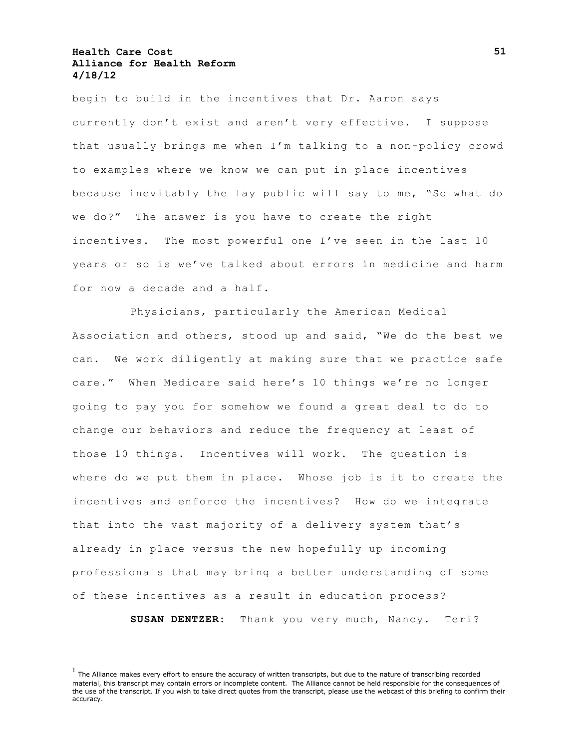begin to build in the incentives that Dr. Aaron says currently don't exist and aren't very effective. I suppose that usually brings me when I'm talking to a non-policy crowd to examples where we know we can put in place incentives because inevitably the lay public will say to me, "So what do we do?" The answer is you have to create the right incentives. The most powerful one I've seen in the last 10 years or so is we've talked about errors in medicine and harm for now a decade and a half.

Physicians, particularly the American Medical Association and others, stood up and said, "We do the best we can. We work diligently at making sure that we practice safe care." When Medicare said here's 10 things we're no longer going to pay you for somehow we found a great deal to do to change our behaviors and reduce the frequency at least of those 10 things. Incentives will work. The question is where do we put them in place. Whose job is it to create the incentives and enforce the incentives? How do we integrate that into the vast majority of a delivery system that's already in place versus the new hopefully up incoming professionals that may bring a better understanding of some of these incentives as a result in education process?

**SUSAN DENTZER**: Thank you very much, Nancy. Teri?

[1] The Alliance makes every effort to ensure the accuracy of written transcripts, but due to the nature of transcribing recorded material, this transcript may contain errors or incomplete content. The Alliance cannot be held responsible for the consequences of the use of the transcript. If you wish to take direct quotes from the transcript, please use the webcast of this briefing to confirm their accuracy.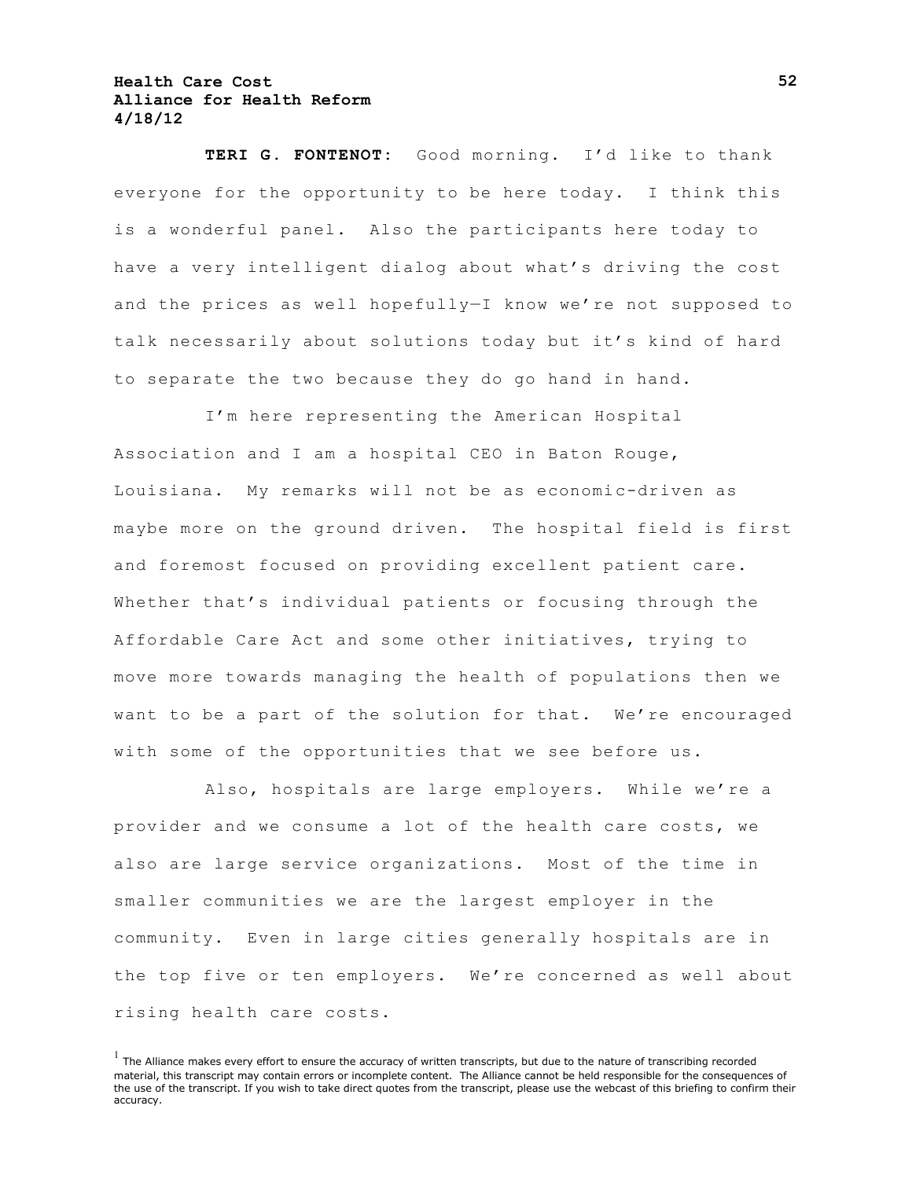**TERI G. FONTENOT:** Good morning. I'd like to thank everyone for the opportunity to be here today. I think this is a wonderful panel. Also the participants here today to have a very intelligent dialog about what's driving the cost and the prices as well hopefully—I know we're not supposed to talk necessarily about solutions today but it's kind of hard to separate the two because they do go hand in hand.

I'm here representing the American Hospital Association and I am a hospital CEO in Baton Rouge, Louisiana. My remarks will not be as economic-driven as maybe more on the ground driven. The hospital field is first and foremost focused on providing excellent patient care. Whether that's individual patients or focusing through the Affordable Care Act and some other initiatives, trying to move more towards managing the health of populations then we want to be a part of the solution for that. We're encouraged with some of the opportunities that we see before us.

Also, hospitals are large employers. While we're a provider and we consume a lot of the health care costs, we also are large service organizations. Most of the time in smaller communities we are the largest employer in the community. Even in large cities generally hospitals are in the top five or ten employers. We're concerned as well about rising health care costs.

[1] The Alliance makes every effort to ensure the accuracy of written transcripts, but due to the nature of transcribing recorded material, this transcript may contain errors or incomplete content. The Alliance cannot be held responsible for the consequences of the use of the transcript. If you wish to take direct quotes from the transcript, please use the webcast of this briefing to confirm their accuracy.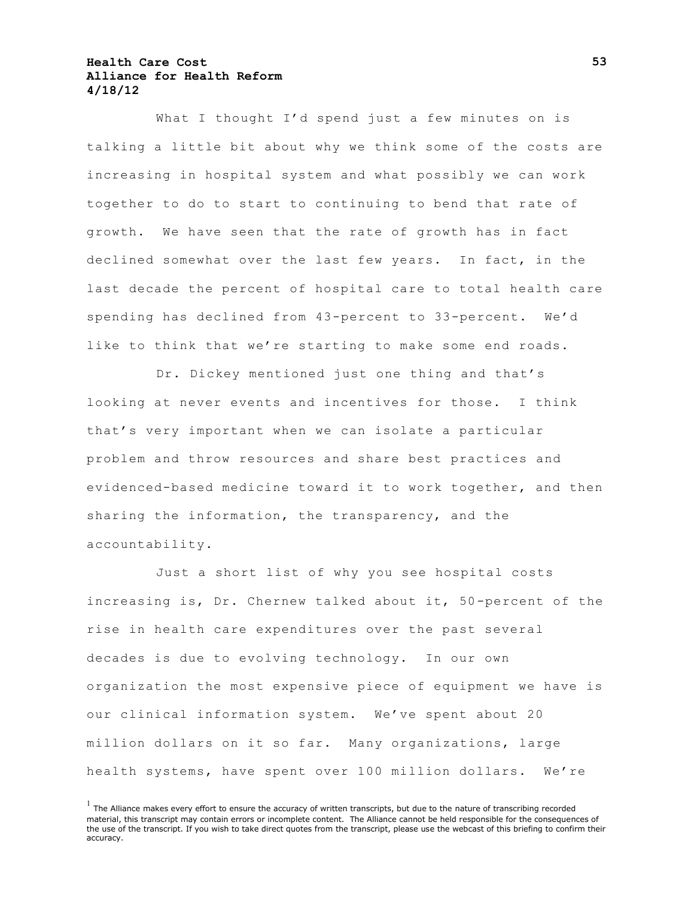What I thought I'd spend just a few minutes on is talking a little bit about why we think some of the costs are increasing in hospital system and what possibly we can work together to do to start to continuing to bend that rate of growth. We have seen that the rate of growth has in fact declined somewhat over the last few years. In fact, in the last decade the percent of hospital care to total health care spending has declined from 43-percent to 33-percent. We'd like to think that we're starting to make some end roads.

Dr. Dickey mentioned just one thing and that's looking at never events and incentives for those. I think that's very important when we can isolate a particular problem and throw resources and share best practices and evidenced-based medicine toward it to work together, and then sharing the information, the transparency, and the accountability.

Just a short list of why you see hospital costs increasing is, Dr. Chernew talked about it, 50-percent of the rise in health care expenditures over the past several decades is due to evolving technology. In our own organization the most expensive piece of equipment we have is our clinical information system. We've spent about 20 million dollars on it so far. Many organizations, large health systems, have spent over 100 million dollars. We're

[1] The Alliance makes every effort to ensure the accuracy of written transcripts, but due to the nature of transcribing recorded material, this transcript may contain errors or incomplete content. The Alliance cannot be held responsible for the consequences of the use of the transcript. If you wish to take direct quotes from the transcript, please use the webcast of this briefing to confirm their accuracy.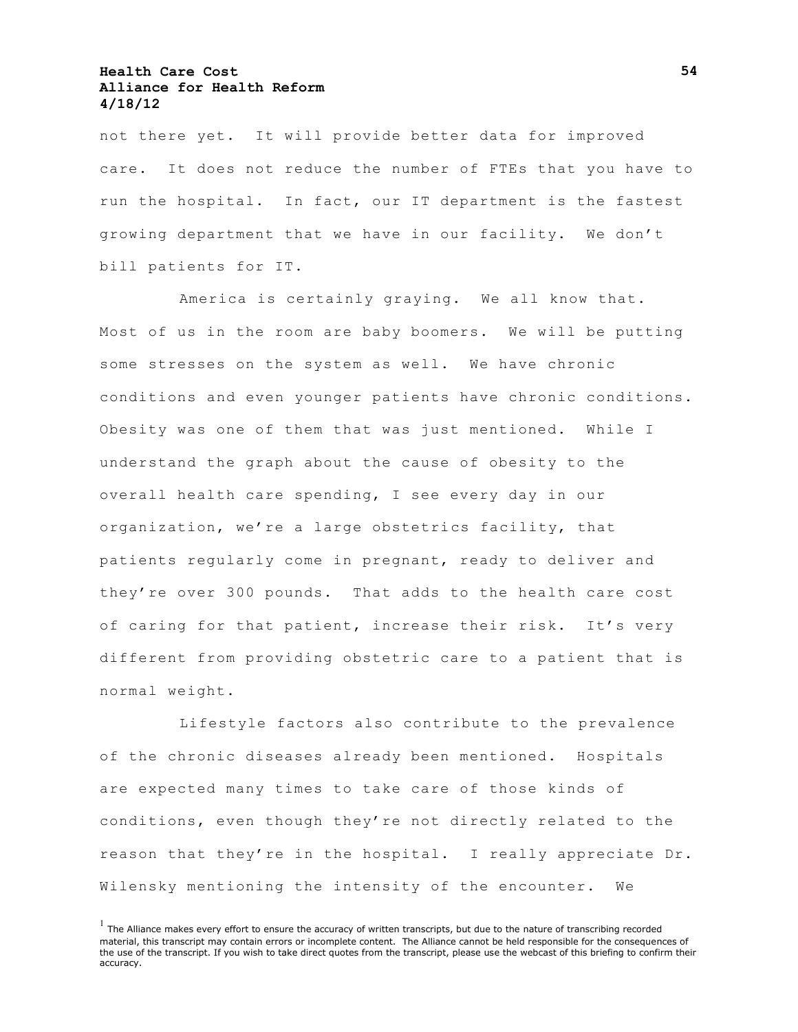not there yet. It will provide better data for improved care. It does not reduce the number of FTEs that you have to run the hospital. In fact, our IT department is the fastest growing department that we have in our facility. We don't bill patients for IT.

America is certainly graying. We all know that. Most of us in the room are baby boomers. We will be putting some stresses on the system as well. We have chronic conditions and even younger patients have chronic conditions. Obesity was one of them that was just mentioned. While I understand the graph about the cause of obesity to the overall health care spending, I see every day in our organization, we're a large obstetrics facility, that patients regularly come in pregnant, ready to deliver and they're over 300 pounds. That adds to the health care cost of caring for that patient, increase their risk. It's very different from providing obstetric care to a patient that is normal weight.

Lifestyle factors also contribute to the prevalence of the chronic diseases already been mentioned. Hospitals are expected many times to take care of those kinds of conditions, even though they're not directly related to the reason that they're in the hospital. I really appreciate Dr. Wilensky mentioning the intensity of the encounter. We

[1] The Alliance makes every effort to ensure the accuracy of written transcripts, but due to the nature of transcribing recorded material, this transcript may contain errors or incomplete content. The Alliance cannot be held responsible for the consequences of the use of the transcript. If you wish to take direct quotes from the transcript, please use the webcast of this briefing to confirm their accuracy.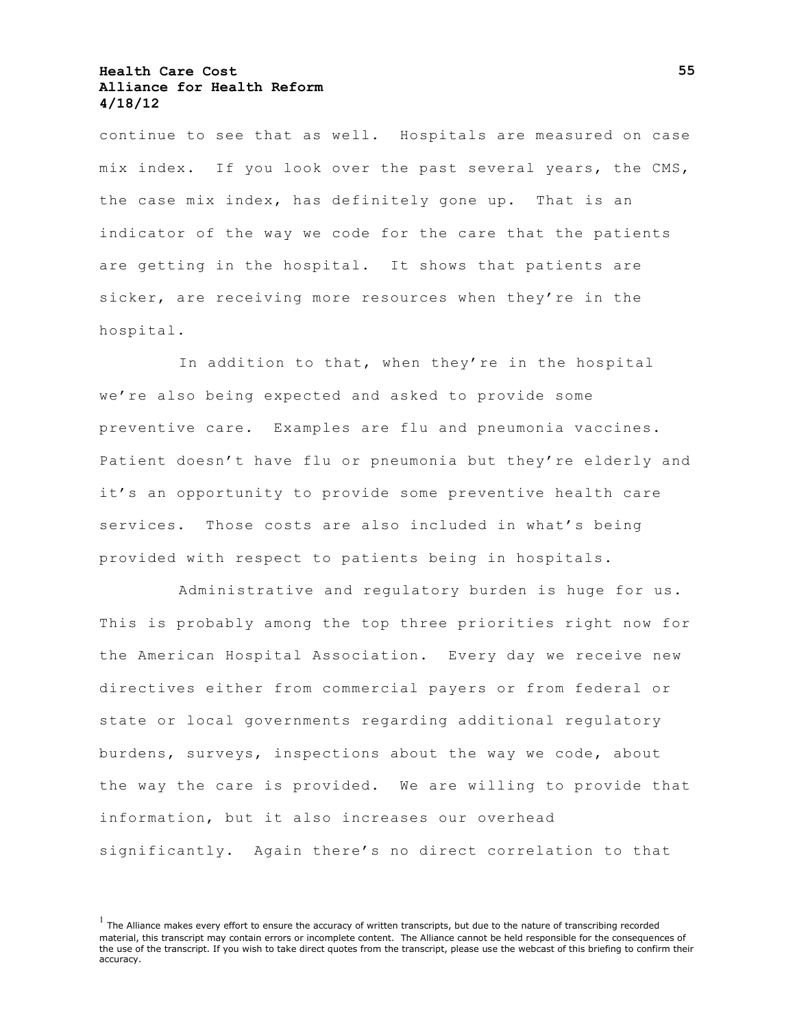continue to see that as well. Hospitals are measured on case mix index. If you look over the past several years, the CMS, the case mix index, has definitely gone up. That is an indicator of the way we code for the care that the patients are getting in the hospital. It shows that patients are sicker, are receiving more resources when they're in the hospital.

In addition to that, when they're in the hospital we're also being expected and asked to provide some preventive care. Examples are flu and pneumonia vaccines. Patient doesn't have flu or pneumonia but they're elderly and it's an opportunity to provide some preventive health care services. Those costs are also included in what's being provided with respect to patients being in hospitals.

Administrative and regulatory burden is huge for us. This is probably among the top three priorities right now for the American Hospital Association. Every day we receive new directives either from commercial payers or from federal or state or local governments regarding additional regulatory burdens, surveys, inspections about the way we code, about the way the care is provided. We are willing to provide that information, but it also increases our overhead significantly. Again there's no direct correlation to that

[1] The Alliance makes every effort to ensure the accuracy of written transcripts, but due to the nature of transcribing recorded material, this transcript may contain errors or incomplete content. The Alliance cannot be held responsible for the consequences of the use of the transcript. If you wish to take direct quotes from the transcript, please use the webcast of this briefing to confirm their accuracy.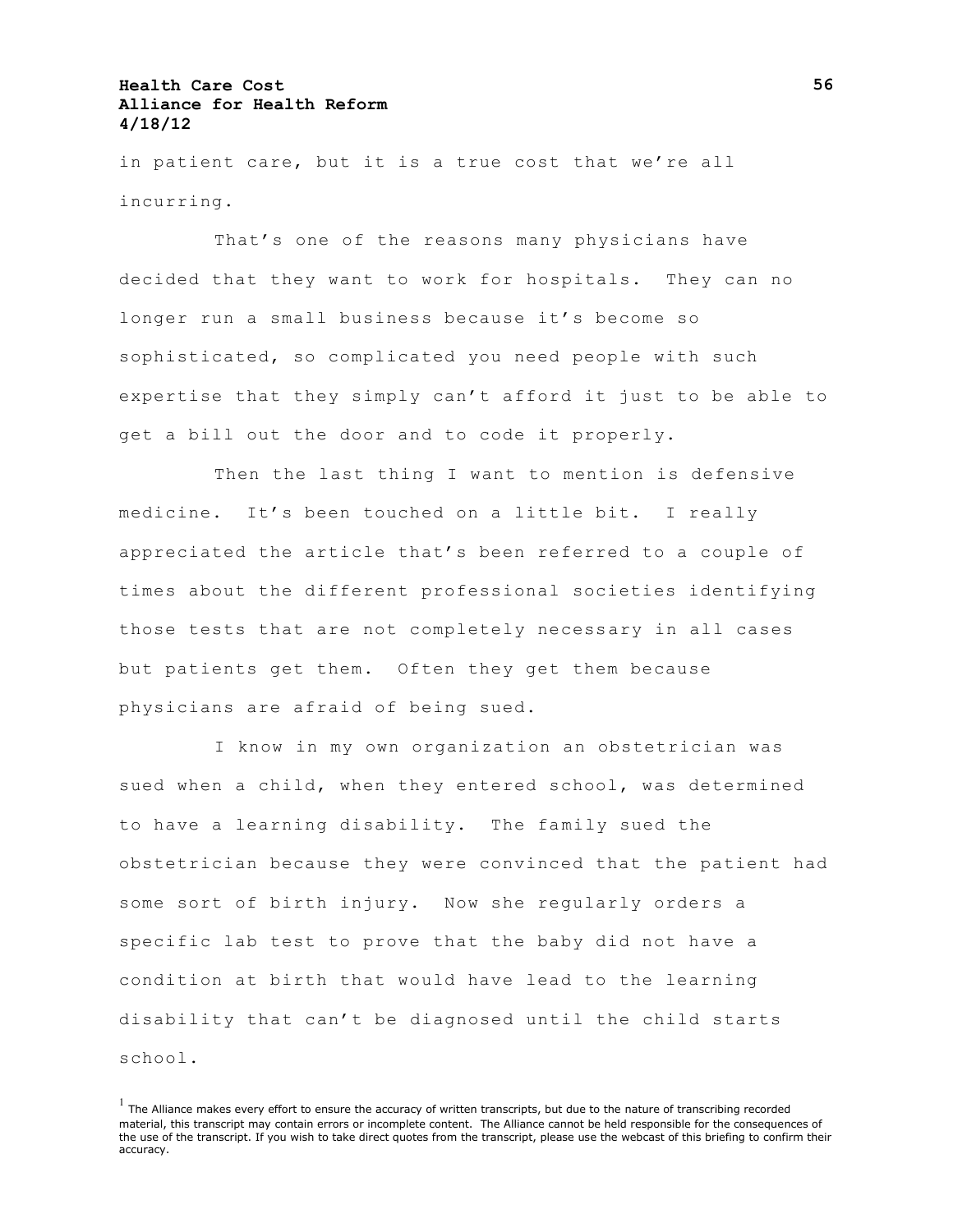in patient care, but it is a true cost that we're all incurring.

That's one of the reasons many physicians have decided that they want to work for hospitals. They can no longer run a small business because it's become so sophisticated, so complicated you need people with such expertise that they simply can't afford it just to be able to get a bill out the door and to code it properly.

Then the last thing I want to mention is defensive medicine. It's been touched on a little bit. I really appreciated the article that's been referred to a couple of times about the different professional societies identifying those tests that are not completely necessary in all cases but patients get them. Often they get them because physicians are afraid of being sued.

I know in my own organization an obstetrician was sued when a child, when they entered school, was determined to have a learning disability. The family sued the obstetrician because they were convinced that the patient had some sort of birth injury. Now she regularly orders a specific lab test to prove that the baby did not have a condition at birth that would have lead to the learning disability that can't be diagnosed until the child starts school.

[1] The Alliance makes every effort to ensure the accuracy of written transcripts, but due to the nature of transcribing recorded material, this transcript may contain errors or incomplete content. The Alliance cannot be held responsible for the consequences of the use of the transcript. If you wish to take direct quotes from the transcript, please use the webcast of this briefing to confirm their accuracy.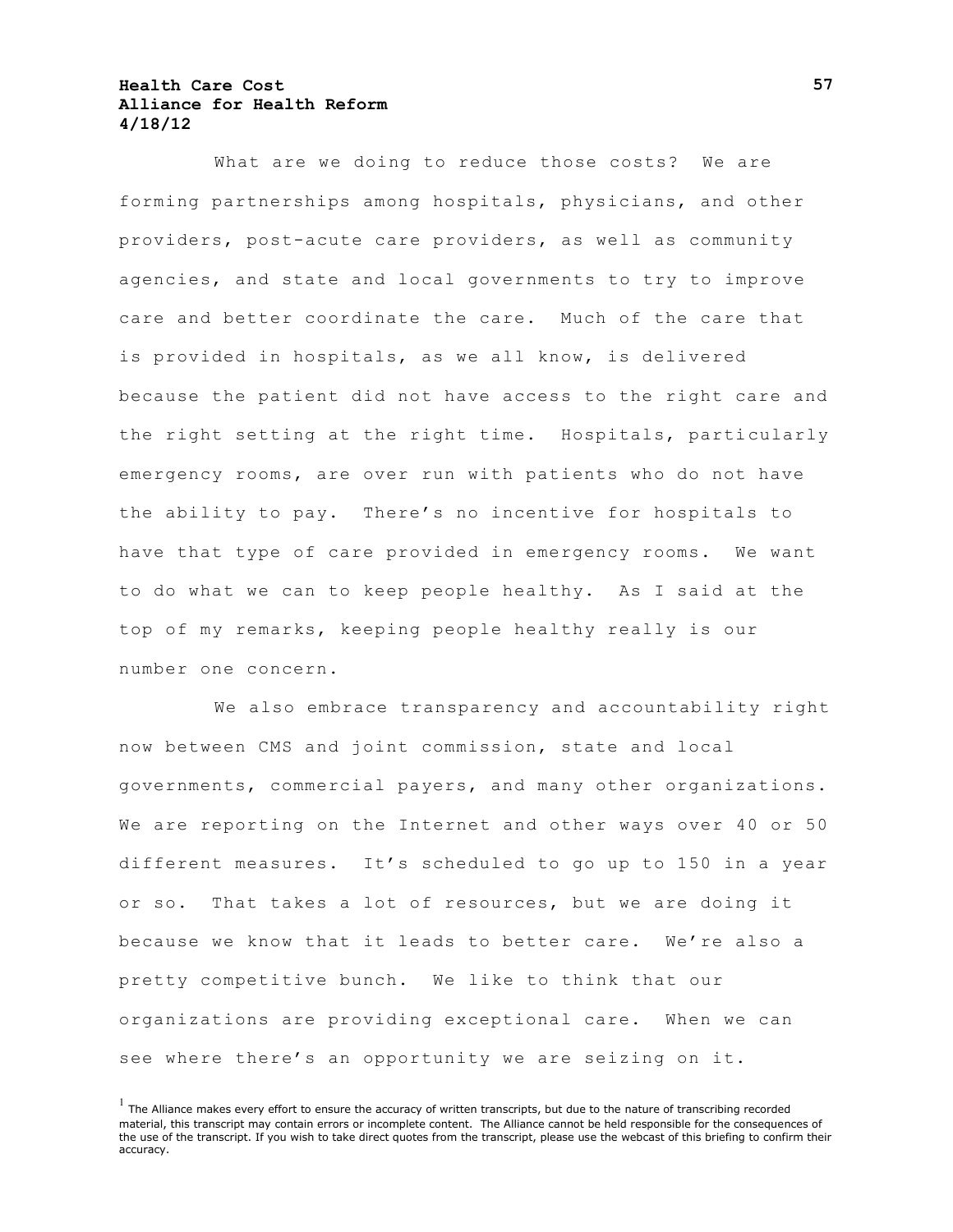What are we doing to reduce those costs? We are forming partnerships among hospitals, physicians, and other providers, post-acute care providers, as well as community agencies, and state and local governments to try to improve care and better coordinate the care. Much of the care that is provided in hospitals, as we all know, is delivered because the patient did not have access to the right care and the right setting at the right time. Hospitals, particularly emergency rooms, are over run with patients who do not have the ability to pay. There's no incentive for hospitals to have that type of care provided in emergency rooms. We want to do what we can to keep people healthy. As I said at the top of my remarks, keeping people healthy really is our number one concern.

We also embrace transparency and accountability right now between CMS and joint commission, state and local governments, commercial payers, and many other organizations. We are reporting on the Internet and other ways over 40 or 50 different measures. It's scheduled to go up to 150 in a year or so. That takes a lot of resources, but we are doing it because we know that it leads to better care. We're also a pretty competitive bunch. We like to think that our organizations are providing exceptional care. When we can see where there's an opportunity we are seizing on it.

[1] The Alliance makes every effort to ensure the accuracy of written transcripts, but due to the nature of transcribing recorded material, this transcript may contain errors or incomplete content. The Alliance cannot be held responsible for the consequences of the use of the transcript. If you wish to take direct quotes from the transcript, please use the webcast of this briefing to confirm their accuracy.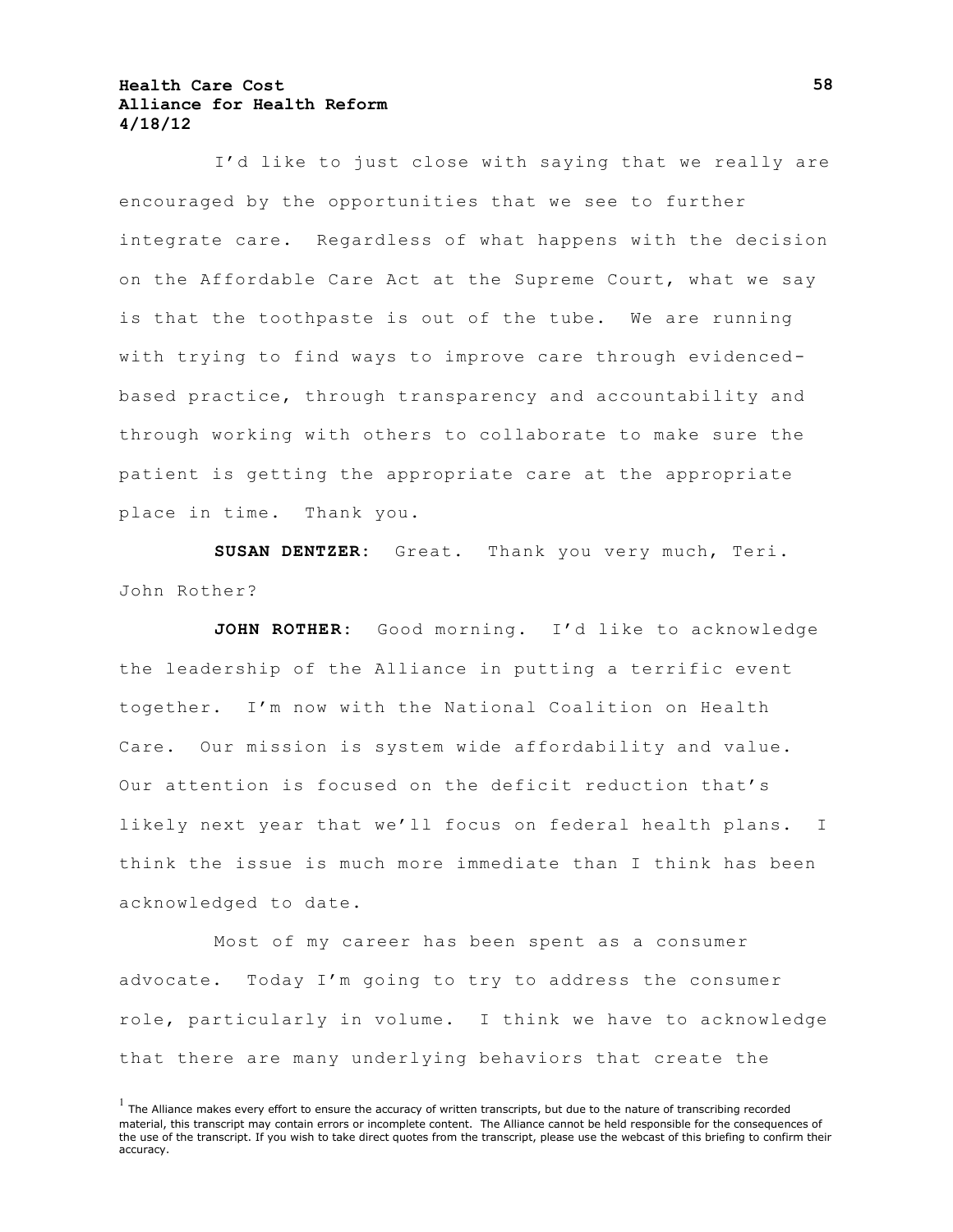I'd like to just close with saying that we really are encouraged by the opportunities that we see to further integrate care. Regardless of what happens with the decision on the Affordable Care Act at the Supreme Court, what we say is that the toothpaste is out of the tube. We are running with trying to find ways to improve care through evidenced-based practice, through transparency and accountability and through working with others to collaborate to make sure the patient is getting the appropriate care at the appropriate place in time. Thank you.

**SUSAN DENTZER:** Great. Thank you very much, Teri. John Rother?

**JOHN ROTHER:** Good morning. I'd like to acknowledge the leadership of the Alliance in putting a terrific event together. I'm now with the National Coalition on Health Care. Our mission is system wide affordability and value. Our attention is focused on the deficit reduction that's likely next year that we'll focus on federal health plans. I think the issue is much more immediate than I think has been acknowledged to date.

Most of my career has been spent as a consumer advocate. Today I'm going to try to address the consumer role, particularly in volume. I think we have to acknowledge that there are many underlying behaviors that create the

[1] The Alliance makes every effort to ensure the accuracy of written transcripts, but due to the nature of transcribing recorded material, this transcript may contain errors or incomplete content. The Alliance cannot be held responsible for the consequences of the use of the transcript. If you wish to take direct quotes from the transcript, please use the webcast of this briefing to confirm their accuracy.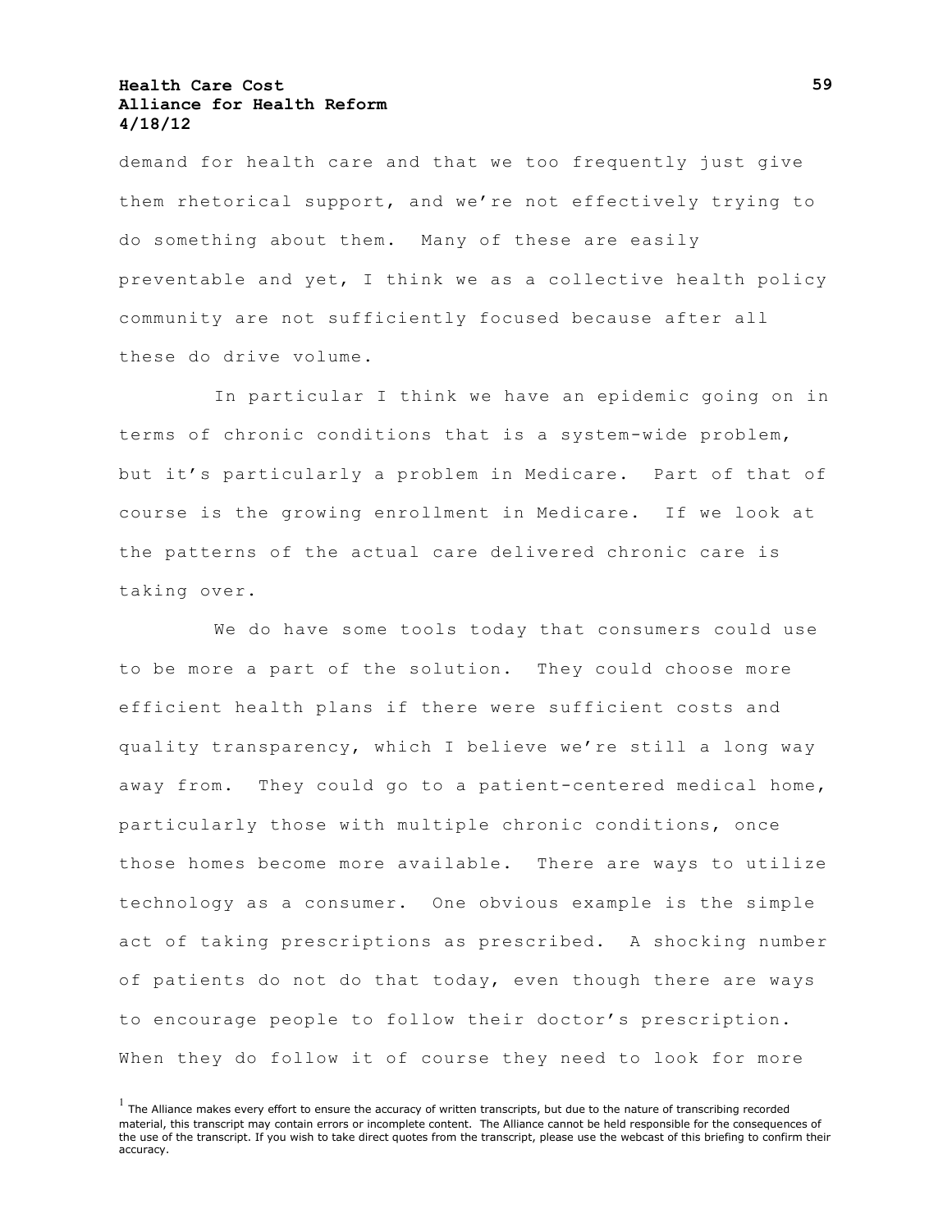demand for health care and that we too frequently just give them rhetorical support, and we're not effectively trying to do something about them. Many of these are easily preventable and yet, I think we as a collective health policy community are not sufficiently focused because after all these do drive volume.

In particular I think we have an epidemic going on in terms of chronic conditions that is a system-wide problem, but it's particularly a problem in Medicare. Part of that of course is the growing enrollment in Medicare. If we look at the patterns of the actual care delivered chronic care is taking over.

We do have some tools today that consumers could use to be more a part of the solution. They could choose more efficient health plans if there were sufficient costs and quality transparency, which I believe we're still a long way away from. They could go to a patient-centered medical home, particularly those with multiple chronic conditions, once those homes become more available. There are ways to utilize technology as a consumer. One obvious example is the simple act of taking prescriptions as prescribed. A shocking number of patients do not do that today, even though there are ways to encourage people to follow their doctor's prescription. When they do follow it of course they need to look for more

[1] The Alliance makes every effort to ensure the accuracy of written transcripts, but due to the nature of transcribing recorded material, this transcript may contain errors or incomplete content. The Alliance cannot be held responsible for the consequences of the use of the transcript. If you wish to take direct quotes from the transcript, please use the webcast of this briefing to confirm their accuracy.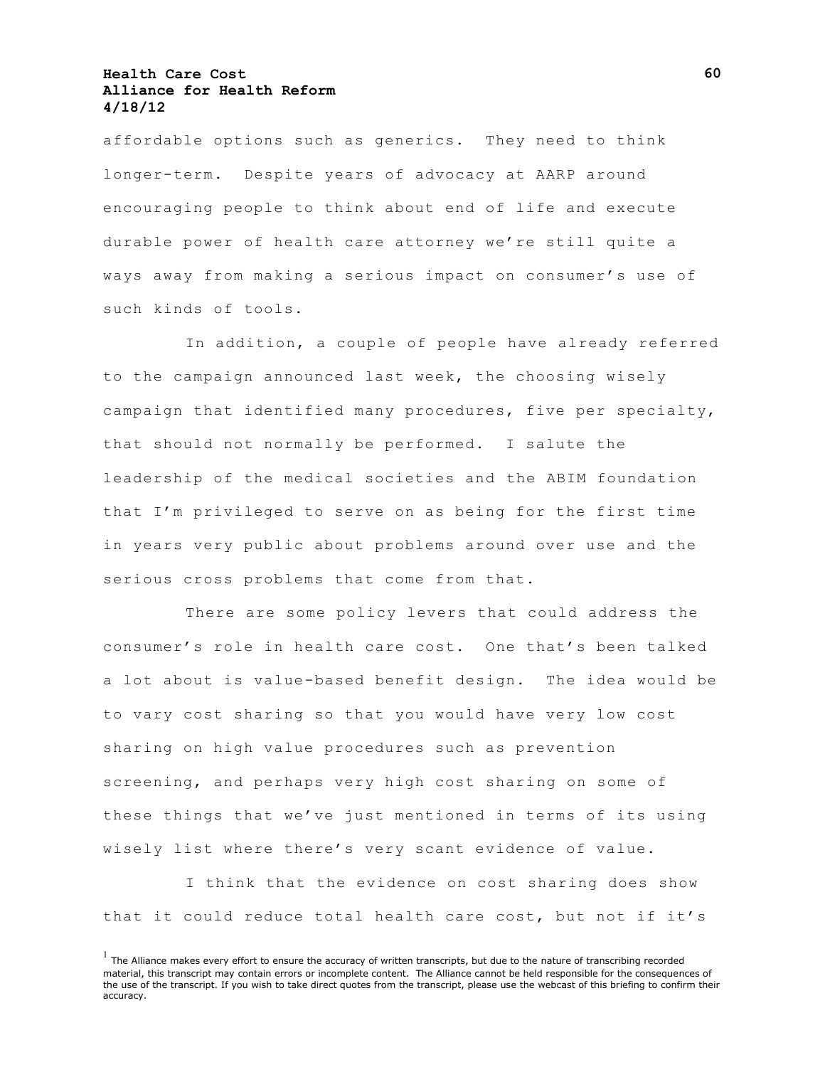affordable options such as generics. They need to think longer-term. Despite years of advocacy at AARP around encouraging people to think about end of life and execute durable power of health care attorney we're still quite a ways away from making a serious impact on consumer's use of such kinds of tools.

In addition, a couple of people have already referred to the campaign announced last week, the choosing wisely campaign that identified many procedures, five per specialty, that should not normally be performed. I salute the leadership of the medical societies and the ABIM foundation that I'm privileged to serve on as being for the first time in years very public about problems around over use and the serious cross problems that come from that.

There are some policy levers that could address the consumer's role in health care cost. One that's been talked a lot about is value-based benefit design. The idea would be to vary cost sharing so that you would have very low cost sharing on high value procedures such as prevention screening, and perhaps very high cost sharing on some of these things that we've just mentioned in terms of its using wisely list where there's very scant evidence of value.

I think that the evidence on cost sharing does show that it could reduce total health care cost, but not if it's

[1] The Alliance makes every effort to ensure the accuracy of written transcripts, but due to the nature of transcribing recorded material, this transcript may contain errors or incomplete content. The Alliance cannot be held responsible for the consequences of the use of the transcript. If you wish to take direct quotes from the transcript, please use the webcast of this briefing to confirm their accuracy.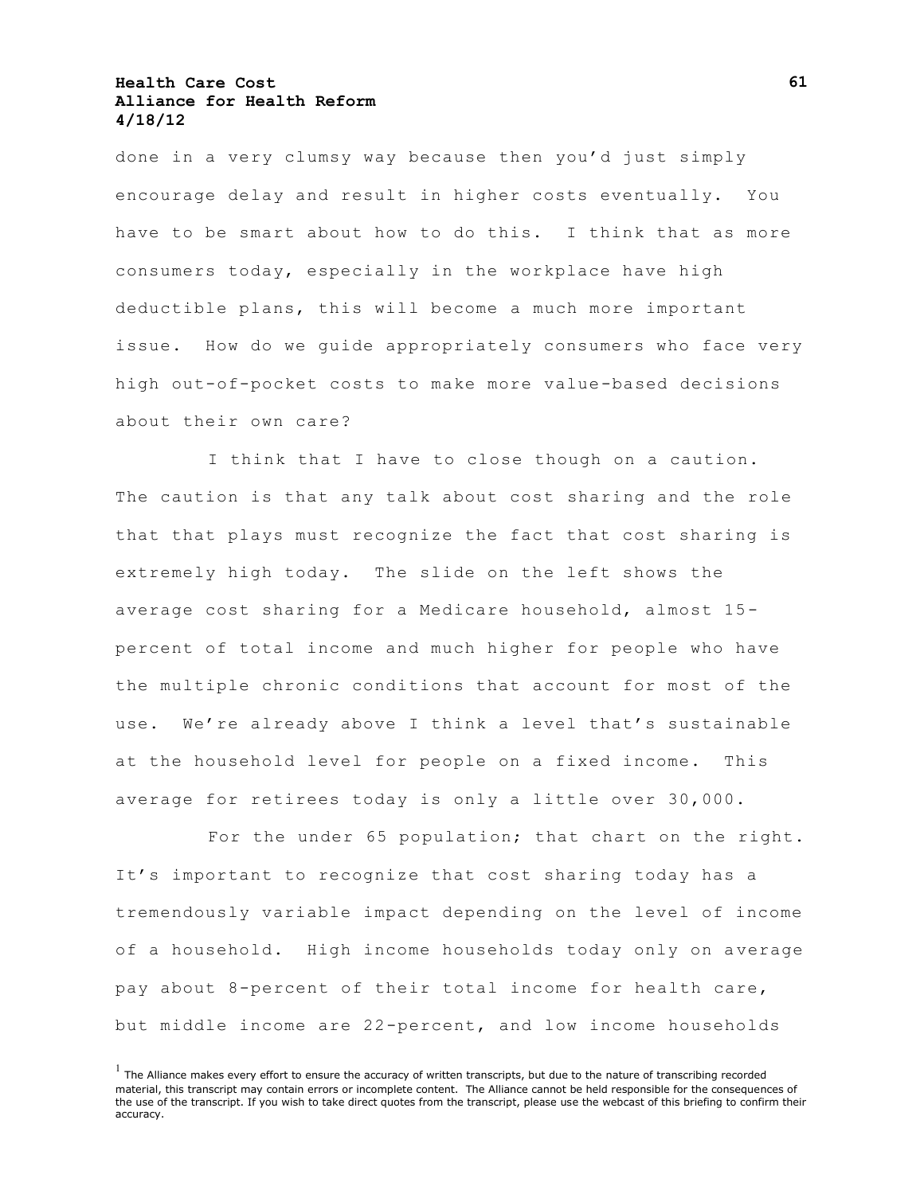done in a very clumsy way because then you'd just simply encourage delay and result in higher costs eventually. You have to be smart about how to do this. I think that as more consumers today, especially in the workplace have high deductible plans, this will become a much more important issue. How do we guide appropriately consumers who face very high out-of-pocket costs to make more value-based decisions about their own care?

I think that I have to close though on a caution. The caution is that any talk about cost sharing and the role that that plays must recognize the fact that cost sharing is extremely high today. The slide on the left shows the average cost sharing for a Medicare household, almost 15-percent of total income and much higher for people who have the multiple chronic conditions that account for most of the use. We're already above I think a level that's sustainable at the household level for people on a fixed income. This average for retirees today is only a little over 30,000.

For the under 65 population; that chart on the right. It's important to recognize that cost sharing today has a tremendously variable impact depending on the level of income of a household. High income households today only on average pay about 8-percent of their total income for health care, but middle income are 22-percent, and low income households

[1] The Alliance makes every effort to ensure the accuracy of written transcripts, but due to the nature of transcribing recorded material, this transcript may contain errors or incomplete content. The Alliance cannot be held responsible for the consequences of the use of the transcript. If you wish to take direct quotes from the transcript, please use the webcast of this briefing to confirm their accuracy.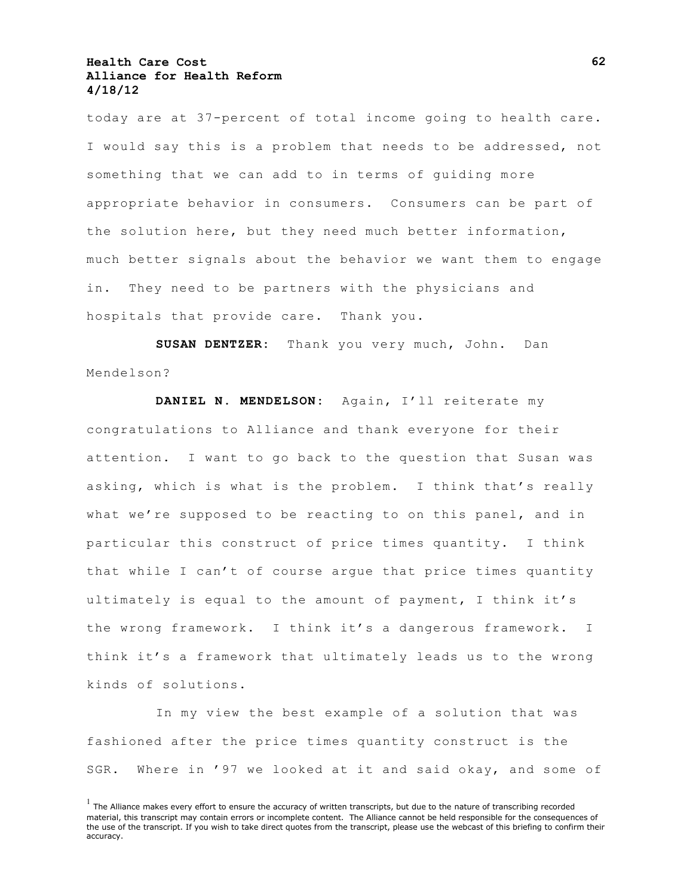today are at 37-percent of total income going to health care. I would say this is a problem that needs to be addressed, not something that we can add to in terms of guiding more appropriate behavior in consumers. Consumers can be part of the solution here, but they need much better information, much better signals about the behavior we want them to engage in. They need to be partners with the physicians and hospitals that provide care. Thank you.

**SUSAN DENTZER:** Thank you very much, John. Dan Mendelson?

**DANIEL N. MENDELSON:** Again, I'll reiterate my congratulations to Alliance and thank everyone for their attention. I want to go back to the question that Susan was asking, which is what is the problem. I think that's really what we're supposed to be reacting to on this panel, and in particular this construct of price times quantity. I think that while I can't of course argue that price times quantity ultimately is equal to the amount of payment, I think it's the wrong framework. I think it's a dangerous framework. I think it's a framework that ultimately leads us to the wrong kinds of solutions.

In my view the best example of a solution that was fashioned after the price times quantity construct is the SGR. Where in '97 we looked at it and said okay, and some of

[1] The Alliance makes every effort to ensure the accuracy of written transcripts, but due to the nature of transcribing recorded material, this transcript may contain errors or incomplete content. The Alliance cannot be held responsible for the consequences of the use of the transcript. If you wish to take direct quotes from the transcript, please use the webcast of this briefing to confirm their accuracy.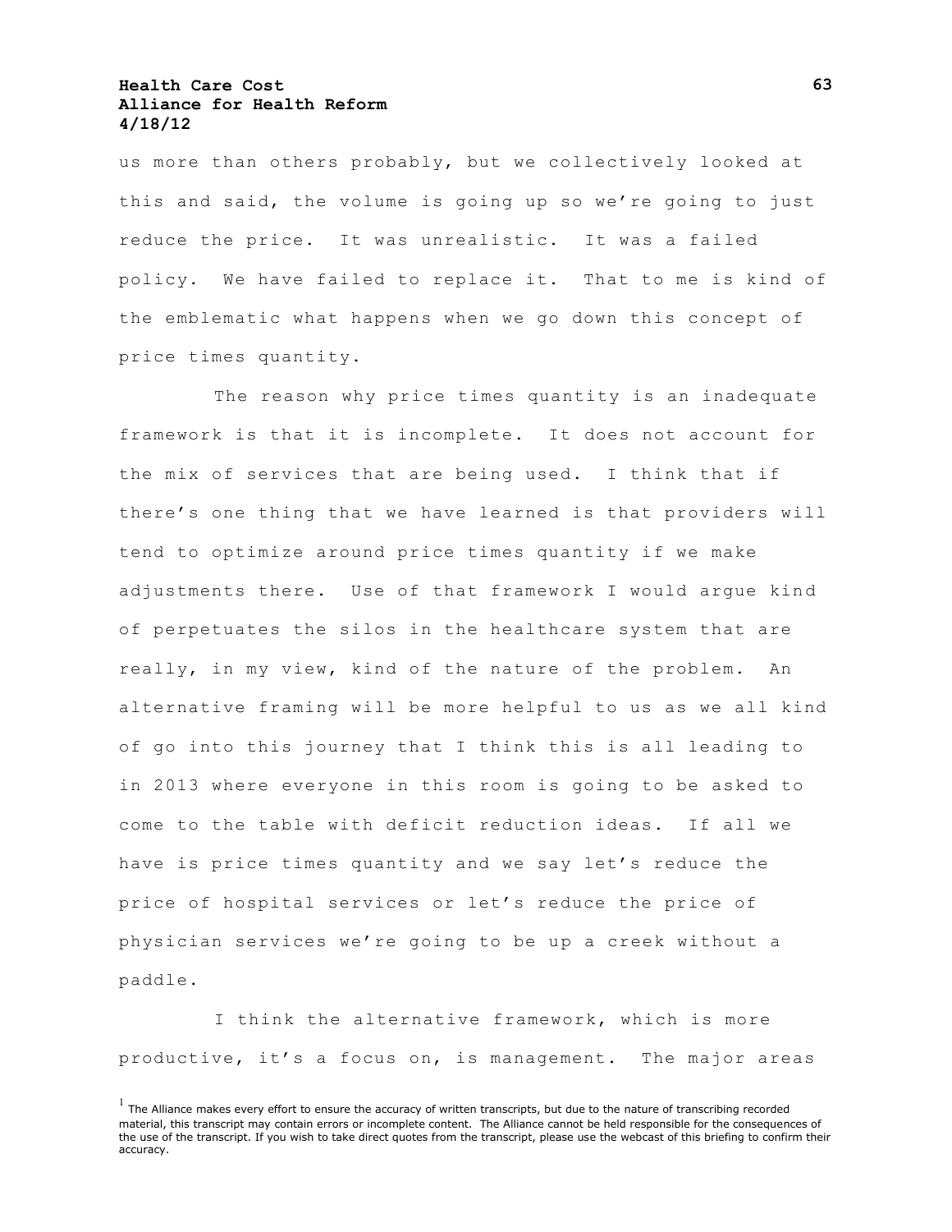us more than others probably, but we collectively looked at this and said, the volume is going up so we're going to just reduce the price. It was unrealistic. It was a failed policy. We have failed to replace it. That to me is kind of the emblematic what happens when we go down this concept of price times quantity.

The reason why price times quantity is an inadequate framework is that it is incomplete. It does not account for the mix of services that are being used. I think that if there's one thing that we have learned is that providers will tend to optimize around price times quantity if we make adjustments there. Use of that framework I would argue kind of perpetuates the silos in the healthcare system that are really, in my view, kind of the nature of the problem. An alternative framing will be more helpful to us as we all kind of go into this journey that I think this is all leading to in 2013 where everyone in this room is going to be asked to come to the table with deficit reduction ideas. If all we have is price times quantity and we say let's reduce the price of hospital services or let's reduce the price of physician services we're going to be up a creek without a paddle.

I think the alternative framework, which is more productive, it's a focus on, is management. The major areas

[1] The Alliance makes every effort to ensure the accuracy of written transcripts, but due to the nature of transcribing recorded material, this transcript may contain errors or incomplete content. The Alliance cannot be held responsible for the consequences of the use of the transcript. If you wish to take direct quotes from the transcript, please use the webcast of this briefing to confirm their accuracy.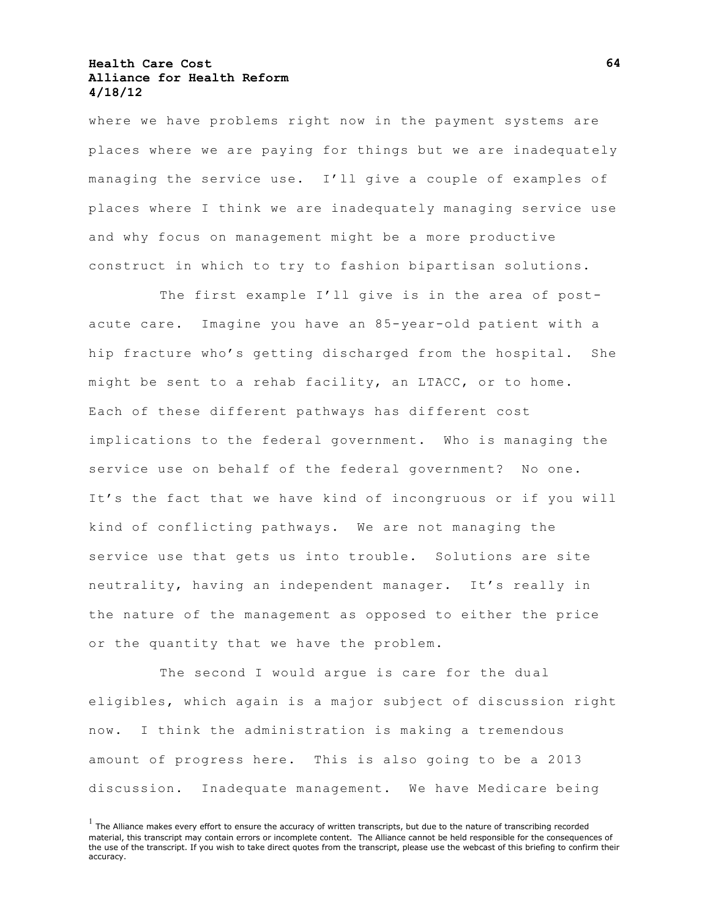where we have problems right now in the payment systems are places where we are paying for things but we are inadequately managing the service use. I'll give a couple of examples of places where I think we are inadequately managing service use and why focus on management might be a more productive construct in which to try to fashion bipartisan solutions.

The first example I'll give is in the area of post-acute care. Imagine you have an 85-year-old patient with a hip fracture who's getting discharged from the hospital. She might be sent to a rehab facility, an LTACC, or to home. Each of these different pathways has different cost implications to the federal government. Who is managing the service use on behalf of the federal government? No one. It's the fact that we have kind of incongruous or if you will kind of conflicting pathways. We are not managing the service use that gets us into trouble. Solutions are site neutrality, having an independent manager. It's really in the nature of the management as opposed to either the price or the quantity that we have the problem.

The second I would argue is care for the dual eligibles, which again is a major subject of discussion right now. I think the administration is making a tremendous amount of progress here. This is also going to be a 2013 discussion. Inadequate management. We have Medicare being

[1] The Alliance makes every effort to ensure the accuracy of written transcripts, but due to the nature of transcribing recorded material, this transcript may contain errors or incomplete content. The Alliance cannot be held responsible for the consequences of the use of the transcript. If you wish to take direct quotes from the transcript, please use the webcast of this briefing to confirm their accuracy.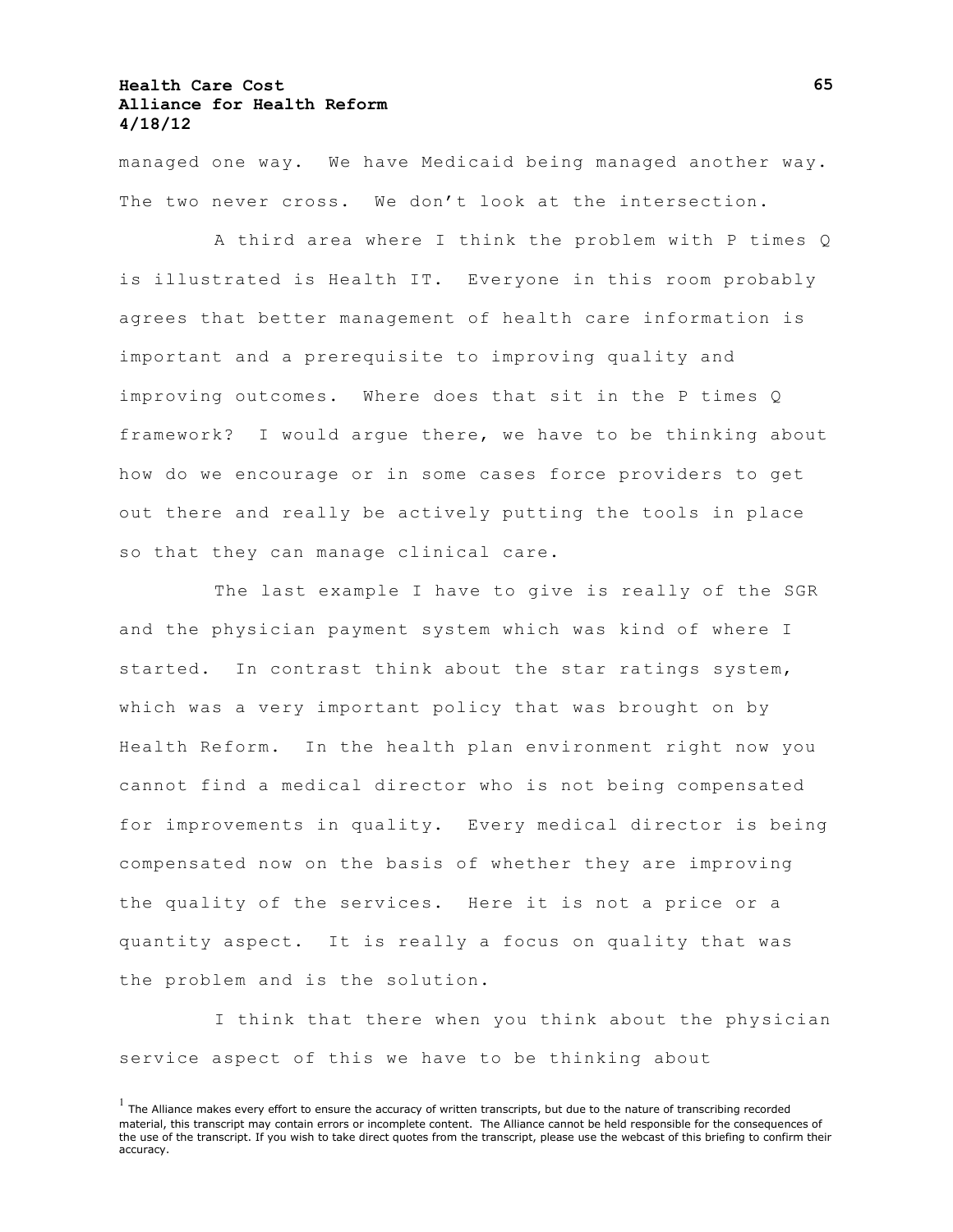managed one way. We have Medicaid being managed another way. The two never cross. We don't look at the intersection.

A third area where I think the problem with P times Q is illustrated is Health IT. Everyone in this room probably agrees that better management of health care information is important and a prerequisite to improving quality and improving outcomes. Where does that sit in the P times Q framework? I would argue there, we have to be thinking about how do we encourage or in some cases force providers to get out there and really be actively putting the tools in place so that they can manage clinical care.

The last example I have to give is really of the SGR and the physician payment system which was kind of where I started. In contrast think about the star ratings system, which was a very important policy that was brought on by Health Reform. In the health plan environment right now you cannot find a medical director who is not being compensated for improvements in quality. Every medical director is being compensated now on the basis of whether they are improving the quality of the services. Here it is not a price or a quantity aspect. It is really a focus on quality that was the problem and is the solution.

I think that there when you think about the physician service aspect of this we have to be thinking about

[1] The Alliance makes every effort to ensure the accuracy of written transcripts, but due to the nature of transcribing recorded material, this transcript may contain errors or incomplete content. The Alliance cannot be held responsible for the consequences of the use of the transcript. If you wish to take direct quotes from the transcript, please use the webcast of this briefing to confirm their accuracy.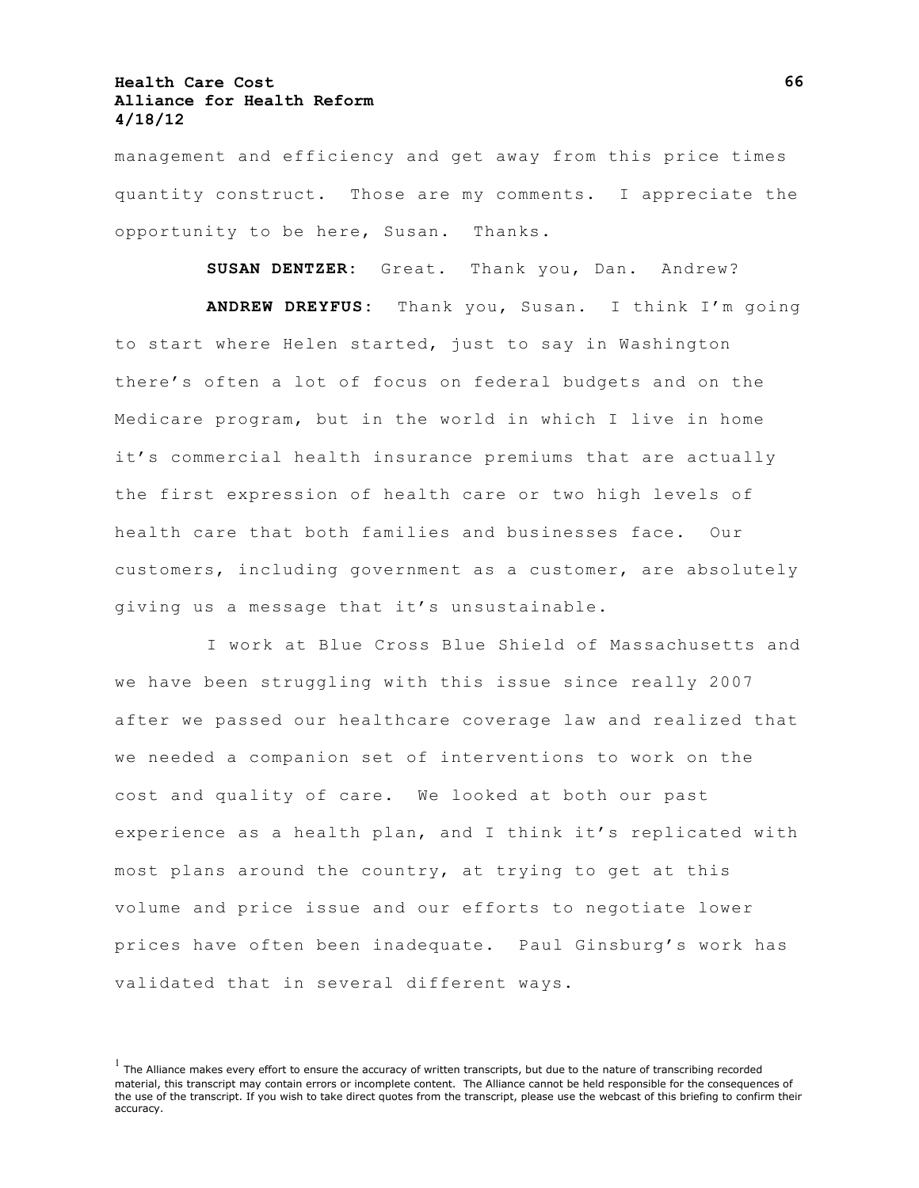management and efficiency and get away from this price times quantity construct. Those are my comments. I appreciate the opportunity to be here, Susan. Thanks.

**SUSAN DENTZER:** Great. Thank you, Dan. Andrew?

**ANDREW DREYFUS:** Thank you, Susan. I think I'm going to start where Helen started, just to say in Washington there's often a lot of focus on federal budgets and on the Medicare program, but in the world in which I live in home it's commercial health insurance premiums that are actually the first expression of health care or two high levels of health care that both families and businesses face. Our customers, including government as a customer, are absolutely giving us a message that it's unsustainable.

I work at Blue Cross Blue Shield of Massachusetts and we have been struggling with this issue since really 2007 after we passed our healthcare coverage law and realized that we needed a companion set of interventions to work on the cost and quality of care. We looked at both our past experience as a health plan, and I think it's replicated with most plans around the country, at trying to get at this volume and price issue and our efforts to negotiate lower prices have often been inadequate. Paul Ginsburg's work has validated that in several different ways.

[1] The Alliance makes every effort to ensure the accuracy of written transcripts, but due to the nature of transcribing recorded material, this transcript may contain errors or incomplete content. The Alliance cannot be held responsible for the consequences of the use of the transcript. If you wish to take direct quotes from the transcript, please use the webcast of this briefing to confirm their accuracy.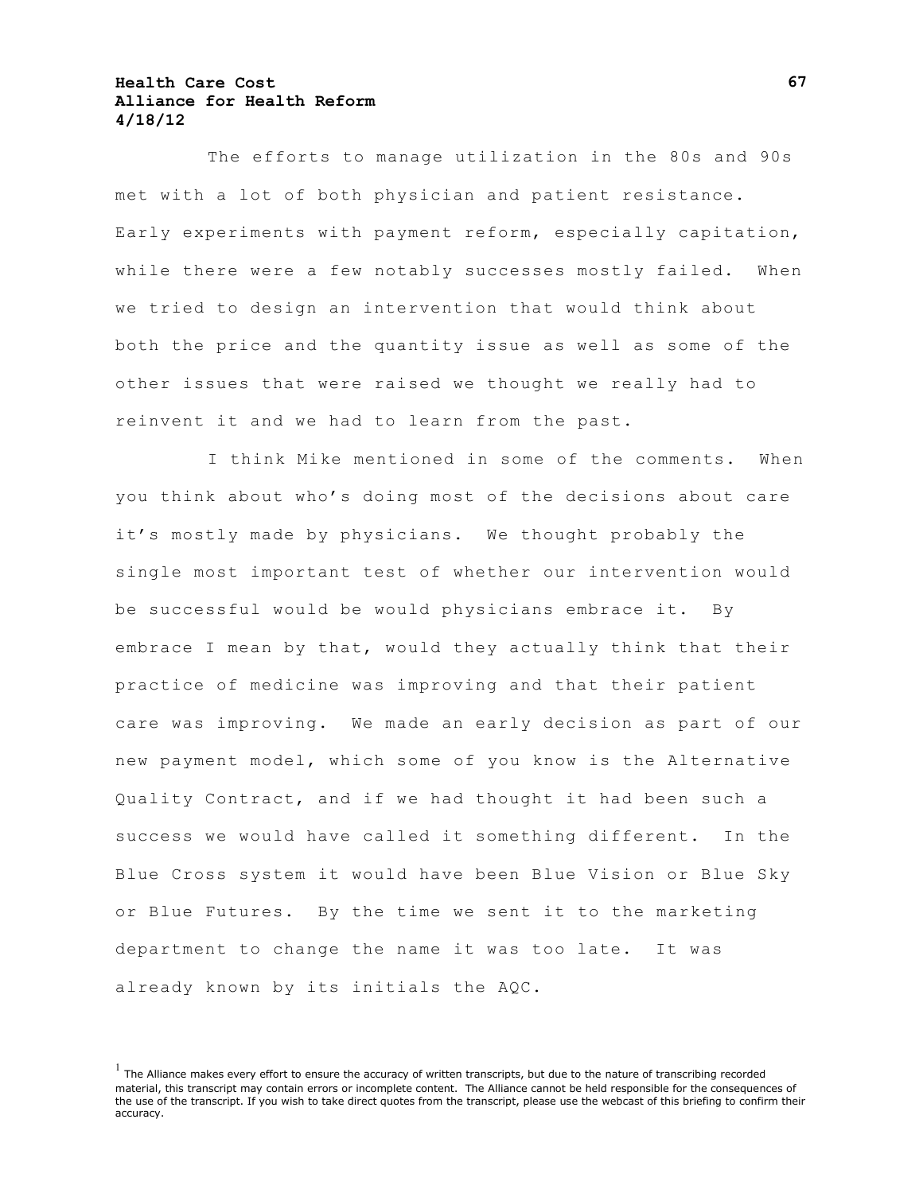The efforts to manage utilization in the 80s and 90s met with a lot of both physician and patient resistance. Early experiments with payment reform, especially capitation, while there were a few notably successes mostly failed. When we tried to design an intervention that would think about both the price and the quantity issue as well as some of the other issues that were raised we thought we really had to reinvent it and we had to learn from the past.

I think Mike mentioned in some of the comments. When you think about who's doing most of the decisions about care it's mostly made by physicians. We thought probably the single most important test of whether our intervention would be successful would be would physicians embrace it. By embrace I mean by that, would they actually think that their practice of medicine was improving and that their patient care was improving. We made an early decision as part of our new payment model, which some of you know is the Alternative Quality Contract, and if we had thought it had been such a success we would have called it something different. In the Blue Cross system it would have been Blue Vision or Blue Sky or Blue Futures. By the time we sent it to the marketing department to change the name it was too late. It was already known by its initials the AQC.

[1] The Alliance makes every effort to ensure the accuracy of written transcripts, but due to the nature of transcribing recorded material, this transcript may contain errors or incomplete content. The Alliance cannot be held responsible for the consequences of the use of the transcript. If you wish to take direct quotes from the transcript, please use the webcast of this briefing to confirm their accuracy.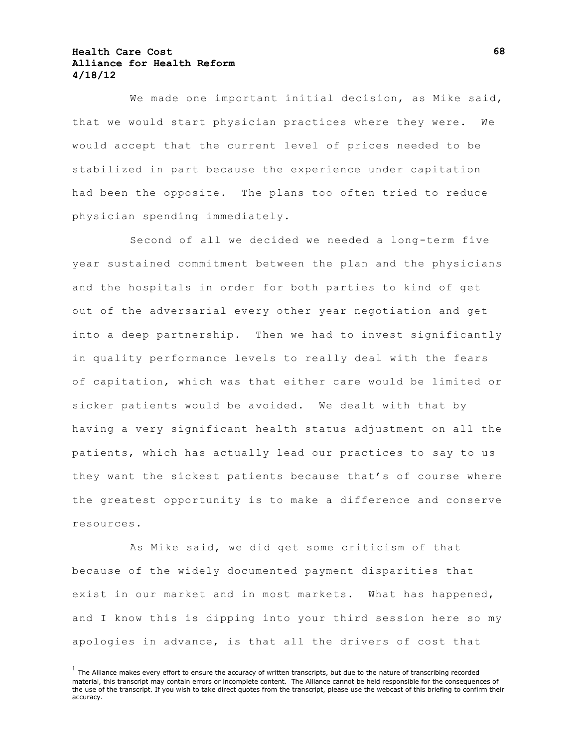We made one important initial decision, as Mike said, that we would start physician practices where they were. We would accept that the current level of prices needed to be stabilized in part because the experience under capitation had been the opposite. The plans too often tried to reduce physician spending immediately.

Second of all we decided we needed a long-term five year sustained commitment between the plan and the physicians and the hospitals in order for both parties to kind of get out of the adversarial every other year negotiation and get into a deep partnership. Then we had to invest significantly in quality performance levels to really deal with the fears of capitation, which was that either care would be limited or sicker patients would be avoided. We dealt with that by having a very significant health status adjustment on all the patients, which has actually lead our practices to say to us they want the sickest patients because that's of course where the greatest opportunity is to make a difference and conserve resources.

As Mike said, we did get some criticism of that because of the widely documented payment disparities that exist in our market and in most markets. What has happened, and I know this is dipping into your third session here so my apologies in advance, is that all the drivers of cost that

[1] The Alliance makes every effort to ensure the accuracy of written transcripts, but due to the nature of transcribing recorded material, this transcript may contain errors or incomplete content. The Alliance cannot be held responsible for the consequences of the use of the transcript. If you wish to take direct quotes from the transcript, please use the webcast of this briefing to confirm their accuracy.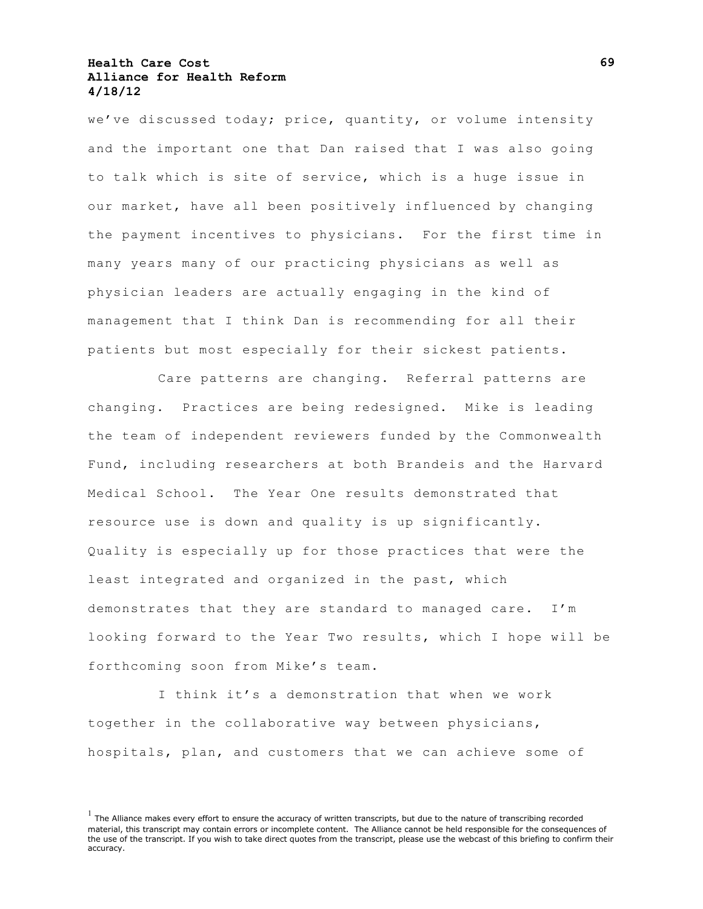we've discussed today; price, quantity, or volume intensity and the important one that Dan raised that I was also going to talk which is site of service, which is a huge issue in our market, have all been positively influenced by changing the payment incentives to physicians. For the first time in many years many of our practicing physicians as well as physician leaders are actually engaging in the kind of management that I think Dan is recommending for all their patients but most especially for their sickest patients.

Care patterns are changing. Referral patterns are changing. Practices are being redesigned. Mike is leading the team of independent reviewers funded by the Commonwealth Fund, including researchers at both Brandeis and the Harvard Medical School. The Year One results demonstrated that resource use is down and quality is up significantly. Quality is especially up for those practices that were the least integrated and organized in the past, which demonstrates that they are standard to managed care. I'm looking forward to the Year Two results, which I hope will be forthcoming soon from Mike's team.

I think it's a demonstration that when we work together in the collaborative way between physicians, hospitals, plan, and customers that we can achieve some of

[1] The Alliance makes every effort to ensure the accuracy of written transcripts, but due to the nature of transcribing recorded material, this transcript may contain errors or incomplete content. The Alliance cannot be held responsible for the consequences of the use of the transcript. If you wish to take direct quotes from the transcript, please use the webcast of this briefing to confirm their accuracy.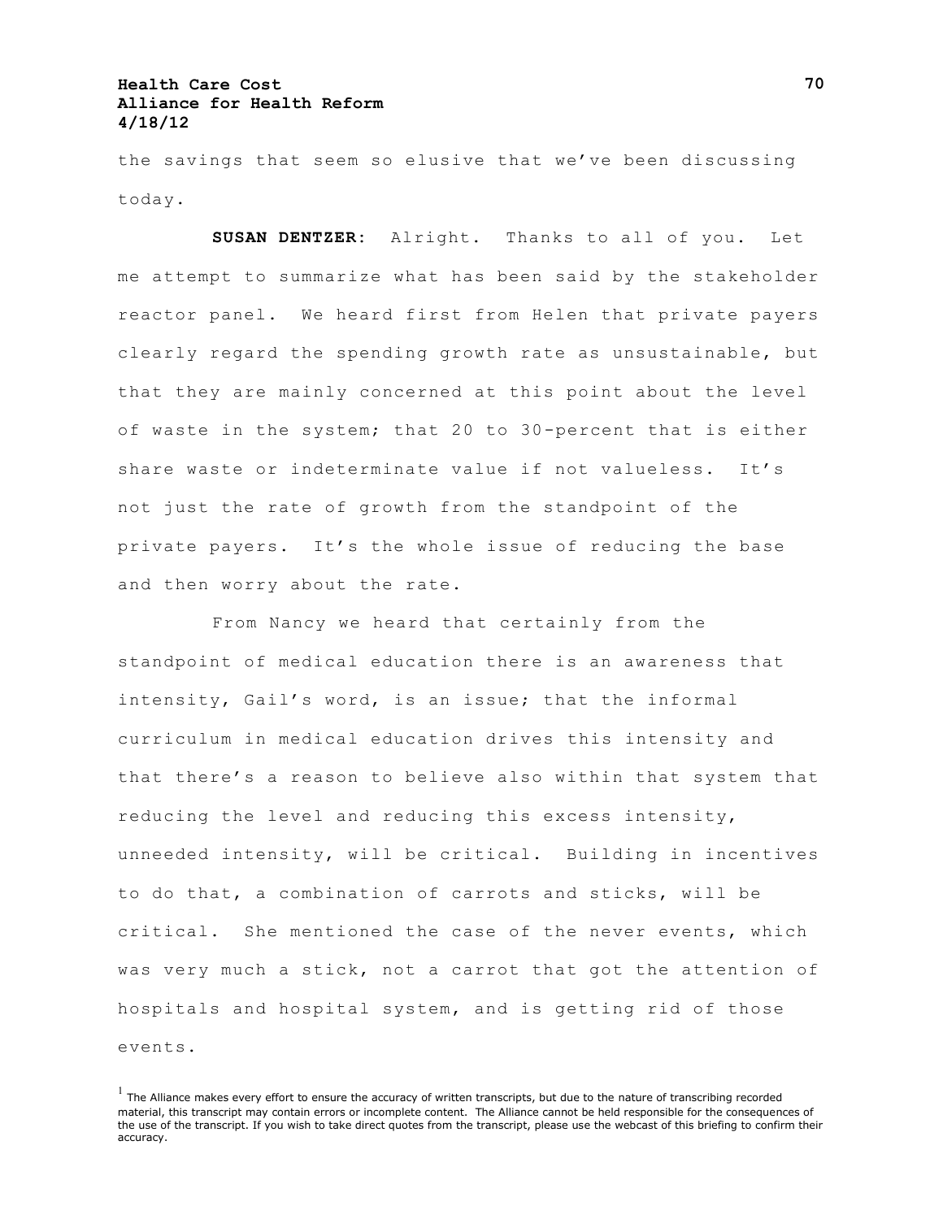the savings that seem so elusive that we've been discussing today.

**SUSAN DENTZER**: Alright. Thanks to all of you. Let me attempt to summarize what has been said by the stakeholder reactor panel. We heard first from Helen that private payers clearly regard the spending growth rate as unsustainable, but that they are mainly concerned at this point about the level of waste in the system; that 20 to 30-percent that is either share waste or indeterminate value if not valueless. It's not just the rate of growth from the standpoint of the private payers. It's the whole issue of reducing the base and then worry about the rate.

From Nancy we heard that certainly from the standpoint of medical education there is an awareness that intensity, Gail's word, is an issue; that the informal curriculum in medical education drives this intensity and that there's a reason to believe also within that system that reducing the level and reducing this excess intensity, unneeded intensity, will be critical. Building in incentives to do that, a combination of carrots and sticks, will be critical. She mentioned the case of the never events, which was very much a stick, not a carrot that got the attention of hospitals and hospital system, and is getting rid of those events.

[1] The Alliance makes every effort to ensure the accuracy of written transcripts, but due to the nature of transcribing recorded material, this transcript may contain errors or incomplete content. The Alliance cannot be held responsible for the consequences of the use of the transcript. If you wish to take direct quotes from the transcript, please use the webcast of this briefing to confirm their accuracy.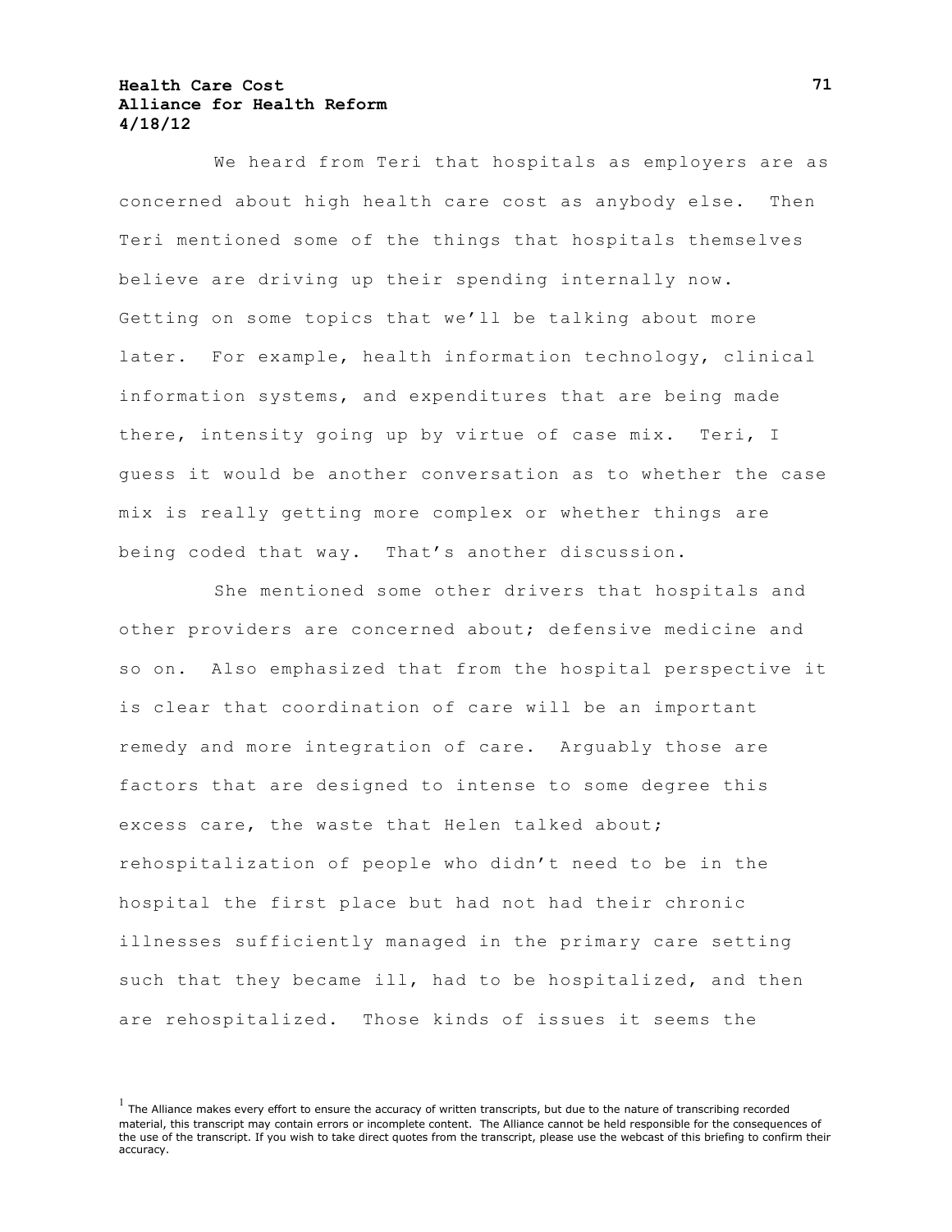We heard from Teri that hospitals as employers are as concerned about high health care cost as anybody else. Then Teri mentioned some of the things that hospitals themselves believe are driving up their spending internally now. Getting on some topics that we'll be talking about more later. For example, health information technology, clinical information systems, and expenditures that are being made there, intensity going up by virtue of case mix. Teri, I guess it would be another conversation as to whether the case mix is really getting more complex or whether things are being coded that way. That's another discussion.

She mentioned some other drivers that hospitals and other providers are concerned about; defensive medicine and so on. Also emphasized that from the hospital perspective it is clear that coordination of care will be an important remedy and more integration of care. Arguably those are factors that are designed to intense to some degree this excess care, the waste that Helen talked about; rehospitalization of people who didn't need to be in the hospital the first place but had not had their chronic illnesses sufficiently managed in the primary care setting such that they became ill, had to be hospitalized, and then are rehospitalized. Those kinds of issues it seems the

[1] The Alliance makes every effort to ensure the accuracy of written transcripts, but due to the nature of transcribing recorded material, this transcript may contain errors or incomplete content. The Alliance cannot be held responsible for the consequences of the use of the transcript. If you wish to take direct quotes from the transcript, please use the webcast of this briefing to confirm their accuracy.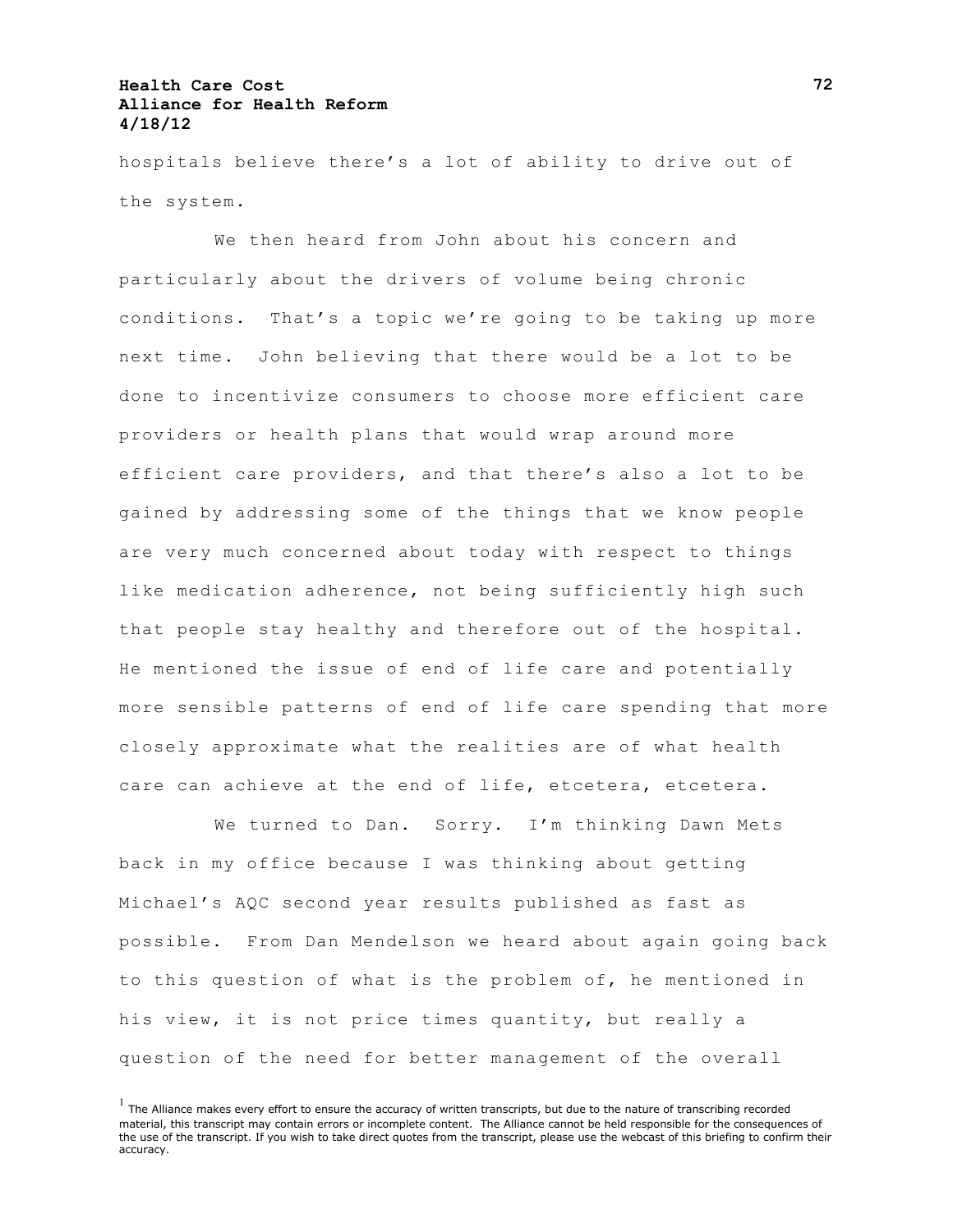hospitals believe there's a lot of ability to drive out of the system.

We then heard from John about his concern and particularly about the drivers of volume being chronic conditions. That's a topic we're going to be taking up more next time. John believing that there would be a lot to be done to incentivize consumers to choose more efficient care providers or health plans that would wrap around more efficient care providers, and that there's also a lot to be gained by addressing some of the things that we know people are very much concerned about today with respect to things like medication adherence, not being sufficiently high such that people stay healthy and therefore out of the hospital. He mentioned the issue of end of life care and potentially more sensible patterns of end of life care spending that more closely approximate what the realities are of what health care can achieve at the end of life, etcetera, etcetera.

We turned to Dan. Sorry. I'm thinking Dawn Mets back in my office because I was thinking about getting Michael's AQC second year results published as fast as possible. From Dan Mendelson we heard about again going back to this question of what is the problem of, he mentioned in his view, it is not price times quantity, but really a question of the need for better management of the overall

[1] The Alliance makes every effort to ensure the accuracy of written transcripts, but due to the nature of transcribing recorded material, this transcript may contain errors or incomplete content. The Alliance cannot be held responsible for the consequences of the use of the transcript. If you wish to take direct quotes from the transcript, please use the webcast of this briefing to confirm their accuracy.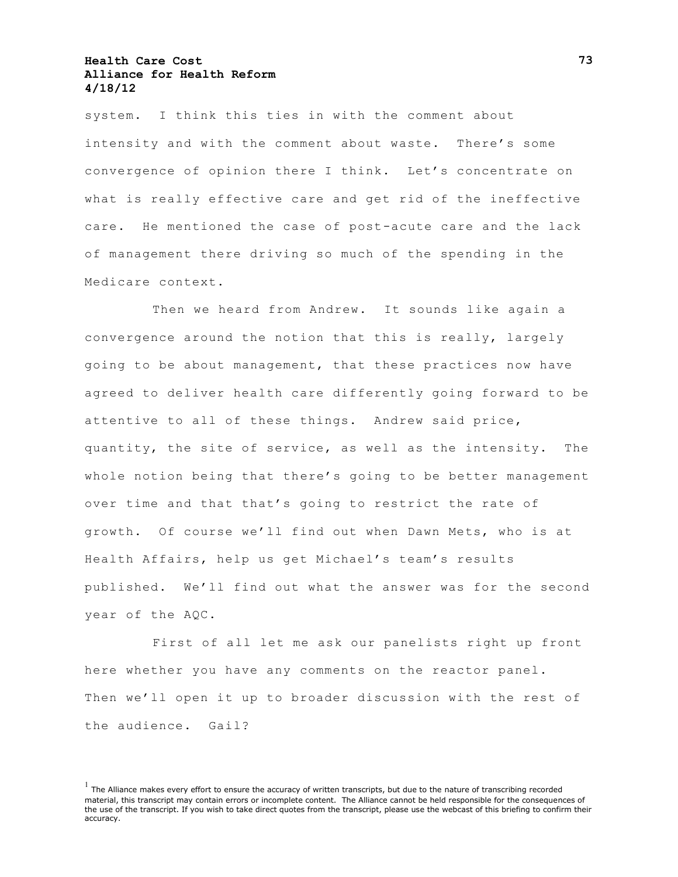system. I think this ties in with the comment about intensity and with the comment about waste. There's some convergence of opinion there I think. Let's concentrate on what is really effective care and get rid of the ineffective care. He mentioned the case of post-acute care and the lack of management there driving so much of the spending in the Medicare context.

Then we heard from Andrew. It sounds like again a convergence around the notion that this is really, largely going to be about management, that these practices now have agreed to deliver health care differently going forward to be attentive to all of these things. Andrew said price, quantity, the site of service, as well as the intensity. The whole notion being that there's going to be better management over time and that that's going to restrict the rate of growth. Of course we'll find out when Dawn Mets, who is at Health Affairs, help us get Michael's team's results published. We'll find out what the answer was for the second year of the AQC.

First of all let me ask our panelists right up front here whether you have any comments on the reactor panel. Then we'll open it up to broader discussion with the rest of the audience. Gail?

[1] The Alliance makes every effort to ensure the accuracy of written transcripts, but due to the nature of transcribing recorded material, this transcript may contain errors or incomplete content. The Alliance cannot be held responsible for the consequences of the use of the transcript. If you wish to take direct quotes from the transcript, please use the webcast of this briefing to confirm their accuracy.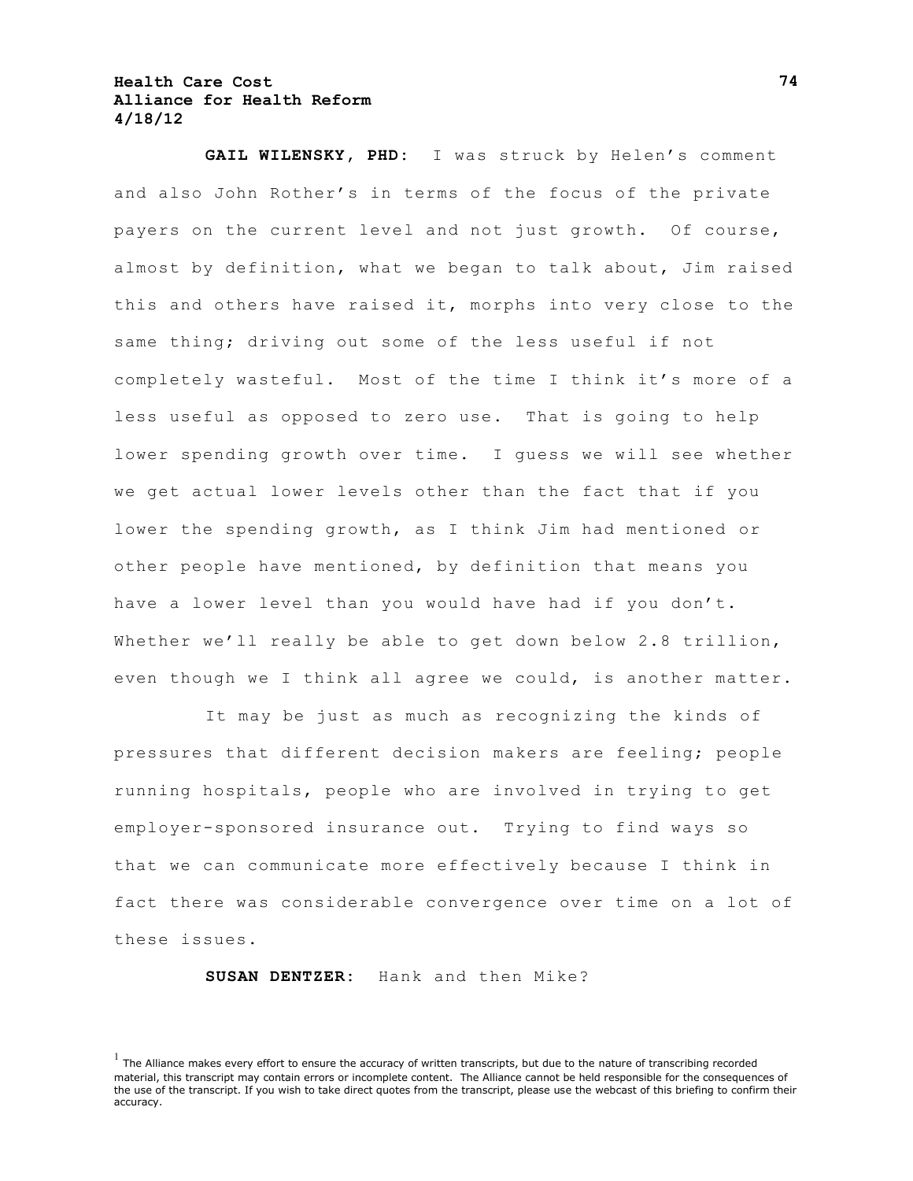**GAIL WILENSKY, PHD:** I was struck by Helen's comment and also John Rother's in terms of the focus of the private payers on the current level and not just growth. Of course, almost by definition, what we began to talk about, Jim raised this and others have raised it, morphs into very close to the same thing; driving out some of the less useful if not completely wasteful. Most of the time I think it's more of a less useful as opposed to zero use. That is going to help lower spending growth over time. I guess we will see whether we get actual lower levels other than the fact that if you lower the spending growth, as I think Jim had mentioned or other people have mentioned, by definition that means you have a lower level than you would have had if you don't. Whether we'll really be able to get down below 2.8 trillion, even though we I think all agree we could, is another matter.

It may be just as much as recognizing the kinds of pressures that different decision makers are feeling; people running hospitals, people who are involved in trying to get employer-sponsored insurance out. Trying to find ways so that we can communicate more effectively because I think in fact there was considerable convergence over time on a lot of these issues.

**SUSAN DENTZER:** Hank and then Mike?

[1] The Alliance makes every effort to ensure the accuracy of written transcripts, but due to the nature of transcribing recorded material, this transcript may contain errors or incomplete content. The Alliance cannot be held responsible for the consequences of the use of the transcript. If you wish to take direct quotes from the transcript, please use the webcast of this briefing to confirm their accuracy.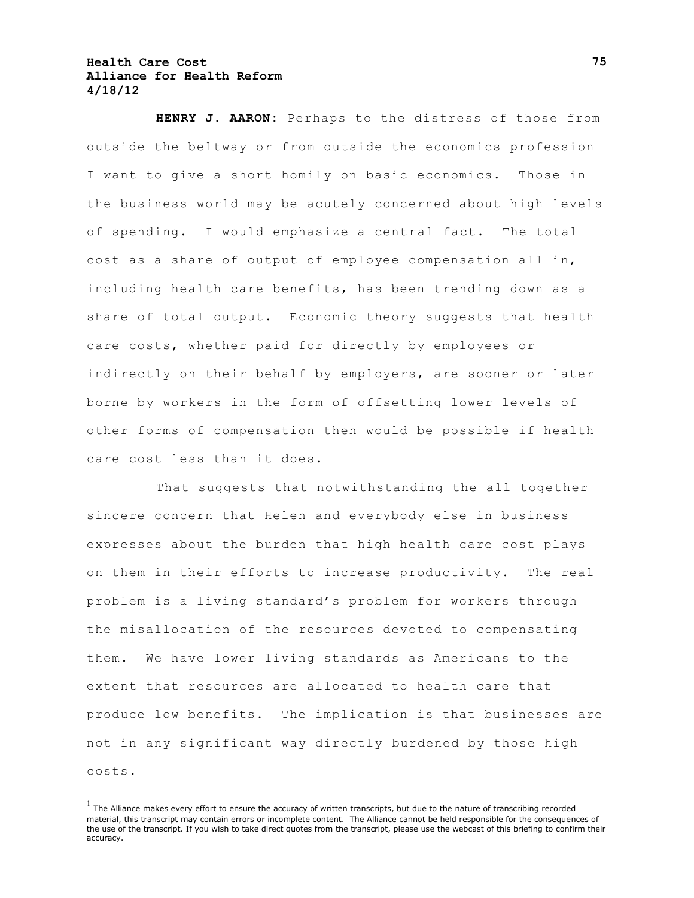**HENRY J. AARON**: Perhaps to the distress of those from outside the beltway or from outside the economics profession I want to give a short homily on basic economics. Those in the business world may be acutely concerned about high levels of spending. I would emphasize a central fact. The total cost as a share of output of employee compensation all in, including health care benefits, has been trending down as a share of total output. Economic theory suggests that health care costs, whether paid for directly by employees or indirectly on their behalf by employers, are sooner or later borne by workers in the form of offsetting lower levels of other forms of compensation then would be possible if health care cost less than it does.

That suggests that notwithstanding the all together sincere concern that Helen and everybody else in business expresses about the burden that high health care cost plays on them in their efforts to increase productivity. The real problem is a living standard's problem for workers through the misallocation of the resources devoted to compensating them. We have lower living standards as Americans to the extent that resources are allocated to health care that produce low benefits. The implication is that businesses are not in any significant way directly burdened by those high costs.

[1] The Alliance makes every effort to ensure the accuracy of written transcripts, but due to the nature of transcribing recorded material, this transcript may contain errors or incomplete content. The Alliance cannot be held responsible for the consequences of the use of the transcript. If you wish to take direct quotes from the transcript, please use the webcast of this briefing to confirm their accuracy.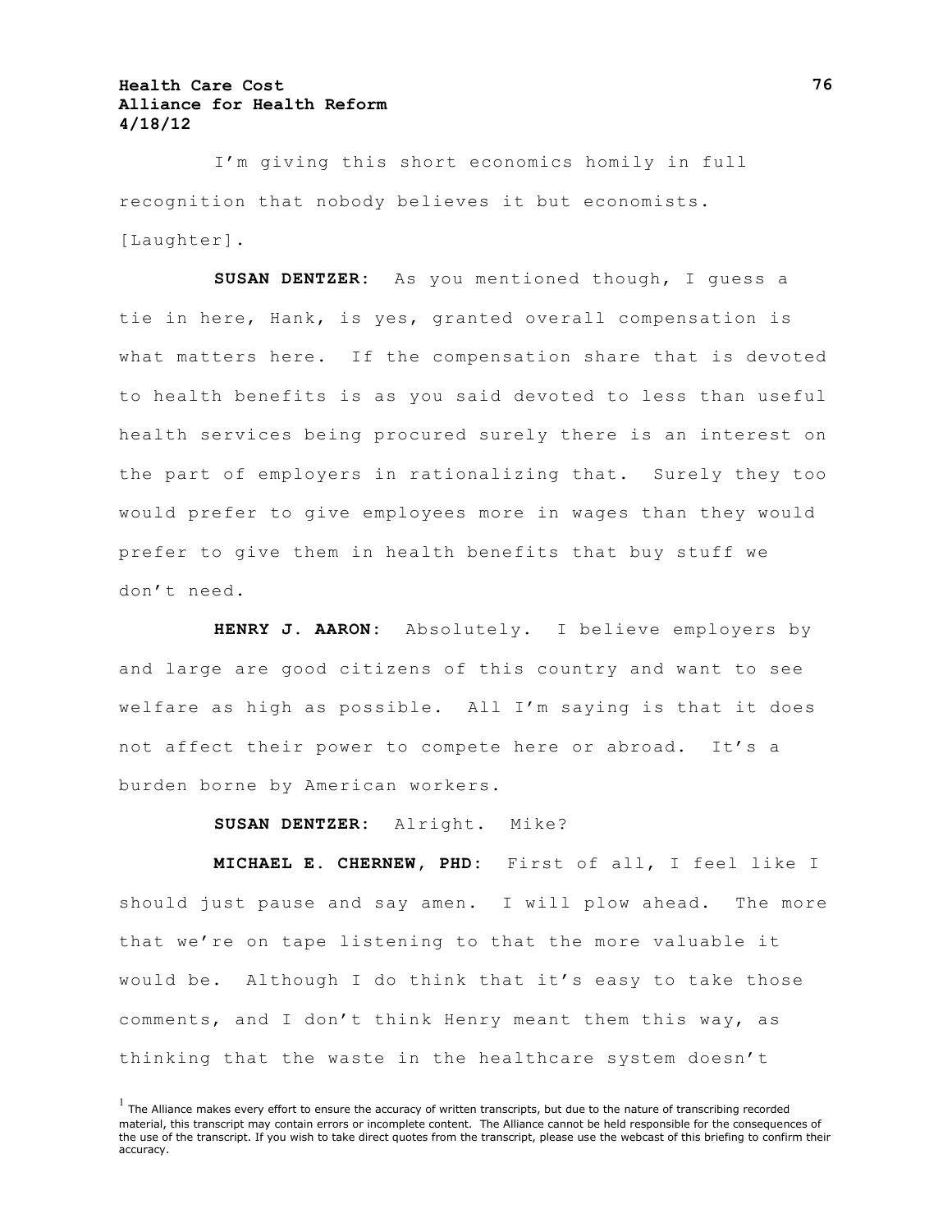I'm giving this short economics homily in full recognition that nobody believes it but economists. [Laughter].

**SUSAN DENTZER**: As you mentioned though, I guess a tie in here, Hank, is yes, granted overall compensation is what matters here. If the compensation share that is devoted to health benefits is as you said devoted to less than useful health services being procured surely there is an interest on the part of employers in rationalizing that. Surely they too would prefer to give employees more in wages than they would prefer to give them in health benefits that buy stuff we don't need.

**HENRY J. AARON**: Absolutely. I believe employers by and large are good citizens of this country and want to see welfare as high as possible. All I'm saying is that it does not affect their power to compete here or abroad. It's a burden borne by American workers.

**SUSAN DENTZER**: Alright. Mike?

**MICHAEL E. CHERNEW, PHD**: First of all, I feel like I should just pause and say amen. I will plow ahead. The more that we're on tape listening to that the more valuable it would be. Although I do think that it's easy to take those comments, and I don't think Henry meant them this way, as thinking that the waste in the healthcare system doesn't

[1] The Alliance makes every effort to ensure the accuracy of written transcripts, but due to the nature of transcribing recorded material, this transcript may contain errors or incomplete content. The Alliance cannot be held responsible for the consequences of the use of the transcript. If you wish to take direct quotes from the transcript, please use the webcast of this briefing to confirm their accuracy.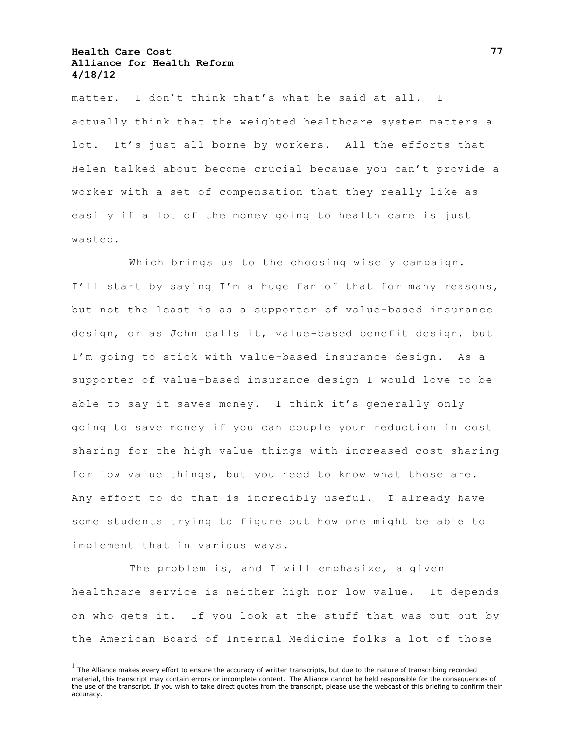matter. I don't think that's what he said at all. I actually think that the weighted healthcare system matters a lot. It's just all borne by workers. All the efforts that Helen talked about become crucial because you can't provide a worker with a set of compensation that they really like as easily if a lot of the money going to health care is just wasted.

Which brings us to the choosing wisely campaign. I'll start by saying I'm a huge fan of that for many reasons, but not the least is as a supporter of value-based insurance design, or as John calls it, value-based benefit design, but I'm going to stick with value-based insurance design. As a supporter of value-based insurance design I would love to be able to say it saves money. I think it's generally only going to save money if you can couple your reduction in cost sharing for the high value things with increased cost sharing for low value things, but you need to know what those are. Any effort to do that is incredibly useful. I already have some students trying to figure out how one might be able to implement that in various ways.

The problem is, and I will emphasize, a given healthcare service is neither high nor low value. It depends on who gets it. If you look at the stuff that was put out by the American Board of Internal Medicine folks a lot of those

[1] The Alliance makes every effort to ensure the accuracy of written transcripts, but due to the nature of transcribing recorded material, this transcript may contain errors or incomplete content. The Alliance cannot be held responsible for the consequences of the use of the transcript. If you wish to take direct quotes from the transcript, please use the webcast of this briefing to confirm their accuracy.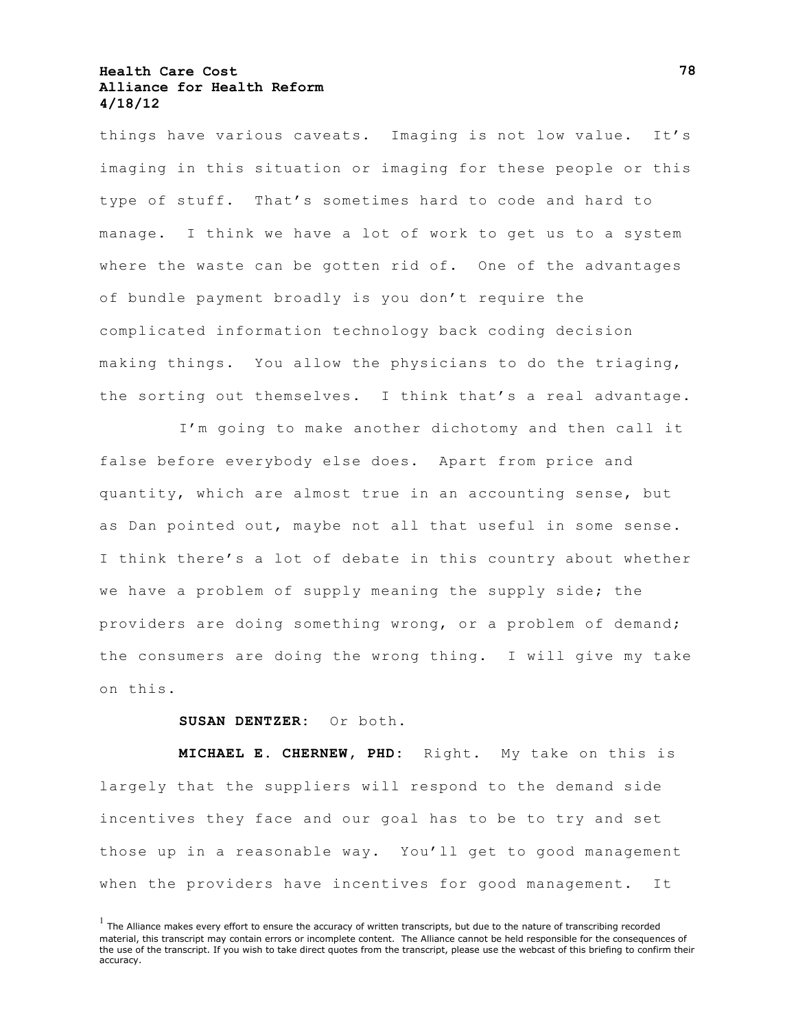things have various caveats. Imaging is not low value. It's imaging in this situation or imaging for these people or this type of stuff. That's sometimes hard to code and hard to manage. I think we have a lot of work to get us to a system where the waste can be gotten rid of. One of the advantages of bundle payment broadly is you don't require the complicated information technology back coding decision making things. You allow the physicians to do the triaging, the sorting out themselves. I think that's a real advantage.

I'm going to make another dichotomy and then call it false before everybody else does. Apart from price and quantity, which are almost true in an accounting sense, but as Dan pointed out, maybe not all that useful in some sense. I think there's a lot of debate in this country about whether we have a problem of supply meaning the supply side; the providers are doing something wrong, or a problem of demand; the consumers are doing the wrong thing. I will give my take on this.

**SUSAN DENTZER:** Or both.

**MICHAEL E. CHERNEW, PHD:** Right. My take on this is largely that the suppliers will respond to the demand side incentives they face and our goal has to be to try and set those up in a reasonable way. You'll get to good management when the providers have incentives for good management. It

[1] The Alliance makes every effort to ensure the accuracy of written transcripts, but due to the nature of transcribing recorded material, this transcript may contain errors or incomplete content. The Alliance cannot be held responsible for the consequences of the use of the transcript. If you wish to take direct quotes from the transcript, please use the webcast of this briefing to confirm their accuracy.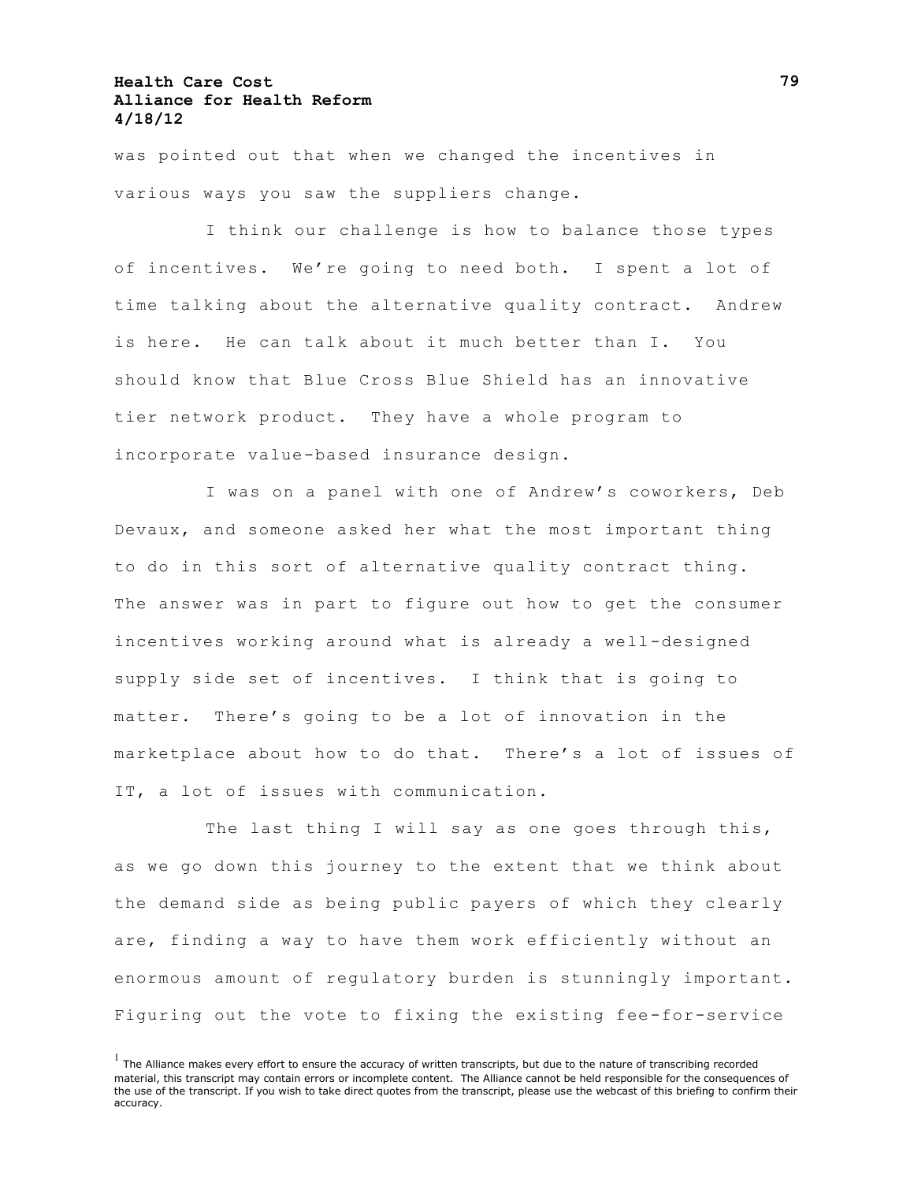was pointed out that when we changed the incentives in various ways you saw the suppliers change.

I think our challenge is how to balance those types of incentives. We're going to need both. I spent a lot of time talking about the alternative quality contract. Andrew is here. He can talk about it much better than I. You should know that Blue Cross Blue Shield has an innovative tier network product. They have a whole program to incorporate value-based insurance design.

I was on a panel with one of Andrew's coworkers, Deb Devaux, and someone asked her what the most important thing to do in this sort of alternative quality contract thing. The answer was in part to figure out how to get the consumer incentives working around what is already a well-designed supply side set of incentives. I think that is going to matter. There's going to be a lot of innovation in the marketplace about how to do that. There's a lot of issues of IT, a lot of issues with communication.

The last thing I will say as one goes through this, as we go down this journey to the extent that we think about the demand side as being public payers of which they clearly are, finding a way to have them work efficiently without an enormous amount of regulatory burden is stunningly important. Figuring out the vote to fixing the existing fee-for-service

[1] The Alliance makes every effort to ensure the accuracy of written transcripts, but due to the nature of transcribing recorded material, this transcript may contain errors or incomplete content. The Alliance cannot be held responsible for the consequences of the use of the transcript. If you wish to take direct quotes from the transcript, please use the webcast of this briefing to confirm their accuracy.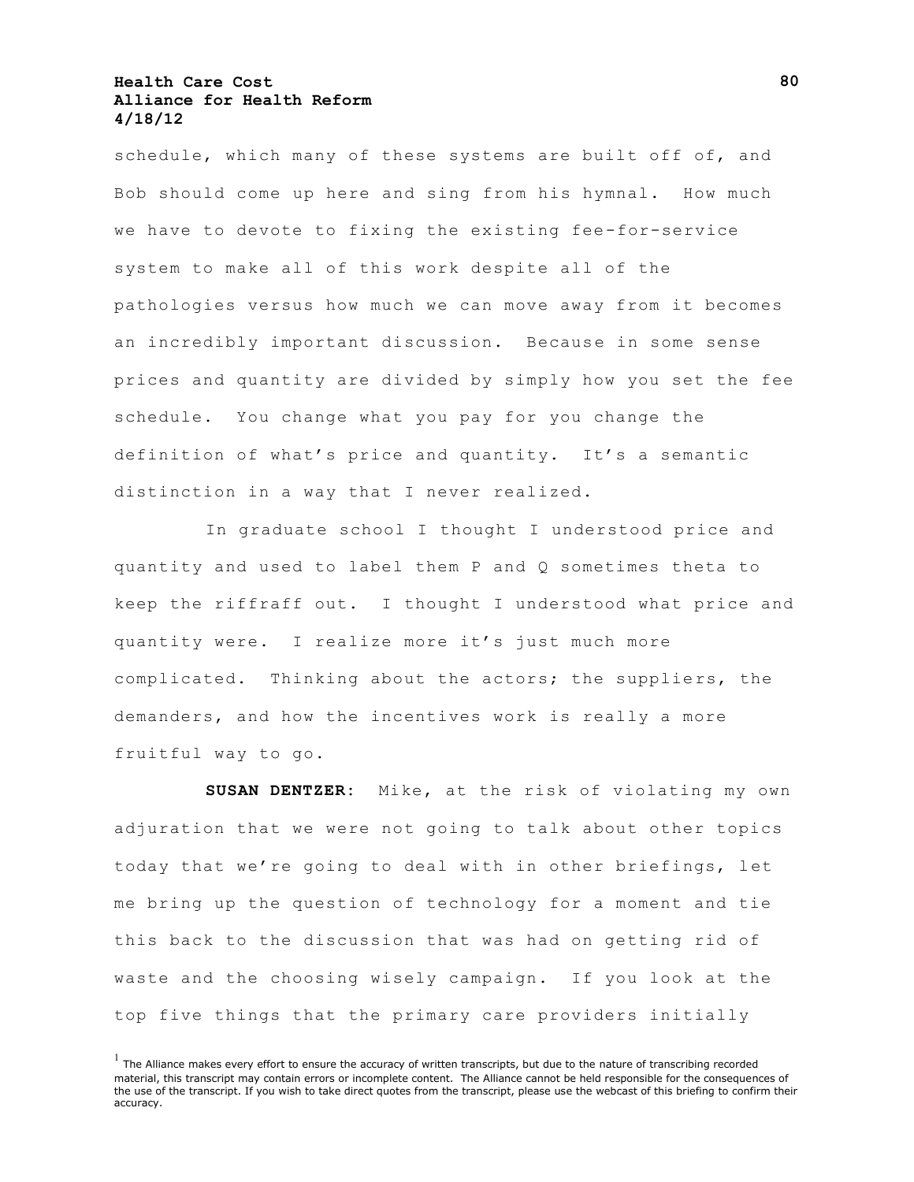schedule, which many of these systems are built off of, and Bob should come up here and sing from his hymnal. How much we have to devote to fixing the existing fee-for-service system to make all of this work despite all of the pathologies versus how much we can move away from it becomes an incredibly important discussion. Because in some sense prices and quantity are divided by simply how you set the fee schedule. You change what you pay for you change the definition of what's price and quantity. It's a semantic distinction in a way that I never realized.

In graduate school I thought I understood price and quantity and used to label them P and Q sometimes theta to keep the riffraff out. I thought I understood what price and quantity were. I realize more it's just much more complicated. Thinking about the actors; the suppliers, the demanders, and how the incentives work is really a more fruitful way to go.

**SUSAN DENTZER**: Mike, at the risk of violating my own adjuration that we were not going to talk about other topics today that we're going to deal with in other briefings, let me bring up the question of technology for a moment and tie this back to the discussion that was had on getting rid of waste and the choosing wisely campaign. If you look at the top five things that the primary care providers initially

[1] The Alliance makes every effort to ensure the accuracy of written transcripts, but due to the nature of transcribing recorded material, this transcript may contain errors or incomplete content. The Alliance cannot be held responsible for the consequences of the use of the transcript. If you wish to take direct quotes from the transcript, please use the webcast of this briefing to confirm their accuracy.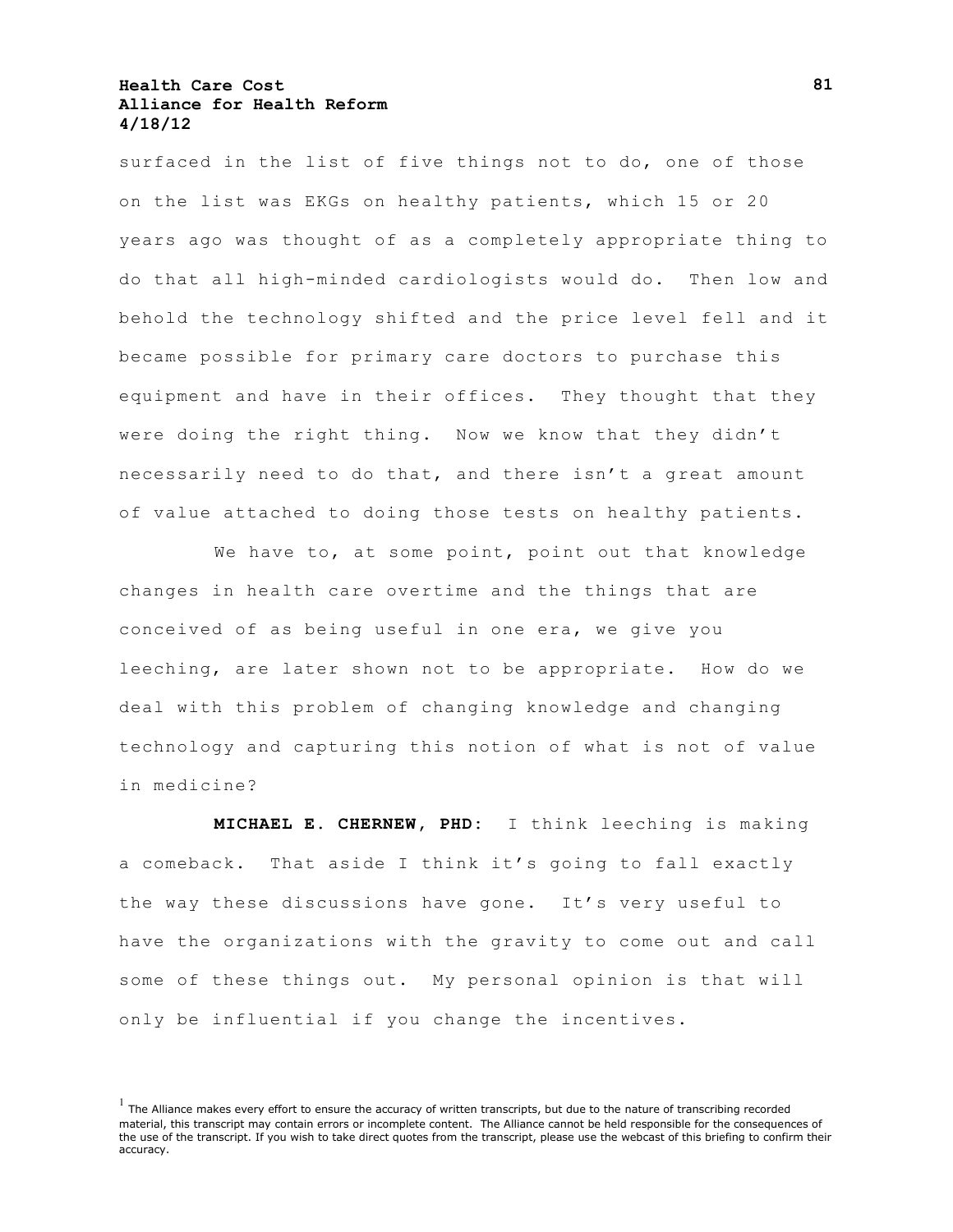surfaced in the list of five things not to do, one of those on the list was EKGs on healthy patients, which 15 or 20 years ago was thought of as a completely appropriate thing to do that all high-minded cardiologists would do. Then low and behold the technology shifted and the price level fell and it became possible for primary care doctors to purchase this equipment and have in their offices. They thought that they were doing the right thing. Now we know that they didn't necessarily need to do that, and there isn't a great amount of value attached to doing those tests on healthy patients.

We have to, at some point, point out that knowledge changes in health care overtime and the things that are conceived of as being useful in one era, we give you leeching, are later shown not to be appropriate. How do we deal with this problem of changing knowledge and changing technology and capturing this notion of what is not of value in medicine?

**MICHAEL E. CHERNEW, PHD:** I think leeching is making a comeback. That aside I think it's going to fall exactly the way these discussions have gone. It's very useful to have the organizations with the gravity to come out and call some of these things out. My personal opinion is that will only be influential if you change the incentives.

[1] The Alliance makes every effort to ensure the accuracy of written transcripts, but due to the nature of transcribing recorded material, this transcript may contain errors or incomplete content. The Alliance cannot be held responsible for the consequences of the use of the transcript. If you wish to take direct quotes from the transcript, please use the webcast of this briefing to confirm their accuracy.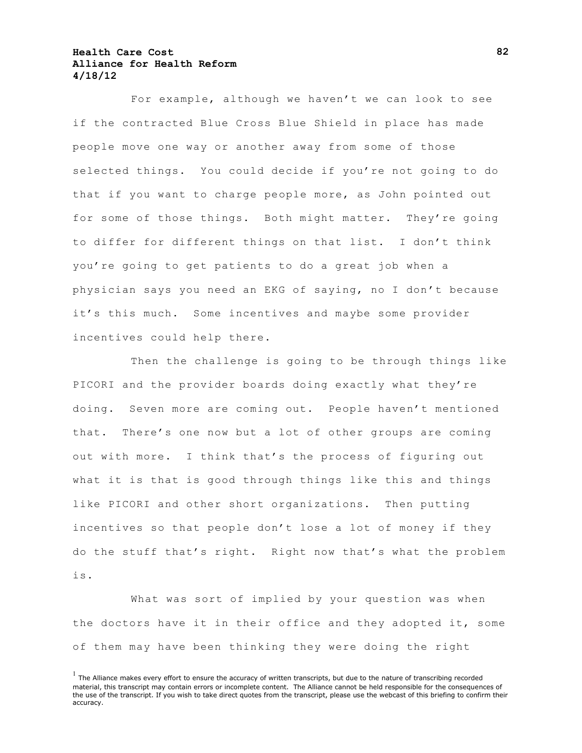For example, although we haven't we can look to see if the contracted Blue Cross Blue Shield in place has made people move one way or another away from some of those selected things. You could decide if you're not going to do that if you want to charge people more, as John pointed out for some of those things. Both might matter. They're going to differ for different things on that list. I don't think you're going to get patients to do a great job when a physician says you need an EKG of saying, no I don't because it's this much. Some incentives and maybe some provider incentives could help there.

Then the challenge is going to be through things like PICORI and the provider boards doing exactly what they're doing. Seven more are coming out. People haven't mentioned that. There's one now but a lot of other groups are coming out with more. I think that's the process of figuring out what it is that is good through things like this and things like PICORI and other short organizations. Then putting incentives so that people don't lose a lot of money if they do the stuff that's right. Right now that's what the problem is.

What was sort of implied by your question was when the doctors have it in their office and they adopted it, some of them may have been thinking they were doing the right

[1] The Alliance makes every effort to ensure the accuracy of written transcripts, but due to the nature of transcribing recorded material, this transcript may contain errors or incomplete content. The Alliance cannot be held responsible for the consequences of the use of the transcript. If you wish to take direct quotes from the transcript, please use the webcast of this briefing to confirm their accuracy.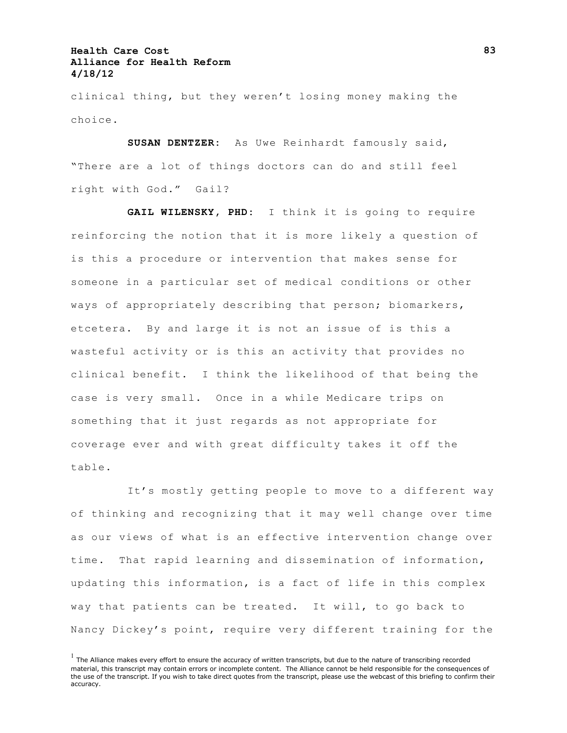clinical thing, but they weren't losing money making the choice.

**SUSAN DENTZER:** As Uwe Reinhardt famously said, "There are a lot of things doctors can do and still feel right with God." Gail?

**GAIL WILENSKY, PHD:** I think it is going to require reinforcing the notion that it is more likely a question of is this a procedure or intervention that makes sense for someone in a particular set of medical conditions or other ways of appropriately describing that person; biomarkers, etcetera. By and large it is not an issue of is this a wasteful activity or is this an activity that provides no clinical benefit. I think the likelihood of that being the case is very small. Once in a while Medicare trips on something that it just regards as not appropriate for coverage ever and with great difficulty takes it off the table.

It's mostly getting people to move to a different way of thinking and recognizing that it may well change over time as our views of what is an effective intervention change over time. That rapid learning and dissemination of information, updating this information, is a fact of life in this complex way that patients can be treated. It will, to go back to Nancy Dickey's point, require very different training for the

[1] The Alliance makes every effort to ensure the accuracy of written transcripts, but due to the nature of transcribing recorded material, this transcript may contain errors or incomplete content. The Alliance cannot be held responsible for the consequences of the use of the transcript. If you wish to take direct quotes from the transcript, please use the webcast of this briefing to confirm their accuracy.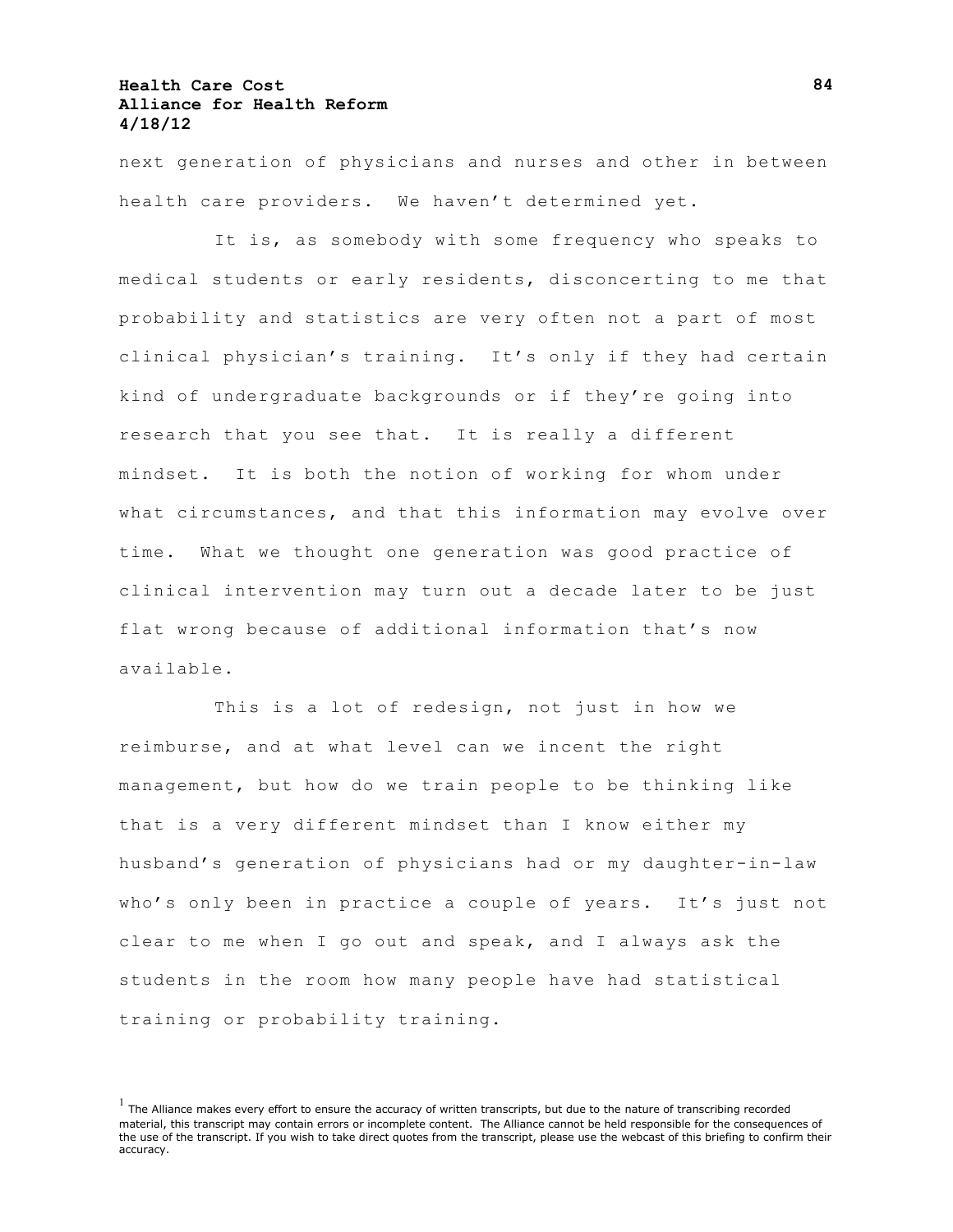next generation of physicians and nurses and other in between health care providers. We haven't determined yet.

It is, as somebody with some frequency who speaks to medical students or early residents, disconcerting to me that probability and statistics are very often not a part of most clinical physician's training. It's only if they had certain kind of undergraduate backgrounds or if they're going into research that you see that. It is really a different mindset. It is both the notion of working for whom under what circumstances, and that this information may evolve over time. What we thought one generation was good practice of clinical intervention may turn out a decade later to be just flat wrong because of additional information that's now available.

This is a lot of redesign, not just in how we reimburse, and at what level can we incent the right management, but how do we train people to be thinking like that is a very different mindset than I know either my husband's generation of physicians had or my daughter-in-law who's only been in practice a couple of years. It's just not clear to me when I go out and speak, and I always ask the students in the room how many people have had statistical training or probability training.

[1] The Alliance makes every effort to ensure the accuracy of written transcripts, but due to the nature of transcribing recorded material, this transcript may contain errors or incomplete content. The Alliance cannot be held responsible for the consequences of the use of the transcript. If you wish to take direct quotes from the transcript, please use the webcast of this briefing to confirm their accuracy.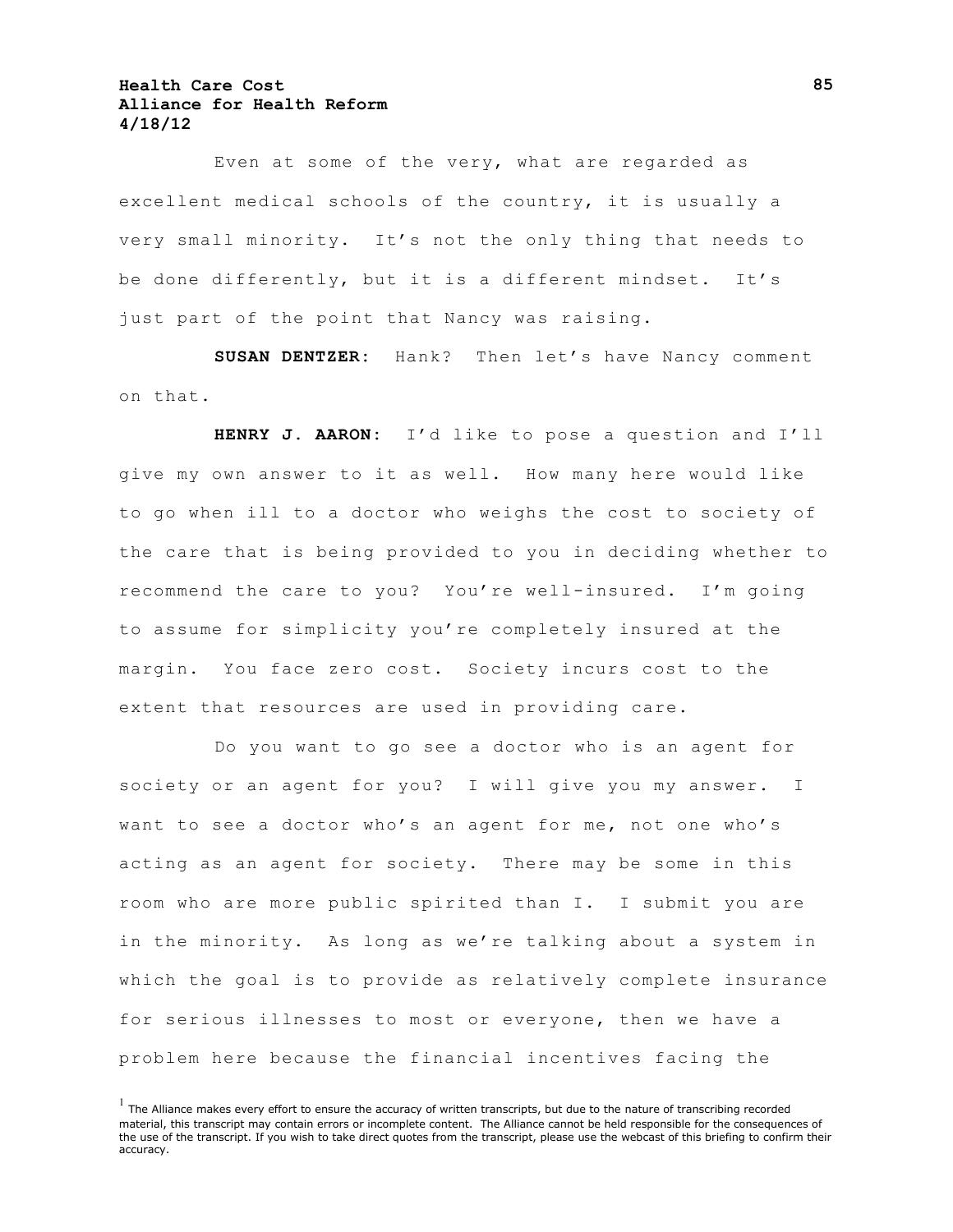Even at some of the very, what are regarded as excellent medical schools of the country, it is usually a very small minority. It’s not the only thing that needs to be done differently, but it is a different mindset. It’s just part of the point that Nancy was raising.

**SUSAN DENTZER:** Hank? Then let’s have Nancy comment on that.

**HENRY J. AARON:** I’d like to pose a question and I’ll give my own answer to it as well. How many here would like to go when ill to a doctor who weighs the cost to society of the care that is being provided to you in deciding whether to recommend the care to you? You’re well-insured. I’m going to assume for simplicity you’re completely insured at the margin. You face zero cost. Society incurs cost to the extent that resources are used in providing care.

Do you want to go see a doctor who is an agent for society or an agent for you? I will give you my answer. I want to see a doctor who’s an agent for me, not one who’s acting as an agent for society. There may be some in this room who are more public spirited than I. I submit you are in the minority. As long as we’re talking about a system in which the goal is to provide as relatively complete insurance for serious illnesses to most or everyone, then we have a problem here because the financial incentives facing the

[1] The Alliance makes every effort to ensure the accuracy of written transcripts, but due to the nature of transcribing recorded material, this transcript may contain errors or incomplete content. The Alliance cannot be held responsible for the consequences of the use of the transcript. If you wish to take direct quotes from the transcript, please use the webcast of this briefing to confirm their accuracy.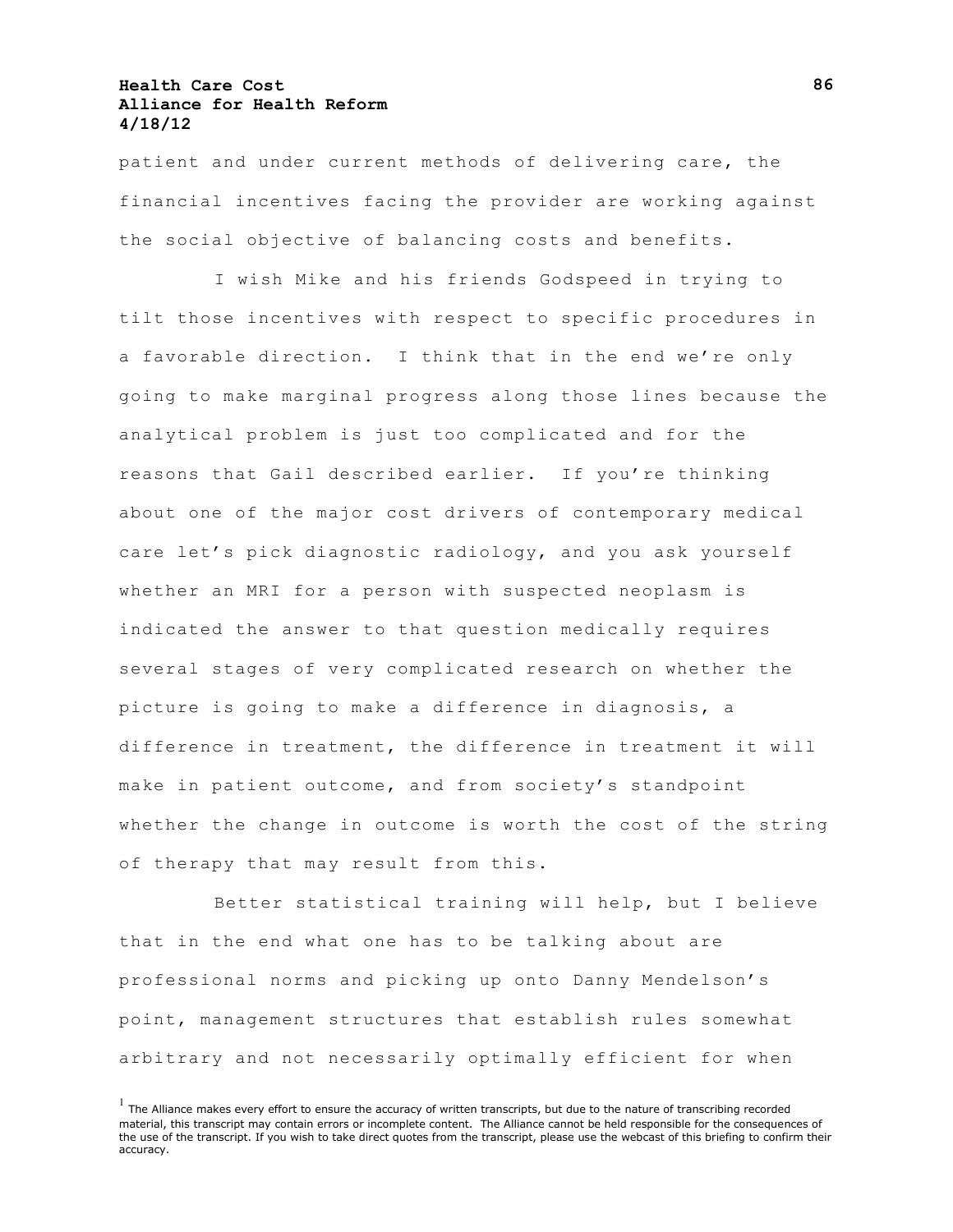patient and under current methods of delivering care, the financial incentives facing the provider are working against the social objective of balancing costs and benefits.

I wish Mike and his friends Godspeed in trying to tilt those incentives with respect to specific procedures in a favorable direction. I think that in the end we're only going to make marginal progress along those lines because the analytical problem is just too complicated and for the reasons that Gail described earlier. If you're thinking about one of the major cost drivers of contemporary medical care let's pick diagnostic radiology, and you ask yourself whether an MRI for a person with suspected neoplasm is indicated the answer to that question medically requires several stages of very complicated research on whether the picture is going to make a difference in diagnosis, a difference in treatment, the difference in treatment it will make in patient outcome, and from society's standpoint whether the change in outcome is worth the cost of the string of therapy that may result from this.

Better statistical training will help, but I believe that in the end what one has to be talking about are professional norms and picking up onto Danny Mendelson's point, management structures that establish rules somewhat arbitrary and not necessarily optimally efficient for when

[1] The Alliance makes every effort to ensure the accuracy of written transcripts, but due to the nature of transcribing recorded material, this transcript may contain errors or incomplete content. The Alliance cannot be held responsible for the consequences of the use of the transcript. If you wish to take direct quotes from the transcript, please use the webcast of this briefing to confirm their accuracy.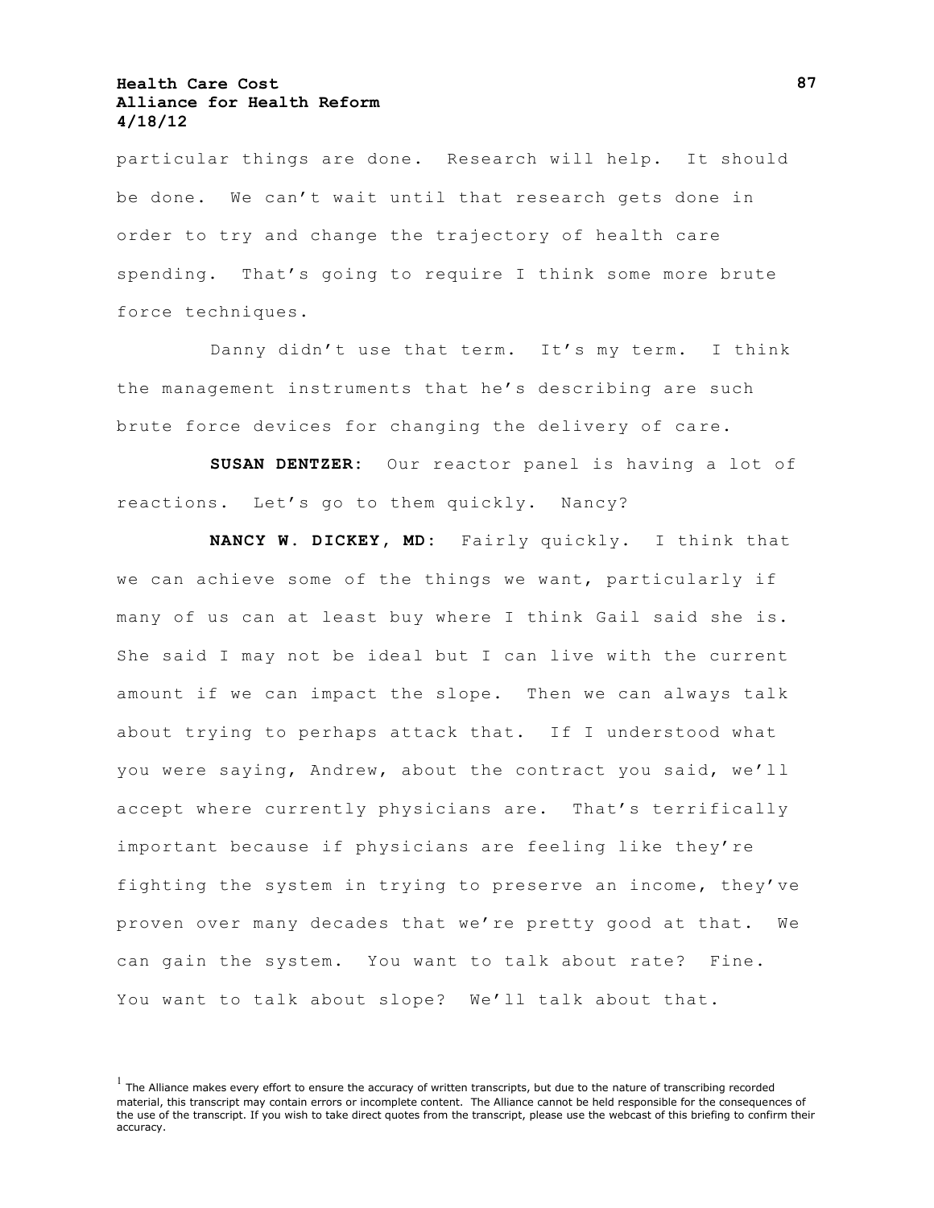particular things are done. Research will help. It should be done. We can't wait until that research gets done in order to try and change the trajectory of health care spending. That's going to require I think some more brute force techniques.

Danny didn't use that term. It's my term. I think the management instruments that he's describing are such brute force devices for changing the delivery of care.

**SUSAN DENTZER:** Our reactor panel is having a lot of reactions. Let's go to them quickly. Nancy?

**NANCY W. DICKEY, MD:** Fairly quickly. I think that we can achieve some of the things we want, particularly if many of us can at least buy where I think Gail said she is. She said I may not be ideal but I can live with the current amount if we can impact the slope. Then we can always talk about trying to perhaps attack that. If I understood what you were saying, Andrew, about the contract you said, we'll accept where currently physicians are. That's terrifically important because if physicians are feeling like they're fighting the system in trying to preserve an income, they've proven over many decades that we're pretty good at that. We can gain the system. You want to talk about rate? Fine. You want to talk about slope? We'll talk about that.

[1] The Alliance makes every effort to ensure the accuracy of written transcripts, but due to the nature of transcribing recorded material, this transcript may contain errors or incomplete content. The Alliance cannot be held responsible for the consequences of the use of the transcript. If you wish to take direct quotes from the transcript, please use the webcast of this briefing to confirm their accuracy.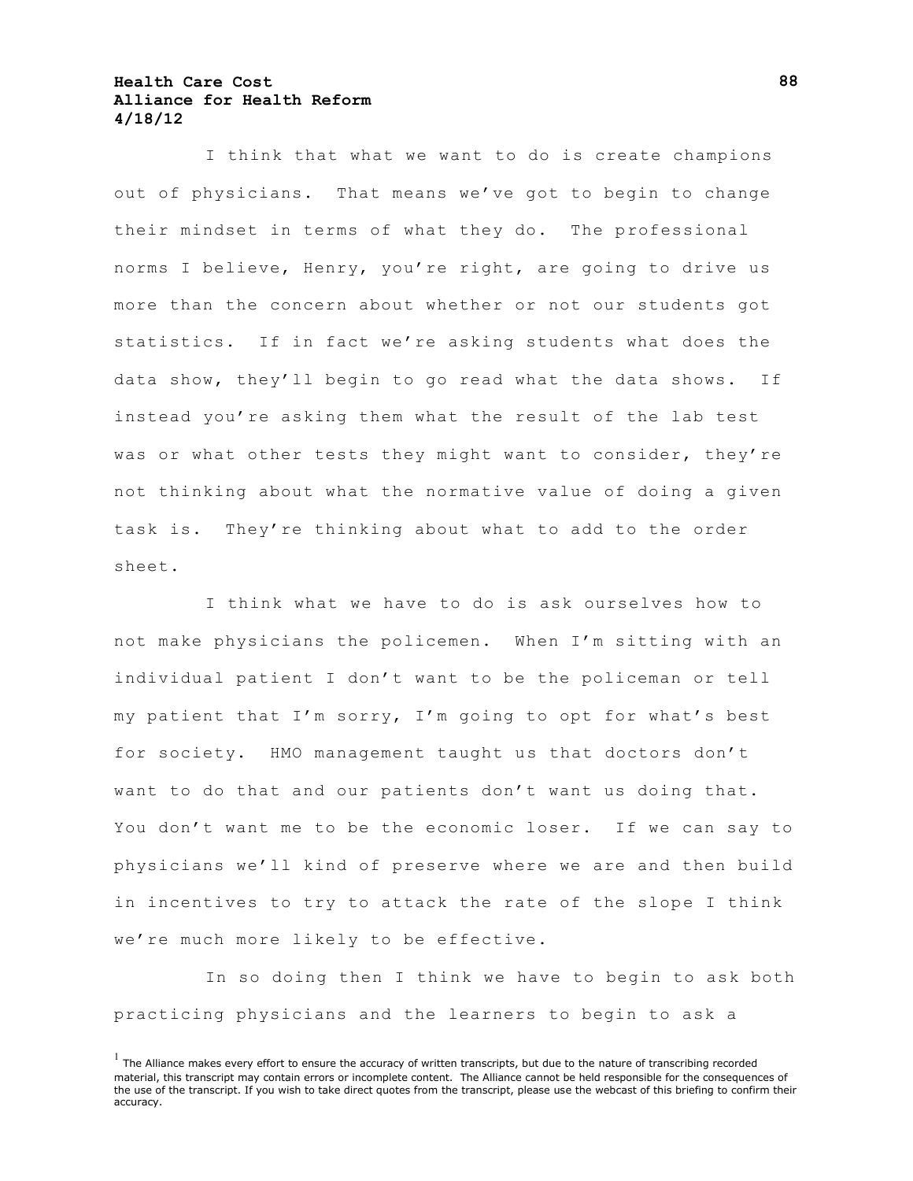I think that what we want to do is create champions out of physicians. That means we've got to begin to change their mindset in terms of what they do. The professional norms I believe, Henry, you're right, are going to drive us more than the concern about whether or not our students got statistics. If in fact we're asking students what does the data show, they'll begin to go read what the data shows. If instead you're asking them what the result of the lab test was or what other tests they might want to consider, they're not thinking about what the normative value of doing a given task is. They're thinking about what to add to the order sheet.

I think what we have to do is ask ourselves how to not make physicians the policemen. When I'm sitting with an individual patient I don't want to be the policeman or tell my patient that I'm sorry, I'm going to opt for what's best for society. HMO management taught us that doctors don't want to do that and our patients don't want us doing that. You don't want me to be the economic loser. If we can say to physicians we'll kind of preserve where we are and then build in incentives to try to attack the rate of the slope I think we're much more likely to be effective.

In so doing then I think we have to begin to ask both practicing physicians and the learners to begin to ask a

[1] The Alliance makes every effort to ensure the accuracy of written transcripts, but due to the nature of transcribing recorded material, this transcript may contain errors or incomplete content. The Alliance cannot be held responsible for the consequences of the use of the transcript. If you wish to take direct quotes from the transcript, please use the webcast of this briefing to confirm their accuracy.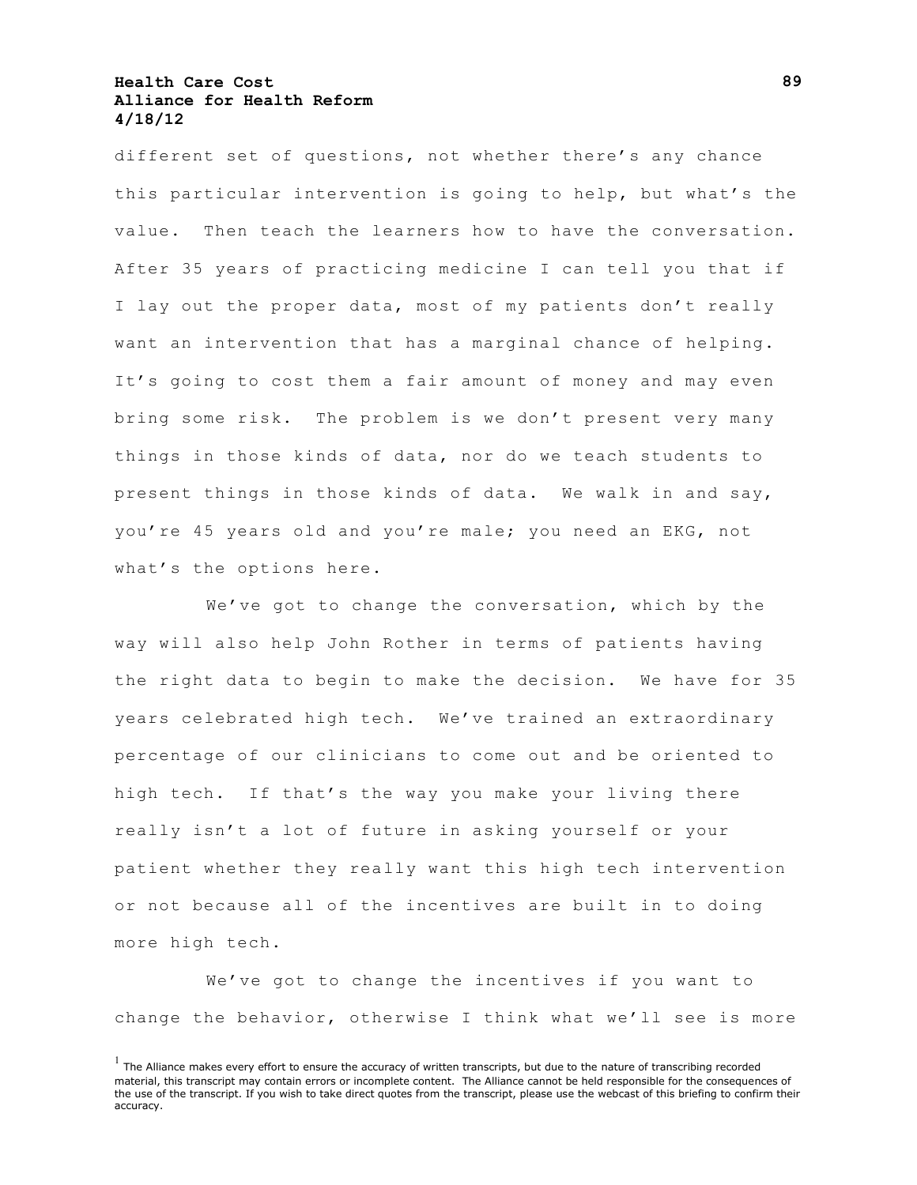different set of questions, not whether there's any chance this particular intervention is going to help, but what's the value. Then teach the learners how to have the conversation. After 35 years of practicing medicine I can tell you that if I lay out the proper data, most of my patients don't really want an intervention that has a marginal chance of helping. It's going to cost them a fair amount of money and may even bring some risk. The problem is we don't present very many things in those kinds of data, nor do we teach students to present things in those kinds of data. We walk in and say, you're 45 years old and you're male; you need an EKG, not what's the options here.

We've got to change the conversation, which by the way will also help John Rother in terms of patients having the right data to begin to make the decision. We have for 35 years celebrated high tech. We've trained an extraordinary percentage of our clinicians to come out and be oriented to high tech. If that's the way you make your living there really isn't a lot of future in asking yourself or your patient whether they really want this high tech intervention or not because all of the incentives are built in to doing more high tech.

We've got to change the incentives if you want to change the behavior, otherwise I think what we'll see is more

[1] The Alliance makes every effort to ensure the accuracy of written transcripts, but due to the nature of transcribing recorded material, this transcript may contain errors or incomplete content. The Alliance cannot be held responsible for the consequences of the use of the transcript. If you wish to take direct quotes from the transcript, please use the webcast of this briefing to confirm their accuracy.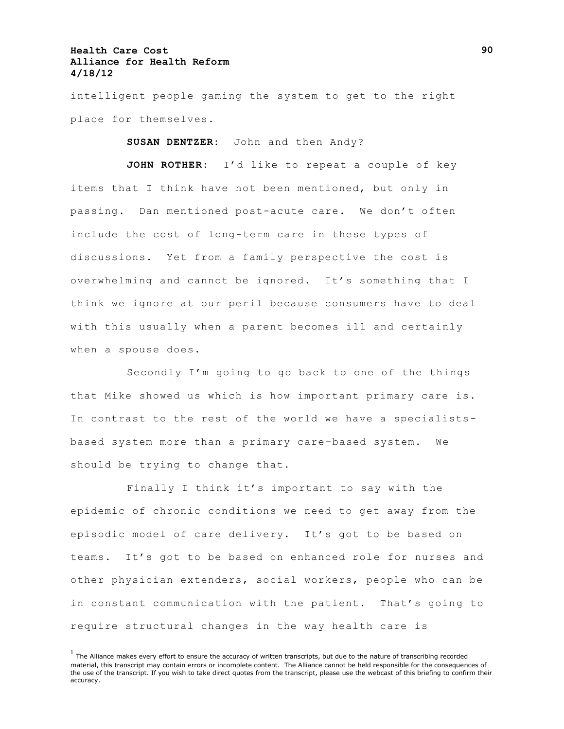intelligent people gaming the system to get to the right place for themselves.

**SUSAN DENTZER**: John and then Andy?

**JOHN ROTHER**: I'd like to repeat a couple of key items that I think have not been mentioned, but only in passing. Dan mentioned post-acute care. We don't often include the cost of long-term care in these types of discussions. Yet from a family perspective the cost is overwhelming and cannot be ignored. It's something that I think we ignore at our peril because consumers have to deal with this usually when a parent becomes ill and certainly when a spouse does.

Secondly I'm going to go back to one of the things that Mike showed us which is how important primary care is. In contrast to the rest of the world we have a specialists-based system more than a primary care-based system. We should be trying to change that.

Finally I think it's important to say with the epidemic of chronic conditions we need to get away from the episodic model of care delivery. It's got to be based on teams. It's got to be based on enhanced role for nurses and other physician extenders, social workers, people who can be in constant communication with the patient. That's going to require structural changes in the way health care is

[1] The Alliance makes every effort to ensure the accuracy of written transcripts, but due to the nature of transcribing recorded material, this transcript may contain errors or incomplete content. The Alliance cannot be held responsible for the consequences of the use of the transcript. If you wish to take direct quotes from the transcript, please use the webcast of this briefing to confirm their accuracy.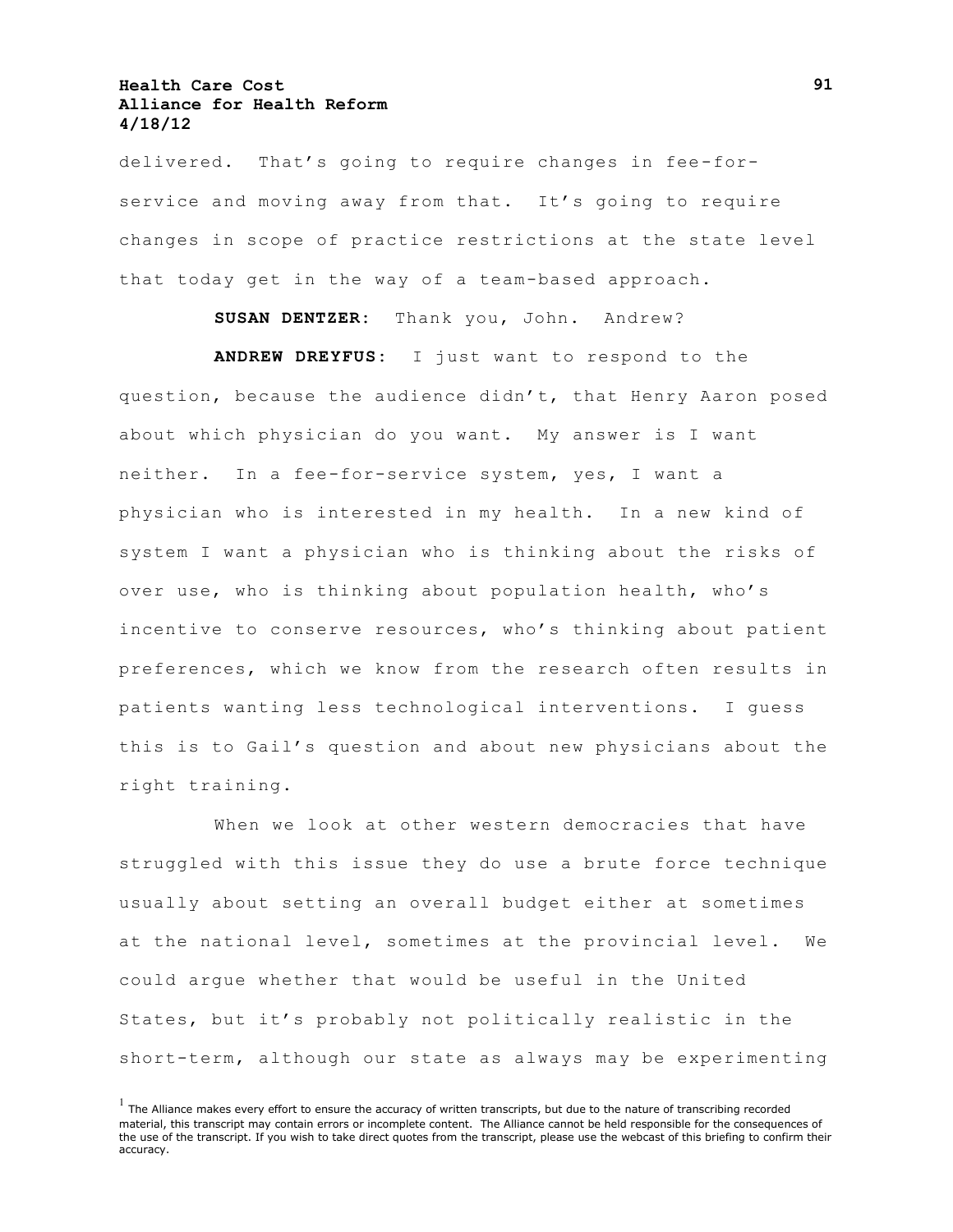delivered. That's going to require changes in fee-for-service and moving away from that. It's going to require changes in scope of practice restrictions at the state level that today get in the way of a team-based approach.

**SUSAN DENTZER:** Thank you, John. Andrew?

**ANDREW DREYFUS:** I just want to respond to the question, because the audience didn't, that Henry Aaron posed about which physician do you want. My answer is I want neither. In a fee-for-service system, yes, I want a physician who is interested in my health. In a new kind of system I want a physician who is thinking about the risks of over use, who is thinking about population health, who's incentive to conserve resources, who's thinking about patient preferences, which we know from the research often results in patients wanting less technological interventions. I guess this is to Gail's question and about new physicians about the right training.

When we look at other western democracies that have struggled with this issue they do use a brute force technique usually about setting an overall budget either at sometimes at the national level, sometimes at the provincial level. We could argue whether that would be useful in the United States, but it's probably not politically realistic in the short-term, although our state as always may be experimenting

[1] The Alliance makes every effort to ensure the accuracy of written transcripts, but due to the nature of transcribing recorded material, this transcript may contain errors or incomplete content. The Alliance cannot be held responsible for the consequences of the use of the transcript. If you wish to take direct quotes from the transcript, please use the webcast of this briefing to confirm their accuracy.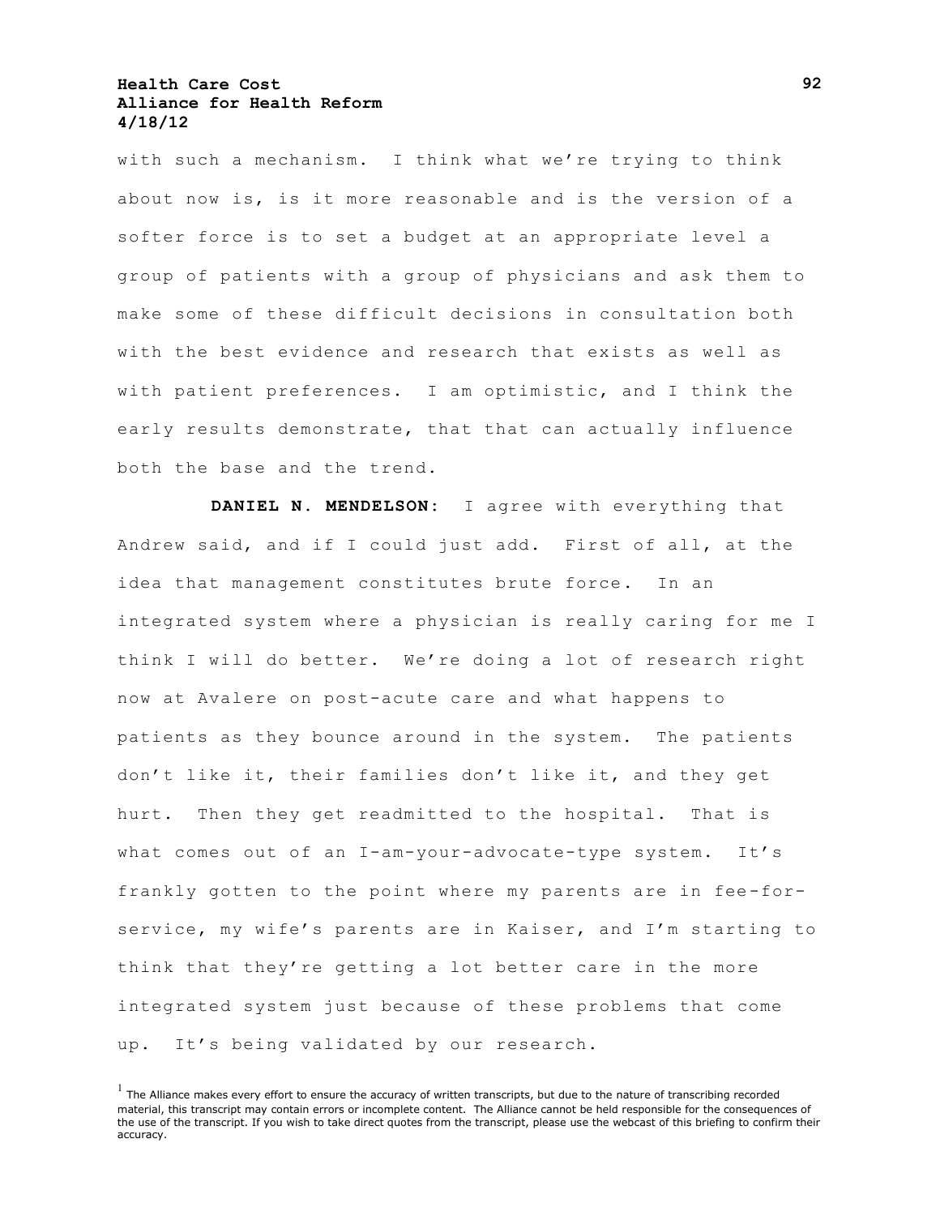with such a mechanism. I think what we're trying to think about now is, is it more reasonable and is the version of a softer force is to set a budget at an appropriate level a group of patients with a group of physicians and ask them to make some of these difficult decisions in consultation both with the best evidence and research that exists as well as with patient preferences. I am optimistic, and I think the early results demonstrate, that that can actually influence both the base and the trend.

**DANIEL N. MENDELSON:** I agree with everything that Andrew said, and if I could just add. First of all, at the idea that management constitutes brute force. In an integrated system where a physician is really caring for me I think I will do better. We're doing a lot of research right now at Avalere on post-acute care and what happens to patients as they bounce around in the system. The patients don't like it, their families don't like it, and they get hurt. Then they get readmitted to the hospital. That is what comes out of an I-am-your-advocate-type system. It's frankly gotten to the point where my parents are in fee-for-service, my wife's parents are in Kaiser, and I'm starting to think that they're getting a lot better care in the more integrated system just because of these problems that come up. It's being validated by our research.

[1] The Alliance makes every effort to ensure the accuracy of written transcripts, but due to the nature of transcribing recorded material, this transcript may contain errors or incomplete content. The Alliance cannot be held responsible for the consequences of the use of the transcript. If you wish to take direct quotes from the transcript, please use the webcast of this briefing to confirm their accuracy.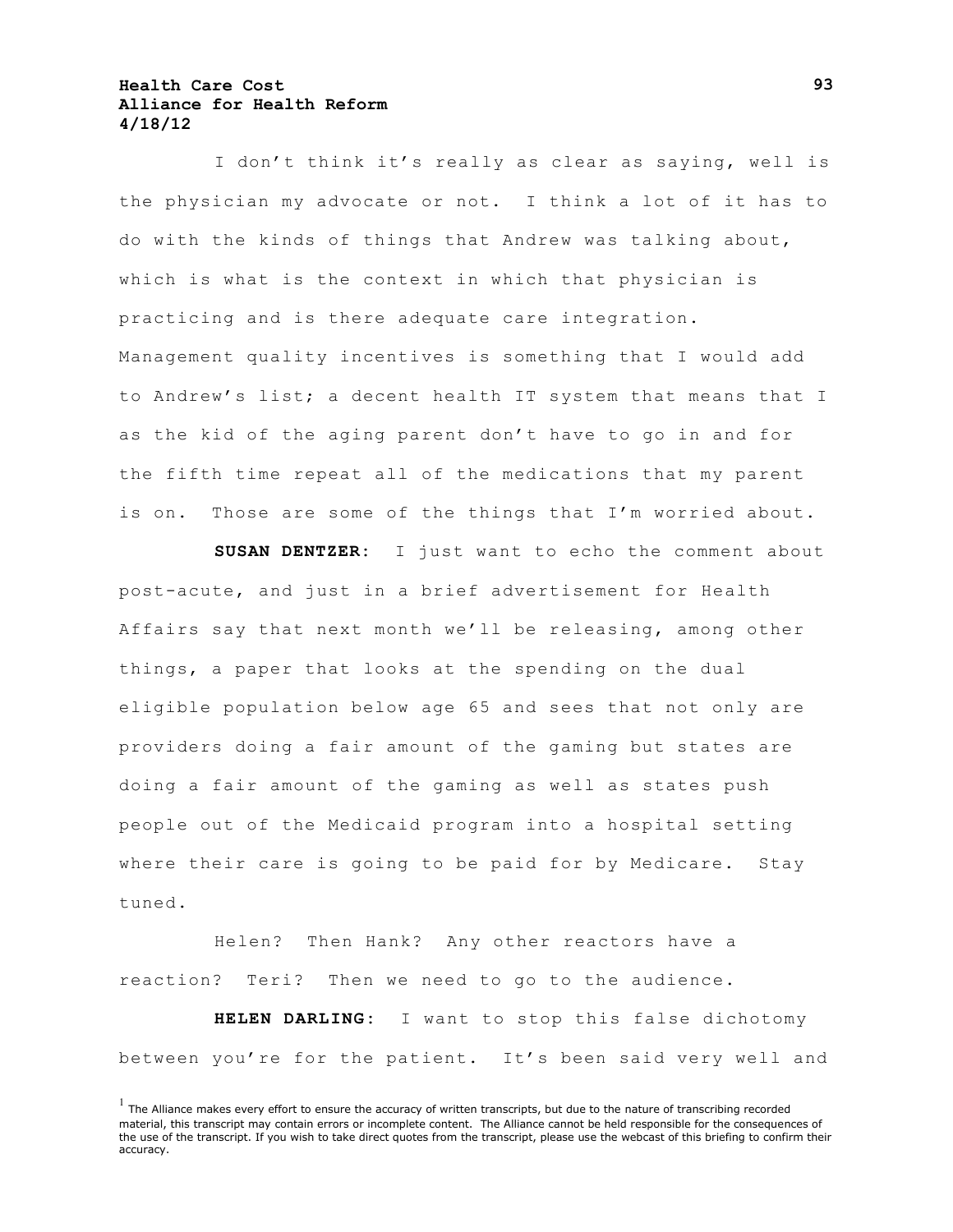I don't think it's really as clear as saying, well is the physician my advocate or not. I think a lot of it has to do with the kinds of things that Andrew was talking about, which is what is the context in which that physician is practicing and is there adequate care integration. Management quality incentives is something that I would add to Andrew's list; a decent health IT system that means that I as the kid of the aging parent don't have to go in and for the fifth time repeat all of the medications that my parent is on. Those are some of the things that I'm worried about.

**SUSAN DENTZER**: I just want to echo the comment about post-acute, and just in a brief advertisement for Health Affairs say that next month we'll be releasing, among other things, a paper that looks at the spending on the dual eligible population below age 65 and sees that not only are providers doing a fair amount of the gaming but states are doing a fair amount of the gaming as well as states push people out of the Medicaid program into a hospital setting where their care is going to be paid for by Medicare. Stay tuned.

Helen? Then Hank? Any other reactors have a reaction? Teri? Then we need to go to the audience.

**HELEN DARLING**: I want to stop this false dichotomy between you're for the patient. It's been said very well and

[1] The Alliance makes every effort to ensure the accuracy of written transcripts, but due to the nature of transcribing recorded material, this transcript may contain errors or incomplete content. The Alliance cannot be held responsible for the consequences of the use of the transcript. If you wish to take direct quotes from the transcript, please use the webcast of this briefing to confirm their accuracy.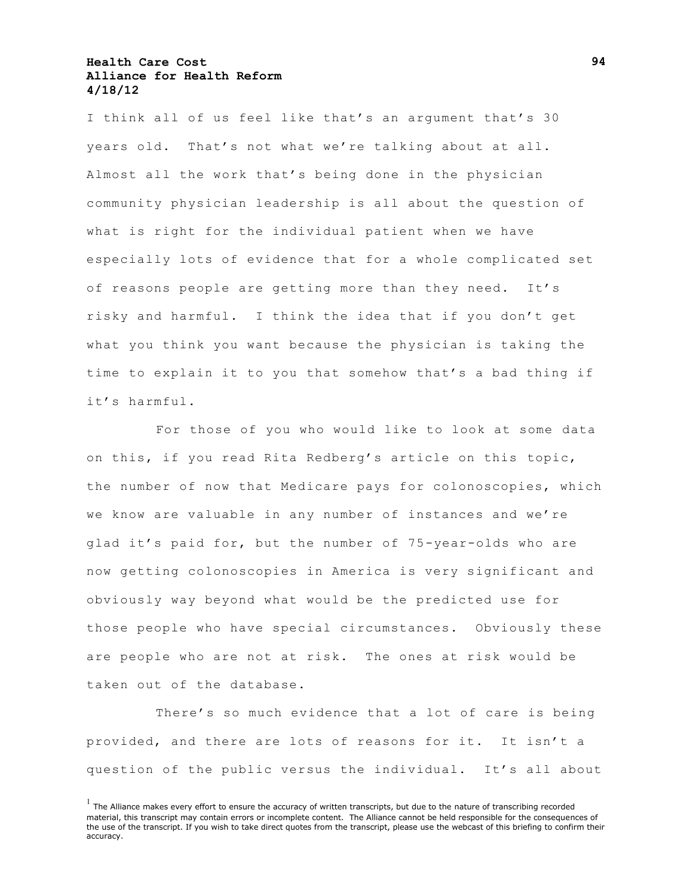I think all of us feel like that's an argument that's 30 years old. That's not what we're talking about at all. Almost all the work that's being done in the physician community physician leadership is all about the question of what is right for the individual patient when we have especially lots of evidence that for a whole complicated set of reasons people are getting more than they need. It's risky and harmful. I think the idea that if you don't get what you think you want because the physician is taking the time to explain it to you that somehow that's a bad thing if it's harmful.

For those of you who would like to look at some data on this, if you read Rita Redberg's article on this topic, the number of now that Medicare pays for colonoscopies, which we know are valuable in any number of instances and we're glad it's paid for, but the number of 75-year-olds who are now getting colonoscopies in America is very significant and obviously way beyond what would be the predicted use for those people who have special circumstances. Obviously these are people who are not at risk. The ones at risk would be taken out of the database.

There's so much evidence that a lot of care is being provided, and there are lots of reasons for it. It isn't a question of the public versus the individual. It's all about

[1] The Alliance makes every effort to ensure the accuracy of written transcripts, but due to the nature of transcribing recorded material, this transcript may contain errors or incomplete content. The Alliance cannot be held responsible for the consequences of the use of the transcript. If you wish to take direct quotes from the transcript, please use the webcast of this briefing to confirm their accuracy.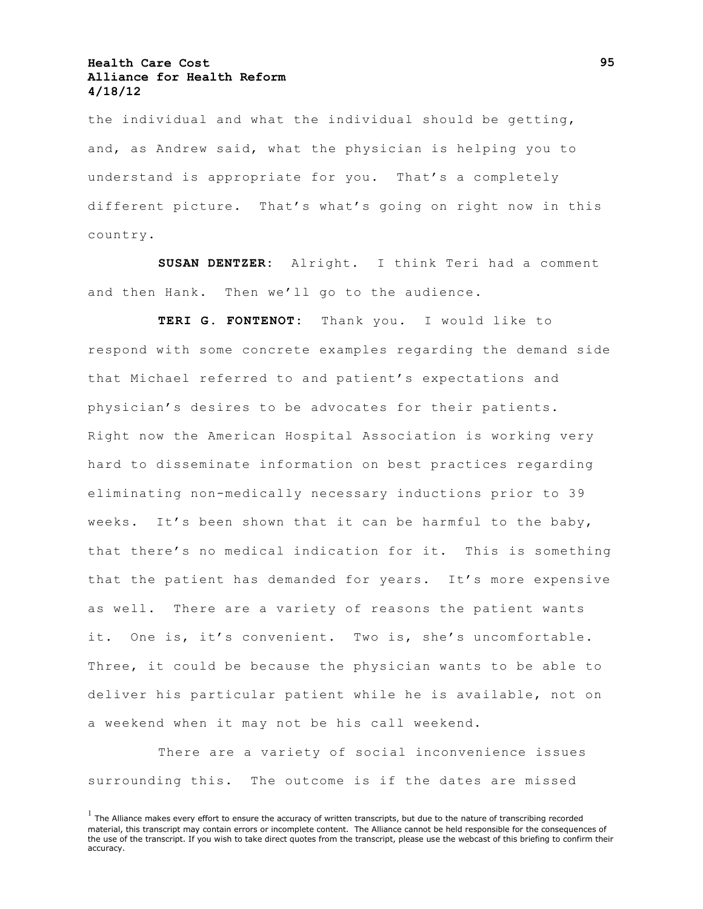the individual and what the individual should be getting, and, as Andrew said, what the physician is helping you to understand is appropriate for you. That's a completely different picture. That's what's going on right now in this country.

**SUSAN DENTZER:** Alright. I think Teri had a comment and then Hank. Then we'll go to the audience.

**TERI G. FONTENOT:** Thank you. I would like to respond with some concrete examples regarding the demand side that Michael referred to and patient's expectations and physician's desires to be advocates for their patients. Right now the American Hospital Association is working very hard to disseminate information on best practices regarding eliminating non-medically necessary inductions prior to 39 weeks. It's been shown that it can be harmful to the baby, that there's no medical indication for it. This is something that the patient has demanded for years. It's more expensive as well. There are a variety of reasons the patient wants it. One is, it's convenient. Two is, she's uncomfortable. Three, it could be because the physician wants to be able to deliver his particular patient while he is available, not on a weekend when it may not be his call weekend.

There are a variety of social inconvenience issues surrounding this. The outcome is if the dates are missed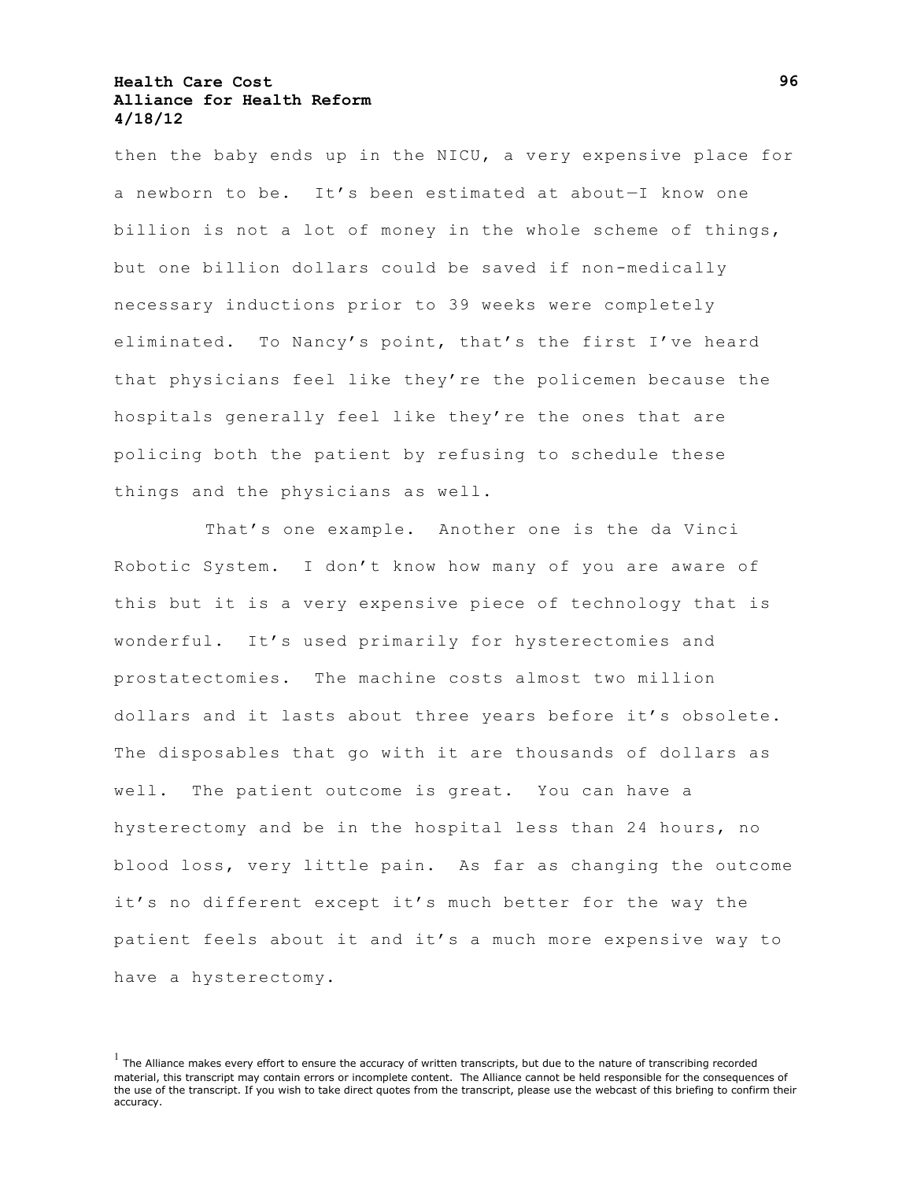then the baby ends up in the NICU, a very expensive place for a newborn to be. It's been estimated at about—I know one billion is not a lot of money in the whole scheme of things, but one billion dollars could be saved if non-medically necessary inductions prior to 39 weeks were completely eliminated. To Nancy's point, that's the first I've heard that physicians feel like they're the policemen because the hospitals generally feel like they're the ones that are policing both the patient by refusing to schedule these things and the physicians as well.

That's one example. Another one is the da Vinci Robotic System. I don't know how many of you are aware of this but it is a very expensive piece of technology that is wonderful. It's used primarily for hysterectomies and prostatectomies. The machine costs almost two million dollars and it lasts about three years before it's obsolete. The disposables that go with it are thousands of dollars as well. The patient outcome is great. You can have a hysterectomy and be in the hospital less than 24 hours, no blood loss, very little pain. As far as changing the outcome it's no different except it's much better for the way the patient feels about it and it's a much more expensive way to have a hysterectomy.

[1] The Alliance makes every effort to ensure the accuracy of written transcripts, but due to the nature of transcribing recorded material, this transcript may contain errors or incomplete content. The Alliance cannot be held responsible for the consequences of the use of the transcript. If you wish to take direct quotes from the transcript, please use the webcast of this briefing to confirm their accuracy.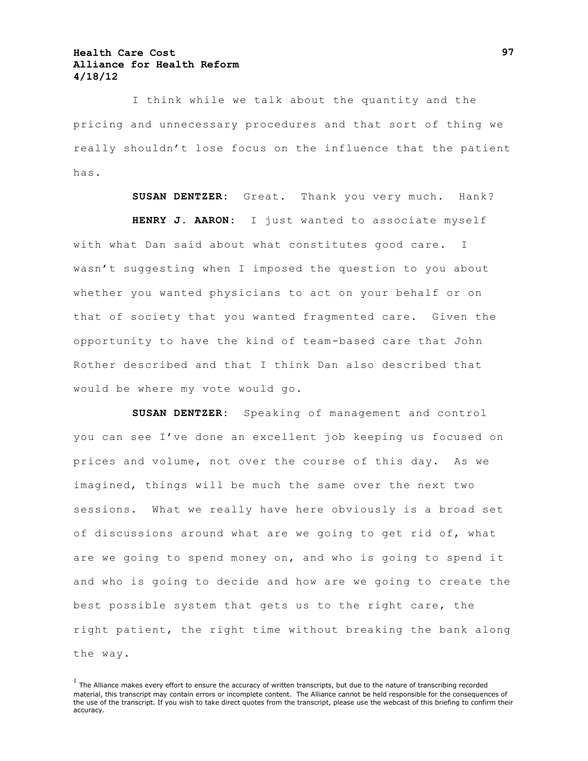I think while we talk about the quantity and the pricing and unnecessary procedures and that sort of thing we really shouldn't lose focus on the influence that the patient has.

**SUSAN DENTZER**: Great. Thank you very much. Hank?

**HENRY J. AARON**: I just wanted to associate myself with what Dan said about what constitutes good care. I wasn't suggesting when I imposed the question to you about whether you wanted physicians to act on your behalf or on that of society that you wanted fragmented care. Given the opportunity to have the kind of team-based care that John Rother described and that I think Dan also described that would be where my vote would go.

**SUSAN DENTZER**: Speaking of management and control you can see I've done an excellent job keeping us focused on prices and volume, not over the course of this day. As we imagined, things will be much the same over the next two sessions. What we really have here obviously is a broad set of discussions around what are we going to get rid of, what are we going to spend money on, and who is going to spend it and who is going to decide and how are we going to create the best possible system that gets us to the right care, the right patient, the right time without breaking the bank along the way.

[1] The Alliance makes every effort to ensure the accuracy of written transcripts, but due to the nature of transcribing recorded material, this transcript may contain errors or incomplete content. The Alliance cannot be held responsible for the consequences of the use of the transcript. If you wish to take direct quotes from the transcript, please use the webcast of this briefing to confirm their accuracy.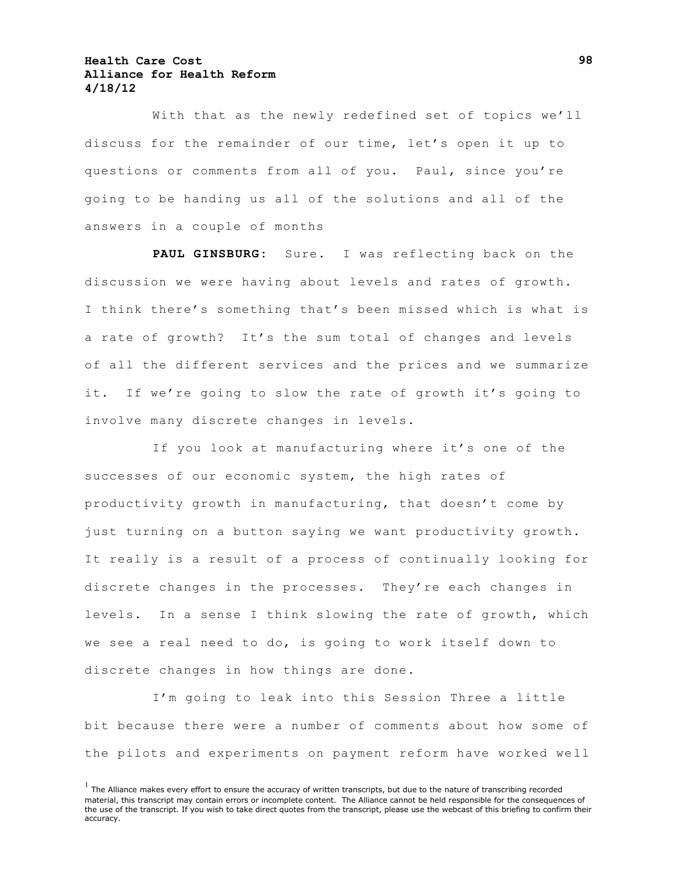With that as the newly redefined set of topics we'll discuss for the remainder of our time, let's open it up to questions or comments from all of you. Paul, since you're going to be handing us all of the solutions and all of the answers in a couple of months

**PAUL GINSBURG:** Sure. I was reflecting back on the discussion we were having about levels and rates of growth. I think there's something that's been missed which is what is a rate of growth? It's the sum total of changes and levels of all the different services and the prices and we summarize it. If we're going to slow the rate of growth it's going to involve many discrete changes in levels.

If you look at manufacturing where it's one of the successes of our economic system, the high rates of productivity growth in manufacturing, that doesn't come by just turning on a button saying we want productivity growth. It really is a result of a process of continually looking for discrete changes in the processes. They're each changes in levels. In a sense I think slowing the rate of growth, which we see a real need to do, is going to work itself down to discrete changes in how things are done.

I'm going to leak into this Session Three a little bit because there were a number of comments about how some of the pilots and experiments on payment reform have worked well

[1] The Alliance makes every effort to ensure the accuracy of written transcripts, but due to the nature of transcribing recorded material, this transcript may contain errors or incomplete content. The Alliance cannot be held responsible for the consequences of the use of the transcript. If you wish to take direct quotes from the transcript, please use the webcast of this briefing to confirm their accuracy.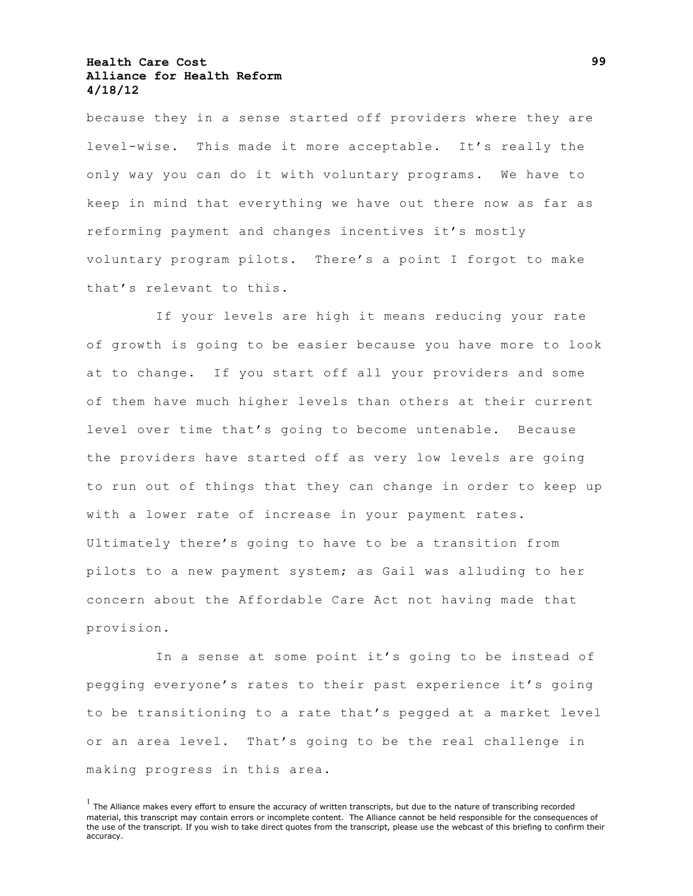because they in a sense started off providers where they are level-wise. This made it more acceptable. It's really the only way you can do it with voluntary programs. We have to keep in mind that everything we have out there now as far as reforming payment and changes incentives it's mostly voluntary program pilots. There's a point I forgot to make that's relevant to this.

If your levels are high it means reducing your rate of growth is going to be easier because you have more to look at to change. If you start off all your providers and some of them have much higher levels than others at their current level over time that's going to become untenable. Because the providers have started off as very low levels are going to run out of things that they can change in order to keep up with a lower rate of increase in your payment rates. Ultimately there's going to have to be a transition from pilots to a new payment system; as Gail was alluding to her concern about the Affordable Care Act not having made that provision.

In a sense at some point it's going to be instead of pegging everyone's rates to their past experience it's going to be transitioning to a rate that's pegged at a market level or an area level. That's going to be the real challenge in making progress in this area.

[1] The Alliance makes every effort to ensure the accuracy of written transcripts, but due to the nature of transcribing recorded material, this transcript may contain errors or incomplete content. The Alliance cannot be held responsible for the consequences of the use of the transcript. If you wish to take direct quotes from the transcript, please use the webcast of this briefing to confirm their accuracy.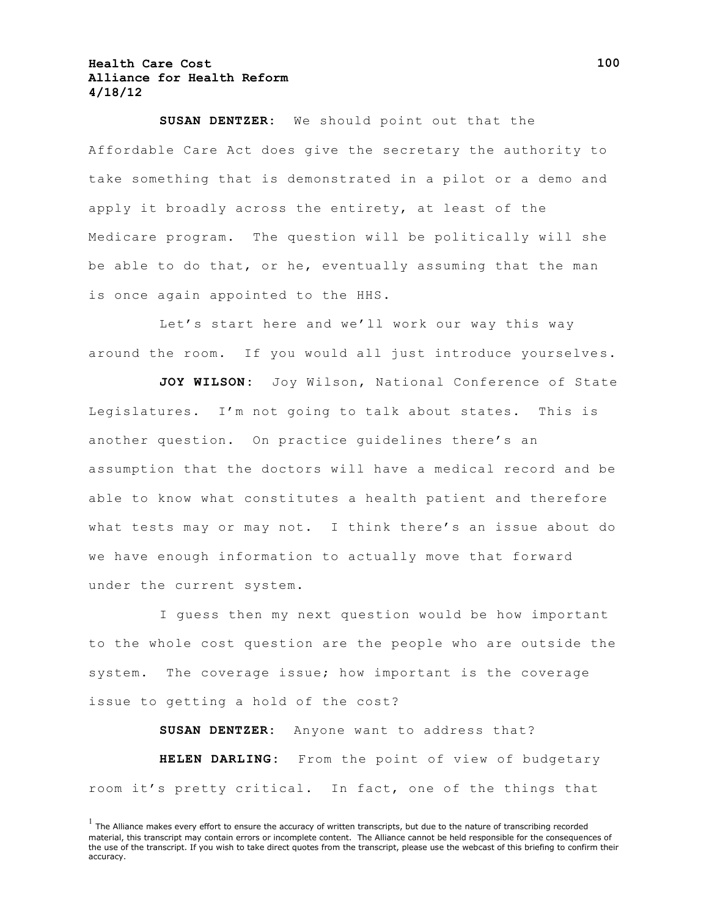**SUSAN DENTZER**: We should point out that the Affordable Care Act does give the secretary the authority to take something that is demonstrated in a pilot or a demo and apply it broadly across the entirety, at least of the Medicare program. The question will be politically will she be able to do that, or he, eventually assuming that the man is once again appointed to the HHS.

Let's start here and we'll work our way this way around the room. If you would all just introduce yourselves.

**JOY WILSON**: Joy Wilson, National Conference of State Legislatures. I'm not going to talk about states. This is another question. On practice guidelines there's an assumption that the doctors will have a medical record and be able to know what constitutes a health patient and therefore what tests may or may not. I think there's an issue about do we have enough information to actually move that forward under the current system.

I guess then my next question would be how important to the whole cost question are the people who are outside the system. The coverage issue; how important is the coverage issue to getting a hold of the cost?

**SUSAN DENTZER**: Anyone want to address that?

**HELEN DARLING**: From the point of view of budgetary room it's pretty critical. In fact, one of the things that

[1] The Alliance makes every effort to ensure the accuracy of written transcripts, but due to the nature of transcribing recorded material, this transcript may contain errors or incomplete content. The Alliance cannot be held responsible for the consequences of the use of the transcript. If you wish to take direct quotes from the transcript, please use the webcast of this briefing to confirm their accuracy.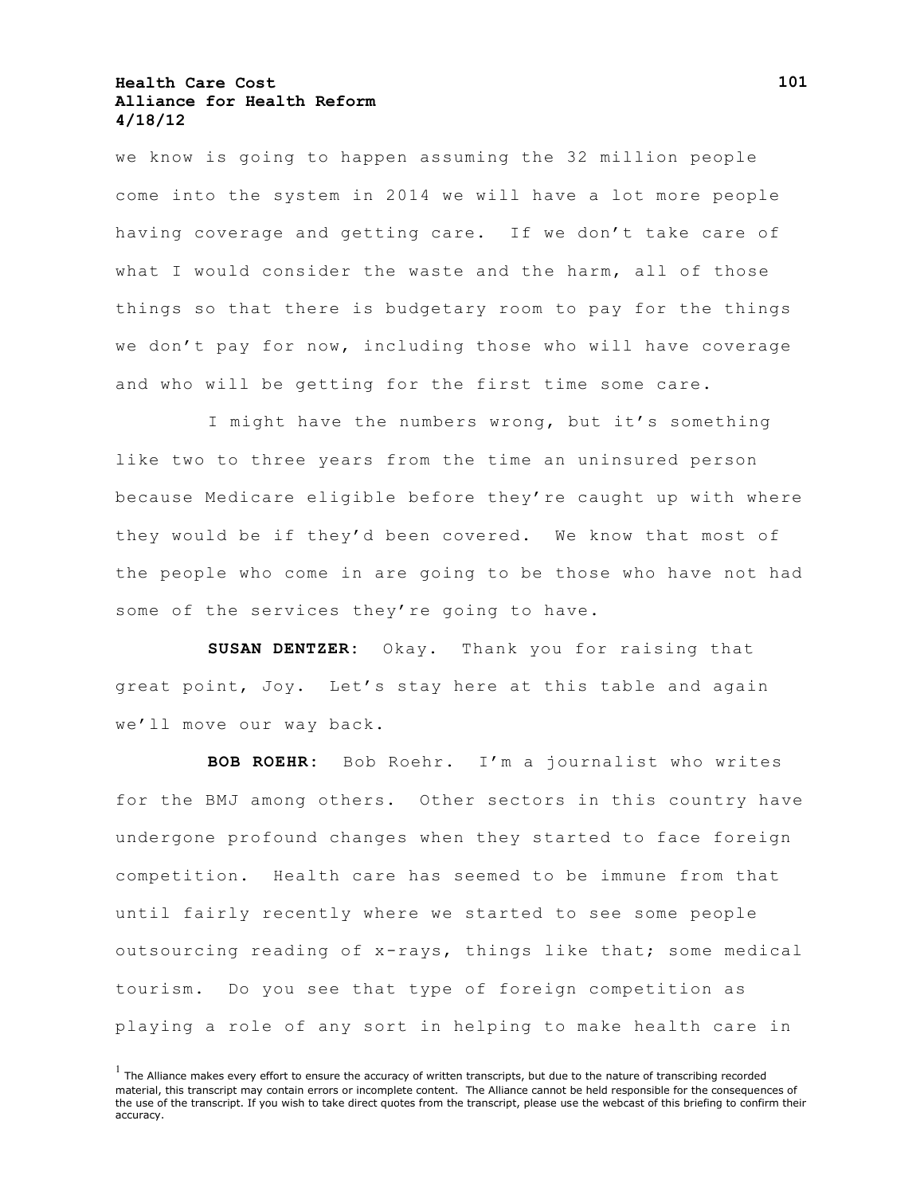we know is going to happen assuming the 32 million people come into the system in 2014 we will have a lot more people having coverage and getting care. If we don't take care of what I would consider the waste and the harm, all of those things so that there is budgetary room to pay for the things we don't pay for now, including those who will have coverage and who will be getting for the first time some care.

I might have the numbers wrong, but it's something like two to three years from the time an uninsured person because Medicare eligible before they're caught up with where they would be if they'd been covered. We know that most of the people who come in are going to be those who have not had some of the services they're going to have.

**SUSAN DENTZER:** Okay. Thank you for raising that great point, Joy. Let's stay here at this table and again we'll move our way back.

**BOB ROEHR:** Bob Roehr. I'm a journalist who writes for the BMJ among others. Other sectors in this country have undergone profound changes when they started to face foreign competition. Health care has seemed to be immune from that until fairly recently where we started to see some people outsourcing reading of x-rays, things like that; some medical tourism. Do you see that type of foreign competition as playing a role of any sort in helping to make health care in

[1] The Alliance makes every effort to ensure the accuracy of written transcripts, but due to the nature of transcribing recorded material, this transcript may contain errors or incomplete content. The Alliance cannot be held responsible for the consequences of the use of the transcript. If you wish to take direct quotes from the transcript, please use the webcast of this briefing to confirm their accuracy.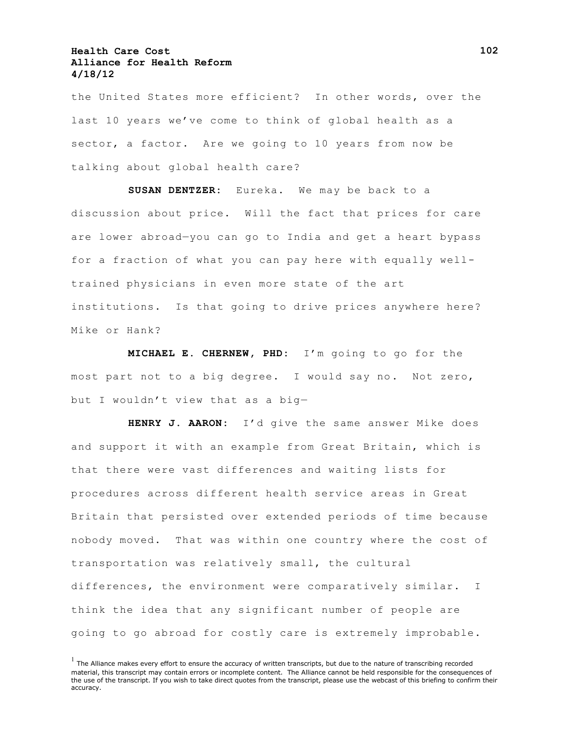the United States more efficient? In other words, over the last 10 years we've come to think of global health as a sector, a factor. Are we going to 10 years from now be talking about global health care?

**SUSAN DENTZER:** Eureka. We may be back to a discussion about price. Will the fact that prices for care are lower abroad—you can go to India and get a heart bypass for a fraction of what you can pay here with equally well-trained physicians in even more state of the art institutions. Is that going to drive prices anywhere here? Mike or Hank?

**MICHAEL E. CHERNEW, PHD:** I'm going to go for the most part not to a big degree. I would say no. Not zero, but I wouldn't view that as a big—

**HENRY J. AARON:** I'd give the same answer Mike does and support it with an example from Great Britain, which is that there were vast differences and waiting lists for procedures across different health service areas in Great Britain that persisted over extended periods of time because nobody moved. That was within one country where the cost of transportation was relatively small, the cultural differences, the environment were comparatively similar. I think the idea that any significant number of people are going to go abroad for costly care is extremely improbable.

[1] The Alliance makes every effort to ensure the accuracy of written transcripts, but due to the nature of transcribing recorded material, this transcript may contain errors or incomplete content. The Alliance cannot be held responsible for the consequences of the use of the transcript. If you wish to take direct quotes from the transcript, please use the webcast of this briefing to confirm their accuracy.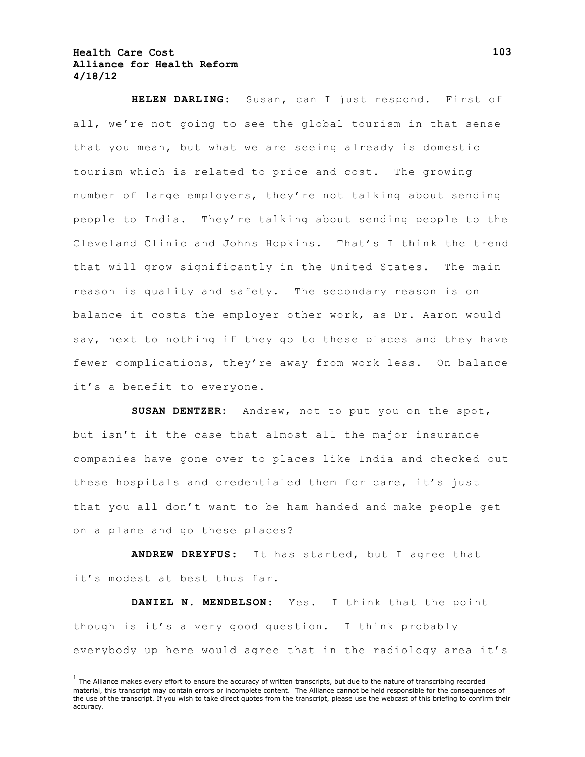**HELEN DARLING:** Susan, can I just respond. First of all, we're not going to see the global tourism in that sense that you mean, but what we are seeing already is domestic tourism which is related to price and cost. The growing number of large employers, they're not talking about sending people to India. They're talking about sending people to the Cleveland Clinic and Johns Hopkins. That's I think the trend that will grow significantly in the United States. The main reason is quality and safety. The secondary reason is on balance it costs the employer other work, as Dr. Aaron would say, next to nothing if they go to these places and they have fewer complications, they're away from work less. On balance it's a benefit to everyone.

**SUSAN DENTZER:** Andrew, not to put you on the spot, but isn't it the case that almost all the major insurance companies have gone over to places like India and checked out these hospitals and credentialed them for care, it's just that you all don't want to be ham handed and make people get on a plane and go these places?

**ANDREW DREYFUS:** It has started, but I agree that it's modest at best thus far.

**DANIEL N. MENDELSON:** Yes. I think that the point though is it's a very good question. I think probably everybody up here would agree that in the radiology area it's

[1] The Alliance makes every effort to ensure the accuracy of written transcripts, but due to the nature of transcribing recorded material, this transcript may contain errors or incomplete content. The Alliance cannot be held responsible for the consequences of the use of the transcript. If you wish to take direct quotes from the transcript, please use the webcast of this briefing to confirm their accuracy.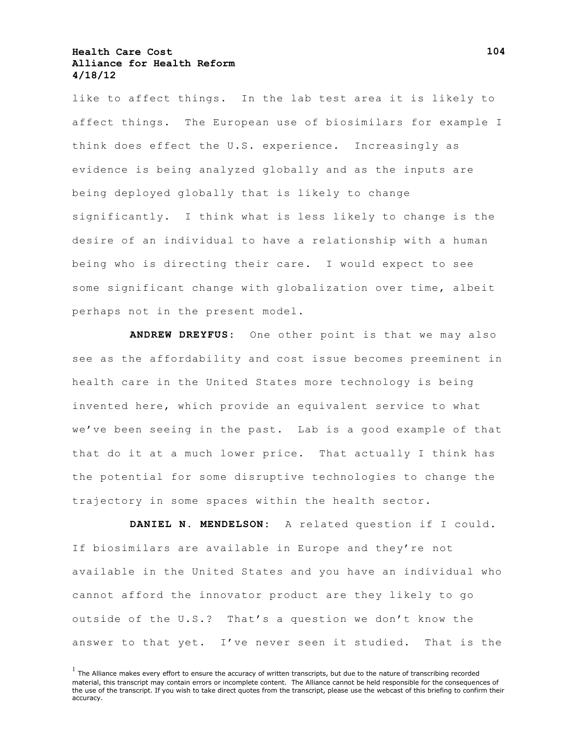like to affect things. In the lab test area it is likely to affect things. The European use of biosimilars for example I think does effect the U.S. experience. Increasingly as evidence is being analyzed globally and as the inputs are being deployed globally that is likely to change significantly. I think what is less likely to change is the desire of an individual to have a relationship with a human being who is directing their care. I would expect to see some significant change with globalization over time, albeit perhaps not in the present model.

**ANDREW DREYFUS:** One other point is that we may also see as the affordability and cost issue becomes preeminent in health care in the United States more technology is being invented here, which provide an equivalent service to what we've been seeing in the past. Lab is a good example of that that do it at a much lower price. That actually I think has the potential for some disruptive technologies to change the trajectory in some spaces within the health sector.

**DANIEL N. MENDELSON:** A related question if I could. If biosimilars are available in Europe and they're not available in the United States and you have an individual who cannot afford the innovator product are they likely to go outside of the U.S.? That's a question we don't know the answer to that yet. I've never seen it studied. That is the

[1] The Alliance makes every effort to ensure the accuracy of written transcripts, but due to the nature of transcribing recorded material, this transcript may contain errors or incomplete content. The Alliance cannot be held responsible for the consequences of the use of the transcript. If you wish to take direct quotes from the transcript, please use the webcast of this briefing to confirm their accuracy.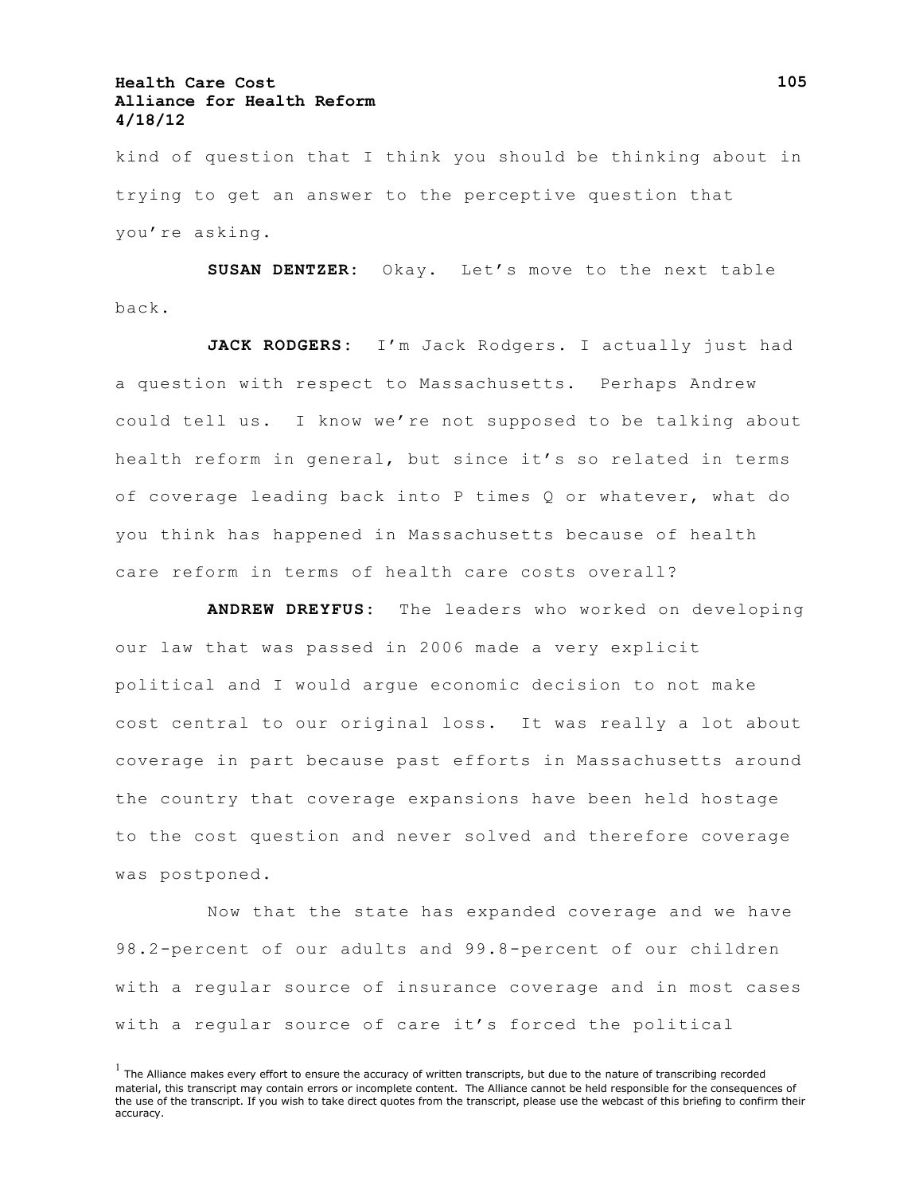kind of question that I think you should be thinking about in trying to get an answer to the perceptive question that you're asking.

**SUSAN DENTZER**: Okay. Let's move to the next table back.

**JACK RODGERS**: I'm Jack Rodgers. I actually just had a question with respect to Massachusetts. Perhaps Andrew could tell us. I know we're not supposed to be talking about health reform in general, but since it's so related in terms of coverage leading back into P times Q or whatever, what do you think has happened in Massachusetts because of health care reform in terms of health care costs overall?

**ANDREW DREYFUS**: The leaders who worked on developing our law that was passed in 2006 made a very explicit political and I would argue economic decision to not make cost central to our original loss. It was really a lot about coverage in part because past efforts in Massachusetts around the country that coverage expansions have been held hostage to the cost question and never solved and therefore coverage was postponed.

Now that the state has expanded coverage and we have 98.2-percent of our adults and 99.8-percent of our children with a regular source of insurance coverage and in most cases with a regular source of care it's forced the political

[1] The Alliance makes every effort to ensure the accuracy of written transcripts, but due to the nature of transcribing recorded material, this transcript may contain errors or incomplete content. The Alliance cannot be held responsible for the consequences of the use of the transcript. If you wish to take direct quotes from the transcript, please use the webcast of this briefing to confirm their accuracy.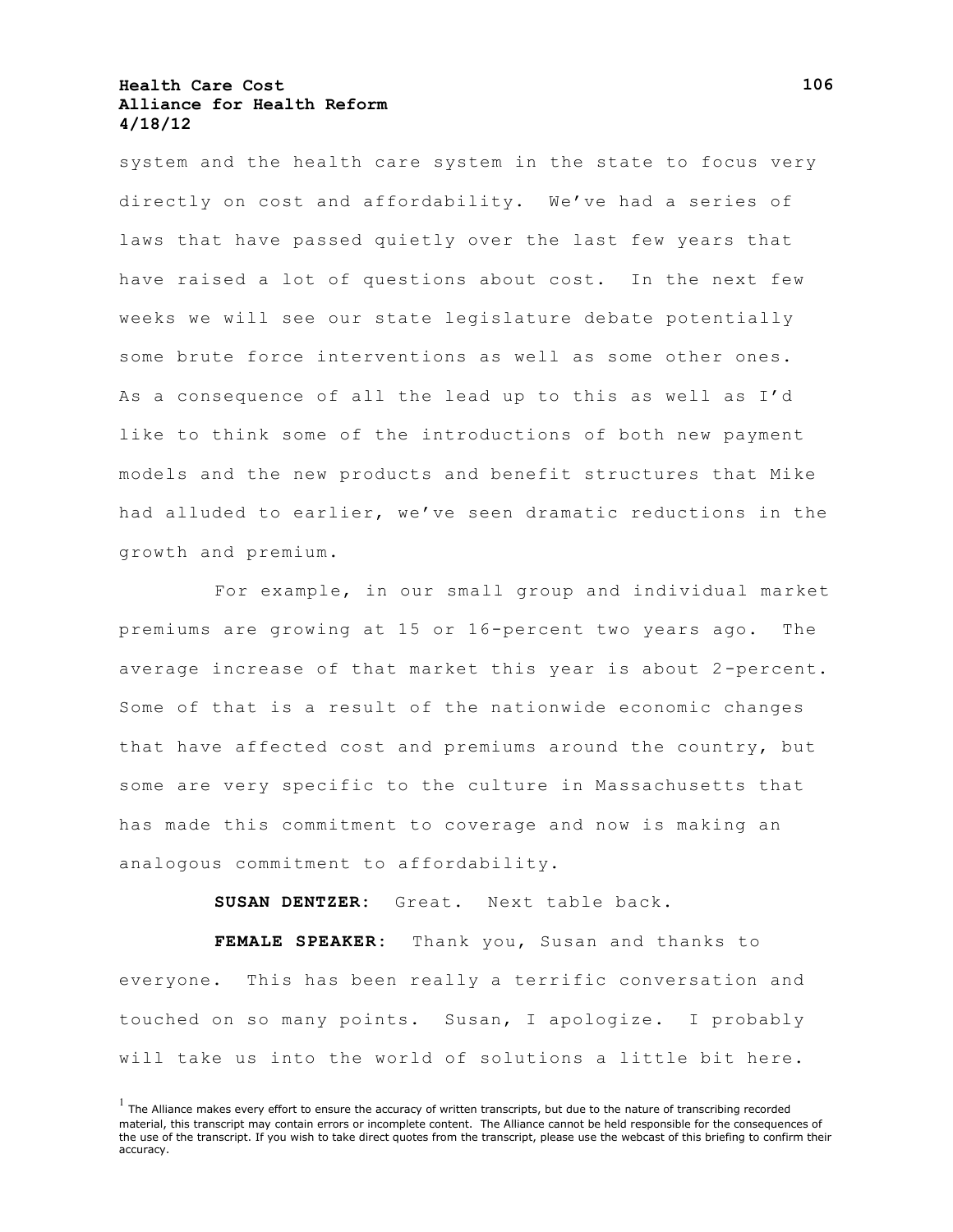system and the health care system in the state to focus very directly on cost and affordability. We've had a series of laws that have passed quietly over the last few years that have raised a lot of questions about cost. In the next few weeks we will see our state legislature debate potentially some brute force interventions as well as some other ones. As a consequence of all the lead up to this as well as I'd like to think some of the introductions of both new payment models and the new products and benefit structures that Mike had alluded to earlier, we've seen dramatic reductions in the growth and premium.

For example, in our small group and individual market premiums are growing at 15 or 16-percent two years ago. The average increase of that market this year is about 2-percent. Some of that is a result of the nationwide economic changes that have affected cost and premiums around the country, but some are very specific to the culture in Massachusetts that has made this commitment to coverage and now is making an analogous commitment to affordability.

**SUSAN DENTZER:** Great. Next table back.

**FEMALE SPEAKER:** Thank you, Susan and thanks to everyone. This has been really a terrific conversation and touched on so many points. Susan, I apologize. I probably will take us into the world of solutions a little bit here.

[1] The Alliance makes every effort to ensure the accuracy of written transcripts, but due to the nature of transcribing recorded material, this transcript may contain errors or incomplete content. The Alliance cannot be held responsible for the consequences of the use of the transcript. If you wish to take direct quotes from the transcript, please use the webcast of this briefing to confirm their accuracy.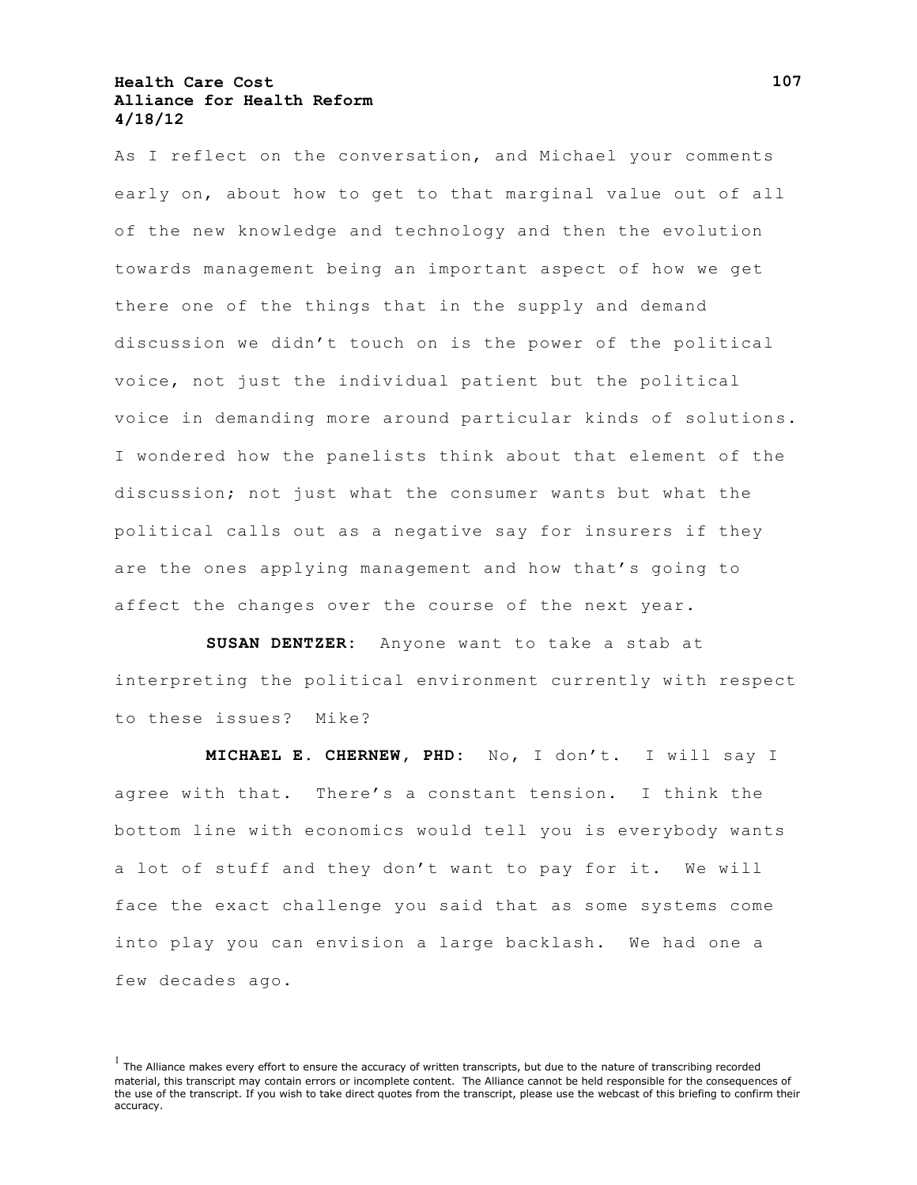As I reflect on the conversation, and Michael your comments early on, about how to get to that marginal value out of all of the new knowledge and technology and then the evolution towards management being an important aspect of how we get there one of the things that in the supply and demand discussion we didn’t touch on is the power of the political voice, not just the individual patient but the political voice in demanding more around particular kinds of solutions. I wondered how the panelists think about that element of the discussion; not just what the consumer wants but what the political calls out as a negative say for insurers if they are the ones applying management and how that’s going to affect the changes over the course of the next year.

**SUSAN DENTZER:** Anyone want to take a stab at interpreting the political environment currently with respect to these issues? Mike?

**MICHAEL E. CHERNEW, PHD:** No, I don’t. I will say I agree with that. There’s a constant tension. I think the bottom line with economics would tell you is everybody wants a lot of stuff and they don’t want to pay for it. We will face the exact challenge you said that as some systems come into play you can envision a large backlash. We had one a few decades ago.

[1] The Alliance makes every effort to ensure the accuracy of written transcripts, but due to the nature of transcribing recorded material, this transcript may contain errors or incomplete content. The Alliance cannot be held responsible for the consequences of the use of the transcript. If you wish to take direct quotes from the transcript, please use the webcast of this briefing to confirm their accuracy.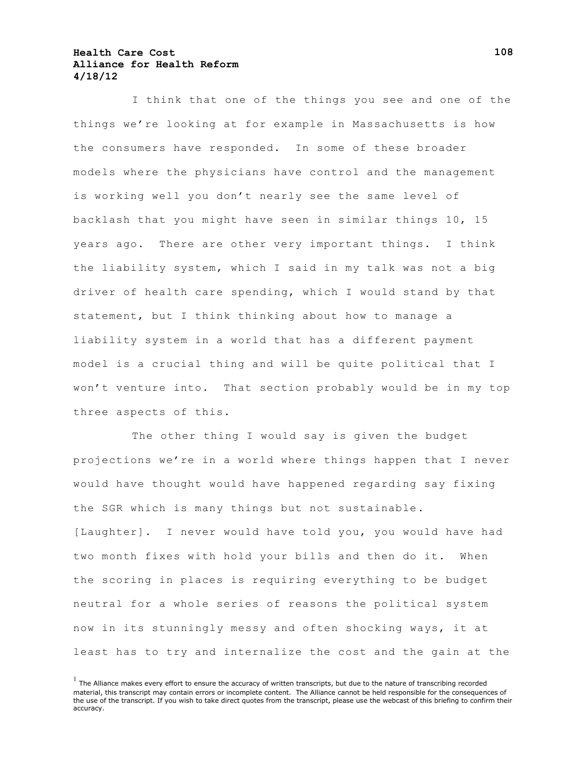I think that one of the things you see and one of the things we're looking at for example in Massachusetts is how the consumers have responded. In some of these broader models where the physicians have control and the management is working well you don't nearly see the same level of backlash that you might have seen in similar things 10, 15 years ago. There are other very important things. I think the liability system, which I said in my talk was not a big driver of health care spending, which I would stand by that statement, but I think thinking about how to manage a liability system in a world that has a different payment model is a crucial thing and will be quite political that I won't venture into. That section probably would be in my top three aspects of this.

The other thing I would say is given the budget projections we're in a world where things happen that I never would have thought would have happened regarding say fixing the SGR which is many things but not sustainable. [Laughter]. I never would have told you, you would have had two month fixes with hold your bills and then do it. When the scoring in places is requiring everything to be budget neutral for a whole series of reasons the political system now in its stunningly messy and often shocking ways, it at least has to try and internalize the cost and the gain at the

[1] The Alliance makes every effort to ensure the accuracy of written transcripts, but due to the nature of transcribing recorded material, this transcript may contain errors or incomplete content. The Alliance cannot be held responsible for the consequences of the use of the transcript. If you wish to take direct quotes from the transcript, please use the webcast of this briefing to confirm their accuracy.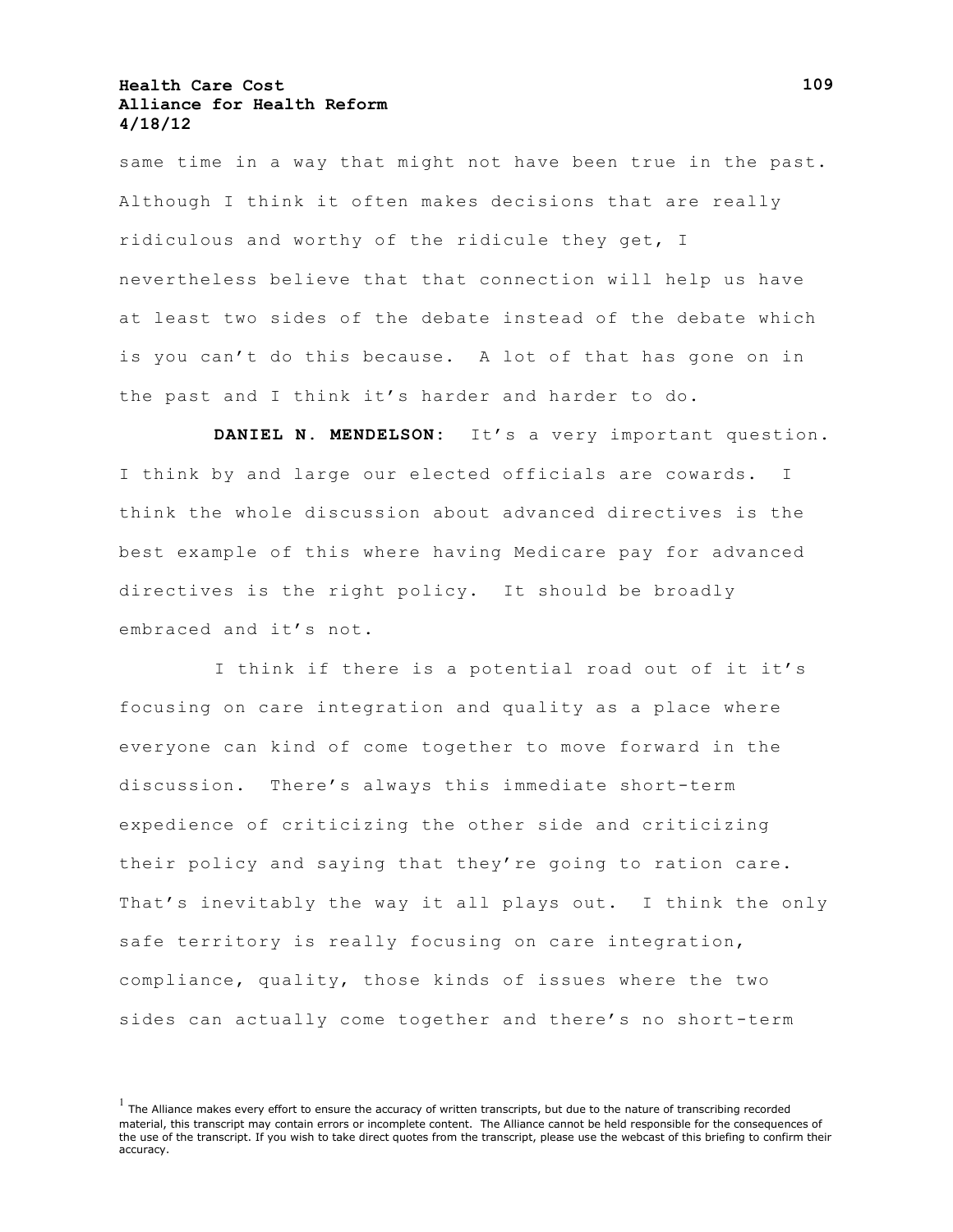same time in a way that might not have been true in the past. Although I think it often makes decisions that are really ridiculous and worthy of the ridicule they get, I nevertheless believe that that connection will help us have at least two sides of the debate instead of the debate which is you can't do this because. A lot of that has gone on in the past and I think it's harder and harder to do.

**DANIEL N. MENDELSON:** It's a very important question. I think by and large our elected officials are cowards. I think the whole discussion about advanced directives is the best example of this where having Medicare pay for advanced directives is the right policy. It should be broadly embraced and it's not.

I think if there is a potential road out of it it's focusing on care integration and quality as a place where everyone can kind of come together to move forward in the discussion. There's always this immediate short-term expedience of criticizing the other side and criticizing their policy and saying that they're going to ration care. That's inevitably the way it all plays out. I think the only safe territory is really focusing on care integration, compliance, quality, those kinds of issues where the two sides can actually come together and there's no short-term

[1] The Alliance makes every effort to ensure the accuracy of written transcripts, but due to the nature of transcribing recorded material, this transcript may contain errors or incomplete content. The Alliance cannot be held responsible for the consequences of the use of the transcript. If you wish to take direct quotes from the transcript, please use the webcast of this briefing to confirm their accuracy.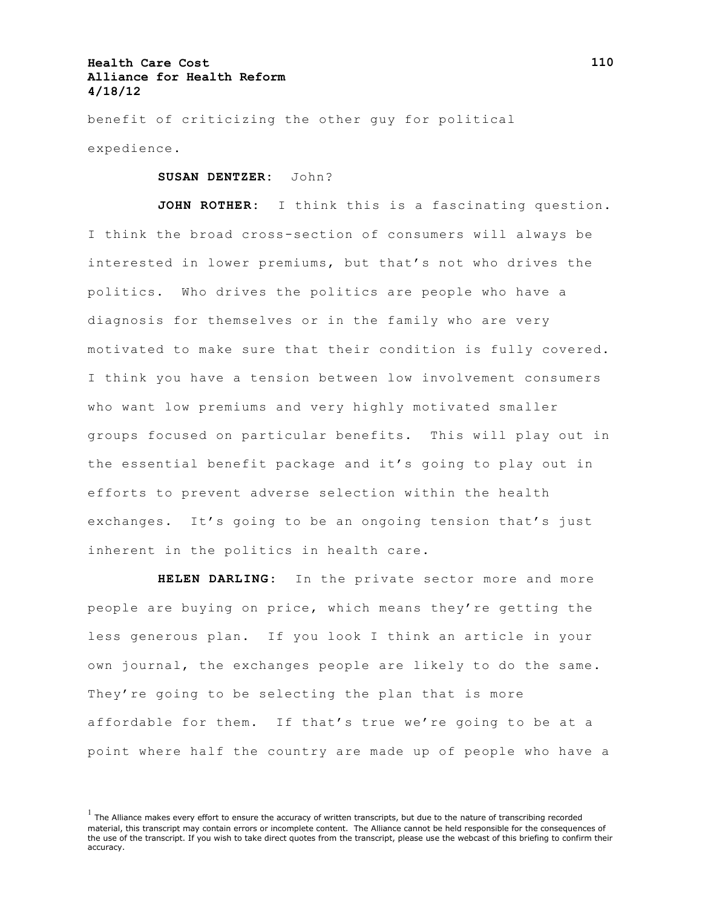benefit of criticizing the other guy for political expedience.

**SUSAN DENTZER:** John?

**JOHN ROTHER:** I think this is a fascinating question. I think the broad cross-section of consumers will always be interested in lower premiums, but that's not who drives the politics. Who drives the politics are people who have a diagnosis for themselves or in the family who are very motivated to make sure that their condition is fully covered. I think you have a tension between low involvement consumers who want low premiums and very highly motivated smaller groups focused on particular benefits. This will play out in the essential benefit package and it's going to play out in efforts to prevent adverse selection within the health exchanges. It's going to be an ongoing tension that's just inherent in the politics in health care.

**HELEN DARLING:** In the private sector more and more people are buying on price, which means they're getting the less generous plan. If you look I think an article in your own journal, the exchanges people are likely to do the same. They're going to be selecting the plan that is more affordable for them. If that's true we're going to be at a point where half the country are made up of people who have a

[1] The Alliance makes every effort to ensure the accuracy of written transcripts, but due to the nature of transcribing recorded material, this transcript may contain errors or incomplete content. The Alliance cannot be held responsible for the consequences of the use of the transcript. If you wish to take direct quotes from the transcript, please use the webcast of this briefing to confirm their accuracy.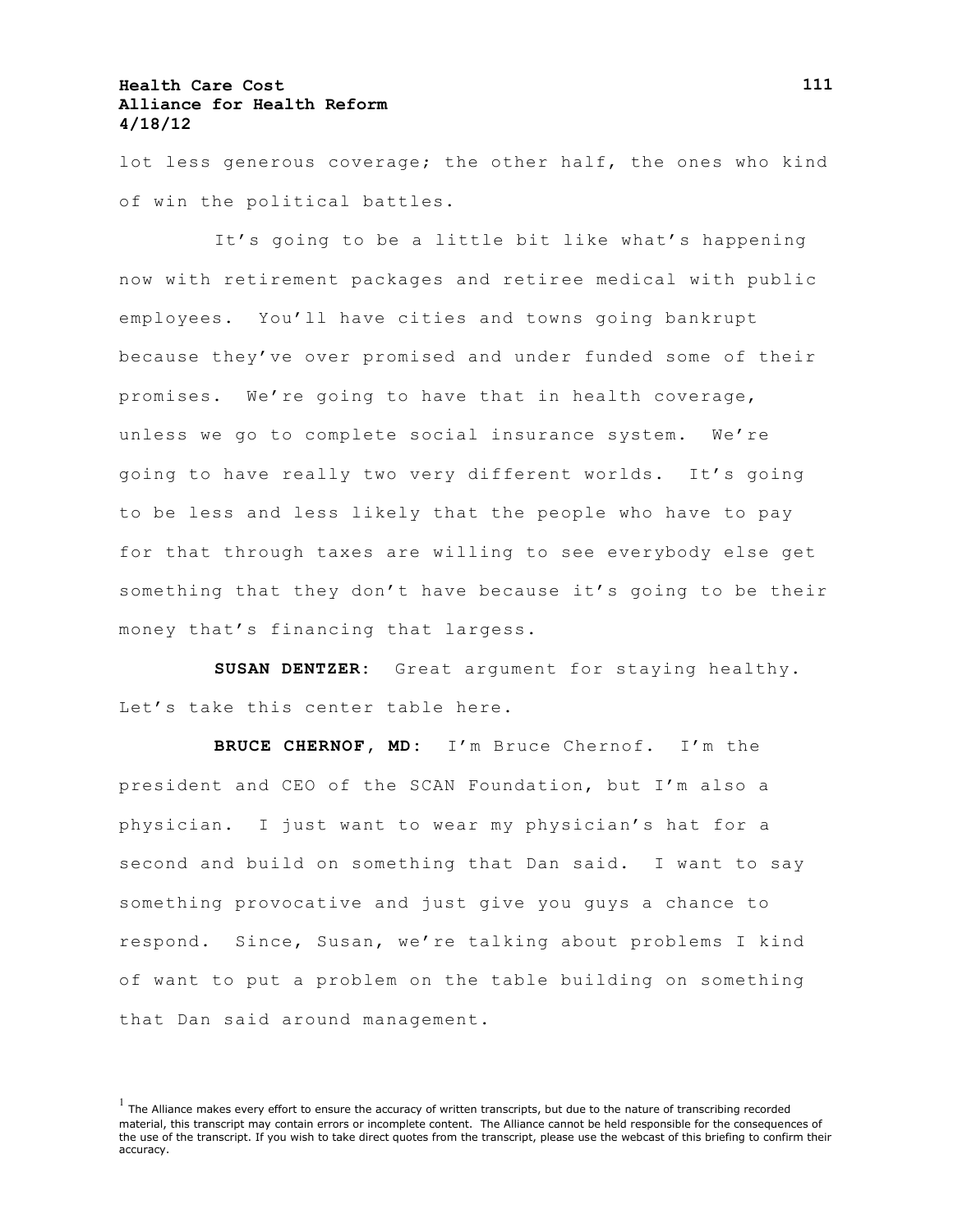lot less generous coverage; the other half, the ones who kind of win the political battles.

It's going to be a little bit like what's happening now with retirement packages and retiree medical with public employees. You'll have cities and towns going bankrupt because they've over promised and under funded some of their promises. We're going to have that in health coverage, unless we go to complete social insurance system. We're going to have really two very different worlds. It's going to be less and less likely that the people who have to pay for that through taxes are willing to see everybody else get something that they don't have because it's going to be their money that's financing that largess.

**SUSAN DENTZER:** Great argument for staying healthy. Let's take this center table here.

**BRUCE CHERNOF, MD:** I'm Bruce Chernof. I'm the president and CEO of the SCAN Foundation, but I'm also a physician. I just want to wear my physician's hat for a second and build on something that Dan said. I want to say something provocative and just give you guys a chance to respond. Since, Susan, we're talking about problems I kind of want to put a problem on the table building on something that Dan said around management.

[1] The Alliance makes every effort to ensure the accuracy of written transcripts, but due to the nature of transcribing recorded material, this transcript may contain errors or incomplete content. The Alliance cannot be held responsible for the consequences of the use of the transcript. If you wish to take direct quotes from the transcript, please use the webcast of this briefing to confirm their accuracy.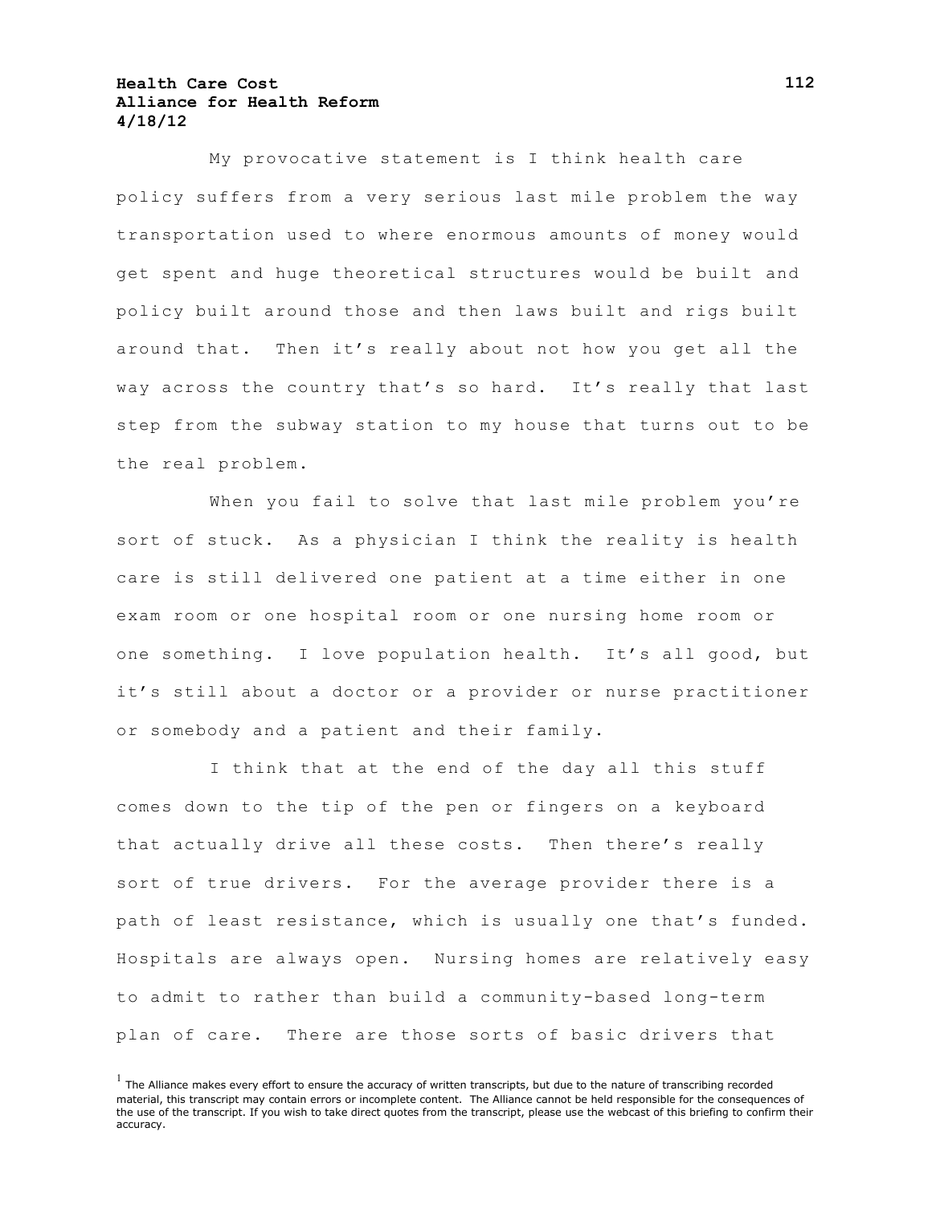My provocative statement is I think health care policy suffers from a very serious last mile problem the way transportation used to where enormous amounts of money would get spent and huge theoretical structures would be built and policy built around those and then laws built and rigs built around that. Then it's really about not how you get all the way across the country that's so hard. It's really that last step from the subway station to my house that turns out to be the real problem.

When you fail to solve that last mile problem you're sort of stuck. As a physician I think the reality is health care is still delivered one patient at a time either in one exam room or one hospital room or one nursing home room or one something. I love population health. It's all good, but it's still about a doctor or a provider or nurse practitioner or somebody and a patient and their family.

I think that at the end of the day all this stuff comes down to the tip of the pen or fingers on a keyboard that actually drive all these costs. Then there's really sort of true drivers. For the average provider there is a path of least resistance, which is usually one that's funded. Hospitals are always open. Nursing homes are relatively easy to admit to rather than build a community-based long-term plan of care. There are those sorts of basic drivers that

[1] The Alliance makes every effort to ensure the accuracy of written transcripts, but due to the nature of transcribing recorded material, this transcript may contain errors or incomplete content. The Alliance cannot be held responsible for the consequences of the use of the transcript. If you wish to take direct quotes from the transcript, please use the webcast of this briefing to confirm their accuracy.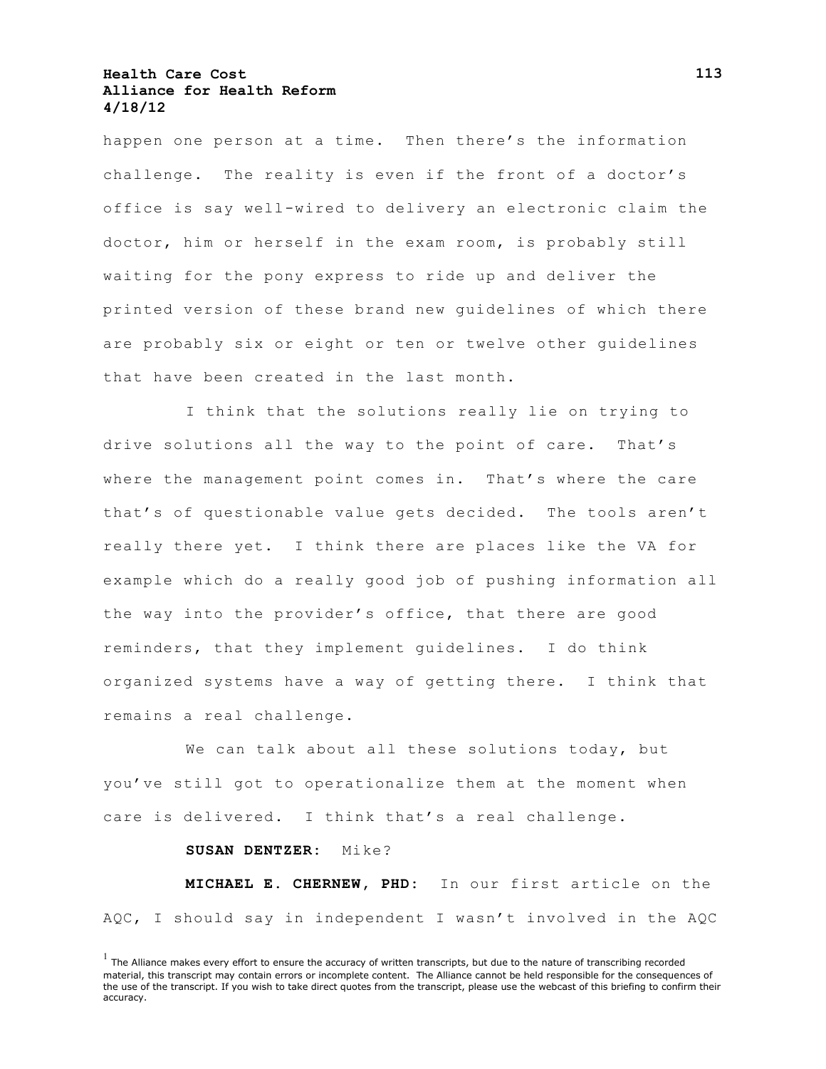happen one person at a time. Then there's the information challenge. The reality is even if the front of a doctor's office is say well-wired to delivery an electronic claim the doctor, him or herself in the exam room, is probably still waiting for the pony express to ride up and deliver the printed version of these brand new guidelines of which there are probably six or eight or ten or twelve other guidelines that have been created in the last month.

I think that the solutions really lie on trying to drive solutions all the way to the point of care. That's where the management point comes in. That's where the care that's of questionable value gets decided. The tools aren't really there yet. I think there are places like the VA for example which do a really good job of pushing information all the way into the provider's office, that there are good reminders, that they implement guidelines. I do think organized systems have a way of getting there. I think that remains a real challenge.

We can talk about all these solutions today, but you've still got to operationalize them at the moment when care is delivered. I think that's a real challenge.

**SUSAN DENTZER:** Mike?

**MICHAEL E. CHERNEW, PHD:** In our first article on the AQC, I should say in independent I wasn't involved in the AQC

[1] The Alliance makes every effort to ensure the accuracy of written transcripts, but due to the nature of transcribing recorded material, this transcript may contain errors or incomplete content. The Alliance cannot be held responsible for the consequences of the use of the transcript. If you wish to take direct quotes from the transcript, please use the webcast of this briefing to confirm their accuracy.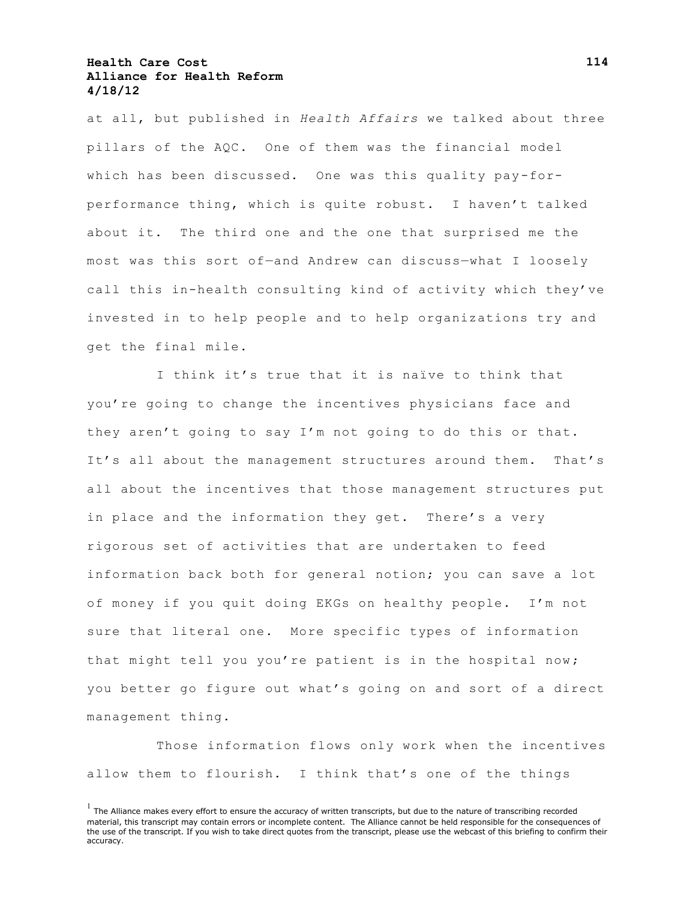at all, but published in *Health Affairs* we talked about three pillars of the AQC. One of them was the financial model which has been discussed. One was this quality pay-for-performance thing, which is quite robust. I haven't talked about it. The third one and the one that surprised me the most was this sort of—and Andrew can discuss—what I loosely call this in-health consulting kind of activity which they've invested in to help people and to help organizations try and get the final mile.

I think it's true that it is naïve to think that you're going to change the incentives physicians face and they aren't going to say I'm not going to do this or that. It's all about the management structures around them. That's all about the incentives that those management structures put in place and the information they get. There's a very rigorous set of activities that are undertaken to feed information back both for general notion; you can save a lot of money if you quit doing EKGs on healthy people. I'm not sure that literal one. More specific types of information that might tell you you're patient is in the hospital now; you better go figure out what's going on and sort of a direct management thing.

Those information flows only work when the incentives allow them to flourish. I think that's one of the things

[1] The Alliance makes every effort to ensure the accuracy of written transcripts, but due to the nature of transcribing recorded material, this transcript may contain errors or incomplete content. The Alliance cannot be held responsible for the consequences of the use of the transcript. If you wish to take direct quotes from the transcript, please use the webcast of this briefing to confirm their accuracy.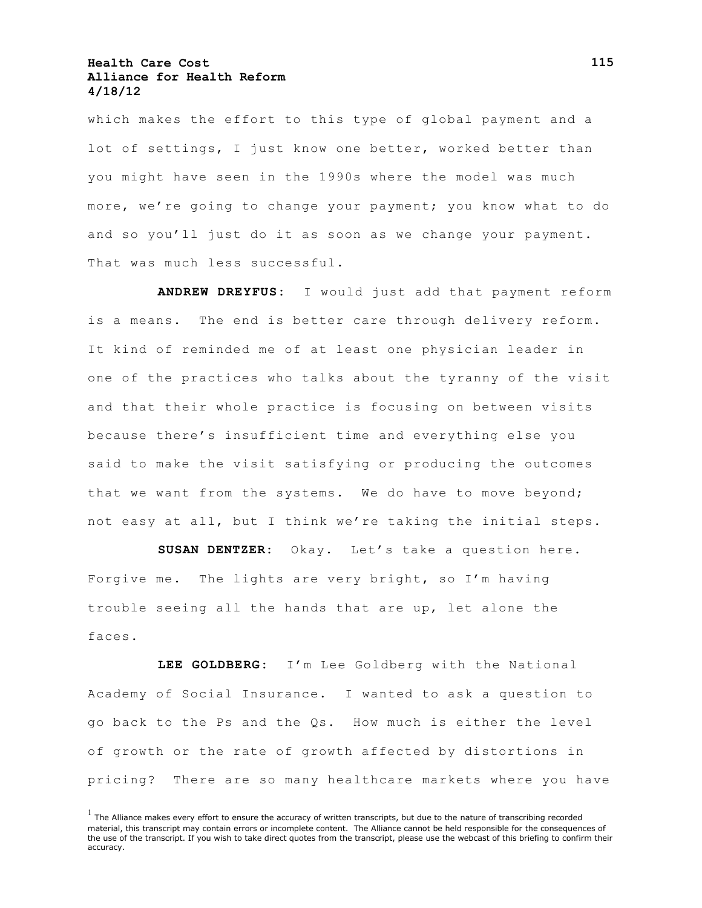which makes the effort to this type of global payment and a lot of settings, I just know one better, worked better than you might have seen in the 1990s where the model was much more, we're going to change your payment; you know what to do and so you'll just do it as soon as we change your payment. That was much less successful.

**ANDREW DREYFUS:** I would just add that payment reform is a means. The end is better care through delivery reform. It kind of reminded me of at least one physician leader in one of the practices who talks about the tyranny of the visit and that their whole practice is focusing on between visits because there's insufficient time and everything else you said to make the visit satisfying or producing the outcomes that we want from the systems. We do have to move beyond; not easy at all, but I think we're taking the initial steps.

**SUSAN DENTZER:** Okay. Let's take a question here. Forgive me. The lights are very bright, so I'm having trouble seeing all the hands that are up, let alone the faces.

**LEE GOLDBERG:** I'm Lee Goldberg with the National Academy of Social Insurance. I wanted to ask a question to go back to the Ps and the Qs. How much is either the level of growth or the rate of growth affected by distortions in pricing? There are so many healthcare markets where you have

[1] The Alliance makes every effort to ensure the accuracy of written transcripts, but due to the nature of transcribing recorded material, this transcript may contain errors or incomplete content. The Alliance cannot be held responsible for the consequences of the use of the transcript. If you wish to take direct quotes from the transcript, please use the webcast of this briefing to confirm their accuracy.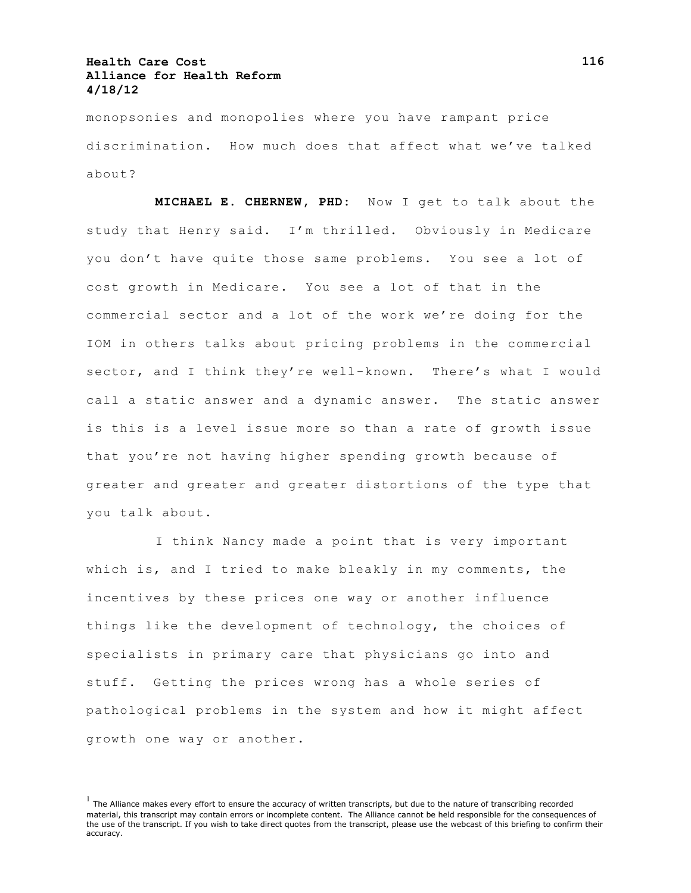monopsonies and monopolies where you have rampant price discrimination. How much does that affect what we've talked about?

**MICHAEL E. CHERNEW, PHD:** Now I get to talk about the study that Henry said. I'm thrilled. Obviously in Medicare you don't have quite those same problems. You see a lot of cost growth in Medicare. You see a lot of that in the commercial sector and a lot of the work we're doing for the IOM in others talks about pricing problems in the commercial sector, and I think they're well-known. There's what I would call a static answer and a dynamic answer. The static answer is this is a level issue more so than a rate of growth issue that you're not having higher spending growth because of greater and greater and greater distortions of the type that you talk about.

I think Nancy made a point that is very important which is, and I tried to make bleakly in my comments, the incentives by these prices one way or another influence things like the development of technology, the choices of specialists in primary care that physicians go into and stuff. Getting the prices wrong has a whole series of pathological problems in the system and how it might affect growth one way or another.

[1] The Alliance makes every effort to ensure the accuracy of written transcripts, but due to the nature of transcribing recorded material, this transcript may contain errors or incomplete content. The Alliance cannot be held responsible for the consequences of the use of the transcript. If you wish to take direct quotes from the transcript, please use the webcast of this briefing to confirm their accuracy.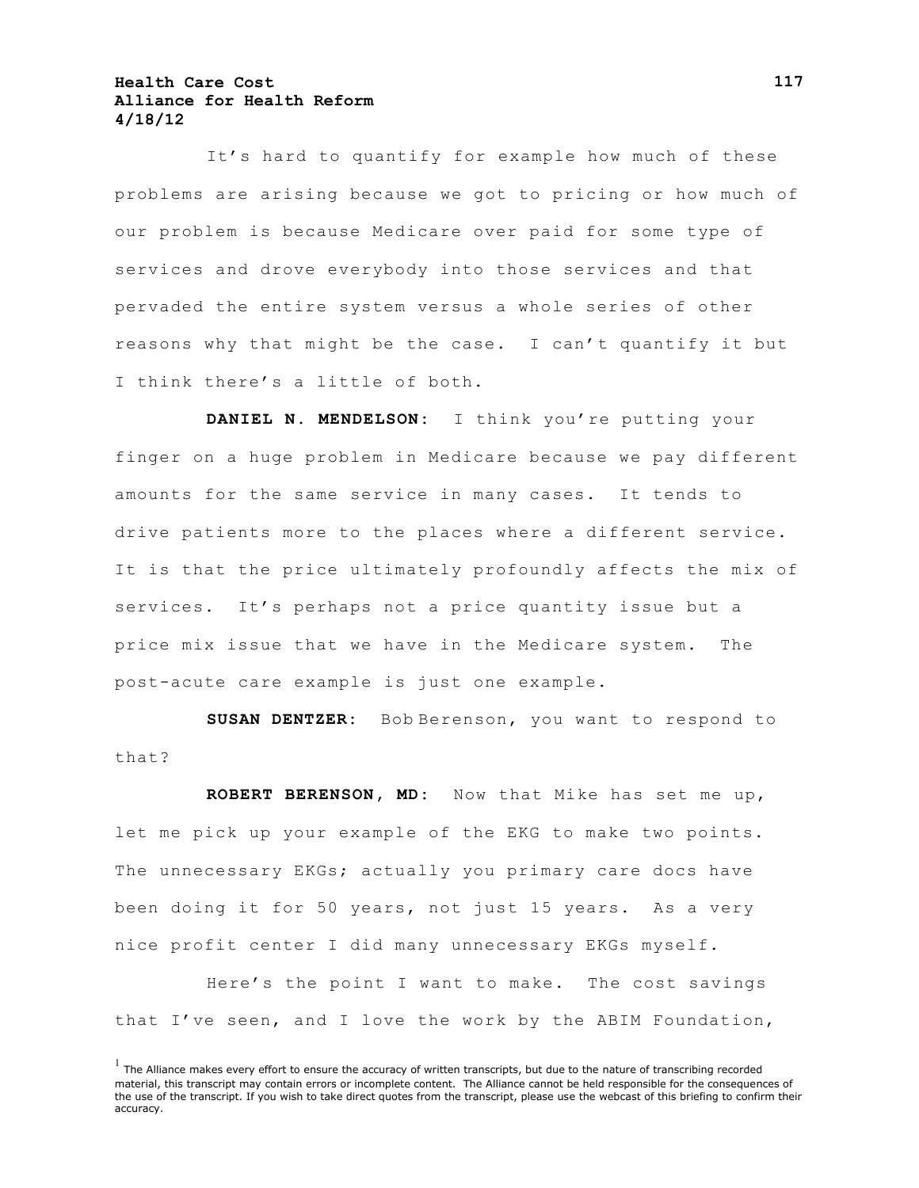It's hard to quantify for example how much of these problems are arising because we got to pricing or how much of our problem is because Medicare over paid for some type of services and drove everybody into those services and that pervaded the entire system versus a whole series of other reasons why that might be the case. I can't quantify it but I think there's a little of both.

**DANIEL N. MENDELSON:** I think you're putting your finger on a huge problem in Medicare because we pay different amounts for the same service in many cases. It tends to drive patients more to the places where a different service. It is that the price ultimately profoundly affects the mix of services. It's perhaps not a price quantity issue but a price mix issue that we have in the Medicare system. The post-acute care example is just one example.

**SUSAN DENTZER:** Bob Berenson, you want to respond to that?

**ROBERT BERENSON, MD:** Now that Mike has set me up, let me pick up your example of the EKG to make two points. The unnecessary EKGs; actually you primary care docs have been doing it for 50 years, not just 15 years. As a very nice profit center I did many unnecessary EKGs myself.

Here's the point I want to make. The cost savings that I've seen, and I love the work by the ABIM Foundation,

[1] The Alliance makes every effort to ensure the accuracy of written transcripts, but due to the nature of transcribing recorded material, this transcript may contain errors or incomplete content. The Alliance cannot be held responsible for the consequences of the use of the transcript. If you wish to take direct quotes from the transcript, please use the webcast of this briefing to confirm their accuracy.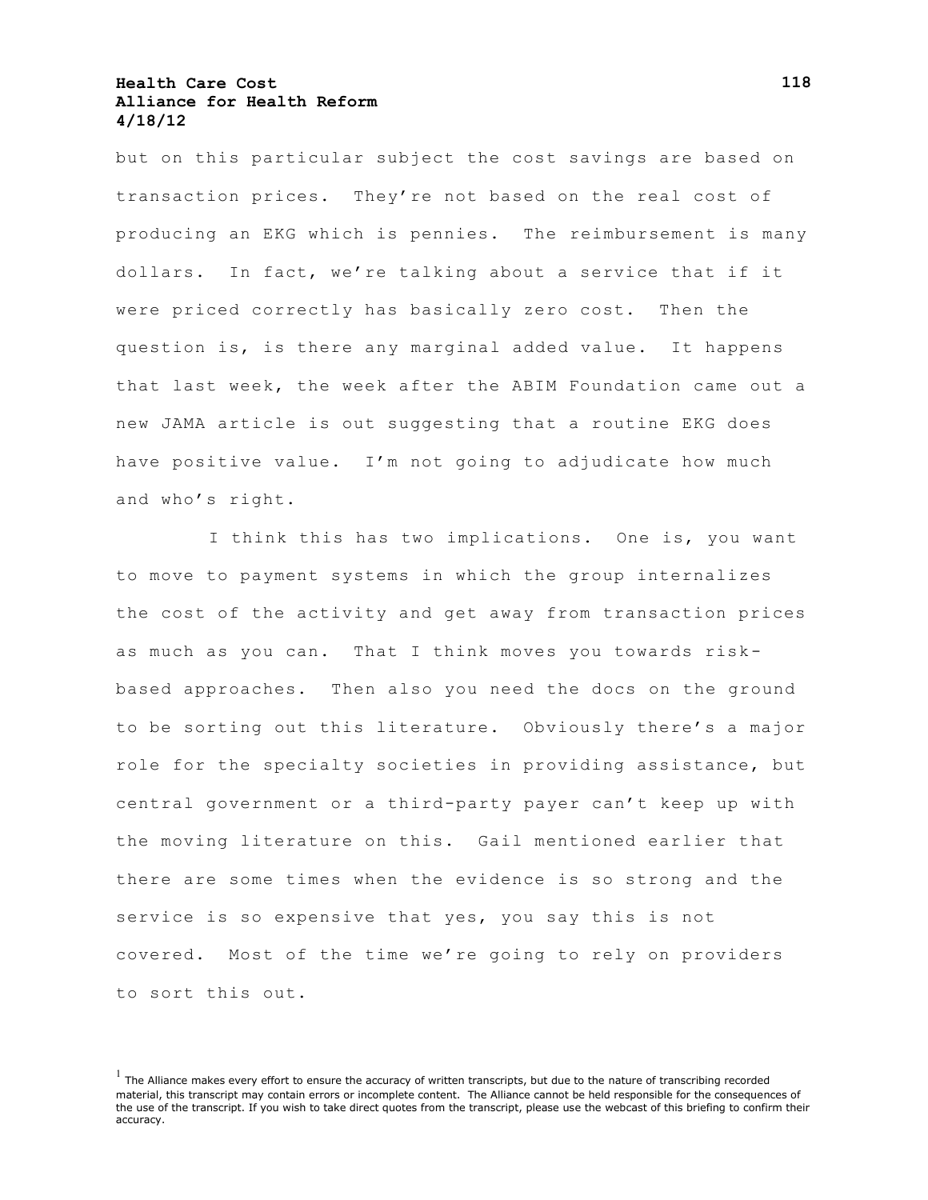but on this particular subject the cost savings are based on transaction prices. They're not based on the real cost of producing an EKG which is pennies. The reimbursement is many dollars. In fact, we're talking about a service that if it were priced correctly has basically zero cost. Then the question is, is there any marginal added value. It happens that last week, the week after the ABIM Foundation came out a new JAMA article is out suggesting that a routine EKG does have positive value. I'm not going to adjudicate how much and who's right.

I think this has two implications. One is, you want to move to payment systems in which the group internalizes the cost of the activity and get away from transaction prices as much as you can. That I think moves you towards risk-based approaches. Then also you need the docs on the ground to be sorting out this literature. Obviously there's a major role for the specialty societies in providing assistance, but central government or a third-party payer can't keep up with the moving literature on this. Gail mentioned earlier that there are some times when the evidence is so strong and the service is so expensive that yes, you say this is not covered. Most of the time we're going to rely on providers to sort this out.

[1] The Alliance makes every effort to ensure the accuracy of written transcripts, but due to the nature of transcribing recorded material, this transcript may contain errors or incomplete content. The Alliance cannot be held responsible for the consequences of the use of the transcript. If you wish to take direct quotes from the transcript, please use the webcast of this briefing to confirm their accuracy.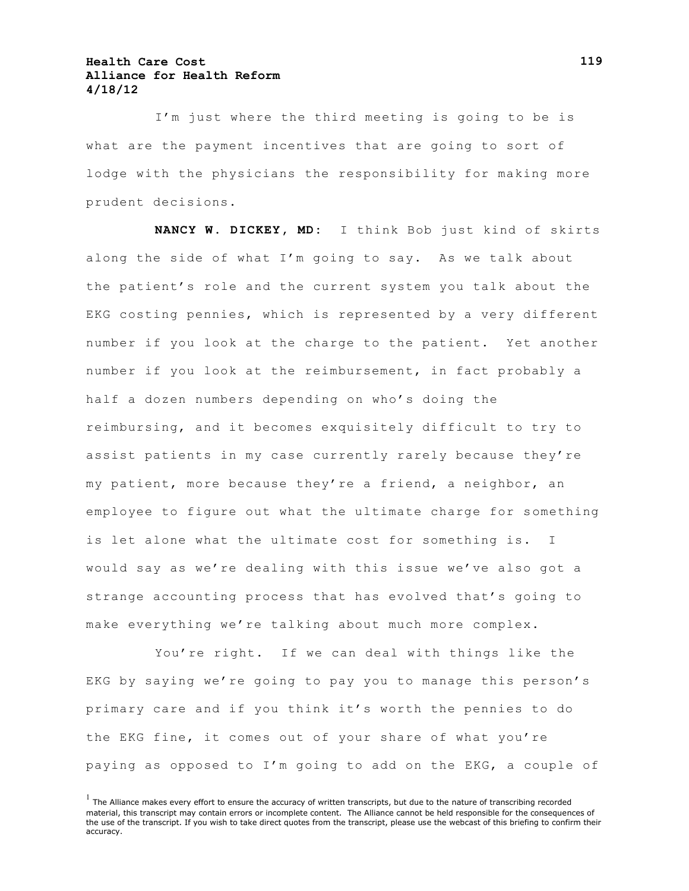I'm just where the third meeting is going to be is what are the payment incentives that are going to sort of lodge with the physicians the responsibility for making more prudent decisions.

**NANCY W. DICKEY, MD:** I think Bob just kind of skirts along the side of what I'm going to say. As we talk about the patient's role and the current system you talk about the EKG costing pennies, which is represented by a very different number if you look at the charge to the patient. Yet another number if you look at the reimbursement, in fact probably a half a dozen numbers depending on who's doing the reimbursing, and it becomes exquisitely difficult to try to assist patients in my case currently rarely because they're my patient, more because they're a friend, a neighbor, an employee to figure out what the ultimate charge for something is let alone what the ultimate cost for something is. I would say as we're dealing with this issue we've also got a strange accounting process that has evolved that's going to make everything we're talking about much more complex.

You're right. If we can deal with things like the EKG by saying we're going to pay you to manage this person's primary care and if you think it's worth the pennies to do the EKG fine, it comes out of your share of what you're paying as opposed to I'm going to add on the EKG, a couple of

[1] The Alliance makes every effort to ensure the accuracy of written transcripts, but due to the nature of transcribing recorded material, this transcript may contain errors or incomplete content. The Alliance cannot be held responsible for the consequences of the use of the transcript. If you wish to take direct quotes from the transcript, please use the webcast of this briefing to confirm their accuracy.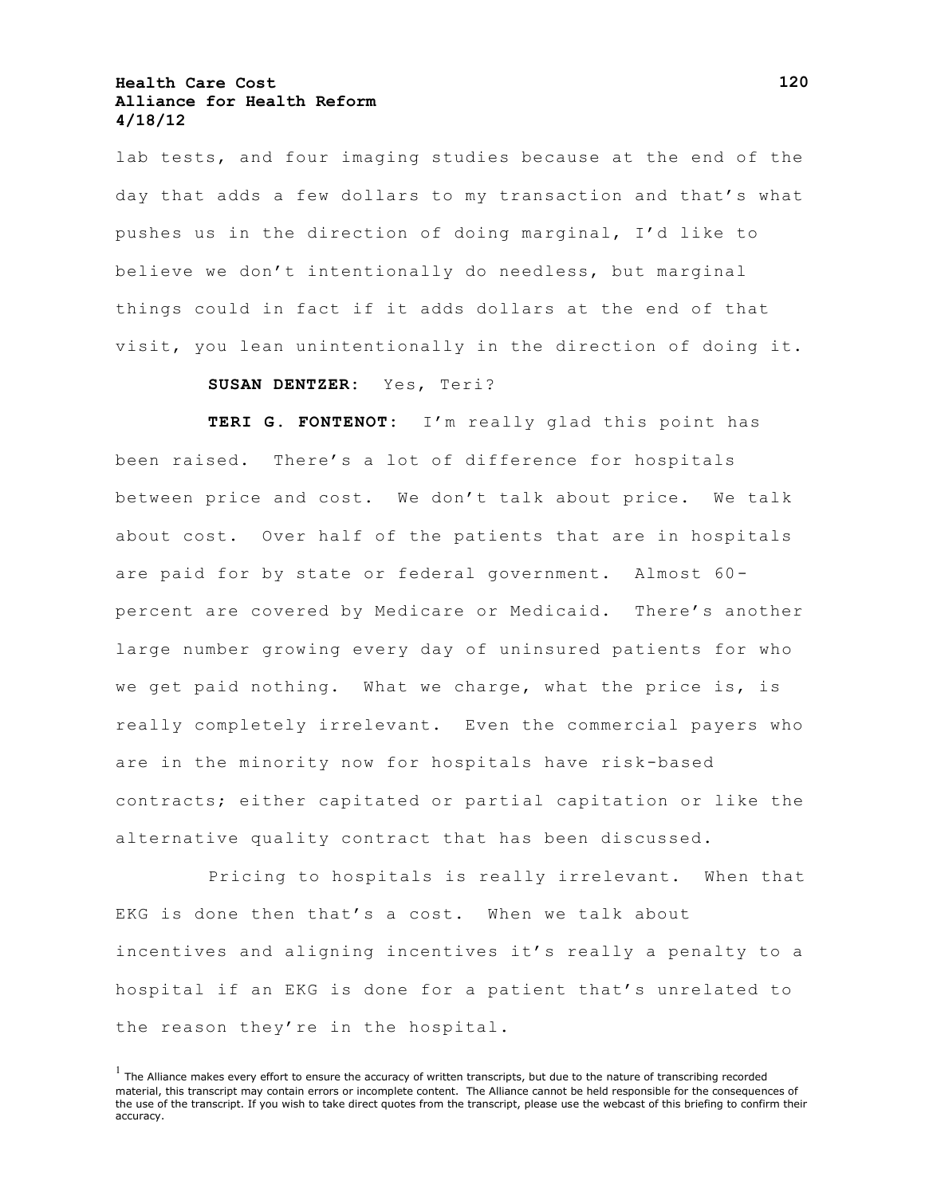lab tests, and four imaging studies because at the end of the day that adds a few dollars to my transaction and that's what pushes us in the direction of doing marginal, I'd like to believe we don't intentionally do needless, but marginal things could in fact if it adds dollars at the end of that visit, you lean unintentionally in the direction of doing it.

**SUSAN DENTZER:** Yes, Teri?

**TERI G. FONTENOT:** I'm really glad this point has been raised. There's a lot of difference for hospitals between price and cost. We don't talk about price. We talk about cost. Over half of the patients that are in hospitals are paid for by state or federal government. Almost 60-percent are covered by Medicare or Medicaid. There's another large number growing every day of uninsured patients for who we get paid nothing. What we charge, what the price is, is really completely irrelevant. Even the commercial payers who are in the minority now for hospitals have risk-based contracts; either capitated or partial capitation or like the alternative quality contract that has been discussed.

Pricing to hospitals is really irrelevant. When that EKG is done then that's a cost. When we talk about incentives and aligning incentives it's really a penalty to a hospital if an EKG is done for a patient that's unrelated to the reason they're in the hospital.

[1] The Alliance makes every effort to ensure the accuracy of written transcripts, but due to the nature of transcribing recorded material, this transcript may contain errors or incomplete content. The Alliance cannot be held responsible for the consequences of the use of the transcript. If you wish to take direct quotes from the transcript, please use the webcast of this briefing to confirm their accuracy.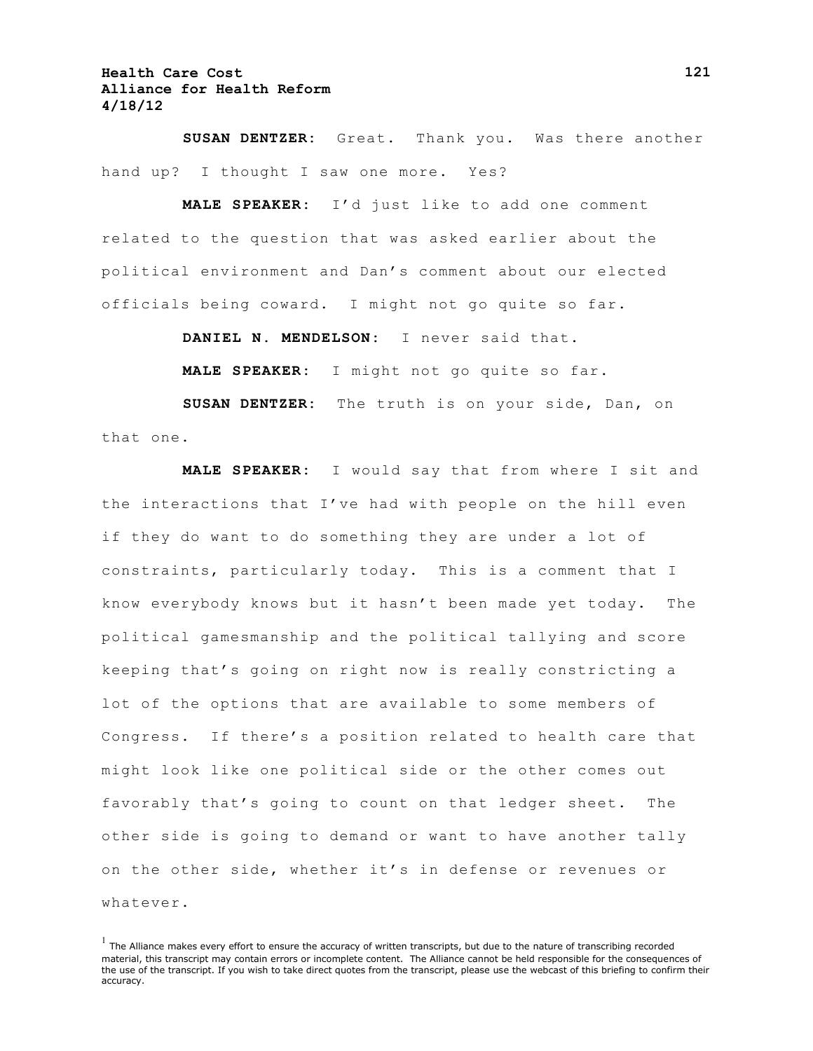**SUSAN DENTZER:** Great. Thank you. Was there another hand up? I thought I saw one more. Yes?

**MALE SPEAKER:** I'd just like to add one comment related to the question that was asked earlier about the political environment and Dan's comment about our elected officials being coward. I might not go quite so far.

**DANIEL N. MENDELSON:** I never said that.

**MALE SPEAKER:** I might not go quite so far.

**SUSAN DENTZER:** The truth is on your side, Dan, on that one.

**MALE SPEAKER:** I would say that from where I sit and the interactions that I've had with people on the hill even if they do want to do something they are under a lot of constraints, particularly today. This is a comment that I know everybody knows but it hasn't been made yet today. The political gamesmanship and the political tallying and score keeping that's going on right now is really constricting a lot of the options that are available to some members of Congress. If there's a position related to health care that might look like one political side or the other comes out favorably that's going to count on that ledger sheet. The other side is going to demand or want to have another tally on the other side, whether it's in defense or revenues or whatever.

[1] The Alliance makes every effort to ensure the accuracy of written transcripts, but due to the nature of transcribing recorded material, this transcript may contain errors or incomplete content. The Alliance cannot be held responsible for the consequences of the use of the transcript. If you wish to take direct quotes from the transcript, please use the webcast of this briefing to confirm their accuracy.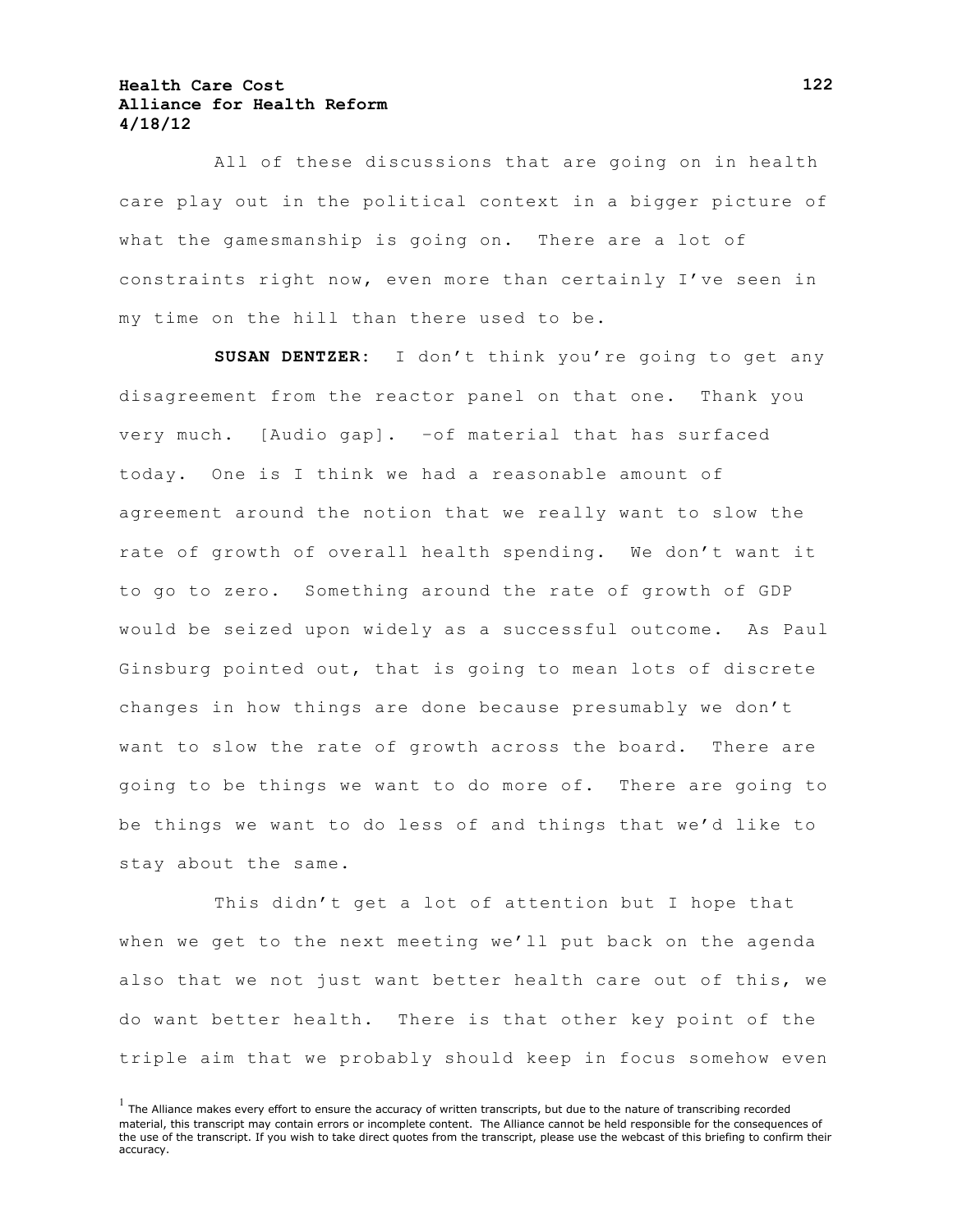All of these discussions that are going on in health care play out in the political context in a bigger picture of what the gamesmanship is going on. There are a lot of constraints right now, even more than certainly I've seen in my time on the hill than there used to be.

**SUSAN DENTZER**: I don't think you're going to get any disagreement from the reactor panel on that one. Thank you very much. [Audio gap]. –of material that has surfaced today. One is I think we had a reasonable amount of agreement around the notion that we really want to slow the rate of growth of overall health spending. We don't want it to go to zero. Something around the rate of growth of GDP would be seized upon widely as a successful outcome. As Paul Ginsburg pointed out, that is going to mean lots of discrete changes in how things are done because presumably we don't want to slow the rate of growth across the board. There are going to be things we want to do more of. There are going to be things we want to do less of and things that we'd like to stay about the same.

This didn't get a lot of attention but I hope that when we get to the next meeting we'll put back on the agenda also that we not just want better health care out of this, we do want better health. There is that other key point of the triple aim that we probably should keep in focus somehow even

[1] The Alliance makes every effort to ensure the accuracy of written transcripts, but due to the nature of transcribing recorded material, this transcript may contain errors or incomplete content. The Alliance cannot be held responsible for the consequences of the use of the transcript. If you wish to take direct quotes from the transcript, please use the webcast of this briefing to confirm their accuracy.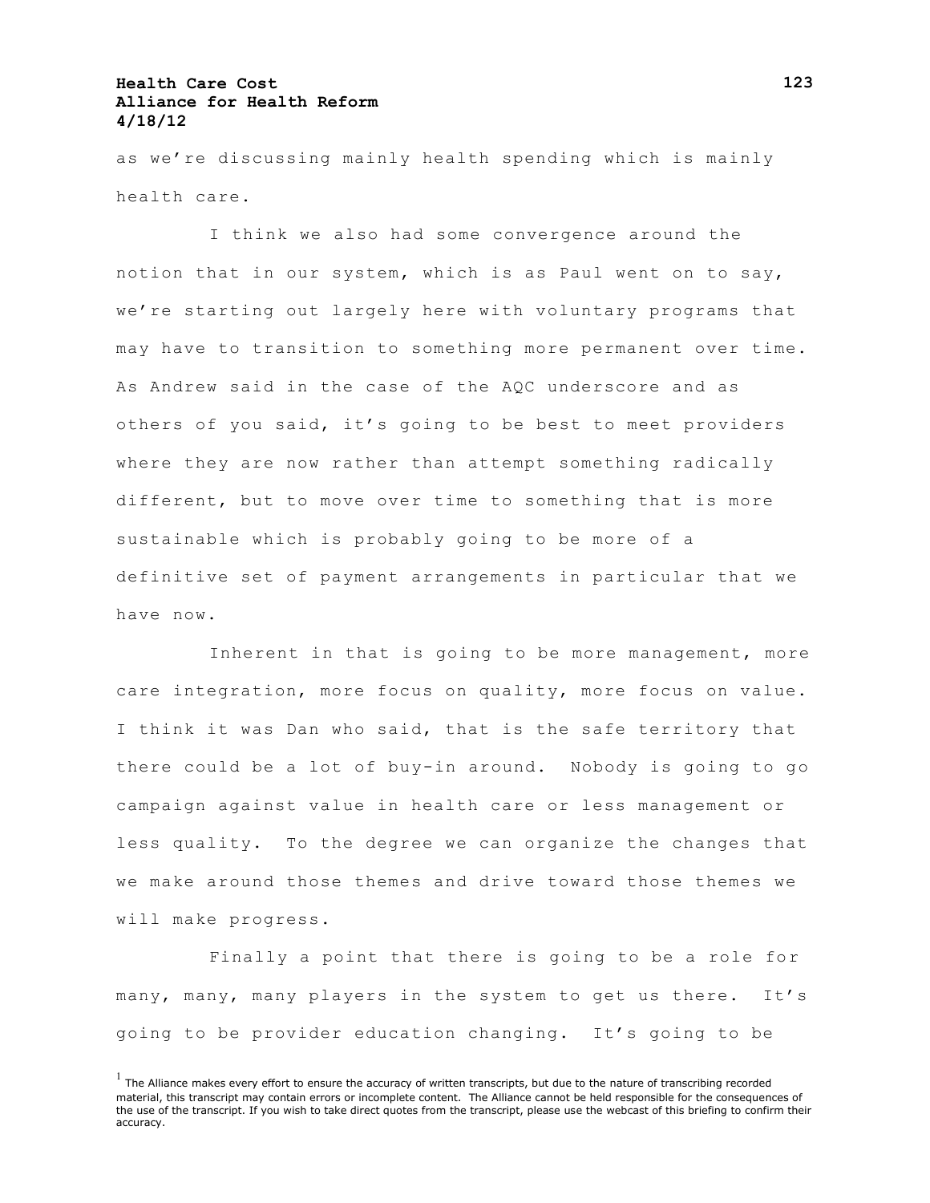as we're discussing mainly health spending which is mainly health care.

I think we also had some convergence around the notion that in our system, which is as Paul went on to say, we're starting out largely here with voluntary programs that may have to transition to something more permanent over time. As Andrew said in the case of the AQC underscore and as others of you said, it's going to be best to meet providers where they are now rather than attempt something radically different, but to move over time to something that is more sustainable which is probably going to be more of a definitive set of payment arrangements in particular that we have now.

Inherent in that is going to be more management, more care integration, more focus on quality, more focus on value. I think it was Dan who said, that is the safe territory that there could be a lot of buy-in around. Nobody is going to go campaign against value in health care or less management or less quality. To the degree we can organize the changes that we make around those themes and drive toward those themes we will make progress.

Finally a point that there is going to be a role for many, many, many players in the system to get us there. It's going to be provider education changing. It's going to be

[1] The Alliance makes every effort to ensure the accuracy of written transcripts, but due to the nature of transcribing recorded material, this transcript may contain errors or incomplete content. The Alliance cannot be held responsible for the consequences of the use of the transcript. If you wish to take direct quotes from the transcript, please use the webcast of this briefing to confirm their accuracy.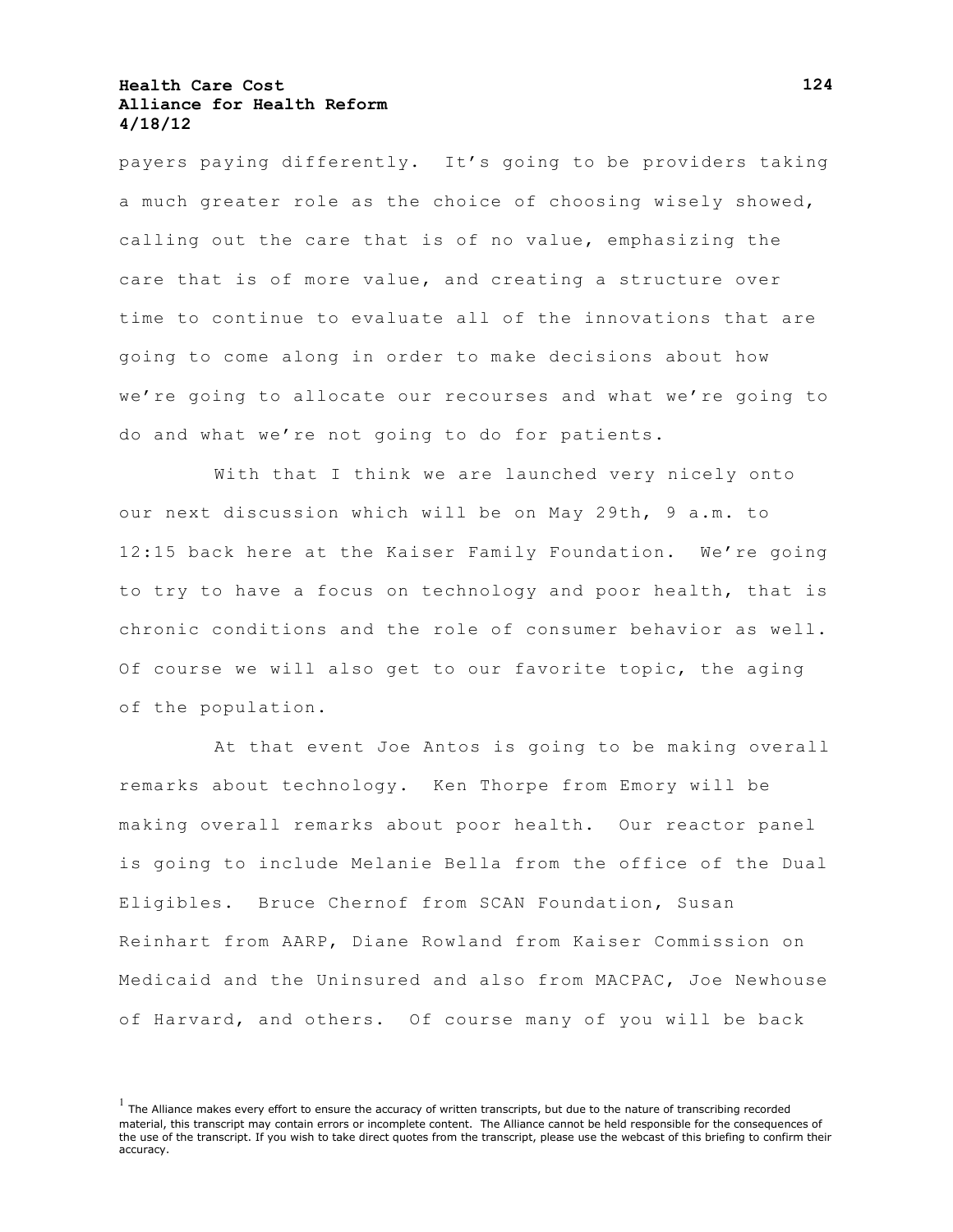payers paying differently. It's going to be providers taking a much greater role as the choice of choosing wisely showed, calling out the care that is of no value, emphasizing the care that is of more value, and creating a structure over time to continue to evaluate all of the innovations that are going to come along in order to make decisions about how we're going to allocate our recourses and what we're going to do and what we're not going to do for patients.

With that I think we are launched very nicely onto our next discussion which will be on May 29th, 9 a.m. to 12:15 back here at the Kaiser Family Foundation. We're going to try to have a focus on technology and poor health, that is chronic conditions and the role of consumer behavior as well. Of course we will also get to our favorite topic, the aging of the population.

At that event Joe Antos is going to be making overall remarks about technology. Ken Thorpe from Emory will be making overall remarks about poor health. Our reactor panel is going to include Melanie Bella from the office of the Dual Eligibles. Bruce Chernof from SCAN Foundation, Susan Reinhart from AARP, Diane Rowland from Kaiser Commission on Medicaid and the Uninsured and also from MACPAC, Joe Newhouse of Harvard, and others. Of course many of you will be back

[1] The Alliance makes every effort to ensure the accuracy of written transcripts, but due to the nature of transcribing recorded material, this transcript may contain errors or incomplete content. The Alliance cannot be held responsible for the consequences of the use of the transcript. If you wish to take direct quotes from the transcript, please use the webcast of this briefing to confirm their accuracy.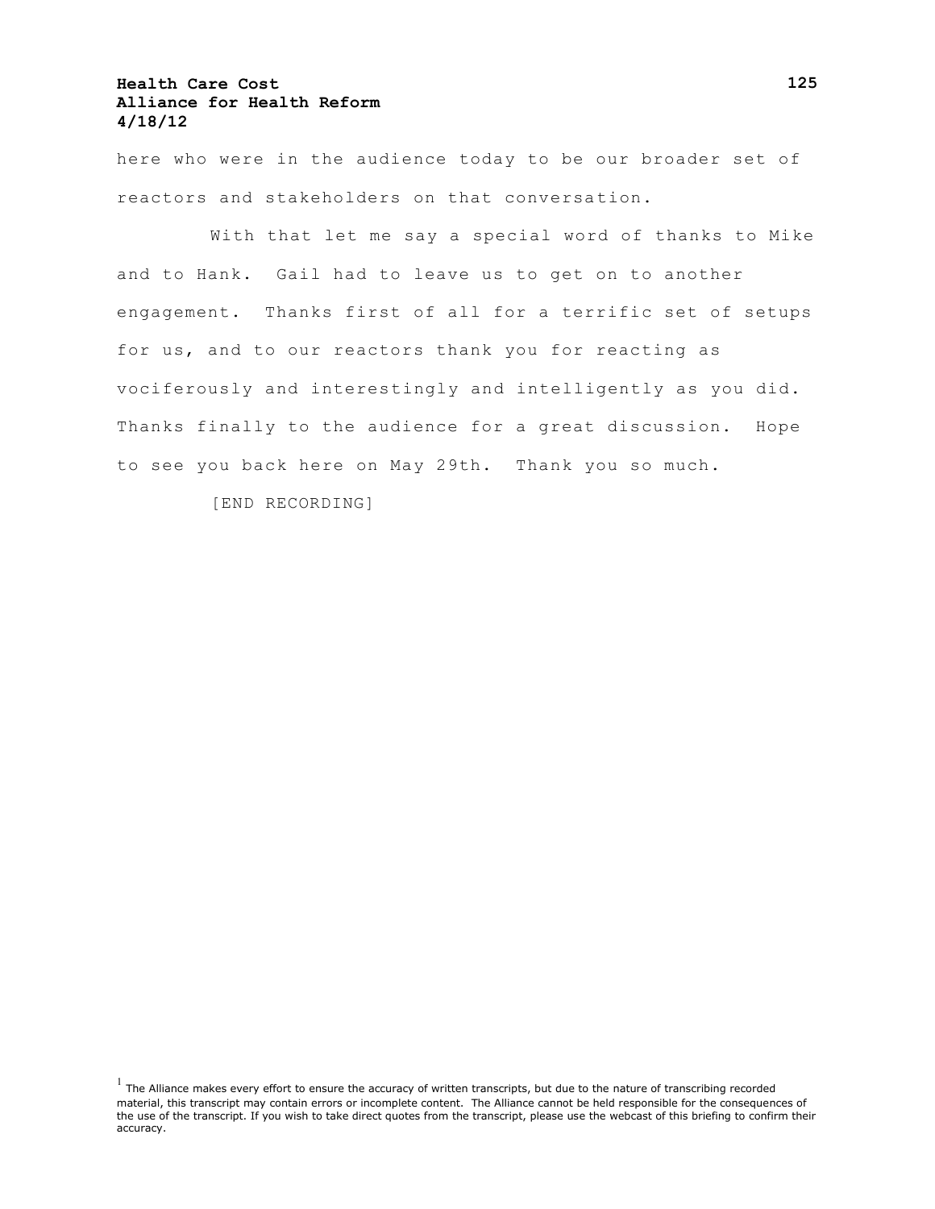here who were in the audience today to be our broader set of reactors and stakeholders on that conversation.

With that let me say a special word of thanks to Mike and to Hank. Gail had to leave us to get on to another engagement. Thanks first of all for a terrific set of setups for us, and to our reactors thank you for reacting as vociferously and interestingly and intelligently as you did. Thanks finally to the audience for a great discussion. Hope to see you back here on May 29th. Thank you so much.

[END RECORDING]

[1] The Alliance makes every effort to ensure the accuracy of written transcripts, but due to the nature of transcribing recorded material, this transcript may contain errors or incomplete content. The Alliance cannot be held responsible for the consequences of the use of the transcript. If you wish to take direct quotes from the transcript, please use the webcast of this briefing to confirm their accuracy.